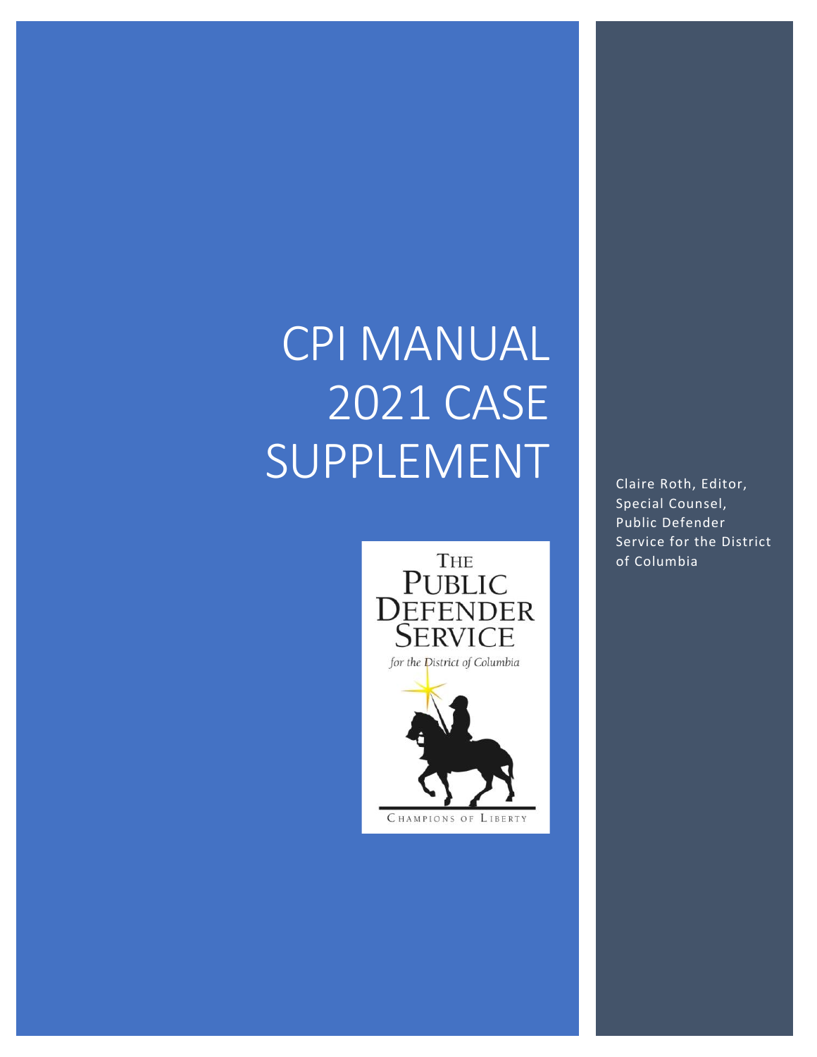# CPI MANUAL 2021 CASE SUPPLEMENT

Claire Roth, Editor, Special Counsel, Public Defender Service for the District of Columbia

THE PUBLIC DEFENDER SERVICE

*for the District of Columbia*

CHAMPIONS OF LIBERTY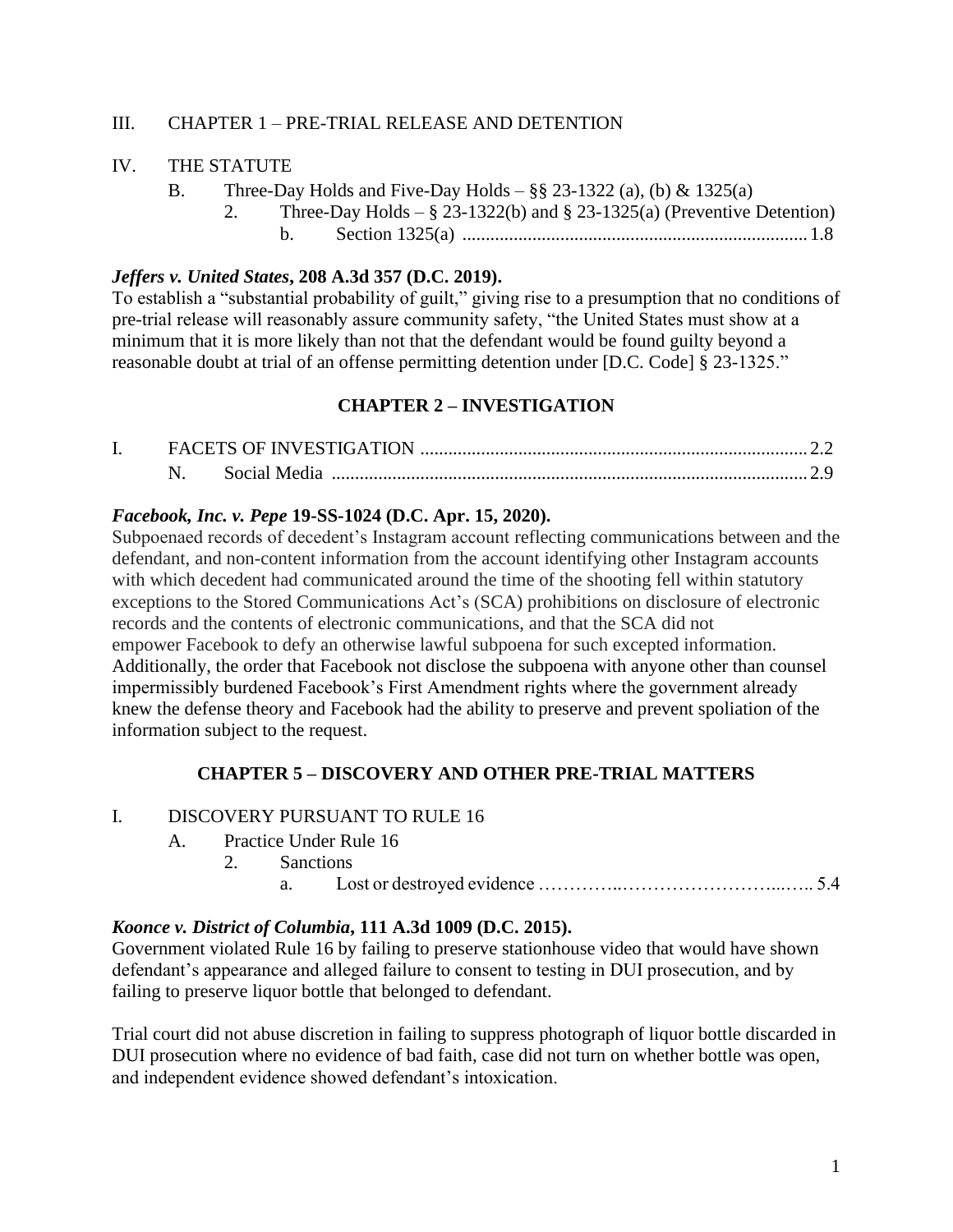III. CHAPTER 1 – PRE-TRIAL RELEASE AND DETENTION

IV. THE STATUTE

- B. Three-Day Holds and Five-Day Holds – §§ 23-1322 (a), (b) & 1325(a)
  - 2. Three-Day Holds – § 23-1322(b) and § 23-1325(a) (Preventive Detention)
    - b. Section 1325(a) ........................................................................ 1.8

***Jeffers v. United States*, 208 A.3d 357 (D.C. 2019).**
To establish a "substantial probability of guilt," giving rise to a presumption that no conditions of pre-trial release will reasonably assure community safety, "the United States must show at a minimum that it is more likely than not that the defendant would be found guilty beyond a reasonable doubt at trial of an offense permitting detention under [D.C. Code] § 23-1325."

## CHAPTER 2 – INVESTIGATION

I. FACETS OF INVESTIGATION .................................................................................. 2.2

- N. Social Media ..................................................................................................... 2.9

***Facebook, Inc. v. Pepe* 19-SS-1024 (D.C. Apr. 15, 2020).**
Subpoenaed records of decedent's Instagram account reflecting communications between and the defendant, and non-content information from the account identifying other Instagram accounts with which decedent had communicated around the time of the shooting fell within statutory exceptions to the Stored Communications Act's (SCA) prohibitions on disclosure of electronic records and the contents of electronic communications, and that the SCA did not empower Facebook to defy an otherwise lawful subpoena for such excepted information. Additionally, the order that Facebook not disclose the subpoena with anyone other than counsel impermissibly burdened Facebook's First Amendment rights where the government already knew the defense theory and Facebook had the ability to preserve and prevent spoliation of the information subject to the request.

## CHAPTER 5 – DISCOVERY AND OTHER PRE-TRIAL MATTERS

I. DISCOVERY PURSUANT TO RULE 16

- A. Practice Under Rule 16
  - 2. Sanctions
    - a. Lost or destroyed evidence …………..……………………...….. 5.4

***Koonce v. District of Columbia*, 111 A.3d 1009 (D.C. 2015).**
Government violated Rule 16 by failing to preserve stationhouse video that would have shown defendant's appearance and alleged failure to consent to testing in DUI prosecution, and by failing to preserve liquor bottle that belonged to defendant.

Trial court did not abuse discretion in failing to suppress photograph of liquor bottle discarded in DUI prosecution where no evidence of bad faith, case did not turn on whether bottle was open, and independent evidence showed defendant's intoxication.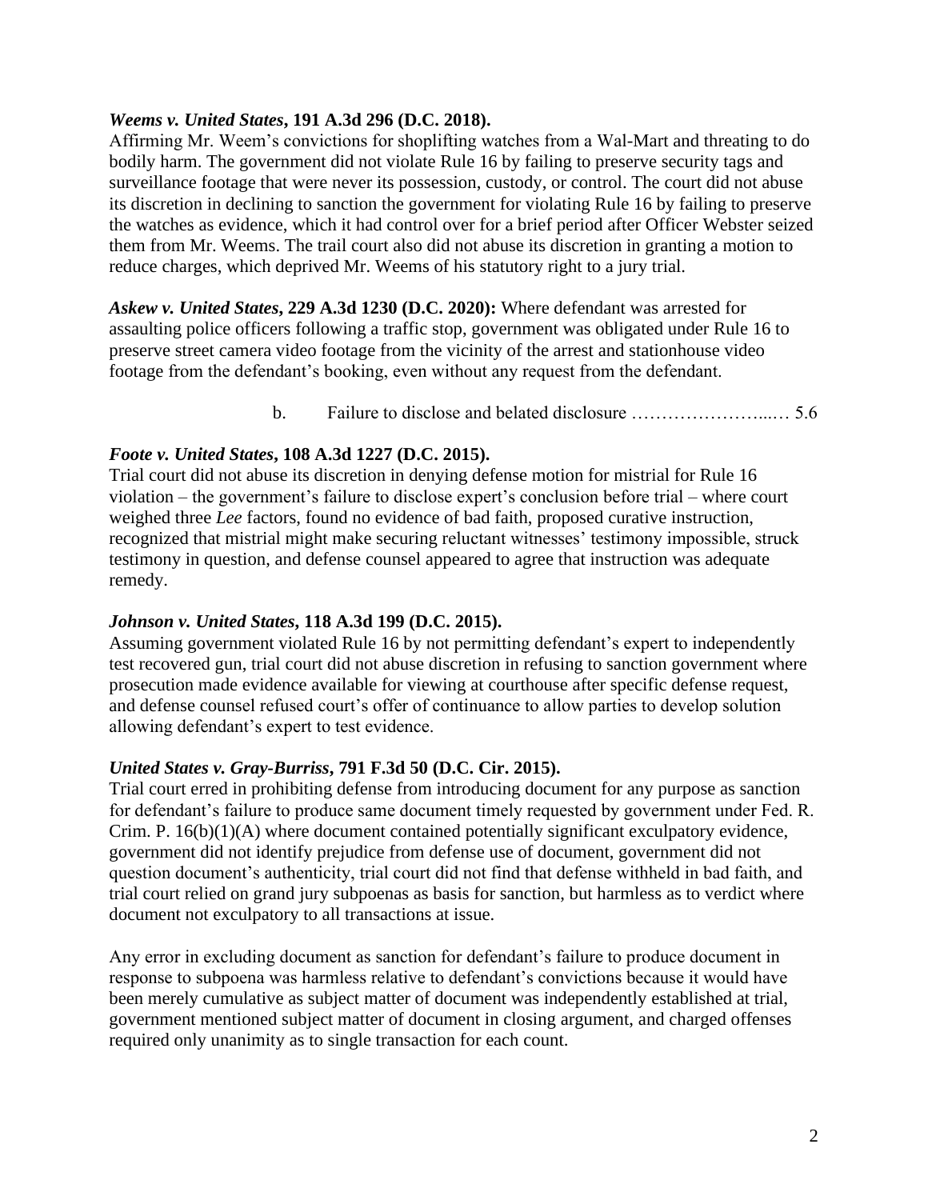***Weems v. United States*, 191 A.3d 296 (D.C. 2018).**
Affirming Mr. Weem's convictions for shoplifting watches from a Wal-Mart and threating to do bodily harm. The government did not violate Rule 16 by failing to preserve security tags and surveillance footage that were never its possession, custody, or control. The court did not abuse its discretion in declining to sanction the government for violating Rule 16 by failing to preserve the watches as evidence, which it had control over for a brief period after Officer Webster seized them from Mr. Weems. The trail court also did not abuse its discretion in granting a motion to reduce charges, which deprived Mr. Weems of his statutory right to a jury trial.

***Askew v. United States*, 229 A.3d 1230 (D.C. 2020):** Where defendant was arrested for assaulting police officers following a traffic stop, government was obligated under Rule 16 to preserve street camera video footage from the vicinity of the arrest and stationhouse video footage from the defendant's booking, even without any request from the defendant.

b. Failure to disclose and belated disclosure ……………………...… 5.6

***Foote v. United States*, 108 A.3d 1227 (D.C. 2015).**
Trial court did not abuse its discretion in denying defense motion for mistrial for Rule 16 violation – the government's failure to disclose expert's conclusion before trial – where court weighed three *Lee* factors, found no evidence of bad faith, proposed curative instruction, recognized that mistrial might make securing reluctant witnesses' testimony impossible, struck testimony in question, and defense counsel appeared to agree that instruction was adequate remedy.

***Johnson v. United States*, 118 A.3d 199 (D.C. 2015).**
Assuming government violated Rule 16 by not permitting defendant's expert to independently test recovered gun, trial court did not abuse discretion in refusing to sanction government where prosecution made evidence available for viewing at courthouse after specific defense request, and defense counsel refused court's offer of continuance to allow parties to develop solution allowing defendant's expert to test evidence.

***United States v. Gray-Burriss*, 791 F.3d 50 (D.C. Cir. 2015).**
Trial court erred in prohibiting defense from introducing document for any purpose as sanction for defendant's failure to produce same document timely requested by government under Fed. R. Crim. P. 16(b)(1)(A) where document contained potentially significant exculpatory evidence, government did not identify prejudice from defense use of document, government did not question document's authenticity, trial court did not find that defense withheld in bad faith, and trial court relied on grand jury subpoenas as basis for sanction, but harmless as to verdict where document not exculpatory to all transactions at issue.

Any error in excluding document as sanction for defendant's failure to produce document in response to subpoena was harmless relative to defendant's convictions because it would have been merely cumulative as subject matter of document was independently established at trial, government mentioned subject matter of document in closing argument, and charged offenses required only unanimity as to single transaction for each count.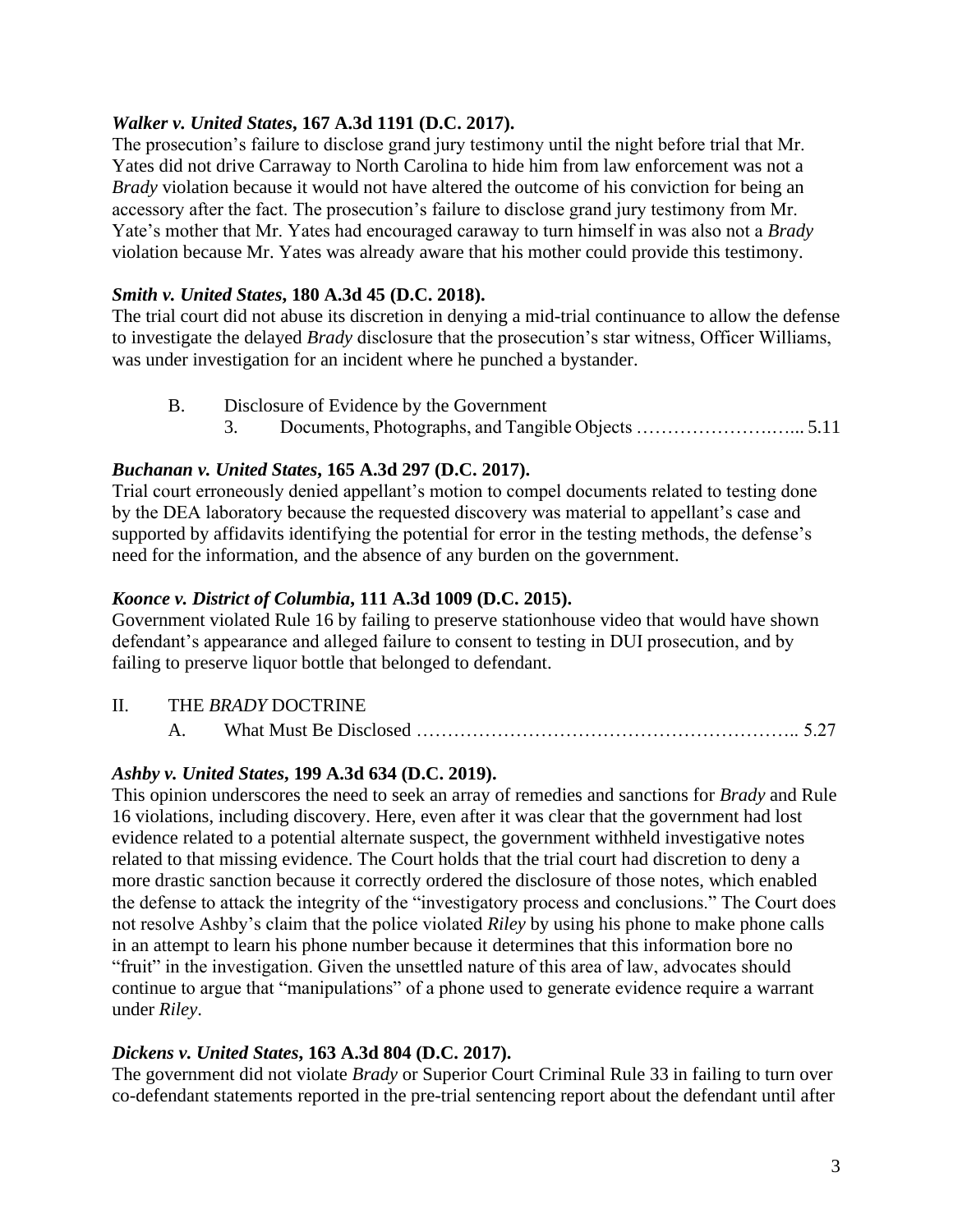***Walker v. United States*, 167 A.3d 1191 (D.C. 2017).**
The prosecution's failure to disclose grand jury testimony until the night before trial that Mr. Yates did not drive Carraway to North Carolina to hide him from law enforcement was not a *Brady* violation because it would not have altered the outcome of his conviction for being an accessory after the fact. The prosecution's failure to disclose grand jury testimony from Mr. Yate's mother that Mr. Yates had encouraged caraway to turn himself in was also not a *Brady* violation because Mr. Yates was already aware that his mother could provide this testimony.

***Smith v. United States*, 180 A.3d 45 (D.C. 2018).**
The trial court did not abuse its discretion in denying a mid-trial continuance to allow the defense to investigate the delayed *Brady* disclosure that the prosecution's star witness, Officer Williams, was under investigation for an incident where he punched a bystander.

B. Disclosure of Evidence by the Government
  3. Documents, Photographs, and Tangible Objects …………………….…... 5.11

***Buchanan v. United States*, 165 A.3d 297 (D.C. 2017).**
Trial court erroneously denied appellant's motion to compel documents related to testing done by the DEA laboratory because the requested discovery was material to appellant's case and supported by affidavits identifying the potential for error in the testing methods, the defense's need for the information, and the absence of any burden on the government.

***Koonce v. District of Columbia*, 111 A.3d 1009 (D.C. 2015).**
Government violated Rule 16 by failing to preserve stationhouse video that would have shown defendant's appearance and alleged failure to consent to testing in DUI prosecution, and by failing to preserve liquor bottle that belonged to defendant.

II. THE *BRADY* DOCTRINE
  A. What Must Be Disclosed …………………………………………………….. 5.27

***Ashby v. United States*, 199 A.3d 634 (D.C. 2019).**
This opinion underscores the need to seek an array of remedies and sanctions for *Brady* and Rule 16 violations, including discovery. Here, even after it was clear that the government had lost evidence related to a potential alternate suspect, the government withheld investigative notes related to that missing evidence. The Court holds that the trial court had discretion to deny a more drastic sanction because it correctly ordered the disclosure of those notes, which enabled the defense to attack the integrity of the "investigatory process and conclusions." The Court does not resolve Ashby's claim that the police violated *Riley* by using his phone to make phone calls in an attempt to learn his phone number because it determines that this information bore no "fruit" in the investigation. Given the unsettled nature of this area of law, advocates should continue to argue that "manipulations" of a phone used to generate evidence require a warrant under *Riley*.

***Dickens v. United States*, 163 A.3d 804 (D.C. 2017).**
The government did not violate *Brady* or Superior Court Criminal Rule 33 in failing to turn over co-defendant statements reported in the pre-trial sentencing report about the defendant until after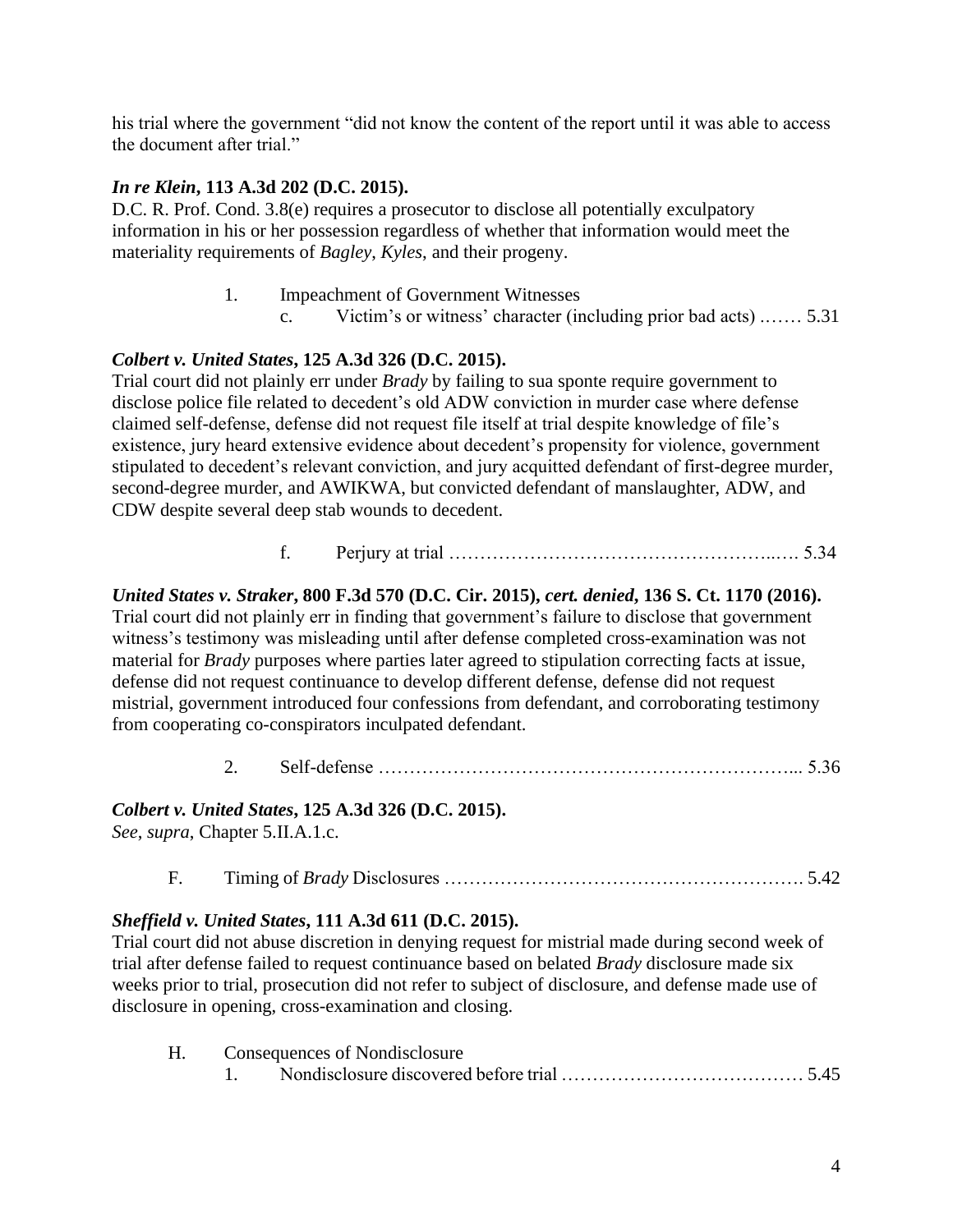his trial where the government "did not know the content of the report until it was able to access the document after trial."

***In re Klein*, 113 A.3d 202 (D.C. 2015).**
D.C. R. Prof. Cond. 3.8(e) requires a prosecutor to disclose all potentially exculpatory information in his or her possession regardless of whether that information would meet the materiality requirements of *Bagley*, *Kyles*, and their progeny.

1. Impeachment of Government Witnesses
   c. Victim's or witness' character (including prior bad acts) ....... 5.31

***Colbert v. United States*, 125 A.3d 326 (D.C. 2015).**
Trial court did not plainly err under *Brady* by failing to sua sponte require government to disclose police file related to decedent's old ADW conviction in murder case where defense claimed self-defense, defense did not request file itself at trial despite knowledge of file's existence, jury heard extensive evidence about decedent's propensity for violence, government stipulated to decedent's relevant conviction, and jury acquitted defendant of first-degree murder, second-degree murder, and AWIKWA, but convicted defendant of manslaughter, ADW, and CDW despite several deep stab wounds to decedent.

   f. Perjury at trial ………………………………………………..…. 5.34

***United States v. Straker*, 800 F.3d 570 (D.C. Cir. 2015), *cert. denied*, 136 S. Ct. 1170 (2016).**
Trial court did not plainly err in finding that government's failure to disclose that government witness's testimony was misleading until after defense completed cross-examination was not material for *Brady* purposes where parties later agreed to stipulation correcting facts at issue, defense did not request continuance to develop different defense, defense did not request mistrial, government introduced four confessions from defendant, and corroborating testimony from cooperating co-conspirators inculpated defendant.

2. Self-defense ………………………………………………………... 5.36

***Colbert v. United States*, 125 A.3d 326 (D.C. 2015).**
*See*, *supra*, Chapter 5.II.A.1.c.

F. Timing of *Brady* Disclosures …………………………………………………. 5.42

***Sheffield v. United States*, 111 A.3d 611 (D.C. 2015).**
Trial court did not abuse discretion in denying request for mistrial made during second week of trial after defense failed to request continuance based on belated *Brady* disclosure made six weeks prior to trial, prosecution did not refer to subject of disclosure, and defense made use of disclosure in opening, cross-examination and closing.

H. Consequences of Nondisclosure
   1. Nondisclosure discovered before trial ………………………………… 5.45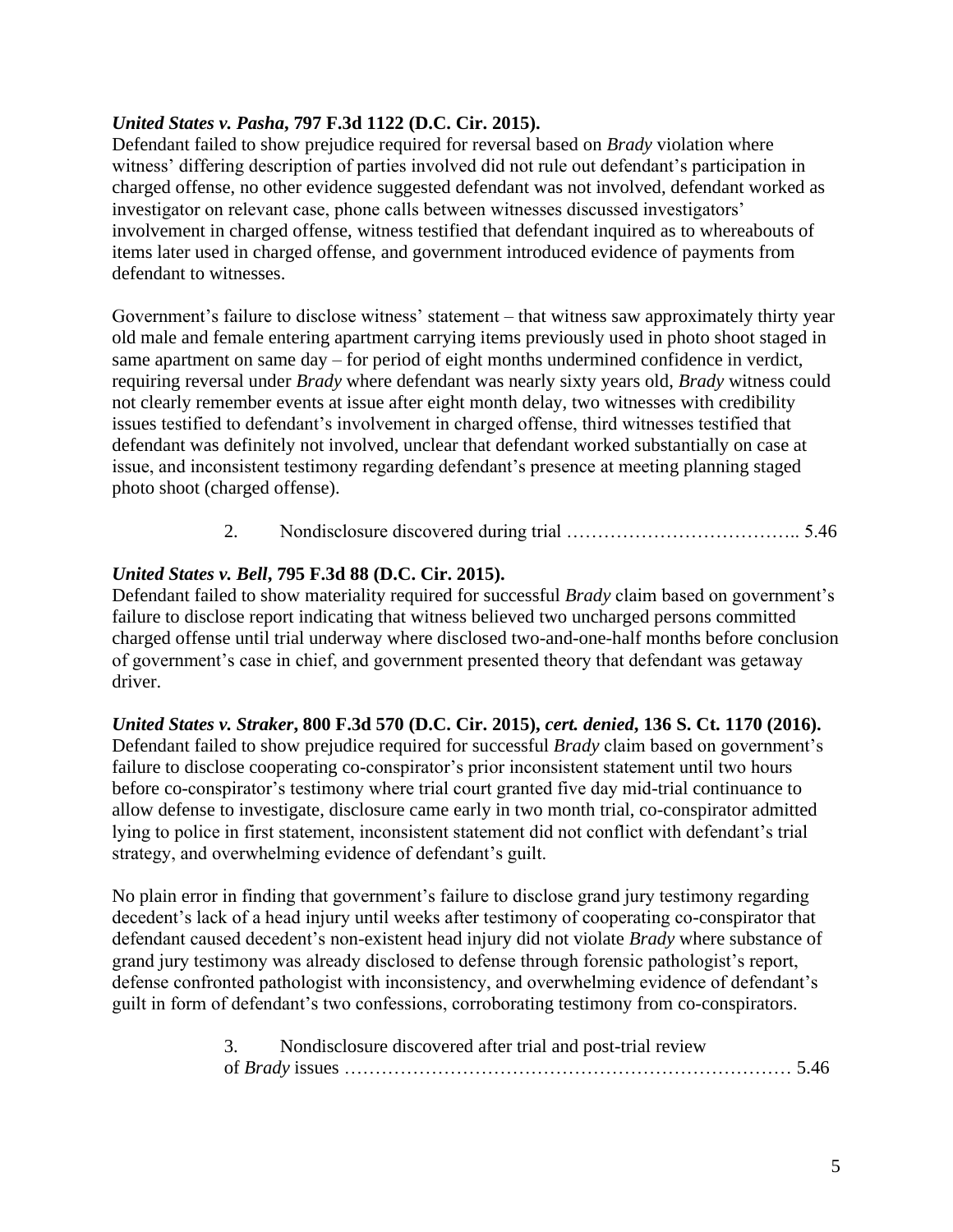***United States v. Pasha*, 797 F.3d 1122 (D.C. Cir. 2015).**
Defendant failed to show prejudice required for reversal based on *Brady* violation where witness' differing description of parties involved did not rule out defendant's participation in charged offense, no other evidence suggested defendant was not involved, defendant worked as investigator on relevant case, phone calls between witnesses discussed investigators' involvement in charged offense, witness testified that defendant inquired as to whereabouts of items later used in charged offense, and government introduced evidence of payments from defendant to witnesses.

Government's failure to disclose witness' statement – that witness saw approximately thirty year old male and female entering apartment carrying items previously used in photo shoot staged in same apartment on same day – for period of eight months undermined confidence in verdict, requiring reversal under *Brady* where defendant was nearly sixty years old, *Brady* witness could not clearly remember events at issue after eight month delay, two witnesses with credibility issues testified to defendant's involvement in charged offense, third witnesses testified that defendant was definitely not involved, unclear that defendant worked substantially on case at issue, and inconsistent testimony regarding defendant's presence at meeting planning staged photo shoot (charged offense).

2. Nondisclosure discovered during trial ……………………………….. 5.46

***United States v. Bell*, 795 F.3d 88 (D.C. Cir. 2015).**
Defendant failed to show materiality required for successful *Brady* claim based on government's failure to disclose report indicating that witness believed two uncharged persons committed charged offense until trial underway where disclosed two-and-one-half months before conclusion of government's case in chief, and government presented theory that defendant was getaway driver.

***United States v. Straker*, 800 F.3d 570 (D.C. Cir. 2015), *cert. denied*, 136 S. Ct. 1170 (2016).**
Defendant failed to show prejudice required for successful *Brady* claim based on government's failure to disclose cooperating co-conspirator's prior inconsistent statement until two hours before co-conspirator's testimony where trial court granted five day mid-trial continuance to allow defense to investigate, disclosure came early in two month trial, co-conspirator admitted lying to police in first statement, inconsistent statement did not conflict with defendant's trial strategy, and overwhelming evidence of defendant's guilt.

No plain error in finding that government's failure to disclose grand jury testimony regarding decedent's lack of a head injury until weeks after testimony of cooperating co-conspirator that defendant caused decedent's non-existent head injury did not violate *Brady* where substance of grand jury testimony was already disclosed to defense through forensic pathologist's report, defense confronted pathologist with inconsistency, and overwhelming evidence of defendant's guilt in form of defendant's two confessions, corroborating testimony from co-conspirators.

3. Nondisclosure discovered after trial and post-trial review of *Brady* issues ……………………………………………………………… 5.46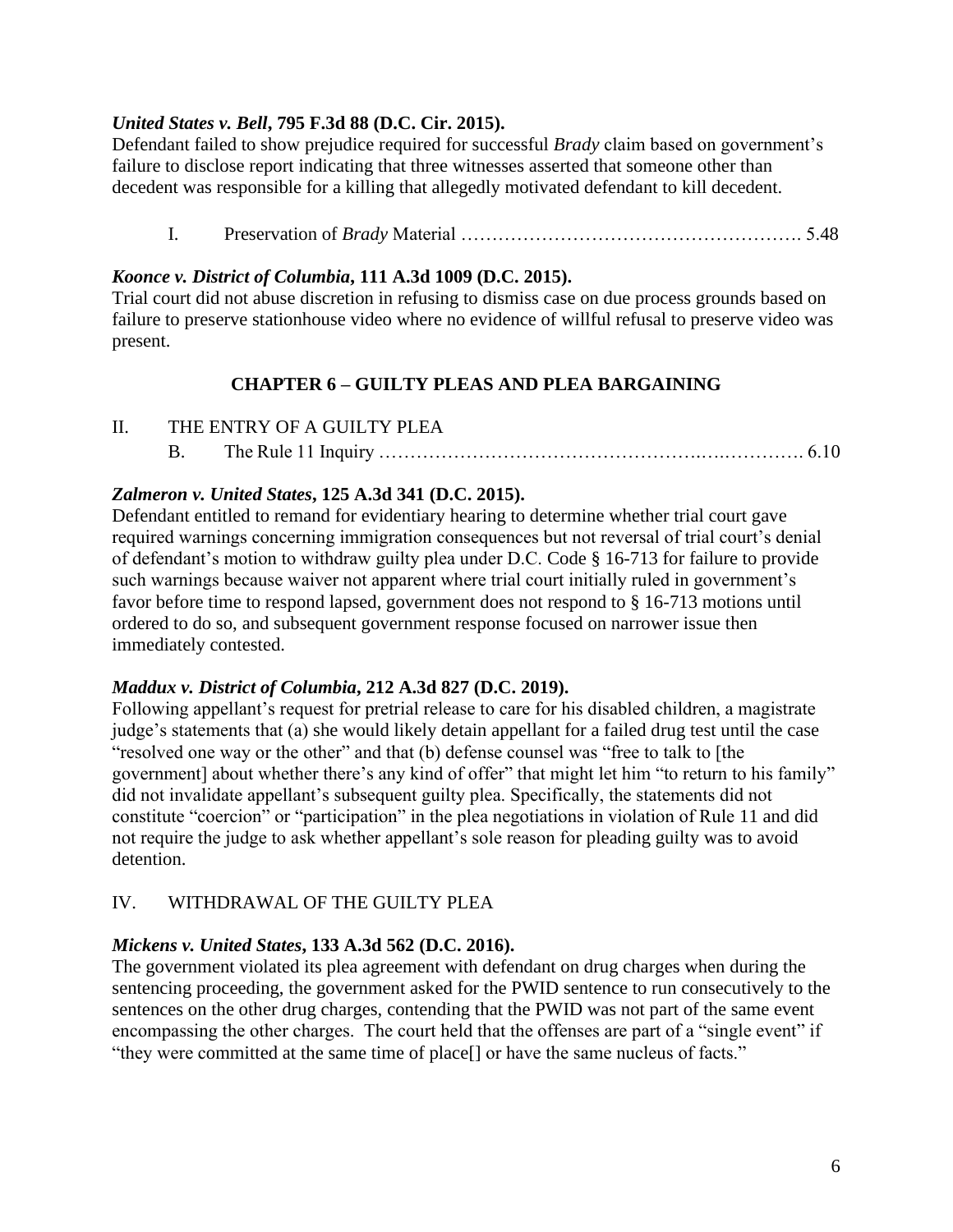***United States v. Bell*, 795 F.3d 88 (D.C. Cir. 2015).**
Defendant failed to show prejudice required for successful *Brady* claim based on government's failure to disclose report indicating that three witnesses asserted that someone other than decedent was responsible for a killing that allegedly motivated defendant to kill decedent.

I. Preservation of *Brady* Material ………………………………………………. 5.48

***Koonce v. District of Columbia*, 111 A.3d 1009 (D.C. 2015).**
Trial court did not abuse discretion in refusing to dismiss case on due process grounds based on failure to preserve stationhouse video where no evidence of willful refusal to preserve video was present.

## CHAPTER 6 – GUILTY PLEAS AND PLEA BARGAINING

II. THE ENTRY OF A GUILTY PLEA

B. The Rule 11 Inquiry ……………………………………………………………. 6.10

***Zalmeron v. United States*, 125 A.3d 341 (D.C. 2015).**
Defendant entitled to remand for evidentiary hearing to determine whether trial court gave required warnings concerning immigration consequences but not reversal of trial court's denial of defendant's motion to withdraw guilty plea under D.C. Code § 16-713 for failure to provide such warnings because waiver not apparent where trial court initially ruled in government's favor before time to respond lapsed, government does not respond to § 16-713 motions until ordered to do so, and subsequent government response focused on narrower issue then immediately contested.

***Maddux v. District of Columbia*, 212 A.3d 827 (D.C. 2019).**
Following appellant's request for pretrial release to care for his disabled children, a magistrate judge's statements that (a) she would likely detain appellant for a failed drug test until the case "resolved one way or the other" and that (b) defense counsel was "free to talk to [the government] about whether there's any kind of offer" that might let him "to return to his family" did not invalidate appellant's subsequent guilty plea. Specifically, the statements did not constitute "coercion" or "participation" in the plea negotiations in violation of Rule 11 and did not require the judge to ask whether appellant's sole reason for pleading guilty was to avoid detention.

IV. WITHDRAWAL OF THE GUILTY PLEA

***Mickens v. United States*, 133 A.3d 562 (D.C. 2016).**
The government violated its plea agreement with defendant on drug charges when during the sentencing proceeding, the government asked for the PWID sentence to run consecutively to the sentences on the other drug charges, contending that the PWID was not part of the same event encompassing the other charges. The court held that the offenses are part of a "single event" if "they were committed at the same time of place[] or have the same nucleus of facts."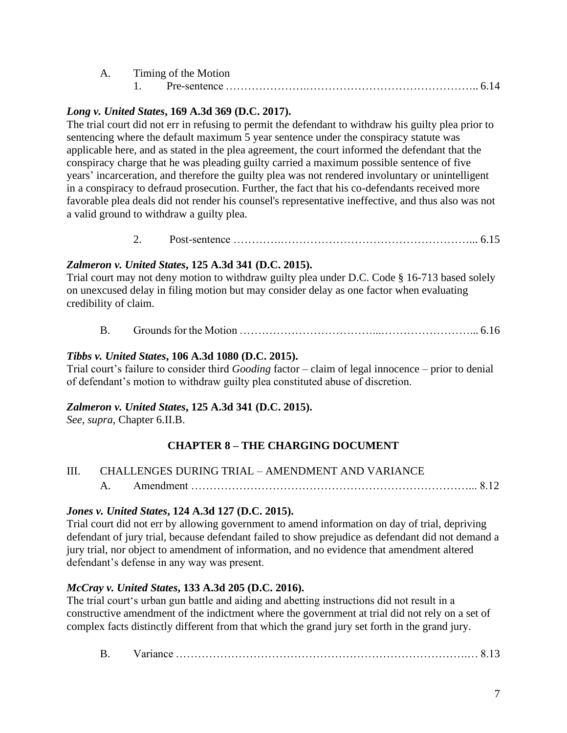A. Timing of the Motion

1. Pre-sentence …………………………………………………………….. 6.14

***Long v. United States*, 169 A.3d 369 (D.C. 2017).**
The trial court did not err in refusing to permit the defendant to withdraw his guilty plea prior to sentencing where the default maximum 5 year sentence under the conspiracy statute was applicable here, and as stated in the plea agreement, the court informed the defendant that the conspiracy charge that he was pleading guilty carried a maximum possible sentence of five years' incarceration, and therefore the guilty plea was not rendered involuntary or unintelligent in a conspiracy to defraud prosecution. Further, the fact that his co-defendants received more favorable plea deals did not render his counsel's representative ineffective, and thus also was not a valid ground to withdraw a guilty plea.

2. Post-sentence ………………………………………………………... 6.15

***Zalmeron v. United States*, 125 A.3d 341 (D.C. 2015).**
Trial court may not deny motion to withdraw guilty plea under D.C. Code § 16-713 based solely on unexcused delay in filing motion but may consider delay as one factor when evaluating credibility of claim.

B. Grounds for the Motion ……………………………………………………... 6.16

***Tibbs v. United States*, 106 A.3d 1080 (D.C. 2015).**
Trial court's failure to consider third *Gooding* factor – claim of legal innocence – prior to denial of defendant's motion to withdraw guilty plea constituted abuse of discretion.

***Zalmeron v. United States*, 125 A.3d 341 (D.C. 2015).**
*See*, *supra*, Chapter 6.II.B.

## CHAPTER 8 – THE CHARGING DOCUMENT

III. CHALLENGES DURING TRIAL – AMENDMENT AND VARIANCE

A. Amendment …………………………………………………………………... 8.12

***Jones v. United States*, 124 A.3d 127 (D.C. 2015).**
Trial court did not err by allowing government to amend information on day of trial, depriving defendant of jury trial, because defendant failed to show prejudice as defendant did not demand a jury trial, nor object to amendment of information, and no evidence that amendment altered defendant's defense in any way was present.

***McCray v. United States*, 133 A.3d 205 (D.C. 2016).**
The trial court's urban gun battle and aiding and abetting instructions did not result in a constructive amendment of the indictment where the government at trial did not rely on a set of complex facts distinctly different from that which the grand jury set forth in the grand jury.

B. Variance ……………………………………………………………………… 8.13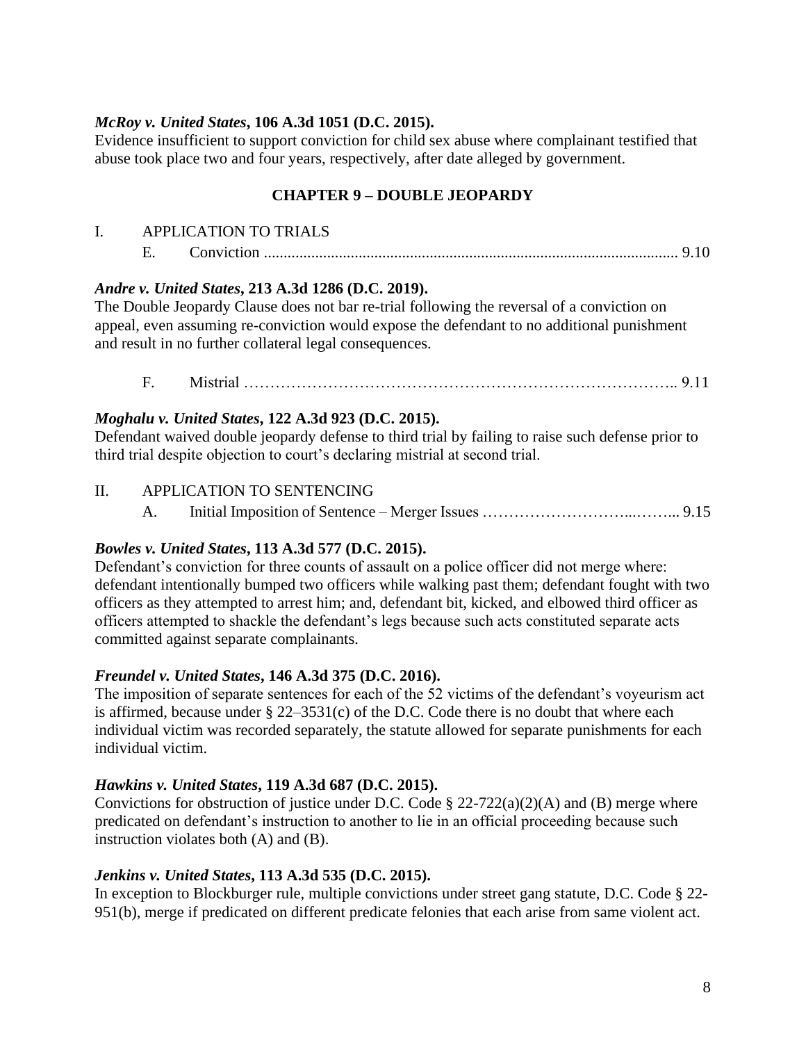***McRoy v. United States*, 106 A.3d 1051 (D.C. 2015).**
Evidence insufficient to support conviction for child sex abuse where complainant testified that abuse took place two and four years, respectively, after date alleged by government.

## CHAPTER 9 – DOUBLE JEOPARDY

I. APPLICATION TO TRIALS

E. Conviction ....................................................................................................... 9.10

***Andre v. United States*, 213 A.3d 1286 (D.C. 2019).**
The Double Jeopardy Clause does not bar re-trial following the reversal of a conviction on appeal, even assuming re-conviction would expose the defendant to no additional punishment and result in no further collateral legal consequences.

F. Mistrial ……………………………………………………………………….. 9.11

***Moghalu v. United States*, 122 A.3d 923 (D.C. 2015).**
Defendant waived double jeopardy defense to third trial by failing to raise such defense prior to third trial despite objection to court's declaring mistrial at second trial.

II. APPLICATION TO SENTENCING

A. Initial Imposition of Sentence – Merger Issues ………………………...……... 9.15

***Bowles v. United States*, 113 A.3d 577 (D.C. 2015).**
Defendant's conviction for three counts of assault on a police officer did not merge where: defendant intentionally bumped two officers while walking past them; defendant fought with two officers as they attempted to arrest him; and, defendant bit, kicked, and elbowed third officer as officers attempted to shackle the defendant's legs because such acts constituted separate acts committed against separate complainants.

***Freundel v. United States*, 146 A.3d 375 (D.C. 2016).**
The imposition of separate sentences for each of the 52 victims of the defendant's voyeurism act is affirmed, because under § 22–3531(c) of the D.C. Code there is no doubt that where each individual victim was recorded separately, the statute allowed for separate punishments for each individual victim.

***Hawkins v. United States*, 119 A.3d 687 (D.C. 2015).**
Convictions for obstruction of justice under D.C. Code § 22-722(a)(2)(A) and (B) merge where predicated on defendant's instruction to another to lie in an official proceeding because such instruction violates both (A) and (B).

***Jenkins v. United States*, 113 A.3d 535 (D.C. 2015).**
In exception to Blockburger rule, multiple convictions under street gang statute, D.C. Code § 22-951(b), merge if predicated on different predicate felonies that each arise from same violent act.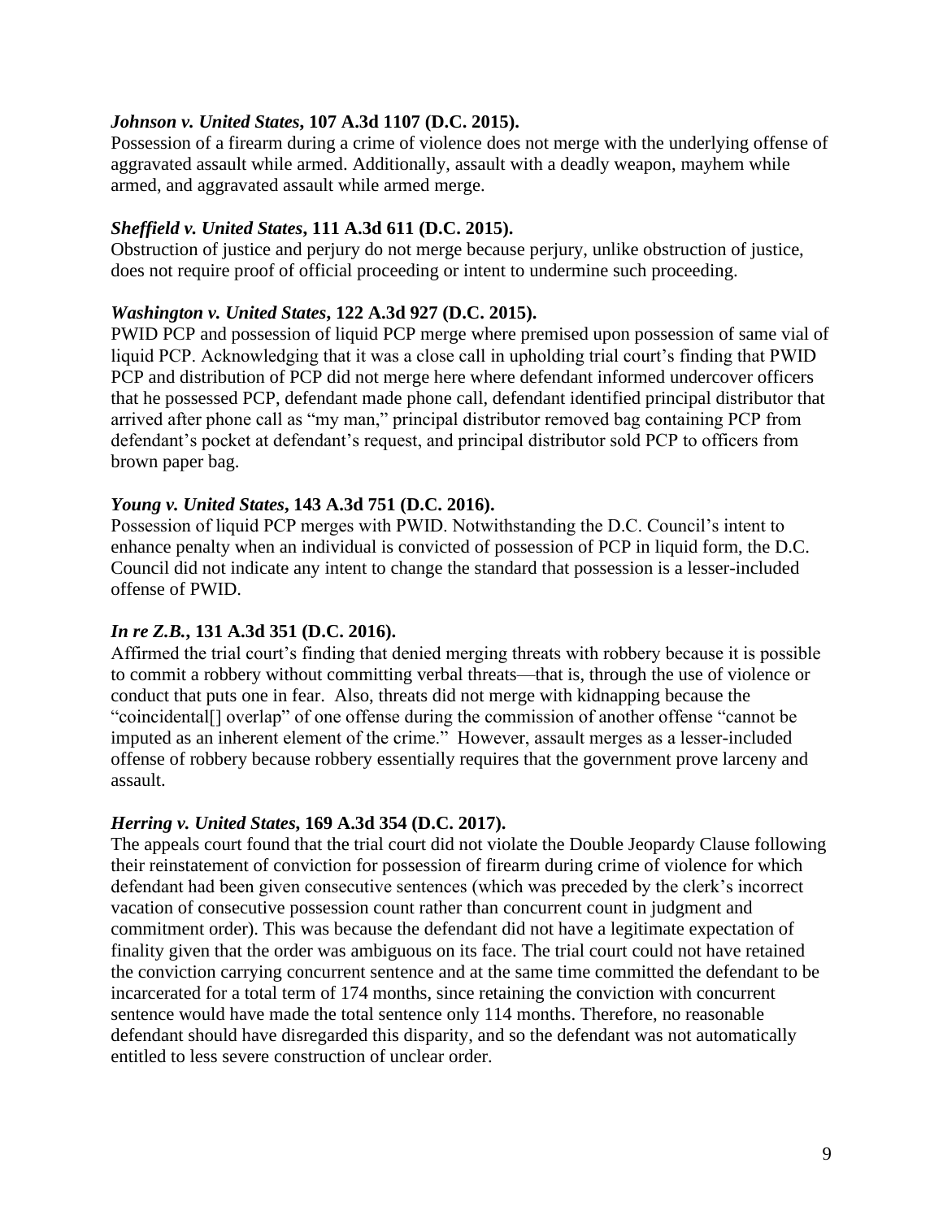***Johnson v. United States*, 107 A.3d 1107 (D.C. 2015).**
Possession of a firearm during a crime of violence does not merge with the underlying offense of aggravated assault while armed. Additionally, assault with a deadly weapon, mayhem while armed, and aggravated assault while armed merge.

***Sheffield v. United States*, 111 A.3d 611 (D.C. 2015).**
Obstruction of justice and perjury do not merge because perjury, unlike obstruction of justice, does not require proof of official proceeding or intent to undermine such proceeding.

***Washington v. United States*, 122 A.3d 927 (D.C. 2015).**
PWID PCP and possession of liquid PCP merge where premised upon possession of same vial of liquid PCP. Acknowledging that it was a close call in upholding trial court's finding that PWID PCP and distribution of PCP did not merge here where defendant informed undercover officers that he possessed PCP, defendant made phone call, defendant identified principal distributor that arrived after phone call as "my man," principal distributor removed bag containing PCP from defendant's pocket at defendant's request, and principal distributor sold PCP to officers from brown paper bag.

***Young v. United States*, 143 A.3d 751 (D.C. 2016).**
Possession of liquid PCP merges with PWID. Notwithstanding the D.C. Council's intent to enhance penalty when an individual is convicted of possession of PCP in liquid form, the D.C. Council did not indicate any intent to change the standard that possession is a lesser-included offense of PWID.

***In re Z.B.*, 131 A.3d 351 (D.C. 2016).**
Affirmed the trial court's finding that denied merging threats with robbery because it is possible to commit a robbery without committing verbal threats—that is, through the use of violence or conduct that puts one in fear. Also, threats did not merge with kidnapping because the "coincidental[] overlap" of one offense during the commission of another offense "cannot be imputed as an inherent element of the crime." However, assault merges as a lesser-included offense of robbery because robbery essentially requires that the government prove larceny and assault.

***Herring v. United States*, 169 A.3d 354 (D.C. 2017).**
The appeals court found that the trial court did not violate the Double Jeopardy Clause following their reinstatement of conviction for possession of firearm during crime of violence for which defendant had been given consecutive sentences (which was preceded by the clerk's incorrect vacation of consecutive possession count rather than concurrent count in judgment and commitment order). This was because the defendant did not have a legitimate expectation of finality given that the order was ambiguous on its face. The trial court could not have retained the conviction carrying concurrent sentence and at the same time committed the defendant to be incarcerated for a total term of 174 months, since retaining the conviction with concurrent sentence would have made the total sentence only 114 months. Therefore, no reasonable defendant should have disregarded this disparity, and so the defendant was not automatically entitled to less severe construction of unclear order.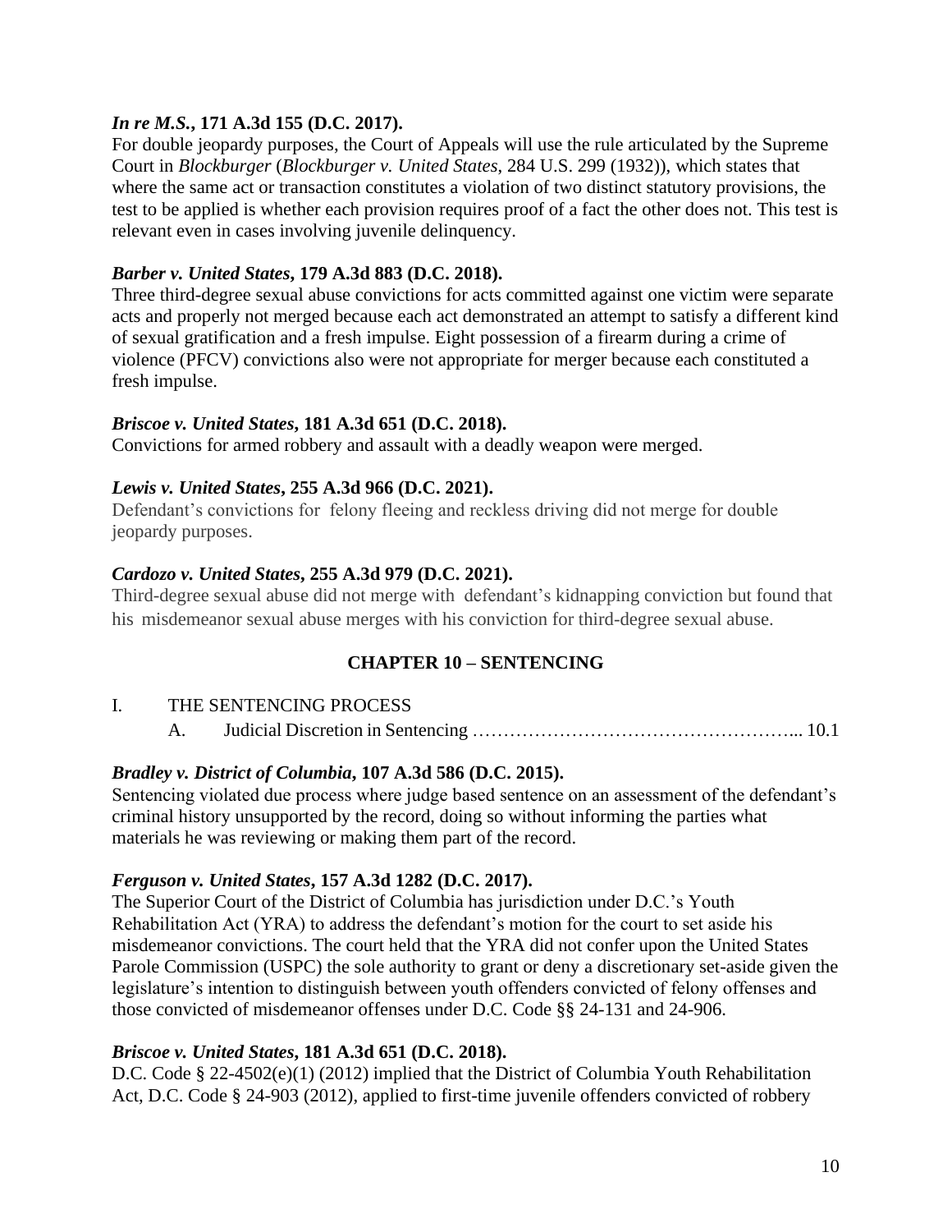***In re M.S.*, 171 A.3d 155 (D.C. 2017).**

For double jeopardy purposes, the Court of Appeals will use the rule articulated by the Supreme Court in *Blockburger* (*Blockburger v. United States*, 284 U.S. 299 (1932)), which states that where the same act or transaction constitutes a violation of two distinct statutory provisions, the test to be applied is whether each provision requires proof of a fact the other does not. This test is relevant even in cases involving juvenile delinquency.

***Barber v. United States*, 179 A.3d 883 (D.C. 2018).**

Three third-degree sexual abuse convictions for acts committed against one victim were separate acts and properly not merged because each act demonstrated an attempt to satisfy a different kind of sexual gratification and a fresh impulse. Eight possession of a firearm during a crime of violence (PFCV) convictions also were not appropriate for merger because each constituted a fresh impulse.

***Briscoe v. United States*, 181 A.3d 651 (D.C. 2018).**

Convictions for armed robbery and assault with a deadly weapon were merged.

***Lewis v. United States*, 255 A.3d 966 (D.C. 2021).**

Defendant's convictions for felony fleeing and reckless driving did not merge for double jeopardy purposes.

***Cardozo v. United States*, 255 A.3d 979 (D.C. 2021).**

Third-degree sexual abuse did not merge with defendant's kidnapping conviction but found that his misdemeanor sexual abuse merges with his conviction for third-degree sexual abuse.

## CHAPTER 10 – SENTENCING

I. THE SENTENCING PROCESS

A. Judicial Discretion in Sentencing ..................................................... 10.1

***Bradley v. District of Columbia*, 107 A.3d 586 (D.C. 2015).**

Sentencing violated due process where judge based sentence on an assessment of the defendant's criminal history unsupported by the record, doing so without informing the parties what materials he was reviewing or making them part of the record.

***Ferguson v. United States*, 157 A.3d 1282 (D.C. 2017).**

The Superior Court of the District of Columbia has jurisdiction under D.C.'s Youth Rehabilitation Act (YRA) to address the defendant's motion for the court to set aside his misdemeanor convictions. The court held that the YRA did not confer upon the United States Parole Commission (USPC) the sole authority to grant or deny a discretionary set-aside given the legislature's intention to distinguish between youth offenders convicted of felony offenses and those convicted of misdemeanor offenses under D.C. Code §§ 24-131 and 24-906.

***Briscoe v. United States*, 181 A.3d 651 (D.C. 2018).**

D.C. Code § 22-4502(e)(1) (2012) implied that the District of Columbia Youth Rehabilitation Act, D.C. Code § 24-903 (2012), applied to first-time juvenile offenders convicted of robbery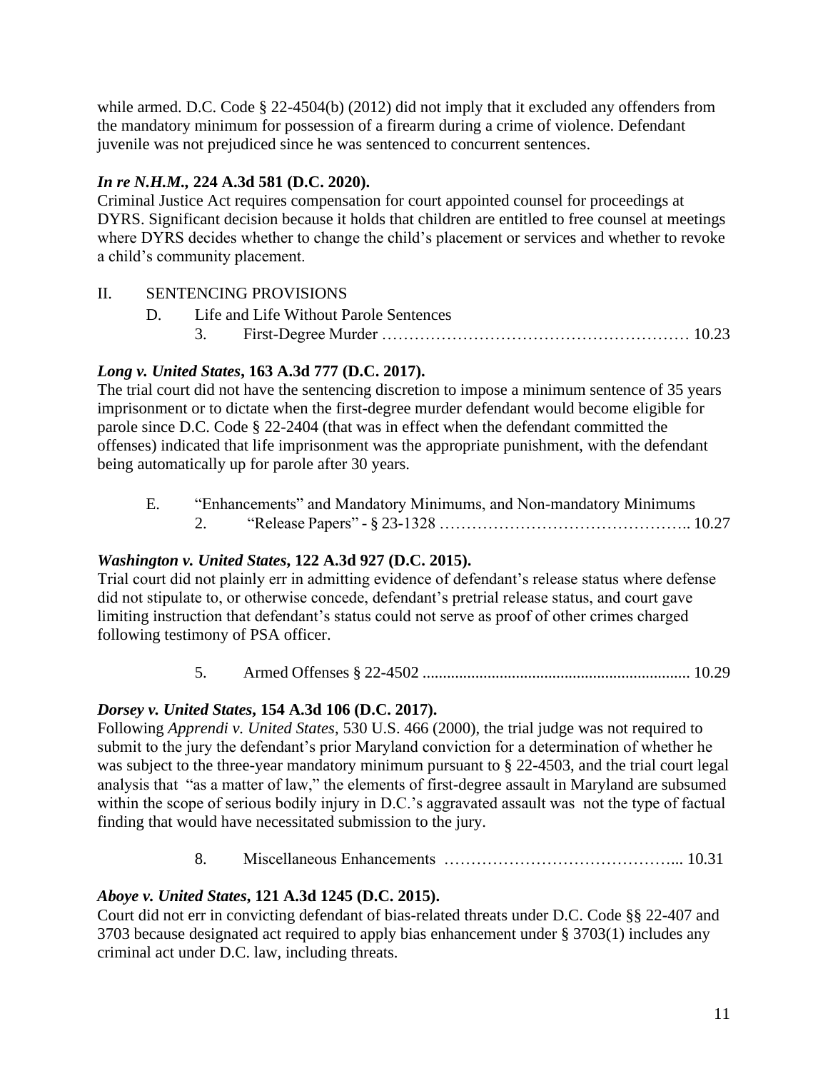while armed. D.C. Code § 22-4504(b) (2012) did not imply that it excluded any offenders from the mandatory minimum for possession of a firearm during a crime of violence. Defendant juvenile was not prejudiced since he was sentenced to concurrent sentences.

***In re N.H.M.*, 224 A.3d 581 (D.C. 2020).**
Criminal Justice Act requires compensation for court appointed counsel for proceedings at DYRS. Significant decision because it holds that children are entitled to free counsel at meetings where DYRS decides whether to change the child's placement or services and whether to revoke a child's community placement.

II. SENTENCING PROVISIONS

D. Life and Life Without Parole Sentences

3. First-Degree Murder ………………………………………………… 10.23

***Long v. United States*, 163 A.3d 777 (D.C. 2017).**
The trial court did not have the sentencing discretion to impose a minimum sentence of 35 years imprisonment or to dictate when the first-degree murder defendant would become eligible for parole since D.C. Code § 22-2404 (that was in effect when the defendant committed the offenses) indicated that life imprisonment was the appropriate punishment, with the defendant being automatically up for parole after 30 years.

E. "Enhancements" and Mandatory Minimums, and Non-mandatory Minimums

2. "Release Papers" - § 23-1328 ……………………………………….. 10.27

***Washington v. United States*, 122 A.3d 927 (D.C. 2015).**
Trial court did not plainly err in admitting evidence of defendant's release status where defense did not stipulate to, or otherwise concede, defendant's pretrial release status, and court gave limiting instruction that defendant's status could not serve as proof of other crimes charged following testimony of PSA officer.

5. Armed Offenses § 22-4502 ................................................................ 10.29

***Dorsey v. United States*, 154 A.3d 106 (D.C. 2017).**
Following *Apprendi v. United States*, 530 U.S. 466 (2000), the trial judge was not required to submit to the jury the defendant's prior Maryland conviction for a determination of whether he was subject to the three-year mandatory minimum pursuant to § 22-4503, and the trial court legal analysis that "as a matter of law," the elements of first-degree assault in Maryland are subsumed within the scope of serious bodily injury in D.C.'s aggravated assault was not the type of factual finding that would have necessitated submission to the jury.

8. Miscellaneous Enhancements …………………………………... 10.31

***Aboye v. United States*, 121 A.3d 1245 (D.C. 2015).**
Court did not err in convicting defendant of bias-related threats under D.C. Code §§ 22-407 and 3703 because designated act required to apply bias enhancement under § 3703(1) includes any criminal act under D.C. law, including threats.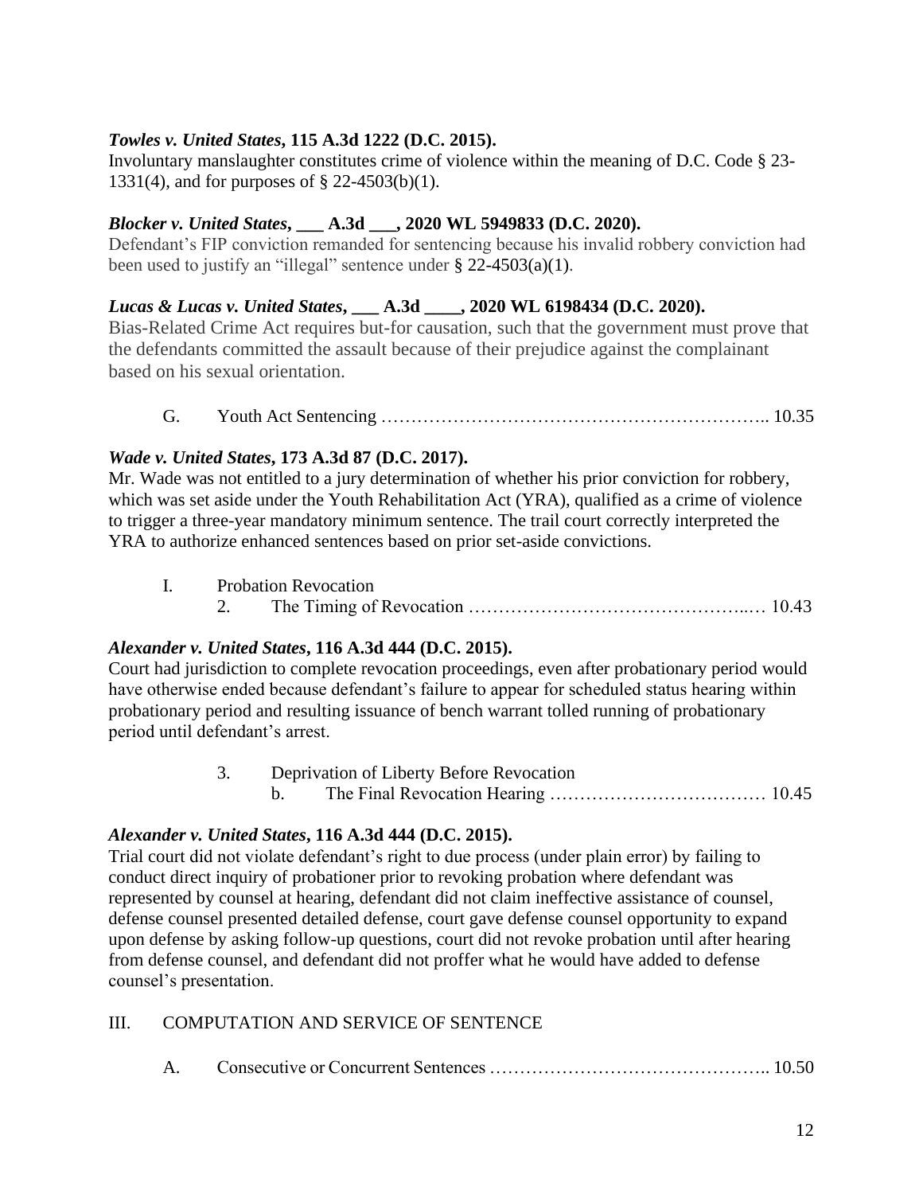***Towles v. United States*, 115 A.3d 1222 (D.C. 2015).**
Involuntary manslaughter constitutes crime of violence within the meaning of D.C. Code § 23-1331(4), and for purposes of § 22-4503(b)(1).

***Blocker v. United States*, ___ A.3d ___, 2020 WL 5949833 (D.C. 2020).**
Defendant's FIP conviction remanded for sentencing because his invalid robbery conviction had been used to justify an "illegal" sentence under § 22-4503(a)(1).

***Lucas & Lucas v. United States*, ___ A.3d ____, 2020 WL 6198434 (D.C. 2020).**
Bias-Related Crime Act requires but-for causation, such that the government must prove that the defendants committed the assault because of their prejudice against the complainant based on his sexual orientation.

G. Youth Act Sentencing ……………………………………………………….. 10.35

***Wade v. United States*, 173 A.3d 87 (D.C. 2017).**
Mr. Wade was not entitled to a jury determination of whether his prior conviction for robbery, which was set aside under the Youth Rehabilitation Act (YRA), qualified as a crime of violence to trigger a three-year mandatory minimum sentence. The trail court correctly interpreted the YRA to authorize enhanced sentences based on prior set-aside convictions.

I. Probation Revocation
 2. The Timing of Revocation ………………………………………..… 10.43

***Alexander v. United States*, 116 A.3d 444 (D.C. 2015).**
Court had jurisdiction to complete revocation proceedings, even after probationary period would have otherwise ended because defendant's failure to appear for scheduled status hearing within probationary period and resulting issuance of bench warrant tolled running of probationary period until defendant's arrest.

 3. Deprivation of Liberty Before Revocation
  b. The Final Revocation Hearing ……………………………… 10.45

***Alexander v. United States*, 116 A.3d 444 (D.C. 2015).**
Trial court did not violate defendant's right to due process (under plain error) by failing to conduct direct inquiry of probationer prior to revoking probation where defendant was represented by counsel at hearing, defendant did not claim ineffective assistance of counsel, defense counsel presented detailed defense, court gave defense counsel opportunity to expand upon defense by asking follow-up questions, court did not revoke probation until after hearing from defense counsel, and defendant did not proffer what he would have added to defense counsel's presentation.

III. COMPUTATION AND SERVICE OF SENTENCE

A. Consecutive or Concurrent Sentences ……………………………………….. 10.50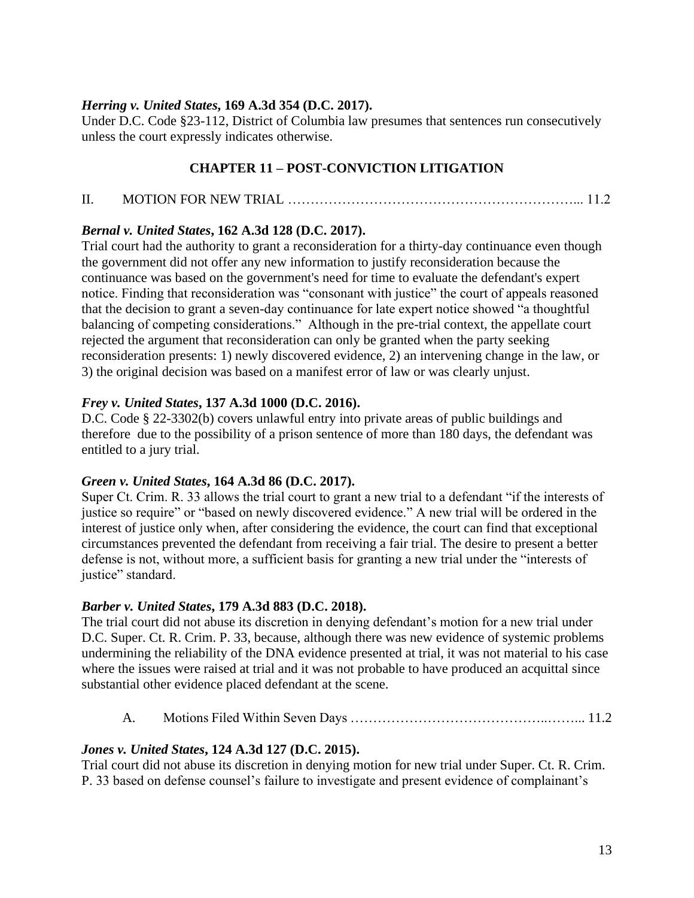***Herring v. United States*, 169 A.3d 354 (D.C. 2017).**
Under D.C. Code §23-112, District of Columbia law presumes that sentences run consecutively unless the court expressly indicates otherwise.

## CHAPTER 11 – POST-CONVICTION LITIGATION

II. MOTION FOR NEW TRIAL ………………………………………………………... 11.2

***Bernal v. United States*, 162 A.3d 128 (D.C. 2017).**
Trial court had the authority to grant a reconsideration for a thirty-day continuance even though the government did not offer any new information to justify reconsideration because the continuance was based on the government's need for time to evaluate the defendant's expert notice. Finding that reconsideration was "consonant with justice" the court of appeals reasoned that the decision to grant a seven-day continuance for late expert notice showed "a thoughtful balancing of competing considerations." Although in the pre-trial context, the appellate court rejected the argument that reconsideration can only be granted when the party seeking reconsideration presents: 1) newly discovered evidence, 2) an intervening change in the law, or 3) the original decision was based on a manifest error of law or was clearly unjust.

***Frey v. United States*, 137 A.3d 1000 (D.C. 2016).**
D.C. Code § 22-3302(b) covers unlawful entry into private areas of public buildings and therefore due to the possibility of a prison sentence of more than 180 days, the defendant was entitled to a jury trial.

***Green v. United States*, 164 A.3d 86 (D.C. 2017).**
Super Ct. Crim. R. 33 allows the trial court to grant a new trial to a defendant "if the interests of justice so require" or "based on newly discovered evidence." A new trial will be ordered in the interest of justice only when, after considering the evidence, the court can find that exceptional circumstances prevented the defendant from receiving a fair trial. The desire to present a better defense is not, without more, a sufficient basis for granting a new trial under the "interests of justice" standard.

***Barber v. United States*, 179 A.3d 883 (D.C. 2018).**
The trial court did not abuse its discretion in denying defendant's motion for a new trial under D.C. Super. Ct. R. Crim. P. 33, because, although there was new evidence of systemic problems undermining the reliability of the DNA evidence presented at trial, it was not material to his case where the issues were raised at trial and it was not probable to have produced an acquittal since substantial other evidence placed defendant at the scene.

A. Motions Filed Within Seven Days …………………………………..……... 11.2

***Jones v. United States*, 124 A.3d 127 (D.C. 2015).**
Trial court did not abuse its discretion in denying motion for new trial under Super. Ct. R. Crim. P. 33 based on defense counsel's failure to investigate and present evidence of complainant's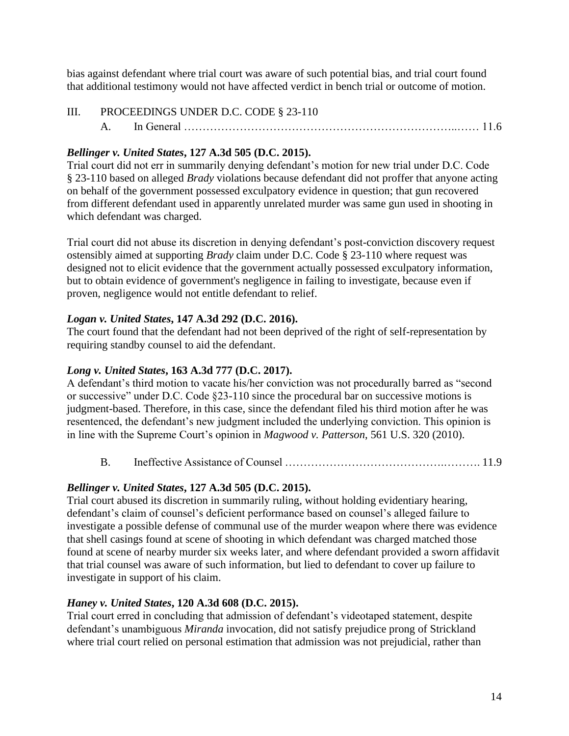bias against defendant where trial court was aware of such potential bias, and trial court found that additional testimony would not have affected verdict in bench trial or outcome of motion.

## III. PROCEEDINGS UNDER D.C. CODE § 23-110

### A. In General …………………………………………………………………..…… 11.6

***Bellinger v. United States*, 127 A.3d 505 (D.C. 2015).**
Trial court did not err in summarily denying defendant's motion for new trial under D.C. Code § 23-110 based on alleged *Brady* violations because defendant did not proffer that anyone acting on behalf of the government possessed exculpatory evidence in question; that gun recovered from different defendant used in apparently unrelated murder was same gun used in shooting in which defendant was charged.

Trial court did not abuse its discretion in denying defendant's post-conviction discovery request ostensibly aimed at supporting *Brady* claim under D.C. Code § 23-110 where request was designed not to elicit evidence that the government actually possessed exculpatory information, but to obtain evidence of government's negligence in failing to investigate, because even if proven, negligence would not entitle defendant to relief.

***Logan v. United States*, 147 A.3d 292 (D.C. 2016).**
The court found that the defendant had not been deprived of the right of self-representation by requiring standby counsel to aid the defendant.

***Long v. United States*, 163 A.3d 777 (D.C. 2017).**
A defendant's third motion to vacate his/her conviction was not procedurally barred as "second or successive" under D.C. Code §23-110 since the procedural bar on successive motions is judgment-based. Therefore, in this case, since the defendant filed his third motion after he was resentenced, the defendant's new judgment included the underlying conviction. This opinion is in line with the Supreme Court's opinion in *Magwood v. Patterson*, 561 U.S. 320 (2010).

### B. Ineffective Assistance of Counsel …………………………………….………. 11.9

***Bellinger v. United States*, 127 A.3d 505 (D.C. 2015).**
Trial court abused its discretion in summarily ruling, without holding evidentiary hearing, defendant's claim of counsel's deficient performance based on counsel's alleged failure to investigate a possible defense of communal use of the murder weapon where there was evidence that shell casings found at scene of shooting in which defendant was charged matched those found at scene of nearby murder six weeks later, and where defendant provided a sworn affidavit that trial counsel was aware of such information, but lied to defendant to cover up failure to investigate in support of his claim.

***Haney v. United States*, 120 A.3d 608 (D.C. 2015).**
Trial court erred in concluding that admission of defendant's videotaped statement, despite defendant's unambiguous *Miranda* invocation, did not satisfy prejudice prong of Strickland where trial court relied on personal estimation that admission was not prejudicial, rather than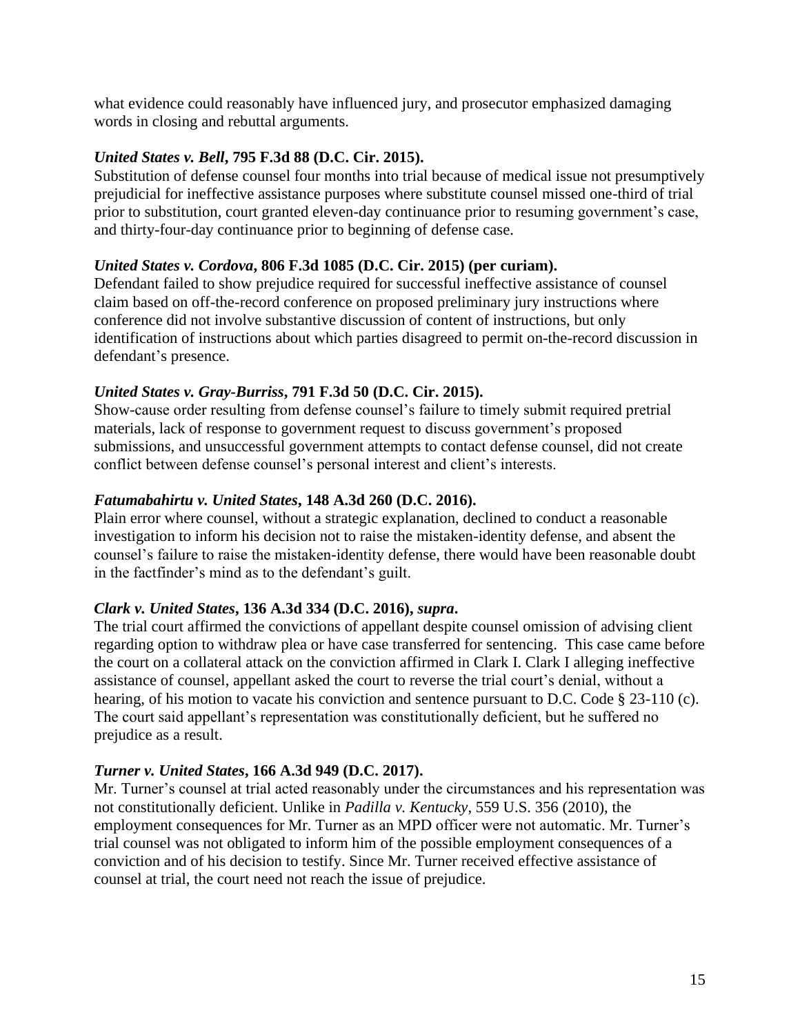what evidence could reasonably have influenced jury, and prosecutor emphasized damaging words in closing and rebuttal arguments.

***United States v. Bell*, 795 F.3d 88 (D.C. Cir. 2015).**
Substitution of defense counsel four months into trial because of medical issue not presumptively prejudicial for ineffective assistance purposes where substitute counsel missed one-third of trial prior to substitution, court granted eleven-day continuance prior to resuming government's case, and thirty-four-day continuance prior to beginning of defense case.

***United States v. Cordova*, 806 F.3d 1085 (D.C. Cir. 2015) (per curiam).**
Defendant failed to show prejudice required for successful ineffective assistance of counsel claim based on off-the-record conference on proposed preliminary jury instructions where conference did not involve substantive discussion of content of instructions, but only identification of instructions about which parties disagreed to permit on-the-record discussion in defendant's presence.

***United States v. Gray-Burriss*, 791 F.3d 50 (D.C. Cir. 2015).**
Show-cause order resulting from defense counsel's failure to timely submit required pretrial materials, lack of response to government request to discuss government's proposed submissions, and unsuccessful government attempts to contact defense counsel, did not create conflict between defense counsel's personal interest and client's interests.

***Fatumabahirtu v. United States*, 148 A.3d 260 (D.C. 2016).**
Plain error where counsel, without a strategic explanation, declined to conduct a reasonable investigation to inform his decision not to raise the mistaken-identity defense, and absent the counsel's failure to raise the mistaken-identity defense, there would have been reasonable doubt in the factfinder's mind as to the defendant's guilt.

***Clark v. United States*, 136 A.3d 334 (D.C. 2016), *supra*.**
The trial court affirmed the convictions of appellant despite counsel omission of advising client regarding option to withdraw plea or have case transferred for sentencing. This case came before the court on a collateral attack on the conviction affirmed in Clark I. Clark I alleging ineffective assistance of counsel, appellant asked the court to reverse the trial court's denial, without a hearing, of his motion to vacate his conviction and sentence pursuant to D.C. Code § 23-110 (c). The court said appellant's representation was constitutionally deficient, but he suffered no prejudice as a result.

***Turner v. United States*, 166 A.3d 949 (D.C. 2017).**
Mr. Turner's counsel at trial acted reasonably under the circumstances and his representation was not constitutionally deficient. Unlike in *Padilla v. Kentucky*, 559 U.S. 356 (2010), the employment consequences for Mr. Turner as an MPD officer were not automatic. Mr. Turner's trial counsel was not obligated to inform him of the possible employment consequences of a conviction and of his decision to testify. Since Mr. Turner received effective assistance of counsel at trial, the court need not reach the issue of prejudice.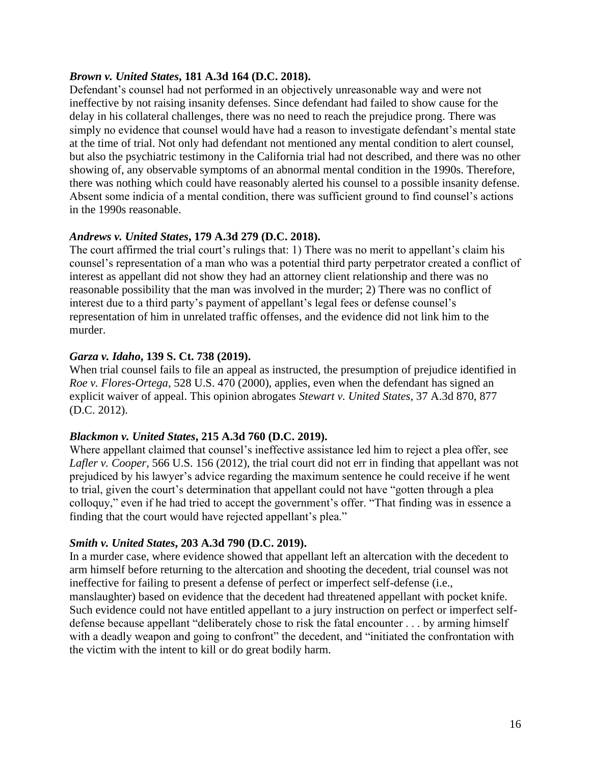***Brown v. United States*, 181 A.3d 164 (D.C. 2018).**
Defendant's counsel had not performed in an objectively unreasonable way and were not ineffective by not raising insanity defenses. Since defendant had failed to show cause for the delay in his collateral challenges, there was no need to reach the prejudice prong. There was simply no evidence that counsel would have had a reason to investigate defendant's mental state at the time of trial. Not only had defendant not mentioned any mental condition to alert counsel, but also the psychiatric testimony in the California trial had not described, and there was no other showing of, any observable symptoms of an abnormal mental condition in the 1990s. Therefore, there was nothing which could have reasonably alerted his counsel to a possible insanity defense. Absent some indicia of a mental condition, there was sufficient ground to find counsel's actions in the 1990s reasonable.

***Andrews v. United States*, 179 A.3d 279 (D.C. 2018).**
The court affirmed the trial court's rulings that: 1) There was no merit to appellant's claim his counsel's representation of a man who was a potential third party perpetrator created a conflict of interest as appellant did not show they had an attorney client relationship and there was no reasonable possibility that the man was involved in the murder; 2) There was no conflict of interest due to a third party's payment of appellant's legal fees or defense counsel's representation of him in unrelated traffic offenses, and the evidence did not link him to the murder.

***Garza v. Idaho*, 139 S. Ct. 738 (2019).**
When trial counsel fails to file an appeal as instructed, the presumption of prejudice identified in *Roe v. Flores-Ortega*, 528 U.S. 470 (2000), applies, even when the defendant has signed an explicit waiver of appeal. This opinion abrogates *Stewart v. United States*, 37 A.3d 870, 877 (D.C. 2012).

***Blackmon v. United States*, 215 A.3d 760 (D.C. 2019).**
Where appellant claimed that counsel's ineffective assistance led him to reject a plea offer, see *Lafler v. Cooper*, 566 U.S. 156 (2012), the trial court did not err in finding that appellant was not prejudiced by his lawyer's advice regarding the maximum sentence he could receive if he went to trial, given the court's determination that appellant could not have "gotten through a plea colloquy," even if he had tried to accept the government's offer. "That finding was in essence a finding that the court would have rejected appellant's plea."

***Smith v. United States*, 203 A.3d 790 (D.C. 2019).**
In a murder case, where evidence showed that appellant left an altercation with the decedent to arm himself before returning to the altercation and shooting the decedent, trial counsel was not ineffective for failing to present a defense of perfect or imperfect self-defense (i.e., manslaughter) based on evidence that the decedent had threatened appellant with pocket knife. Such evidence could not have entitled appellant to a jury instruction on perfect or imperfect self-defense because appellant "deliberately chose to risk the fatal encounter . . . by arming himself with a deadly weapon and going to confront" the decedent, and "initiated the confrontation with the victim with the intent to kill or do great bodily harm.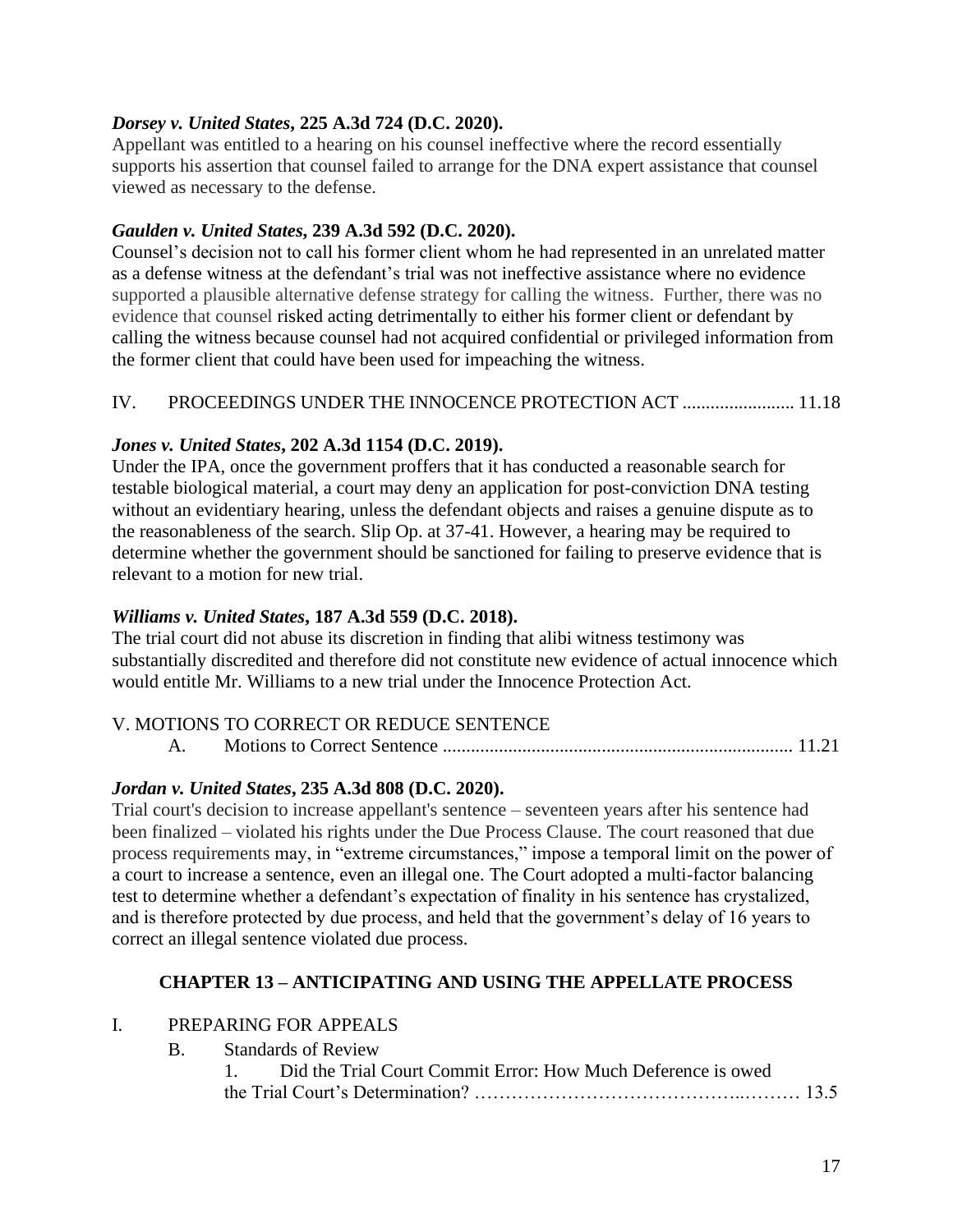***Dorsey v. United States*, 225 A.3d 724 (D.C. 2020).**
Appellant was entitled to a hearing on his counsel ineffective where the record essentially supports his assertion that counsel failed to arrange for the DNA expert assistance that counsel viewed as necessary to the defense.

***Gaulden v. United States*, 239 A.3d 592 (D.C. 2020).**
Counsel's decision not to call his former client whom he had represented in an unrelated matter as a defense witness at the defendant's trial was not ineffective assistance where no evidence supported a plausible alternative defense strategy for calling the witness. Further, there was no evidence that counsel risked acting detrimentally to either his former client or defendant by calling the witness because counsel had not acquired confidential or privileged information from the former client that could have been used for impeaching the witness.

IV. PROCEEDINGS UNDER THE INNOCENCE PROTECTION ACT ........................ 11.18

***Jones v. United States*, 202 A.3d 1154 (D.C. 2019).**
Under the IPA, once the government proffers that it has conducted a reasonable search for testable biological material, a court may deny an application for post-conviction DNA testing without an evidentiary hearing, unless the defendant objects and raises a genuine dispute as to the reasonableness of the search. Slip Op. at 37-41. However, a hearing may be required to determine whether the government should be sanctioned for failing to preserve evidence that is relevant to a motion for new trial.

***Williams v. United States*, 187 A.3d 559 (D.C. 2018).**
The trial court did not abuse its discretion in finding that alibi witness testimony was substantially discredited and therefore did not constitute new evidence of actual innocence which would entitle Mr. Williams to a new trial under the Innocence Protection Act.

V. MOTIONS TO CORRECT OR REDUCE SENTENCE
- A. Motions to Correct Sentence .......................................................................... 11.21

***Jordan v. United States*, 235 A.3d 808 (D.C. 2020).**
Trial court's decision to increase appellant's sentence – seventeen years after his sentence had been finalized – violated his rights under the Due Process Clause. The court reasoned that due process requirements may, in "extreme circumstances," impose a temporal limit on the power of a court to increase a sentence, even an illegal one. The Court adopted a multi-factor balancing test to determine whether a defendant's expectation of finality in his sentence has crystalized, and is therefore protected by due process, and held that the government's delay of 16 years to correct an illegal sentence violated due process.

## CHAPTER 13 – ANTICIPATING AND USING THE APPELLATE PROCESS

I. PREPARING FOR APPEALS
- B. Standards of Review
  - 1. Did the Trial Court Commit Error: How Much Deference is owed the Trial Court's Determination? …………………………………..……… 13.5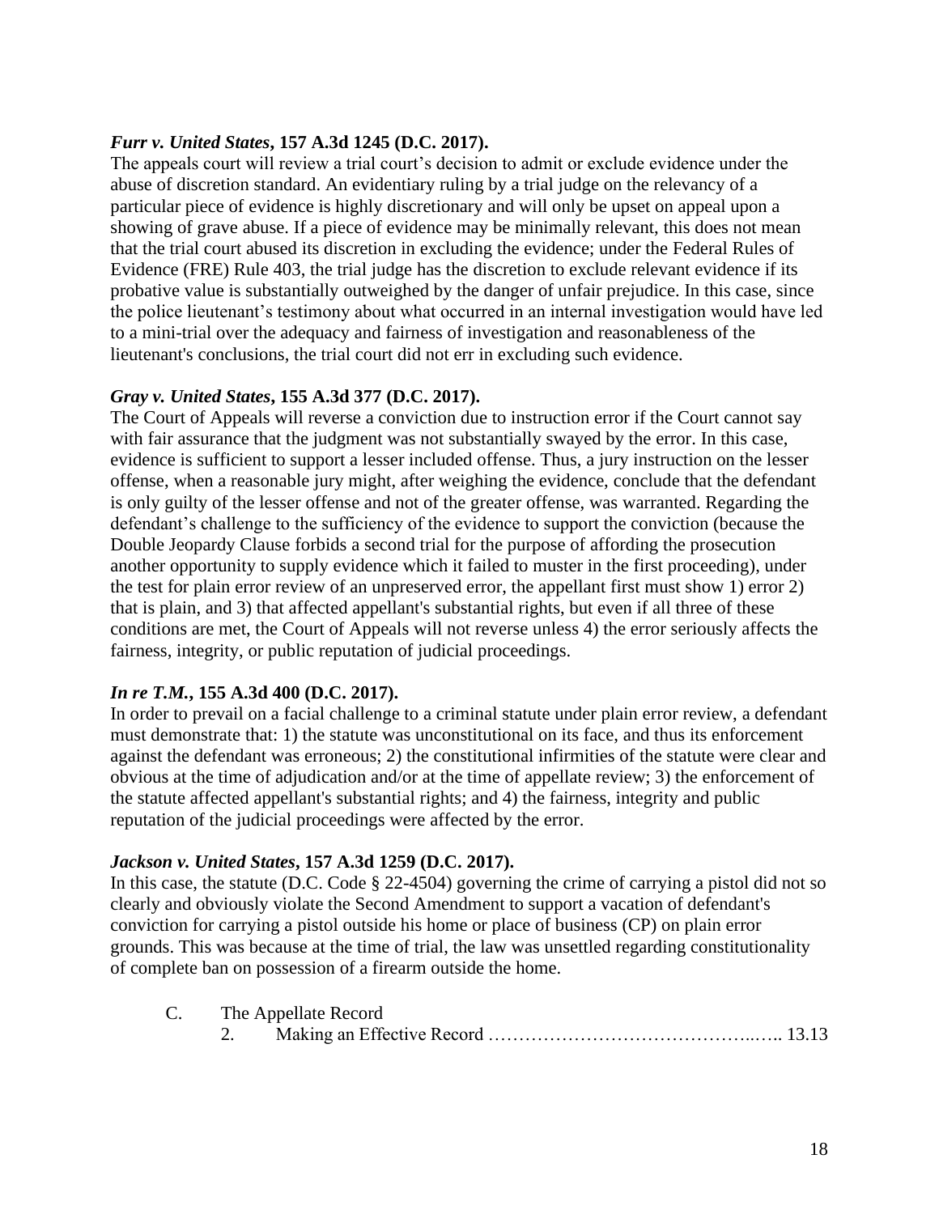***Furr v. United States*, 157 A.3d 1245 (D.C. 2017).**
The appeals court will review a trial court's decision to admit or exclude evidence under the abuse of discretion standard. An evidentiary ruling by a trial judge on the relevancy of a particular piece of evidence is highly discretionary and will only be upset on appeal upon a showing of grave abuse. If a piece of evidence may be minimally relevant, this does not mean that the trial court abused its discretion in excluding the evidence; under the Federal Rules of Evidence (FRE) Rule 403, the trial judge has the discretion to exclude relevant evidence if its probative value is substantially outweighed by the danger of unfair prejudice. In this case, since the police lieutenant's testimony about what occurred in an internal investigation would have led to a mini-trial over the adequacy and fairness of investigation and reasonableness of the lieutenant's conclusions, the trial court did not err in excluding such evidence.

***Gray v. United States*, 155 A.3d 377 (D.C. 2017).**
The Court of Appeals will reverse a conviction due to instruction error if the Court cannot say with fair assurance that the judgment was not substantially swayed by the error. In this case, evidence is sufficient to support a lesser included offense. Thus, a jury instruction on the lesser offense, when a reasonable jury might, after weighing the evidence, conclude that the defendant is only guilty of the lesser offense and not of the greater offense, was warranted. Regarding the defendant's challenge to the sufficiency of the evidence to support the conviction (because the Double Jeopardy Clause forbids a second trial for the purpose of affording the prosecution another opportunity to supply evidence which it failed to muster in the first proceeding), under the test for plain error review of an unpreserved error, the appellant first must show 1) error 2) that is plain, and 3) that affected appellant's substantial rights, but even if all three of these conditions are met, the Court of Appeals will not reverse unless 4) the error seriously affects the fairness, integrity, or public reputation of judicial proceedings.

***In re T.M.*, 155 A.3d 400 (D.C. 2017).**
In order to prevail on a facial challenge to a criminal statute under plain error review, a defendant must demonstrate that: 1) the statute was unconstitutional on its face, and thus its enforcement against the defendant was erroneous; 2) the constitutional infirmities of the statute were clear and obvious at the time of adjudication and/or at the time of appellate review; 3) the enforcement of the statute affected appellant's substantial rights; and 4) the fairness, integrity and public reputation of the judicial proceedings were affected by the error.

***Jackson v. United States*, 157 A.3d 1259 (D.C. 2017).**
In this case, the statute (D.C. Code § 22-4504) governing the crime of carrying a pistol did not so clearly and obviously violate the Second Amendment to support a vacation of defendant's conviction for carrying a pistol outside his home or place of business (CP) on plain error grounds. This was because at the time of trial, the law was unsettled regarding constitutionality of complete ban on possession of a firearm outside the home.

C. The Appellate Record
  2. Making an Effective Record ……………………………………..….. 13.13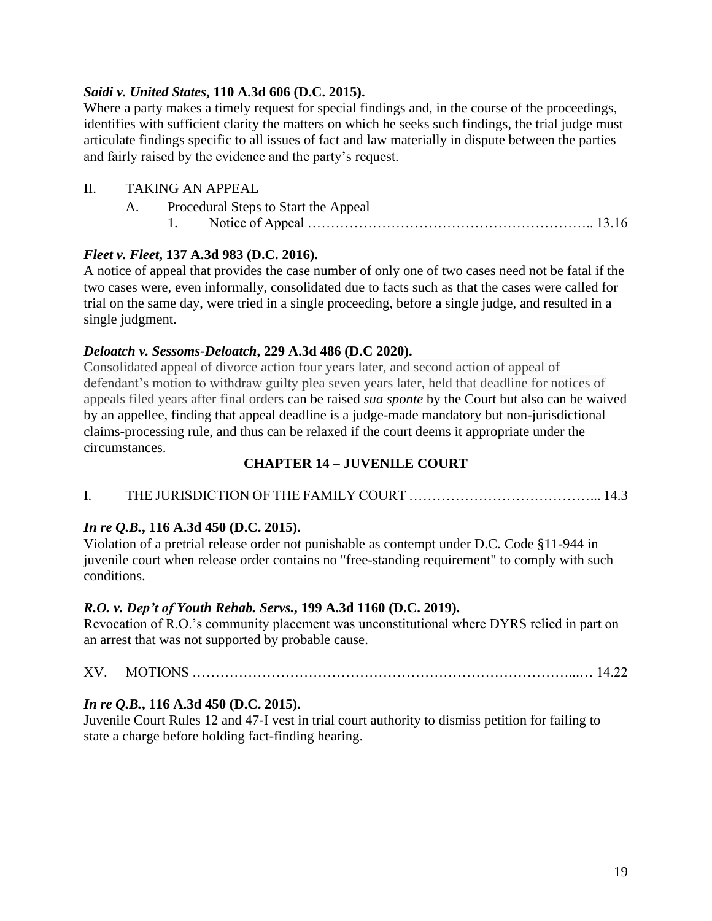***Saidi v. United States*, 110 A.3d 606 (D.C. 2015).**
Where a party makes a timely request for special findings and, in the course of the proceedings, identifies with sufficient clarity the matters on which he seeks such findings, the trial judge must articulate findings specific to all issues of fact and law materially in dispute between the parties and fairly raised by the evidence and the party's request.

II. TAKING AN APPEAL

   A. Procedural Steps to Start the Appeal

      1. Notice of Appeal ……………………………………………………….. 13.16

***Fleet v. Fleet*, 137 A.3d 983 (D.C. 2016).**
A notice of appeal that provides the case number of only one of two cases need not be fatal if the two cases were, even informally, consolidated due to facts such as that the cases were called for trial on the same day, were tried in a single proceeding, before a single judge, and resulted in a single judgment.

***Deloatch v. Sessoms-Deloatch*, 229 A.3d 486 (D.C 2020).**
Consolidated appeal of divorce action four years later, and second action of appeal of defendant's motion to withdraw guilty plea seven years later, held that deadline for notices of appeals filed years after final orders can be raised *sua sponte* by the Court but also can be waived by an appellee, finding that appeal deadline is a judge-made mandatory but non-jurisdictional claims-processing rule, and thus can be relaxed if the court deems it appropriate under the circumstances.

## CHAPTER 14 – JUVENILE COURT

I. THE JURISDICTION OF THE FAMILY COURT ………………………………….. 14.3

***In re Q.B.*, 116 A.3d 450 (D.C. 2015).**
Violation of a pretrial release order not punishable as contempt under D.C. Code §11-944 in juvenile court when release order contains no "free-standing requirement" to comply with such conditions.

***R.O. v. Dep't of Youth Rehab. Servs.*, 199 A.3d 1160 (D.C. 2019).**
Revocation of R.O.'s community placement was unconstitutional where DYRS relied in part on an arrest that was not supported by probable cause.

XV. MOTIONS ……………………………………………………………………...… 14.22

***In re Q.B.*, 116 A.3d 450 (D.C. 2015).**
Juvenile Court Rules 12 and 47-I vest in trial court authority to dismiss petition for failing to state a charge before holding fact-finding hearing.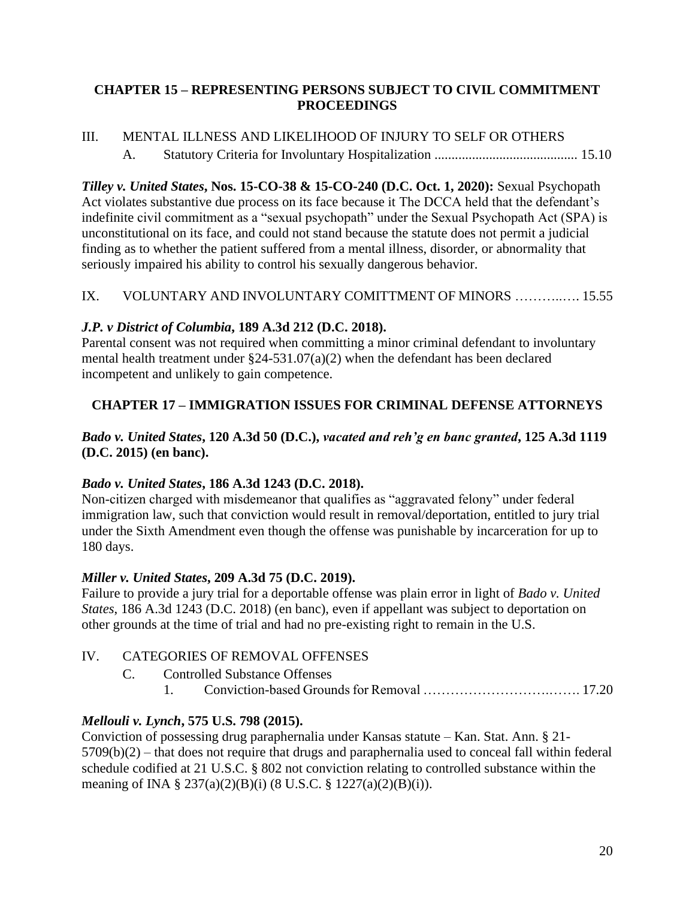## CHAPTER 15 – REPRESENTING PERSONS SUBJECT TO CIVIL COMMITMENT PROCEEDINGS

III. MENTAL ILLNESS AND LIKELIHOOD OF INJURY TO SELF OR OTHERS

A. Statutory Criteria for Involuntary Hospitalization .......................................... 15.10

***Tilley v. United States*, Nos. 15-CO-38 & 15-CO-240 (D.C. Oct. 1, 2020):** Sexual Psychopath Act violates substantive due process on its face because it The DCCA held that the defendant's indefinite civil commitment as a "sexual psychopath" under the Sexual Psychopath Act (SPA) is unconstitutional on its face, and could not stand because the statute does not permit a judicial finding as to whether the patient suffered from a mental illness, disorder, or abnormality that seriously impaired his ability to control his sexually dangerous behavior.

IX. VOLUNTARY AND INVOLUNTARY COMITTMENT OF MINORS ………..…. 15.55

***J.P. v District of Columbia*, 189 A.3d 212 (D.C. 2018).**
Parental consent was not required when committing a minor criminal defendant to involuntary mental health treatment under §24-531.07(a)(2) when the defendant has been declared incompetent and unlikely to gain competence.

## CHAPTER 17 – IMMIGRATION ISSUES FOR CRIMINAL DEFENSE ATTORNEYS

***Bado v. United States*, 120 A.3d 50 (D.C.), *vacated and reh'g en banc granted*, 125 A.3d 1119 (D.C. 2015) (en banc).**

***Bado v. United States*, 186 A.3d 1243 (D.C. 2018).**
Non-citizen charged with misdemeanor that qualifies as "aggravated felony" under federal immigration law, such that conviction would result in removal/deportation, entitled to jury trial under the Sixth Amendment even though the offense was punishable by incarceration for up to 180 days.

***Miller v. United States*, 209 A.3d 75 (D.C. 2019).**
Failure to provide a jury trial for a deportable offense was plain error in light of *Bado v. United States*, 186 A.3d 1243 (D.C. 2018) (en banc), even if appellant was subject to deportation on other grounds at the time of trial and had no pre-existing right to remain in the U.S.

IV. CATEGORIES OF REMOVAL OFFENSES

C. Controlled Substance Offenses

1. Conviction-based Grounds for Removal ……………………….……. 17.20

***Mellouli v. Lynch*, 575 U.S. 798 (2015).**
Conviction of possessing drug paraphernalia under Kansas statute – Kan. Stat. Ann. § 21-5709(b)(2) – that does not require that drugs and paraphernalia used to conceal fall within federal schedule codified at 21 U.S.C. § 802 not conviction relating to controlled substance within the meaning of INA § 237(a)(2)(B)(i) (8 U.S.C. § 1227(a)(2)(B)(i)).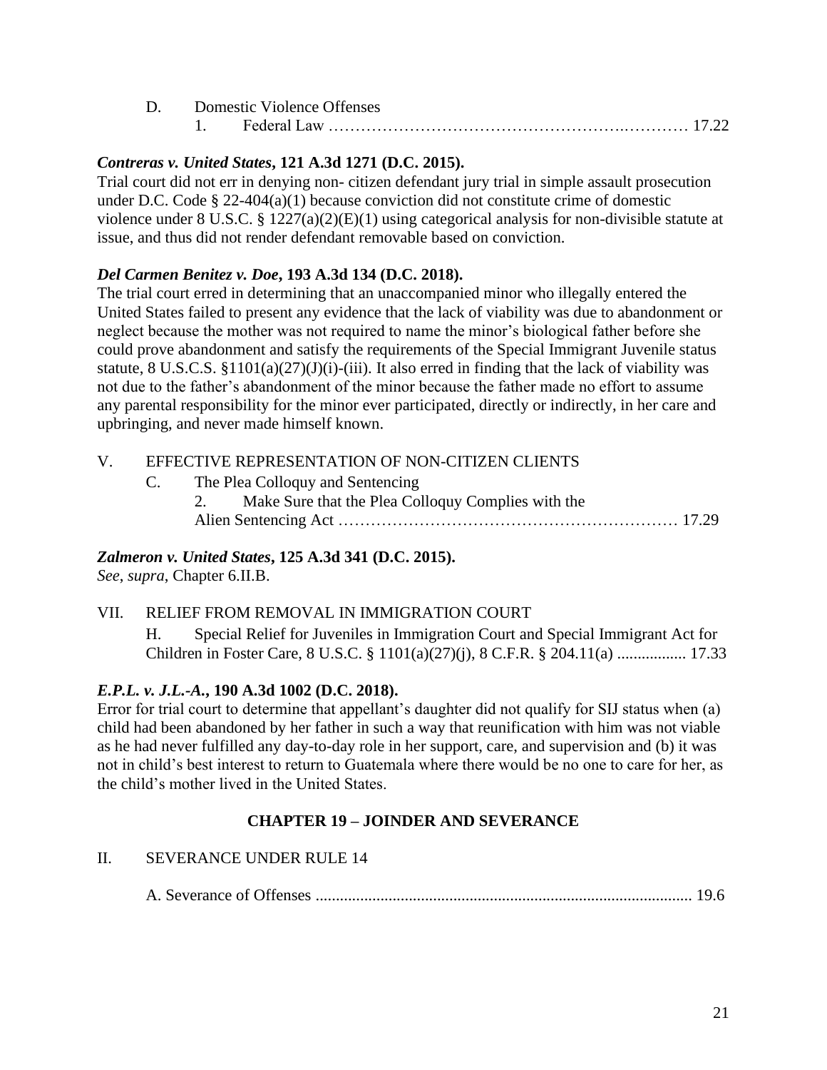D. Domestic Violence Offenses

1. Federal Law …………………………………………….………… 17.22

***Contreras v. United States*, 121 A.3d 1271 (D.C. 2015).**
Trial court did not err in denying non- citizen defendant jury trial in simple assault prosecution under D.C. Code § 22-404(a)(1) because conviction did not constitute crime of domestic violence under 8 U.S.C. § 1227(a)(2)(E)(1) using categorical analysis for non-divisible statute at issue, and thus did not render defendant removable based on conviction.

***Del Carmen Benitez v. Doe*, 193 A.3d 134 (D.C. 2018).**
The trial court erred in determining that an unaccompanied minor who illegally entered the United States failed to present any evidence that the lack of viability was due to abandonment or neglect because the mother was not required to name the minor's biological father before she could prove abandonment and satisfy the requirements of the Special Immigrant Juvenile status statute, 8 U.S.C.S. §1101(a)(27)(J)(i)-(iii). It also erred in finding that the lack of viability was not due to the father's abandonment of the minor because the father made no effort to assume any parental responsibility for the minor ever participated, directly or indirectly, in her care and upbringing, and never made himself known.

V. EFFECTIVE REPRESENTATION OF NON-CITIZEN CLIENTS

C. The Plea Colloquy and Sentencing

2. Make Sure that the Plea Colloquy Complies with the Alien Sentencing Act ……………………………………………………… 17.29

***Zalmeron v. United States*, 125 A.3d 341 (D.C. 2015).**
*See*, *supra*, Chapter 6.II.B.

VII. RELIEF FROM REMOVAL IN IMMIGRATION COURT

H. Special Relief for Juveniles in Immigration Court and Special Immigrant Act for Children in Foster Care, 8 U.S.C. § 1101(a)(27)(j), 8 C.F.R. § 204.11(a) ................. 17.33

***E.P.L. v. J.L.-A.*, 190 A.3d 1002 (D.C. 2018).**
Error for trial court to determine that appellant's daughter did not qualify for SIJ status when (a) child had been abandoned by her father in such a way that reunification with him was not viable as he had never fulfilled any day-to-day role in her support, care, and supervision and (b) it was not in child's best interest to return to Guatemala where there would be no one to care for her, as the child's mother lived in the United States.

## CHAPTER 19 – JOINDER AND SEVERANCE

II. SEVERANCE UNDER RULE 14

A. Severance of Offenses ............................................................................................ 19.6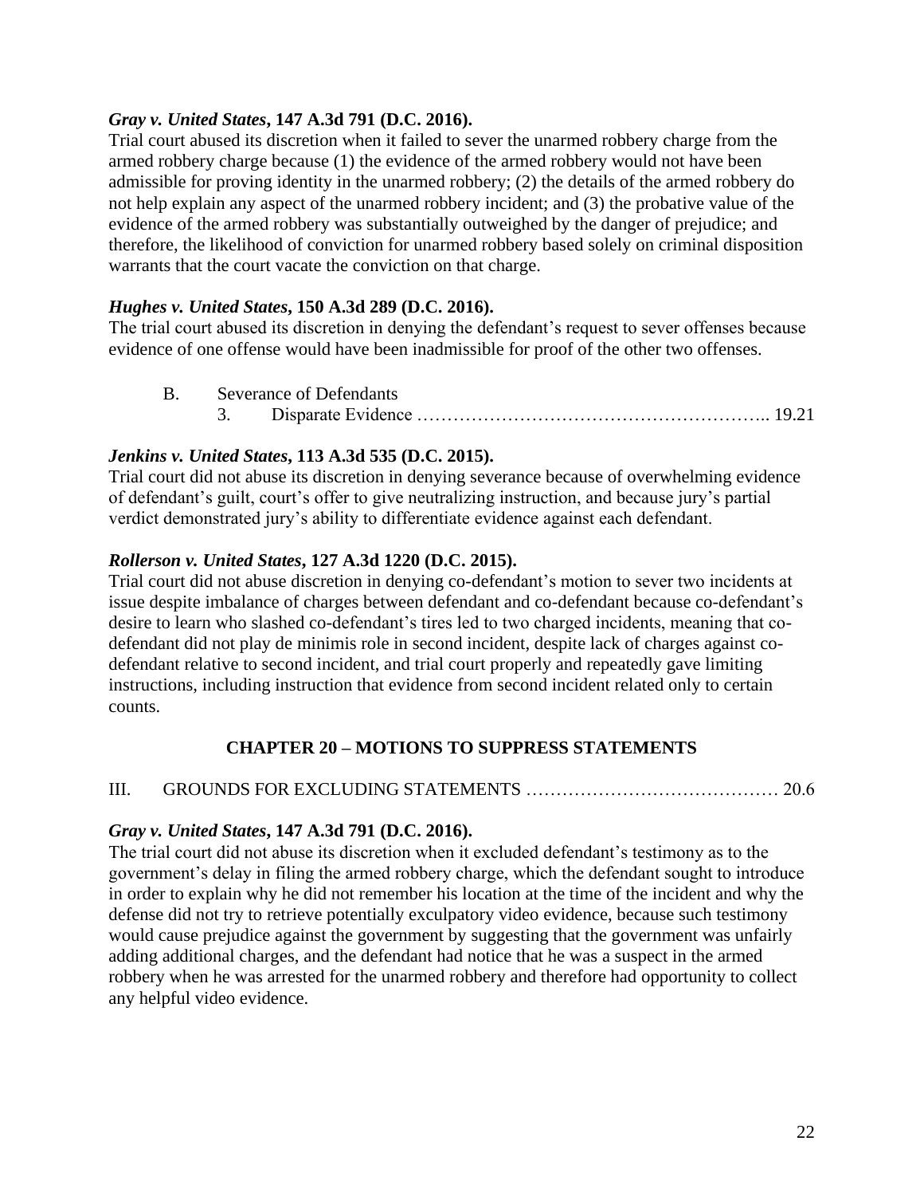***Gray v. United States*, 147 A.3d 791 (D.C. 2016).**
Trial court abused its discretion when it failed to sever the unarmed robbery charge from the armed robbery charge because (1) the evidence of the armed robbery would not have been admissible for proving identity in the unarmed robbery; (2) the details of the armed robbery do not help explain any aspect of the unarmed robbery incident; and (3) the probative value of the evidence of the armed robbery was substantially outweighed by the danger of prejudice; and therefore, the likelihood of conviction for unarmed robbery based solely on criminal disposition warrants that the court vacate the conviction on that charge.

***Hughes v. United States*, 150 A.3d 289 (D.C. 2016).**
The trial court abused its discretion in denying the defendant's request to sever offenses because evidence of one offense would have been inadmissible for proof of the other two offenses.

B. Severance of Defendants
 3. Disparate Evidence ………………………………………………….. 19.21

***Jenkins v. United States*, 113 A.3d 535 (D.C. 2015).**
Trial court did not abuse its discretion in denying severance because of overwhelming evidence of defendant's guilt, court's offer to give neutralizing instruction, and because jury's partial verdict demonstrated jury's ability to differentiate evidence against each defendant.

***Rollerson v. United States*, 127 A.3d 1220 (D.C. 2015).**
Trial court did not abuse discretion in denying co-defendant's motion to sever two incidents at issue despite imbalance of charges between defendant and co-defendant because co-defendant's desire to learn who slashed co-defendant's tires led to two charged incidents, meaning that co-defendant did not play de minimis role in second incident, despite lack of charges against co-defendant relative to second incident, and trial court properly and repeatedly gave limiting instructions, including instruction that evidence from second incident related only to certain counts.

## CHAPTER 20 – MOTIONS TO SUPPRESS STATEMENTS

III. GROUNDS FOR EXCLUDING STATEMENTS …………………………………… 20.6

***Gray v. United States*, 147 A.3d 791 (D.C. 2016).**
The trial court did not abuse its discretion when it excluded defendant's testimony as to the government's delay in filing the armed robbery charge, which the defendant sought to introduce in order to explain why he did not remember his location at the time of the incident and why the defense did not try to retrieve potentially exculpatory video evidence, because such testimony would cause prejudice against the government by suggesting that the government was unfairly adding additional charges, and the defendant had notice that he was a suspect in the armed robbery when he was arrested for the unarmed robbery and therefore had opportunity to collect any helpful video evidence.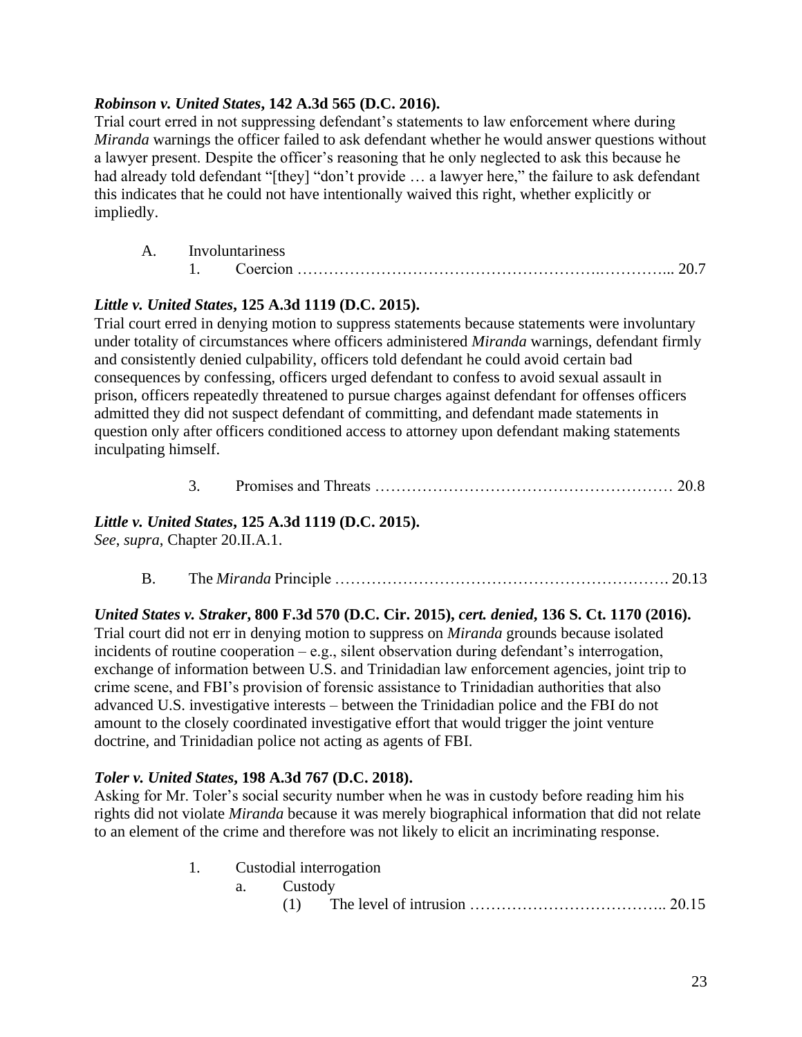***Robinson v. United States*, 142 A.3d 565 (D.C. 2016).**
Trial court erred in not suppressing defendant's statements to law enforcement where during *Miranda* warnings the officer failed to ask defendant whether he would answer questions without a lawyer present. Despite the officer's reasoning that he only neglected to ask this because he had already told defendant "[they] "don't provide … a lawyer here," the failure to ask defendant this indicates that he could not have intentionally waived this right, whether explicitly or impliedly.

A. Involuntariness

1. Coercion …………………………………………………….………….. 20.7

***Little v. United States*, 125 A.3d 1119 (D.C. 2015).**
Trial court erred in denying motion to suppress statements because statements were involuntary under totality of circumstances where officers administered *Miranda* warnings, defendant firmly and consistently denied culpability, officers told defendant he could avoid certain bad consequences by confessing, officers urged defendant to confess to avoid sexual assault in prison, officers repeatedly threatened to pursue charges against defendant for offenses officers admitted they did not suspect defendant of committing, and defendant made statements in question only after officers conditioned access to attorney upon defendant making statements inculpating himself.

3. Promises and Threats ………………………………….…………… 20.8

***Little v. United States*, 125 A.3d 1119 (D.C. 2015).**
*See*, *supra*, Chapter 20.II.A.1.

B. The *Miranda* Principle ………………………………………………………. 20.13

***United States v. Straker*, 800 F.3d 570 (D.C. Cir. 2015), *cert. denied*, 136 S. Ct. 1170 (2016).**
Trial court did not err in denying motion to suppress on *Miranda* grounds because isolated incidents of routine cooperation – e.g., silent observation during defendant's interrogation, exchange of information between U.S. and Trinidadian law enforcement agencies, joint trip to crime scene, and FBI's provision of forensic assistance to Trinidadian authorities that also advanced U.S. investigative interests – between the Trinidadian police and the FBI do not amount to the closely coordinated investigative effort that would trigger the joint venture doctrine, and Trinidadian police not acting as agents of FBI.

***Toler v. United States*, 198 A.3d 767 (D.C. 2018).**
Asking for Mr. Toler's social security number when he was in custody before reading him his rights did not violate *Miranda* because it was merely biographical information that did not relate to an element of the crime and therefore was not likely to elicit an incriminating response.

1. Custodial interrogation
   a. Custody
      (1) The level of intrusion ……………………………….. 20.15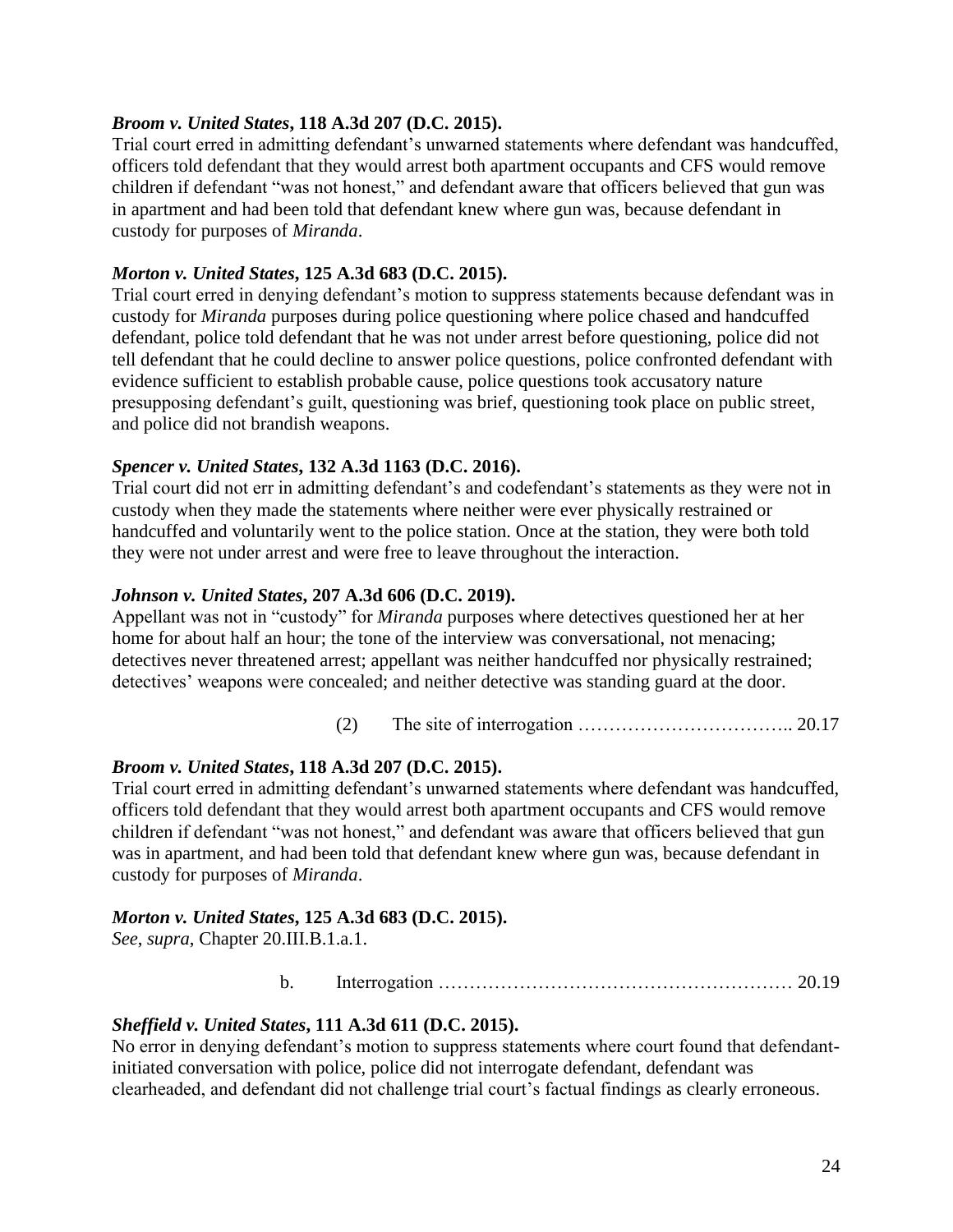***Broom v. United States*, 118 A.3d 207 (D.C. 2015).**
Trial court erred in admitting defendant's unwarned statements where defendant was handcuffed, officers told defendant that they would arrest both apartment occupants and CFS would remove children if defendant "was not honest," and defendant aware that officers believed that gun was in apartment and had been told that defendant knew where gun was, because defendant in custody for purposes of *Miranda*.

***Morton v. United States*, 125 A.3d 683 (D.C. 2015).**
Trial court erred in denying defendant's motion to suppress statements because defendant was in custody for *Miranda* purposes during police questioning where police chased and handcuffed defendant, police told defendant that he was not under arrest before questioning, police did not tell defendant that he could decline to answer police questions, police confronted defendant with evidence sufficient to establish probable cause, police questions took accusatory nature presupposing defendant's guilt, questioning was brief, questioning took place on public street, and police did not brandish weapons.

***Spencer v. United States*, 132 A.3d 1163 (D.C. 2016).**
Trial court did not err in admitting defendant's and codefendant's statements as they were not in custody when they made the statements where neither were ever physically restrained or handcuffed and voluntarily went to the police station. Once at the station, they were both told they were not under arrest and were free to leave throughout the interaction.

***Johnson v. United States*, 207 A.3d 606 (D.C. 2019).**
Appellant was not in "custody" for *Miranda* purposes where detectives questioned her at her home for about half an hour; the tone of the interview was conversational, not menacing; detectives never threatened arrest; appellant was neither handcuffed nor physically restrained; detectives' weapons were concealed; and neither detective was standing guard at the door.

(2) The site of interrogation …………………………….. 20.17

***Broom v. United States*, 118 A.3d 207 (D.C. 2015).**
Trial court erred in admitting defendant's unwarned statements where defendant was handcuffed, officers told defendant that they would arrest both apartment occupants and CFS would remove children if defendant "was not honest," and defendant was aware that officers believed that gun was in apartment, and had been told that defendant knew where gun was, because defendant in custody for purposes of *Miranda*.

***Morton v. United States*, 125 A.3d 683 (D.C. 2015).**
*See*, *supra*, Chapter 20.III.B.1.a.1.

b. Interrogation ………………………………………………… 20.19

***Sheffield v. United States*, 111 A.3d 611 (D.C. 2015).**
No error in denying defendant's motion to suppress statements where court found that defendant-initiated conversation with police, police did not interrogate defendant, defendant was clearheaded, and defendant did not challenge trial court's factual findings as clearly erroneous.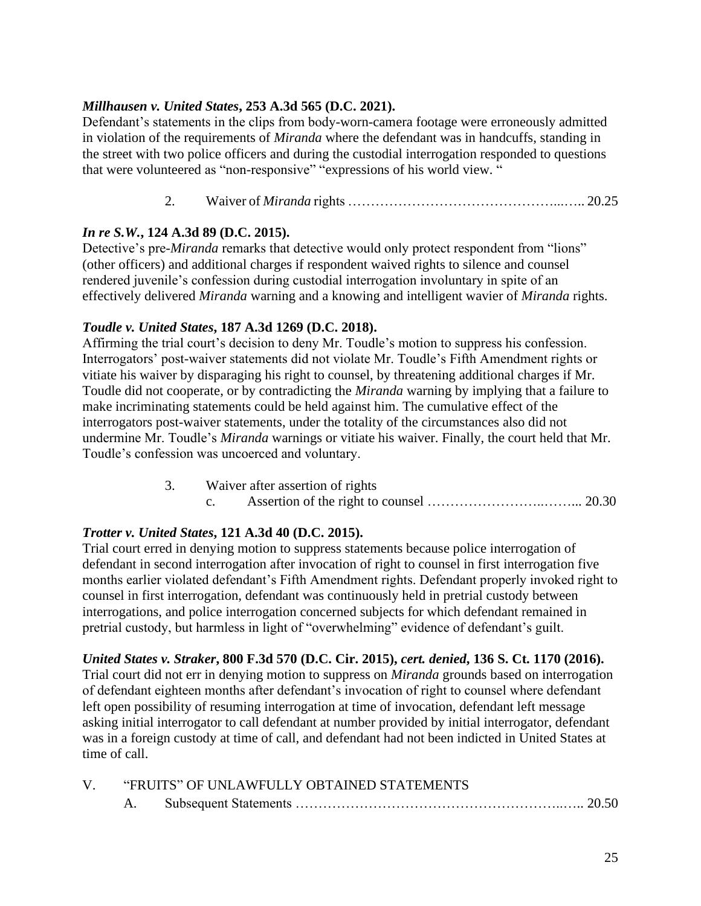***Millhausen v. United States*, 253 A.3d 565 (D.C. 2021).**
Defendant's statements in the clips from body-worn-camera footage were erroneously admitted in violation of the requirements of *Miranda* where the defendant was in handcuffs, standing in the street with two police officers and during the custodial interrogation responded to questions that were volunteered as "non-responsive" "expressions of his world view. "

2. Waiver of *Miranda* rights ……………………………………...….. 20.25

***In re S.W.*, 124 A.3d 89 (D.C. 2015).**
Detective's pre-*Miranda* remarks that detective would only protect respondent from "lions" (other officers) and additional charges if respondent waived rights to silence and counsel rendered juvenile's confession during custodial interrogation involuntary in spite of an effectively delivered *Miranda* warning and a knowing and intelligent wavier of *Miranda* rights.

***Toudle v. United States*, 187 A.3d 1269 (D.C. 2018).**
Affirming the trial court's decision to deny Mr. Toudle's motion to suppress his confession. Interrogators' post-waiver statements did not violate Mr. Toudle's Fifth Amendment rights or vitiate his waiver by disparaging his right to counsel, by threatening additional charges if Mr. Toudle did not cooperate, or by contradicting the *Miranda* warning by implying that a failure to make incriminating statements could be held against him. The cumulative effect of the interrogators post-waiver statements, under the totality of the circumstances also did not undermine Mr. Toudle's *Miranda* warnings or vitiate his waiver. Finally, the court held that Mr. Toudle's confession was uncoerced and voluntary.

3. Waiver after assertion of rights
   c. Assertion of the right to counsel ……………………..……... 20.30

***Trotter v. United States*, 121 A.3d 40 (D.C. 2015).**
Trial court erred in denying motion to suppress statements because police interrogation of defendant in second interrogation after invocation of right to counsel in first interrogation five months earlier violated defendant's Fifth Amendment rights. Defendant properly invoked right to counsel in first interrogation, defendant was continuously held in pretrial custody between interrogations, and police interrogation concerned subjects for which defendant remained in pretrial custody, but harmless in light of "overwhelming" evidence of defendant's guilt.

***United States v. Straker*, 800 F.3d 570 (D.C. Cir. 2015), *cert. denied*, 136 S. Ct. 1170 (2016).**
Trial court did not err in denying motion to suppress on *Miranda* grounds based on interrogation of defendant eighteen months after defendant's invocation of right to counsel where defendant left open possibility of resuming interrogation at time of invocation, defendant left message asking initial interrogator to call defendant at number provided by initial interrogator, defendant was in a foreign custody at time of call, and defendant had not been indicted in United States at time of call.

V. "FRUITS" OF UNLAWFULLY OBTAINED STATEMENTS
   A. Subsequent Statements ……………………………………………..….. 20.50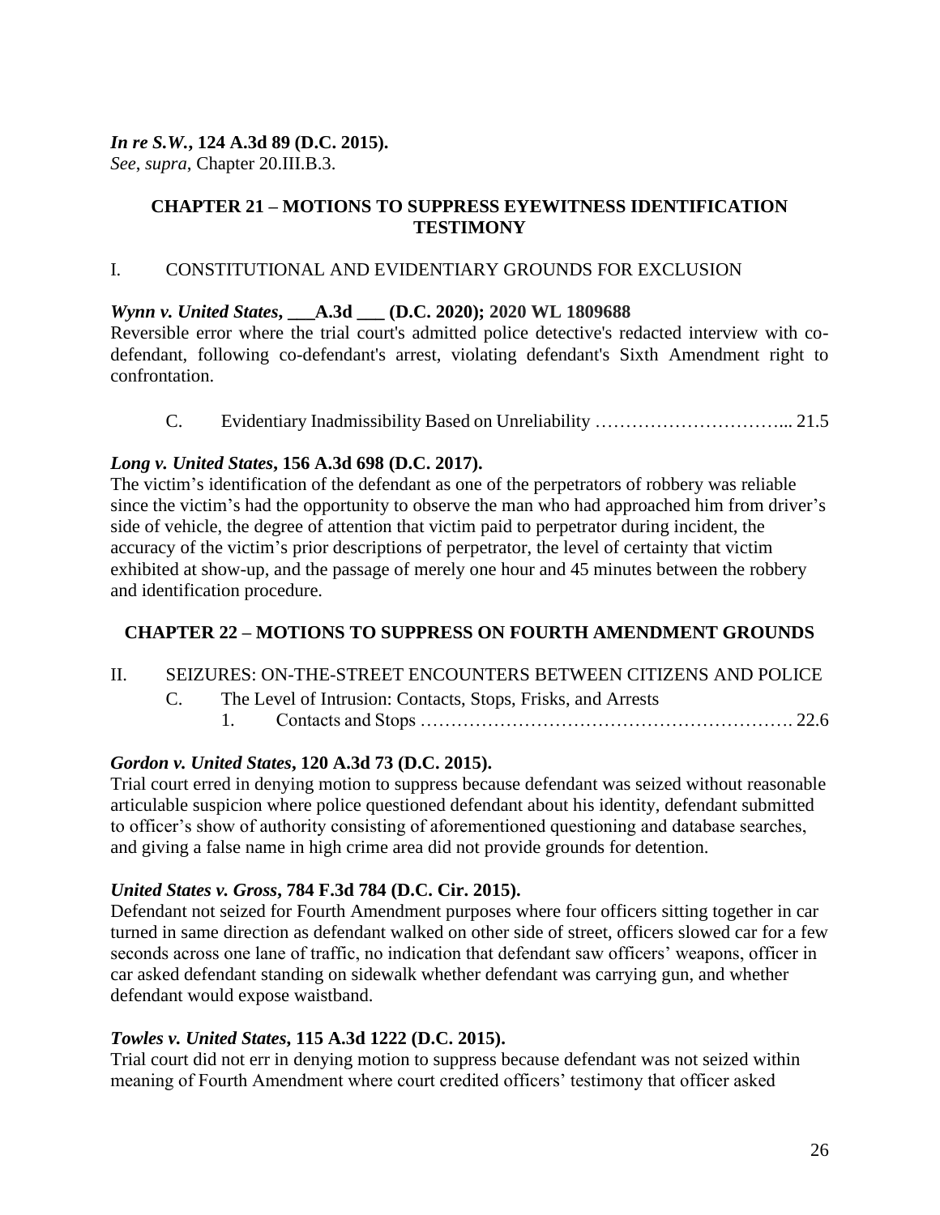***In re S.W.*, 124 A.3d 89 (D.C. 2015).**
*See*, *supra*, Chapter 20.III.B.3.

## CHAPTER 21 – MOTIONS TO SUPPRESS EYEWITNESS IDENTIFICATION TESTIMONY

I. CONSTITUTIONAL AND EVIDENTIARY GROUNDS FOR EXCLUSION

***Wynn v. United States*, ___A.3d ___ (D.C. 2020); 2020 WL 1809688**
Reversible error where the trial court's admitted police detective's redacted interview with co-defendant, following co-defendant's arrest, violating defendant's Sixth Amendment right to confrontation.

C. Evidentiary Inadmissibility Based on Unreliability …………………………... 21.5

***Long v. United States*, 156 A.3d 698 (D.C. 2017).**
The victim's identification of the defendant as one of the perpetrators of robbery was reliable since the victim's had the opportunity to observe the man who had approached him from driver's side of vehicle, the degree of attention that victim paid to perpetrator during incident, the accuracy of the victim's prior descriptions of perpetrator, the level of certainty that victim exhibited at show-up, and the passage of merely one hour and 45 minutes between the robbery and identification procedure.

## CHAPTER 22 – MOTIONS TO SUPPRESS ON FOURTH AMENDMENT GROUNDS

II. SEIZURES: ON-THE-STREET ENCOUNTERS BETWEEN CITIZENS AND POLICE

C. The Level of Intrusion: Contacts, Stops, Frisks, and Arrests

1. Contacts and Stops ……………………………………………………. 22.6

***Gordon v. United States*, 120 A.3d 73 (D.C. 2015).**
Trial court erred in denying motion to suppress because defendant was seized without reasonable articulable suspicion where police questioned defendant about his identity, defendant submitted to officer's show of authority consisting of aforementioned questioning and database searches, and giving a false name in high crime area did not provide grounds for detention.

***United States v. Gross*, 784 F.3d 784 (D.C. Cir. 2015).**
Defendant not seized for Fourth Amendment purposes where four officers sitting together in car turned in same direction as defendant walked on other side of street, officers slowed car for a few seconds across one lane of traffic, no indication that defendant saw officers' weapons, officer in car asked defendant standing on sidewalk whether defendant was carrying gun, and whether defendant would expose waistband.

***Towles v. United States*, 115 A.3d 1222 (D.C. 2015).**
Trial court did not err in denying motion to suppress because defendant was not seized within meaning of Fourth Amendment where court credited officers' testimony that officer asked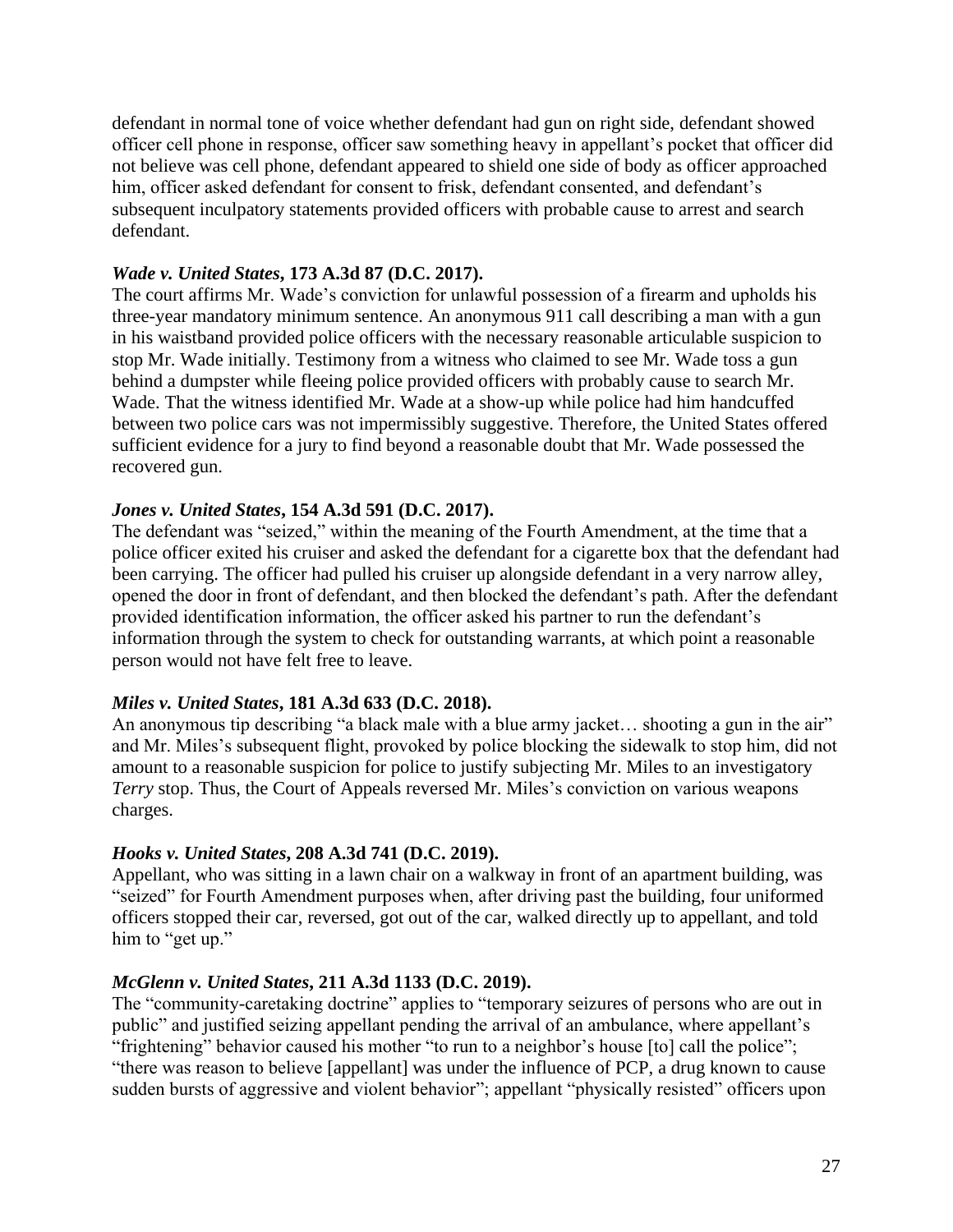defendant in normal tone of voice whether defendant had gun on right side, defendant showed officer cell phone in response, officer saw something heavy in appellant's pocket that officer did not believe was cell phone, defendant appeared to shield one side of body as officer approached him, officer asked defendant for consent to frisk, defendant consented, and defendant's subsequent inculpatory statements provided officers with probable cause to arrest and search defendant.

***Wade v. United States*, 173 A.3d 87 (D.C. 2017).**
The court affirms Mr. Wade's conviction for unlawful possession of a firearm and upholds his three-year mandatory minimum sentence. An anonymous 911 call describing a man with a gun in his waistband provided police officers with the necessary reasonable articulable suspicion to stop Mr. Wade initially. Testimony from a witness who claimed to see Mr. Wade toss a gun behind a dumpster while fleeing police provided officers with probably cause to search Mr. Wade. That the witness identified Mr. Wade at a show-up while police had him handcuffed between two police cars was not impermissibly suggestive. Therefore, the United States offered sufficient evidence for a jury to find beyond a reasonable doubt that Mr. Wade possessed the recovered gun.

***Jones v. United States*, 154 A.3d 591 (D.C. 2017).**
The defendant was "seized," within the meaning of the Fourth Amendment, at the time that a police officer exited his cruiser and asked the defendant for a cigarette box that the defendant had been carrying. The officer had pulled his cruiser up alongside defendant in a very narrow alley, opened the door in front of defendant, and then blocked the defendant's path. After the defendant provided identification information, the officer asked his partner to run the defendant's information through the system to check for outstanding warrants, at which point a reasonable person would not have felt free to leave.

***Miles v. United States*, 181 A.3d 633 (D.C. 2018).**
An anonymous tip describing "a black male with a blue army jacket… shooting a gun in the air" and Mr. Miles's subsequent flight, provoked by police blocking the sidewalk to stop him, did not amount to a reasonable suspicion for police to justify subjecting Mr. Miles to an investigatory *Terry* stop. Thus, the Court of Appeals reversed Mr. Miles's conviction on various weapons charges.

***Hooks v. United States*, 208 A.3d 741 (D.C. 2019).**
Appellant, who was sitting in a lawn chair on a walkway in front of an apartment building, was "seized" for Fourth Amendment purposes when, after driving past the building, four uniformed officers stopped their car, reversed, got out of the car, walked directly up to appellant, and told him to "get up."

***McGlenn v. United States*, 211 A.3d 1133 (D.C. 2019).**
The "community-caretaking doctrine" applies to "temporary seizures of persons who are out in public" and justified seizing appellant pending the arrival of an ambulance, where appellant's "frightening" behavior caused his mother "to run to a neighbor's house [to] call the police"; "there was reason to believe [appellant] was under the influence of PCP, a drug known to cause sudden bursts of aggressive and violent behavior"; appellant "physically resisted" officers upon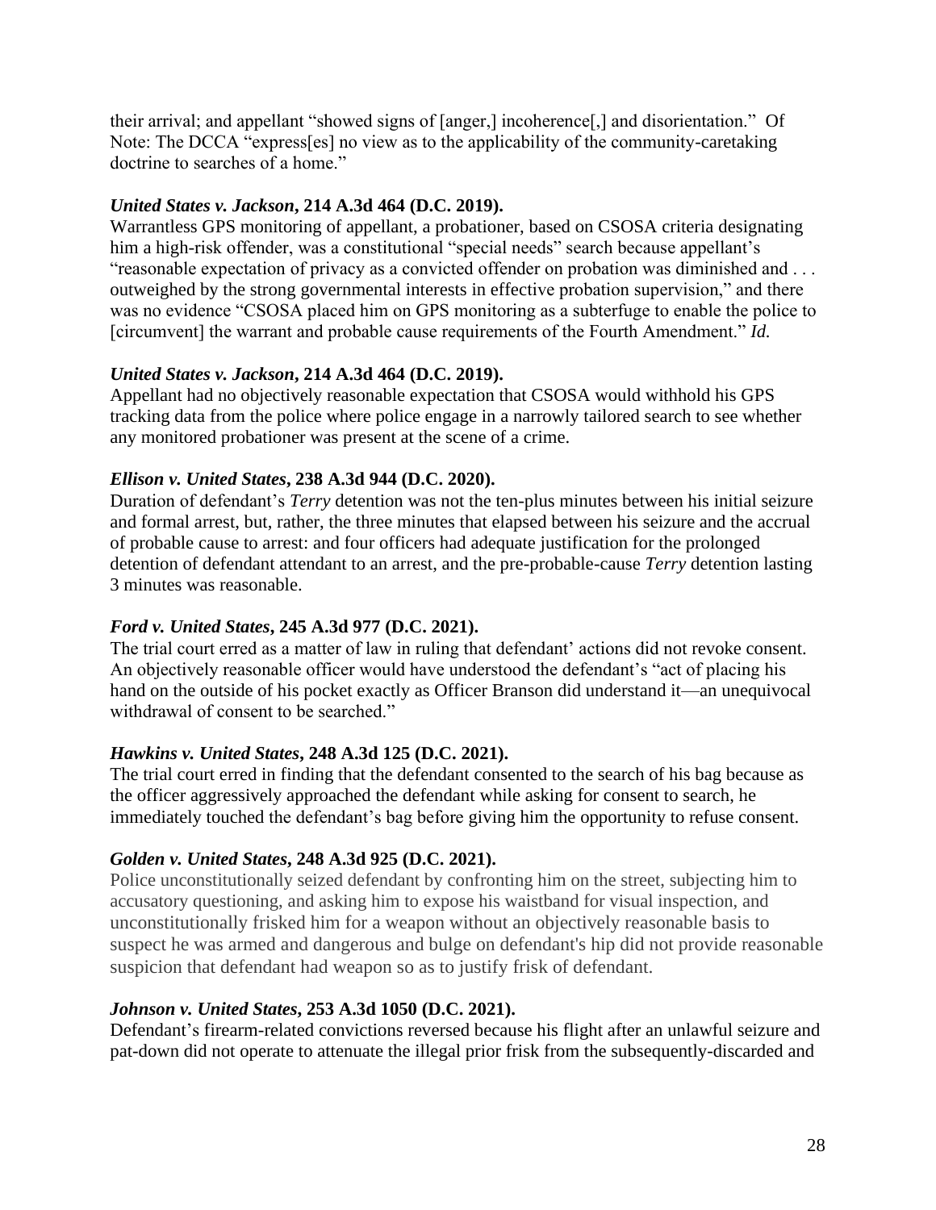their arrival; and appellant "showed signs of [anger,] incoherence[,] and disorientation." Of Note: The DCCA "express[es] no view as to the applicability of the community-caretaking doctrine to searches of a home."

***United States v. Jackson*, 214 A.3d 464 (D.C. 2019).**
Warrantless GPS monitoring of appellant, a probationer, based on CSOSA criteria designating him a high-risk offender, was a constitutional "special needs" search because appellant's "reasonable expectation of privacy as a convicted offender on probation was diminished and . . . outweighed by the strong governmental interests in effective probation supervision," and there was no evidence "CSOSA placed him on GPS monitoring as a subterfuge to enable the police to [circumvent] the warrant and probable cause requirements of the Fourth Amendment." *Id.*

***United States v. Jackson*, 214 A.3d 464 (D.C. 2019).**
Appellant had no objectively reasonable expectation that CSOSA would withhold his GPS tracking data from the police where police engage in a narrowly tailored search to see whether any monitored probationer was present at the scene of a crime.

***Ellison v. United States*, 238 A.3d 944 (D.C. 2020).**
Duration of defendant's *Terry* detention was not the ten-plus minutes between his initial seizure and formal arrest, but, rather, the three minutes that elapsed between his seizure and the accrual of probable cause to arrest: and four officers had adequate justification for the prolonged detention of defendant attendant to an arrest, and the pre-probable-cause *Terry* detention lasting 3 minutes was reasonable.

***Ford v. United States*, 245 A.3d 977 (D.C. 2021).**
The trial court erred as a matter of law in ruling that defendant' actions did not revoke consent. An objectively reasonable officer would have understood the defendant's "act of placing his hand on the outside of his pocket exactly as Officer Branson did understand it—an unequivocal withdrawal of consent to be searched."

***Hawkins v. United States*, 248 A.3d 125 (D.C. 2021).**
The trial court erred in finding that the defendant consented to the search of his bag because as the officer aggressively approached the defendant while asking for consent to search, he immediately touched the defendant's bag before giving him the opportunity to refuse consent.

***Golden v. United States*, 248 A.3d 925 (D.C. 2021).**
Police unconstitutionally seized defendant by confronting him on the street, subjecting him to accusatory questioning, and asking him to expose his waistband for visual inspection, and unconstitutionally frisked him for a weapon without an objectively reasonable basis to suspect he was armed and dangerous and bulge on defendant's hip did not provide reasonable suspicion that defendant had weapon so as to justify frisk of defendant.

***Johnson v. United States*, 253 A.3d 1050 (D.C. 2021).**
Defendant's firearm-related convictions reversed because his flight after an unlawful seizure and pat-down did not operate to attenuate the illegal prior frisk from the subsequently-discarded and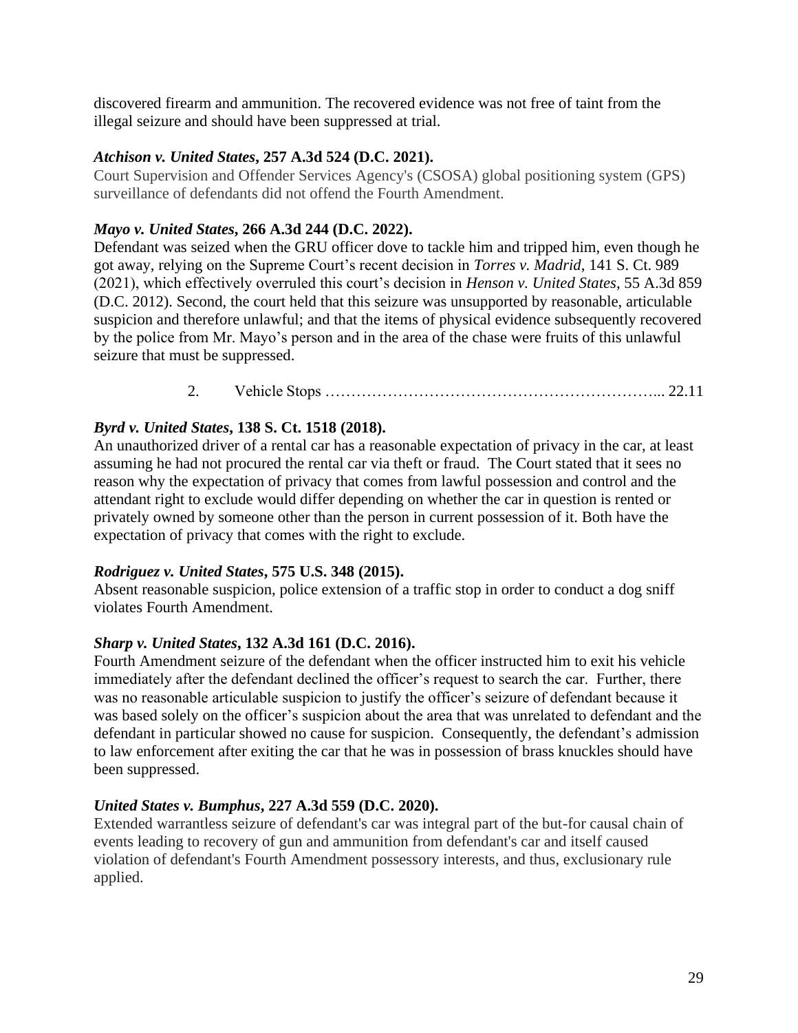discovered firearm and ammunition. The recovered evidence was not free of taint from the illegal seizure and should have been suppressed at trial.

***Atchison v. United States*, 257 A.3d 524 (D.C. 2021).**
Court Supervision and Offender Services Agency's (CSOSA) global positioning system (GPS) surveillance of defendants did not offend the Fourth Amendment.

***Mayo v. United States*, 266 A.3d 244 (D.C. 2022).**
Defendant was seized when the GRU officer dove to tackle him and tripped him, even though he got away, relying on the Supreme Court's recent decision in *Torres v. Madrid*, 141 S. Ct. 989 (2021), which effectively overruled this court's decision in *Henson v. United States*, 55 A.3d 859 (D.C. 2012). Second, the court held that this seizure was unsupported by reasonable, articulable suspicion and therefore unlawful; and that the items of physical evidence subsequently recovered by the police from Mr. Mayo's person and in the area of the chase were fruits of this unlawful seizure that must be suppressed.

2. Vehicle Stops ………………………………………………………... 22.11

***Byrd v. United States*, 138 S. Ct. 1518 (2018).**
An unauthorized driver of a rental car has a reasonable expectation of privacy in the car, at least assuming he had not procured the rental car via theft or fraud. The Court stated that it sees no reason why the expectation of privacy that comes from lawful possession and control and the attendant right to exclude would differ depending on whether the car in question is rented or privately owned by someone other than the person in current possession of it. Both have the expectation of privacy that comes with the right to exclude.

***Rodriguez v. United States*, 575 U.S. 348 (2015).**
Absent reasonable suspicion, police extension of a traffic stop in order to conduct a dog sniff violates Fourth Amendment.

***Sharp v. United States*, 132 A.3d 161 (D.C. 2016).**
Fourth Amendment seizure of the defendant when the officer instructed him to exit his vehicle immediately after the defendant declined the officer's request to search the car. Further, there was no reasonable articulable suspicion to justify the officer's seizure of defendant because it was based solely on the officer's suspicion about the area that was unrelated to defendant and the defendant in particular showed no cause for suspicion. Consequently, the defendant's admission to law enforcement after exiting the car that he was in possession of brass knuckles should have been suppressed.

***United States v. Bumphus*, 227 A.3d 559 (D.C. 2020).**
Extended warrantless seizure of defendant's car was integral part of the but-for causal chain of events leading to recovery of gun and ammunition from defendant's car and itself caused violation of defendant's Fourth Amendment possessory interests, and thus, exclusionary rule applied.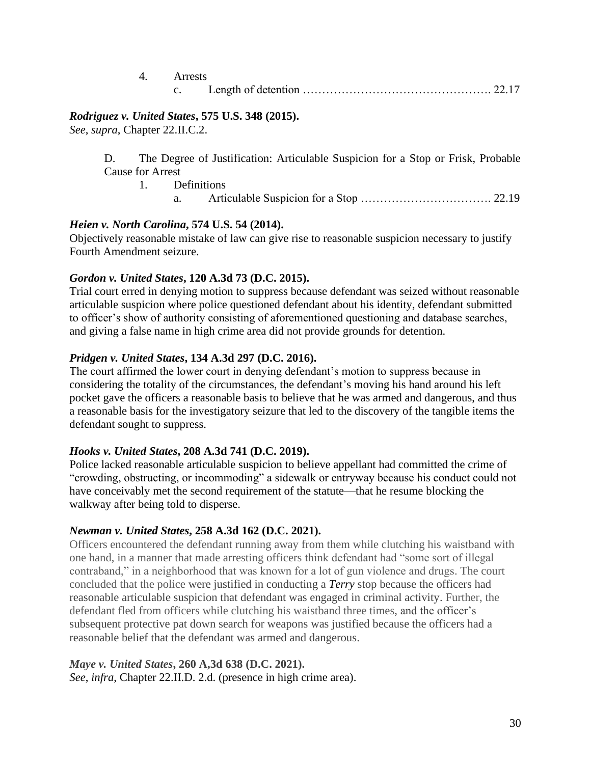4. Arrests
   c. Length of detention ………………………………………… 22.17

***Rodriguez v. United States*, 575 U.S. 348 (2015).**
*See*, *supra*, Chapter 22.II.C.2.

D. The Degree of Justification: Articulable Suspicion for a Stop or Frisk, Probable Cause for Arrest
1. Definitions
   a. Articulable Suspicion for a Stop ……………………………. 22.19

***Heien v. North Carolina*, 574 U.S. 54 (2014).**
Objectively reasonable mistake of law can give rise to reasonable suspicion necessary to justify Fourth Amendment seizure.

***Gordon v. United States*, 120 A.3d 73 (D.C. 2015).**
Trial court erred in denying motion to suppress because defendant was seized without reasonable articulable suspicion where police questioned defendant about his identity, defendant submitted to officer's show of authority consisting of aforementioned questioning and database searches, and giving a false name in high crime area did not provide grounds for detention.

***Pridgen v. United States*, 134 A.3d 297 (D.C. 2016).**
The court affirmed the lower court in denying defendant's motion to suppress because in considering the totality of the circumstances, the defendant's moving his hand around his left pocket gave the officers a reasonable basis to believe that he was armed and dangerous, and thus a reasonable basis for the investigatory seizure that led to the discovery of the tangible items the defendant sought to suppress.

***Hooks v. United States*, 208 A.3d 741 (D.C. 2019).**
Police lacked reasonable articulable suspicion to believe appellant had committed the crime of "crowding, obstructing, or incommoding" a sidewalk or entryway because his conduct could not have conceivably met the second requirement of the statute—that he resume blocking the walkway after being told to disperse.

***Newman v. United States*, 258 A.3d 162 (D.C. 2021).**
Officers encountered the defendant running away from them while clutching his waistband with one hand, in a manner that made arresting officers think defendant had "some sort of illegal contraband," in a neighborhood that was known for a lot of gun violence and drugs. The court concluded that the police were justified in conducting a ***Terry*** stop because the officers had reasonable articulable suspicion that defendant was engaged in criminal activity. Further, the defendant fled from officers while clutching his waistband three times, and the officer's subsequent protective pat down search for weapons was justified because the officers had a reasonable belief that the defendant was armed and dangerous.

***Maye v. United States*, 260 A,3d 638 (D.C. 2021).**
*See*, *infra*, Chapter 22.II.D. 2.d. (presence in high crime area).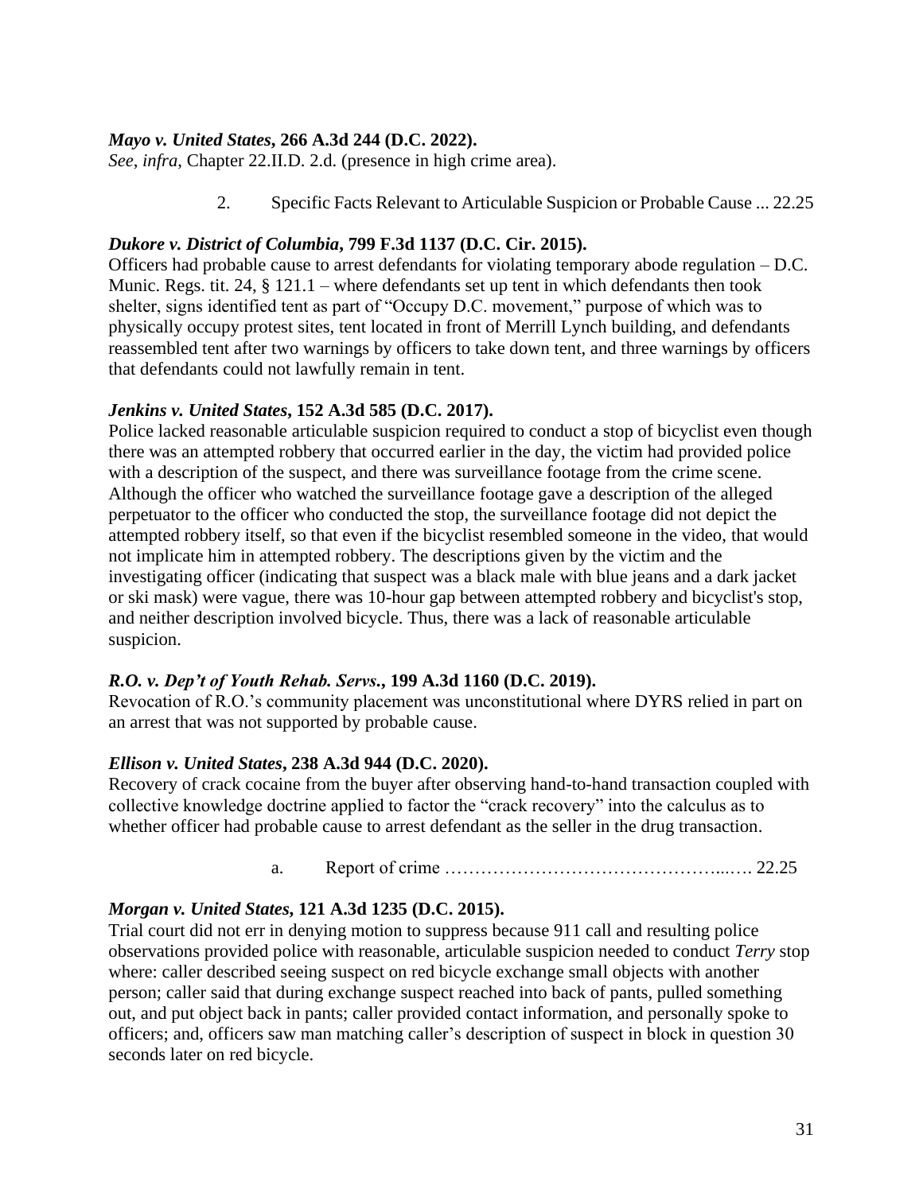***Mayo v. United States*, 266 A.3d 244 (D.C. 2022).**
*See*, *infra*, Chapter 22.II.D. 2.d. (presence in high crime area).

2. Specific Facts Relevant to Articulable Suspicion or Probable Cause ... 22.25

***Dukore v. District of Columbia*, 799 F.3d 1137 (D.C. Cir. 2015).**
Officers had probable cause to arrest defendants for violating temporary abode regulation – D.C. Munic. Regs. tit. 24, § 121.1 – where defendants set up tent in which defendants then took shelter, signs identified tent as part of "Occupy D.C. movement," purpose of which was to physically occupy protest sites, tent located in front of Merrill Lynch building, and defendants reassembled tent after two warnings by officers to take down tent, and three warnings by officers that defendants could not lawfully remain in tent.

***Jenkins v. United States*, 152 A.3d 585 (D.C. 2017).**
Police lacked reasonable articulable suspicion required to conduct a stop of bicyclist even though there was an attempted robbery that occurred earlier in the day, the victim had provided police with a description of the suspect, and there was surveillance footage from the crime scene. Although the officer who watched the surveillance footage gave a description of the alleged perpetuator to the officer who conducted the stop, the surveillance footage did not depict the attempted robbery itself, so that even if the bicyclist resembled someone in the video, that would not implicate him in attempted robbery. The descriptions given by the victim and the investigating officer (indicating that suspect was a black male with blue jeans and a dark jacket or ski mask) were vague, there was 10-hour gap between attempted robbery and bicyclist's stop, and neither description involved bicycle. Thus, there was a lack of reasonable articulable suspicion.

***R.O. v. Dep't of Youth Rehab. Servs.*, 199 A.3d 1160 (D.C. 2019).**
Revocation of R.O.'s community placement was unconstitutional where DYRS relied in part on an arrest that was not supported by probable cause.

***Ellison v. United States*, 238 A.3d 944 (D.C. 2020).**
Recovery of crack cocaine from the buyer after observing hand-to-hand transaction coupled with collective knowledge doctrine applied to factor the "crack recovery" into the calculus as to whether officer had probable cause to arrest defendant as the seller in the drug transaction.

a. Report of crime ………………………………………...…. 22.25

***Morgan v. United States*, 121 A.3d 1235 (D.C. 2015).**
Trial court did not err in denying motion to suppress because 911 call and resulting police observations provided police with reasonable, articulable suspicion needed to conduct *Terry* stop where: caller described seeing suspect on red bicycle exchange small objects with another person; caller said that during exchange suspect reached into back of pants, pulled something out, and put object back in pants; caller provided contact information, and personally spoke to officers; and, officers saw man matching caller's description of suspect in block in question 30 seconds later on red bicycle.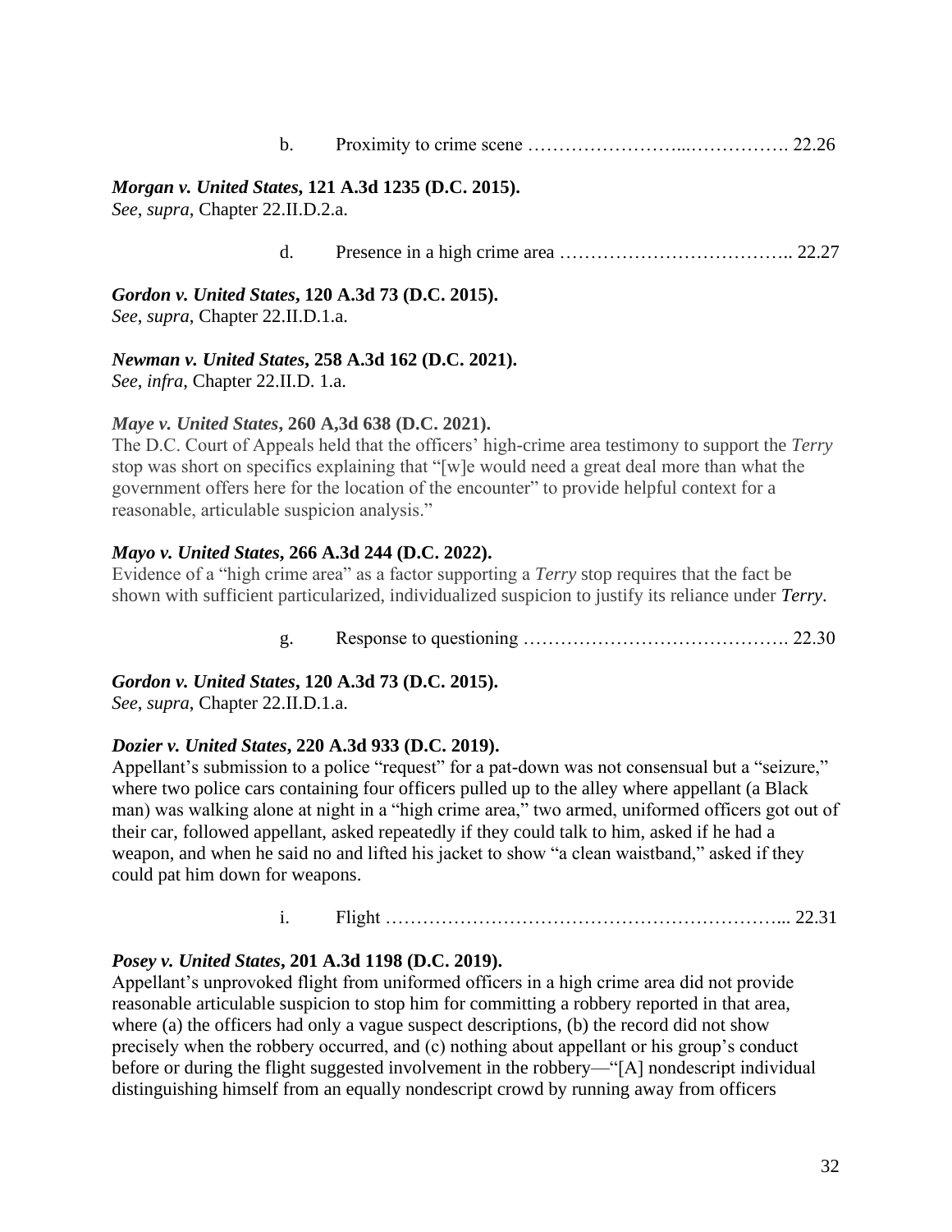b. Proximity to crime scene ……………………...……………. 22.26

***Morgan v. United States*, 121 A.3d 1235 (D.C. 2015).**
*See*, *supra*, Chapter 22.II.D.2.a.

d. Presence in a high crime area ……………………………….. 22.27

***Gordon v. United States*, 120 A.3d 73 (D.C. 2015).**
*See*, *supra*, Chapter 22.II.D.1.a.

***Newman v. United States*, 258 A.3d 162 (D.C. 2021).**
*See*, *infra*, Chapter 22.II.D. 1.a.

***Maye v. United States*, 260 A,3d 638 (D.C. 2021).**
The D.C. Court of Appeals held that the officers' high-crime area testimony to support the *Terry* stop was short on specifics explaining that "[w]e would need a great deal more than what the government offers here for the location of the encounter" to provide helpful context for a reasonable, articulable suspicion analysis."

***Mayo v. United States*, 266 A.3d 244 (D.C. 2022).**
Evidence of a "high crime area" as a factor supporting a *Terry* stop requires that the fact be shown with sufficient particularized, individualized suspicion to justify its reliance under ***Terry***.

g. Response to questioning ……………………………………. 22.30

***Gordon v. United States*, 120 A.3d 73 (D.C. 2015).**
*See*, *supra*, Chapter 22.II.D.1.a.

***Dozier v. United States*, 220 A.3d 933 (D.C. 2019).**
Appellant's submission to a police "request" for a pat-down was not consensual but a "seizure," where two police cars containing four officers pulled up to the alley where appellant (a Black man) was walking alone at night in a "high crime area," two armed, uniformed officers got out of their car, followed appellant, asked repeatedly if they could talk to him, asked if he had a weapon, and when he said no and lifted his jacket to show "a clean waistband," asked if they could pat him down for weapons.

i. Flight ………………………………………………………... 22.31

***Posey v. United States*, 201 A.3d 1198 (D.C. 2019).**
Appellant's unprovoked flight from uniformed officers in a high crime area did not provide reasonable articulable suspicion to stop him for committing a robbery reported in that area, where (a) the officers had only a vague suspect descriptions, (b) the record did not show precisely when the robbery occurred, and (c) nothing about appellant or his group's conduct before or during the flight suggested involvement in the robbery—"[A] nondescript individual distinguishing himself from an equally nondescript crowd by running away from officers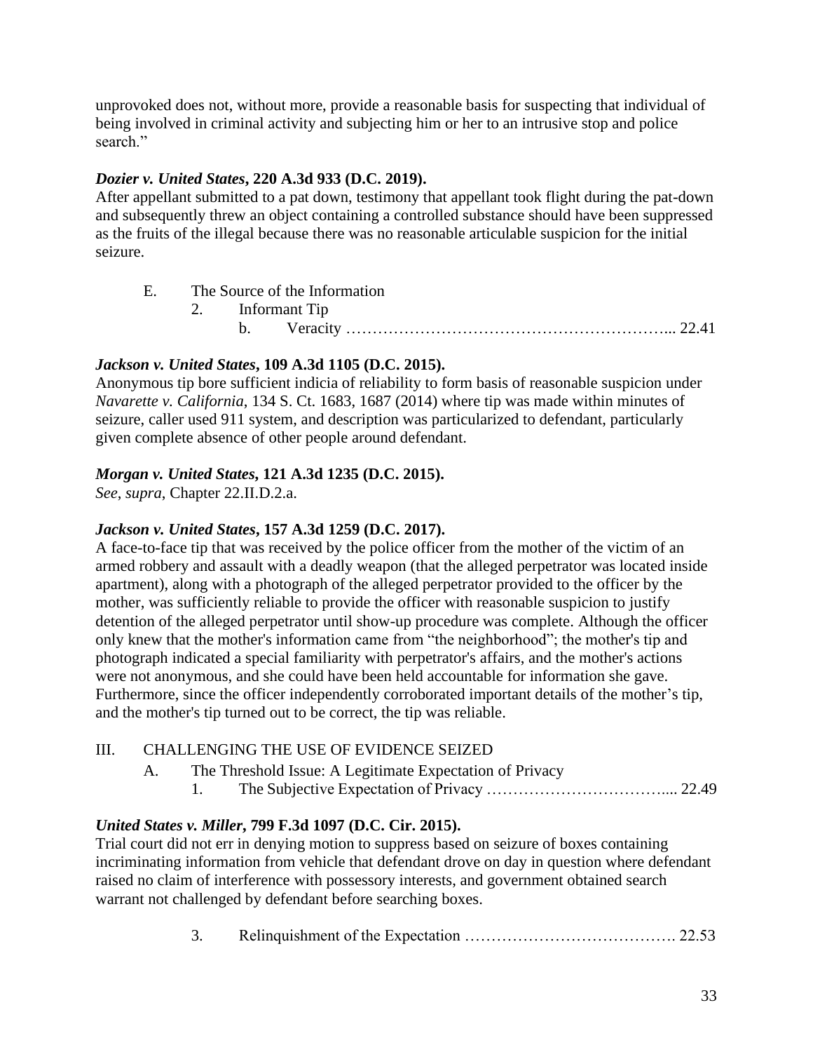unprovoked does not, without more, provide a reasonable basis for suspecting that individual of being involved in criminal activity and subjecting him or her to an intrusive stop and police search."

***Dozier v. United States*, 220 A.3d 933 (D.C. 2019).**
After appellant submitted to a pat down, testimony that appellant took flight during the pat-down and subsequently threw an object containing a controlled substance should have been suppressed as the fruits of the illegal because there was no reasonable articulable suspicion for the initial seizure.

E. The Source of the Information
  2. Informant Tip
    b. Veracity …………………………………………………... 22.41

***Jackson v. United States*, 109 A.3d 1105 (D.C. 2015).**
Anonymous tip bore sufficient indicia of reliability to form basis of reasonable suspicion under *Navarette v. California*, 134 S. Ct. 1683, 1687 (2014) where tip was made within minutes of seizure, caller used 911 system, and description was particularized to defendant, particularly given complete absence of other people around defendant.

***Morgan v. United States*, 121 A.3d 1235 (D.C. 2015).**
*See*, *supra*, Chapter 22.II.D.2.a.

***Jackson v. United States*, 157 A.3d 1259 (D.C. 2017).**
A face-to-face tip that was received by the police officer from the mother of the victim of an armed robbery and assault with a deadly weapon (that the alleged perpetrator was located inside apartment), along with a photograph of the alleged perpetrator provided to the officer by the mother, was sufficiently reliable to provide the officer with reasonable suspicion to justify detention of the alleged perpetrator until show-up procedure was complete. Although the officer only knew that the mother's information came from "the neighborhood"; the mother's tip and photograph indicated a special familiarity with perpetrator's affairs, and the mother's actions were not anonymous, and she could have been held accountable for information she gave. Furthermore, since the officer independently corroborated important details of the mother's tip, and the mother's tip turned out to be correct, the tip was reliable.

III. CHALLENGING THE USE OF EVIDENCE SEIZED
  A. The Threshold Issue: A Legitimate Expectation of Privacy
    1. The Subjective Expectation of Privacy …………………………….... 22.49

***United States v. Miller*, 799 F.3d 1097 (D.C. Cir. 2015).**
Trial court did not err in denying motion to suppress based on seizure of boxes containing incriminating information from vehicle that defendant drove on day in question where defendant raised no claim of interference with possessory interests, and government obtained search warrant not challenged by defendant before searching boxes.

    3. Relinquishment of the Expectation …………………………………. 22.53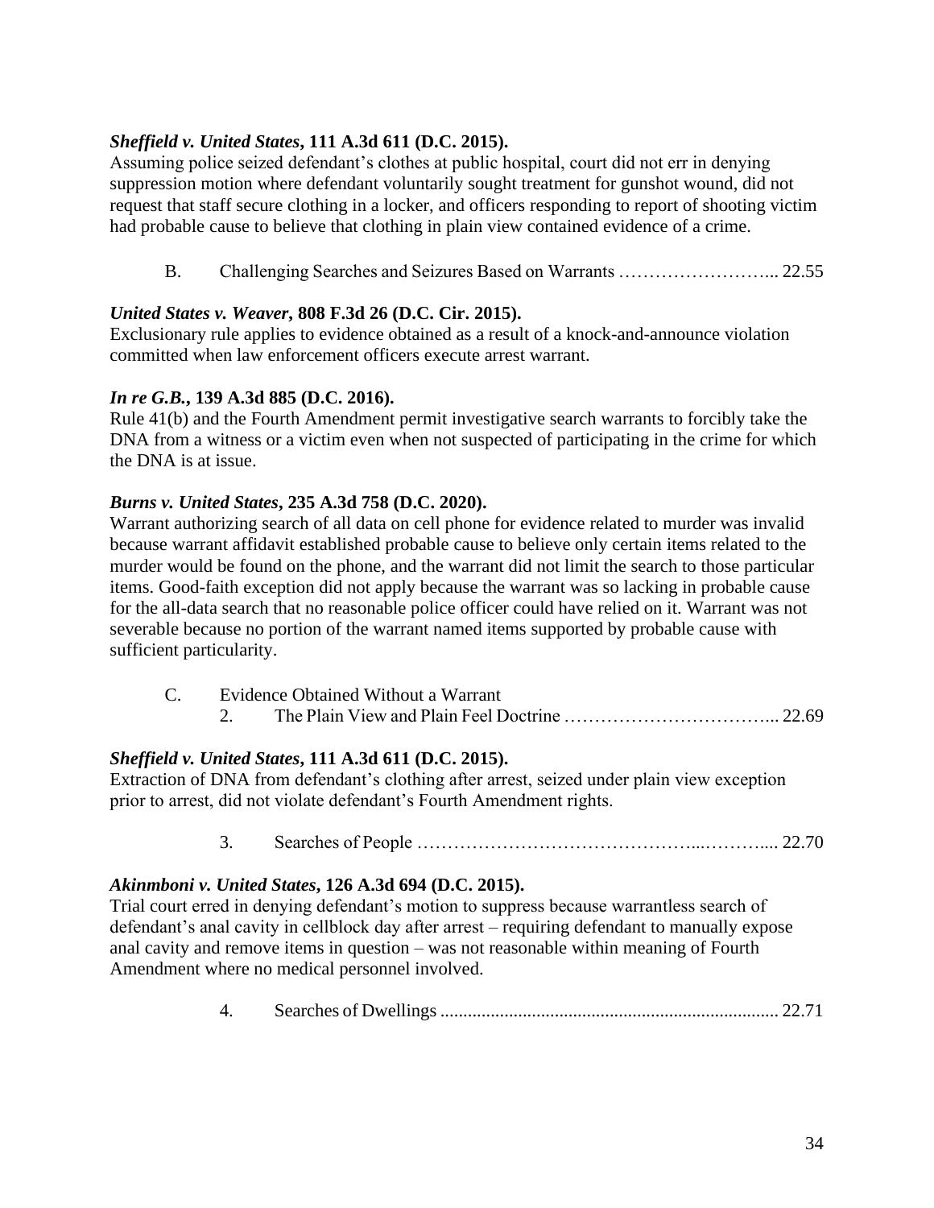***Sheffield v. United States*, 111 A.3d 611 (D.C. 2015).**
Assuming police seized defendant's clothes at public hospital, court did not err in denying suppression motion where defendant voluntarily sought treatment for gunshot wound, did not request that staff secure clothing in a locker, and officers responding to report of shooting victim had probable cause to believe that clothing in plain view contained evidence of a crime.

B. Challenging Searches and Seizures Based on Warrants …………………….... 22.55

***United States v. Weaver*, 808 F.3d 26 (D.C. Cir. 2015).**
Exclusionary rule applies to evidence obtained as a result of a knock-and-announce violation committed when law enforcement officers execute arrest warrant.

***In re G.B.*, 139 A.3d 885 (D.C. 2016).**
Rule 41(b) and the Fourth Amendment permit investigative search warrants to forcibly take the DNA from a witness or a victim even when not suspected of participating in the crime for which the DNA is at issue.

***Burns v. United States*, 235 A.3d 758 (D.C. 2020).**
Warrant authorizing search of all data on cell phone for evidence related to murder was invalid because warrant affidavit established probable cause to believe only certain items related to the murder would be found on the phone, and the warrant did not limit the search to those particular items. Good-faith exception did not apply because the warrant was so lacking in probable cause for the all-data search that no reasonable police officer could have relied on it. Warrant was not severable because no portion of the warrant named items supported by probable cause with sufficient particularity.

C. Evidence Obtained Without a Warrant
  2. The Plain View and Plain Feel Doctrine …………………………….... 22.69

***Sheffield v. United States*, 111 A.3d 611 (D.C. 2015).**
Extraction of DNA from defendant's clothing after arrest, seized under plain view exception prior to arrest, did not violate defendant's Fourth Amendment rights.

  3. Searches of People ……………………………………..……….... 22.70

***Akinmboni v. United States*, 126 A.3d 694 (D.C. 2015).**
Trial court erred in denying defendant's motion to suppress because warrantless search of defendant's anal cavity in cellblock day after arrest – requiring defendant to manually expose anal cavity and remove items in question – was not reasonable within meaning of Fourth Amendment where no medical personnel involved.

  4. Searches of Dwellings ......................................................................... 22.71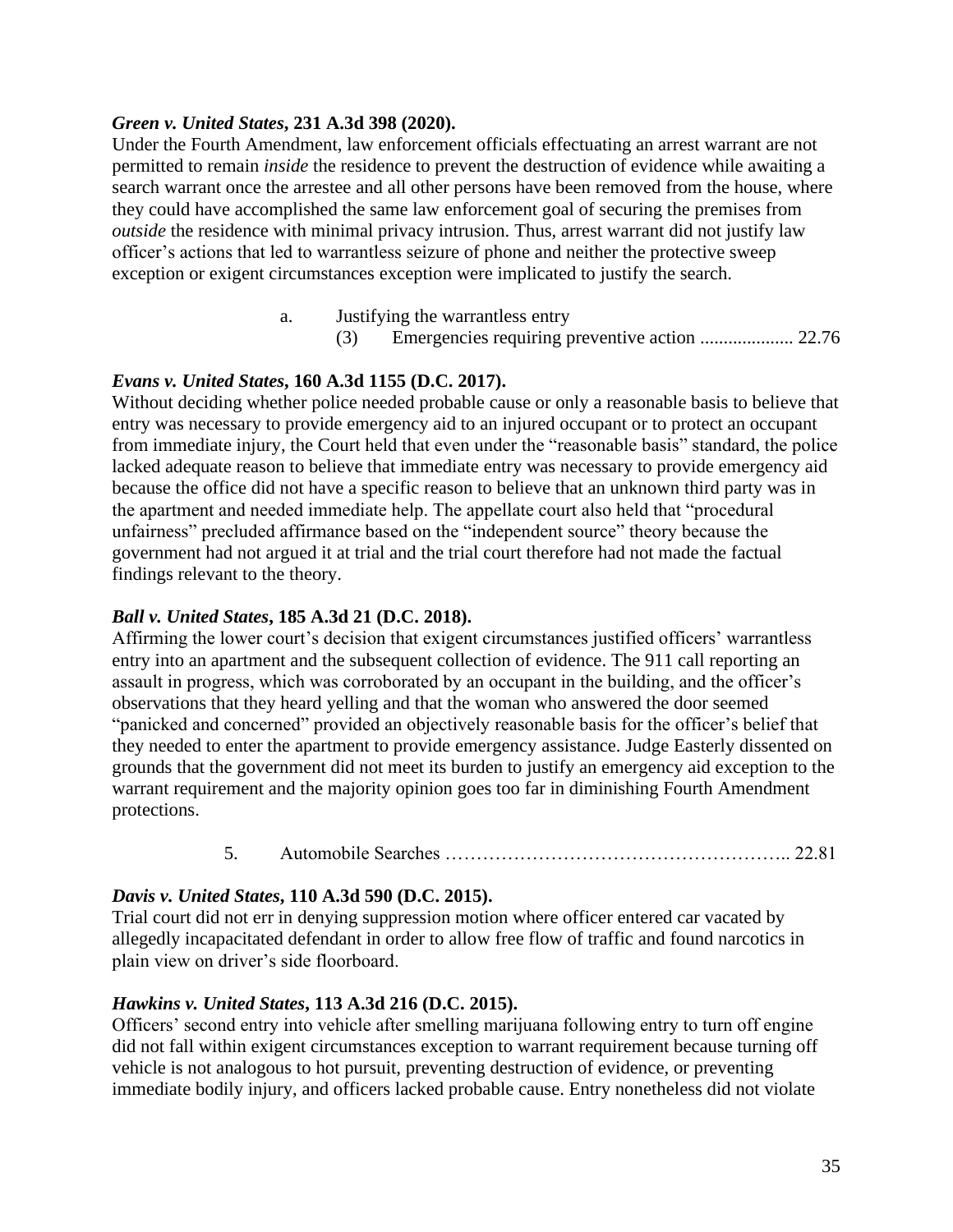***Green v. United States*, 231 A.3d 398 (2020).**
Under the Fourth Amendment, law enforcement officials effectuating an arrest warrant are not permitted to remain *inside* the residence to prevent the destruction of evidence while awaiting a search warrant once the arrestee and all other persons have been removed from the house, where they could have accomplished the same law enforcement goal of securing the premises from *outside* the residence with minimal privacy intrusion. Thus, arrest warrant did not justify law officer's actions that led to warrantless seizure of phone and neither the protective sweep exception or exigent circumstances exception were implicated to justify the search.

a. Justifying the warrantless entry
   (3) Emergencies requiring preventive action .................... 22.76

***Evans v. United States*, 160 A.3d 1155 (D.C. 2017).**
Without deciding whether police needed probable cause or only a reasonable basis to believe that entry was necessary to provide emergency aid to an injured occupant or to protect an occupant from immediate injury, the Court held that even under the "reasonable basis" standard, the police lacked adequate reason to believe that immediate entry was necessary to provide emergency aid because the office did not have a specific reason to believe that an unknown third party was in the apartment and needed immediate help. The appellate court also held that "procedural unfairness" precluded affirmance based on the "independent source" theory because the government had not argued it at trial and the trial court therefore had not made the factual findings relevant to the theory.

***Ball v. United States*, 185 A.3d 21 (D.C. 2018).**
Affirming the lower court's decision that exigent circumstances justified officers' warrantless entry into an apartment and the subsequent collection of evidence. The 911 call reporting an assault in progress, which was corroborated by an occupant in the building, and the officer's observations that they heard yelling and that the woman who answered the door seemed "panicked and concerned" provided an objectively reasonable basis for the officer's belief that they needed to enter the apartment to provide emergency assistance. Judge Easterly dissented on grounds that the government did not meet its burden to justify an emergency aid exception to the warrant requirement and the majority opinion goes too far in diminishing Fourth Amendment protections.

5. Automobile Searches ……………………………………………….. 22.81

***Davis v. United States*, 110 A.3d 590 (D.C. 2015).**
Trial court did not err in denying suppression motion where officer entered car vacated by allegedly incapacitated defendant in order to allow free flow of traffic and found narcotics in plain view on driver's side floorboard.

***Hawkins v. United States*, 113 A.3d 216 (D.C. 2015).**
Officers' second entry into vehicle after smelling marijuana following entry to turn off engine did not fall within exigent circumstances exception to warrant requirement because turning off vehicle is not analogous to hot pursuit, preventing destruction of evidence, or preventing immediate bodily injury, and officers lacked probable cause. Entry nonetheless did not violate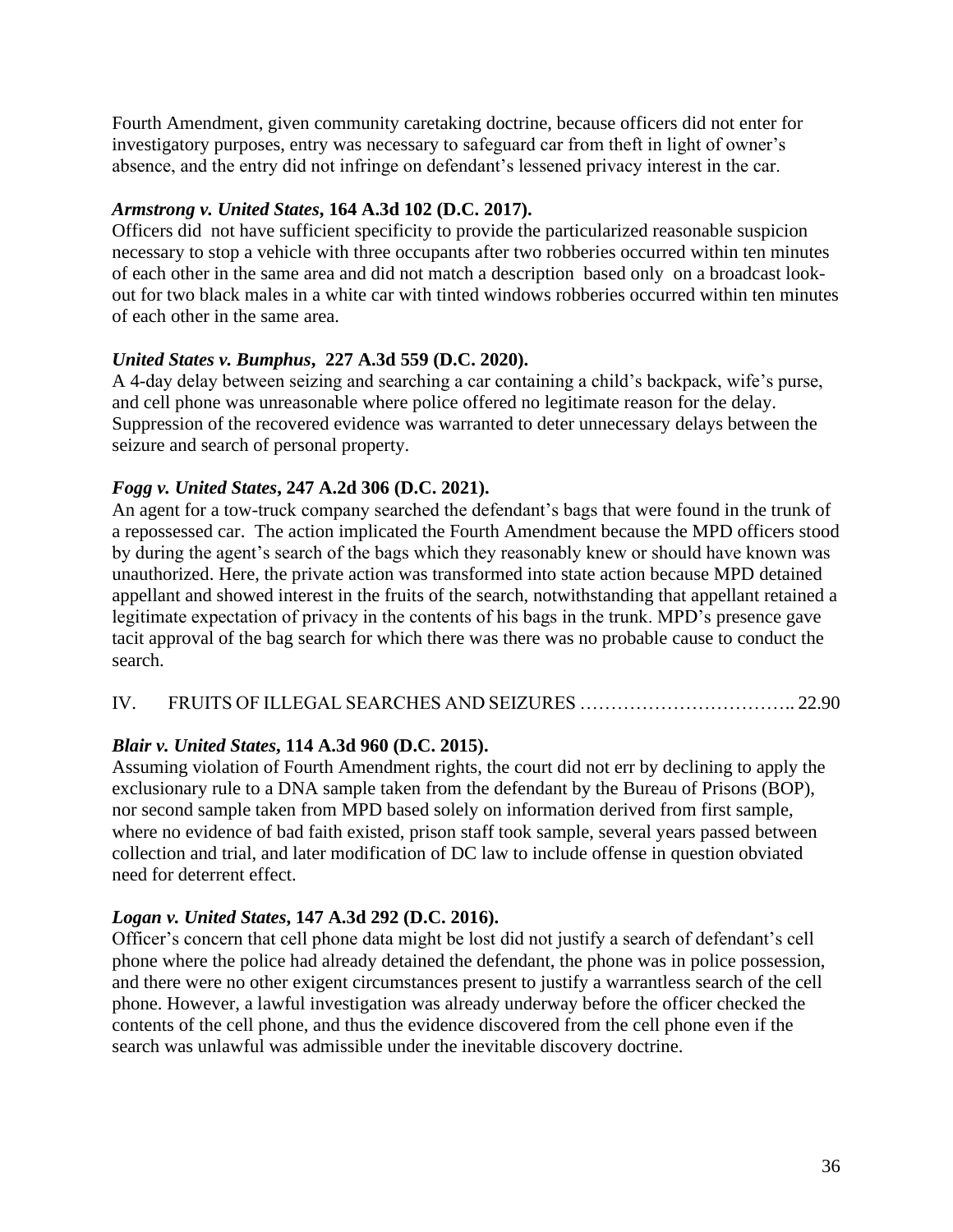Fourth Amendment, given community caretaking doctrine, because officers did not enter for investigatory purposes, entry was necessary to safeguard car from theft in light of owner's absence, and the entry did not infringe on defendant's lessened privacy interest in the car.

***Armstrong v. United States*, 164 A.3d 102 (D.C. 2017).**
Officers did not have sufficient specificity to provide the particularized reasonable suspicion necessary to stop a vehicle with three occupants after two robberies occurred within ten minutes of each other in the same area and did not match a description based only on a broadcast look-out for two black males in a white car with tinted windows robberies occurred within ten minutes of each other in the same area.

***United States v. Bumphus*, 227 A.3d 559 (D.C. 2020).**
A 4-day delay between seizing and searching a car containing a child's backpack, wife's purse, and cell phone was unreasonable where police offered no legitimate reason for the delay. Suppression of the recovered evidence was warranted to deter unnecessary delays between the seizure and search of personal property.

***Fogg v. United States*, 247 A.2d 306 (D.C. 2021).**
An agent for a tow-truck company searched the defendant's bags that were found in the trunk of a repossessed car. The action implicated the Fourth Amendment because the MPD officers stood by during the agent's search of the bags which they reasonably knew or should have known was unauthorized. Here, the private action was transformed into state action because MPD detained appellant and showed interest in the fruits of the search, notwithstanding that appellant retained a legitimate expectation of privacy in the contents of his bags in the trunk. MPD's presence gave tacit approval of the bag search for which there was there was no probable cause to conduct the search.

## IV. FRUITS OF ILLEGAL SEARCHES AND SEIZURES …………………………….. 22.90

***Blair v. United States*, 114 A.3d 960 (D.C. 2015).**
Assuming violation of Fourth Amendment rights, the court did not err by declining to apply the exclusionary rule to a DNA sample taken from the defendant by the Bureau of Prisons (BOP), nor second sample taken from MPD based solely on information derived from first sample, where no evidence of bad faith existed, prison staff took sample, several years passed between collection and trial, and later modification of DC law to include offense in question obviated need for deterrent effect.

***Logan v. United States*, 147 A.3d 292 (D.C. 2016).**
Officer's concern that cell phone data might be lost did not justify a search of defendant's cell phone where the police had already detained the defendant, the phone was in police possession, and there were no other exigent circumstances present to justify a warrantless search of the cell phone. However, a lawful investigation was already underway before the officer checked the contents of the cell phone, and thus the evidence discovered from the cell phone even if the search was unlawful was admissible under the inevitable discovery doctrine.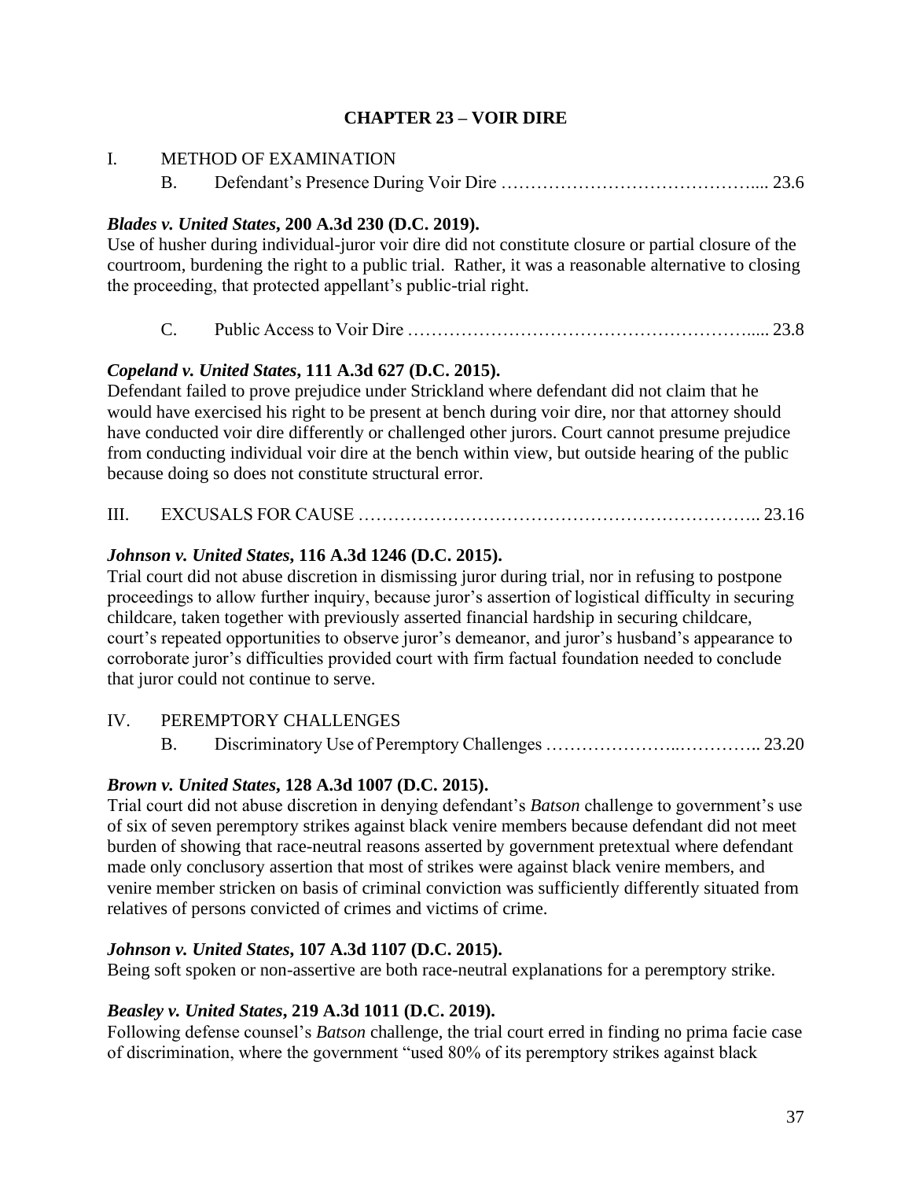## CHAPTER 23 – VOIR DIRE

I. METHOD OF EXAMINATION

B. Defendant's Presence During Voir Dire …………………………………….... 23.6

***Blades v. United States*, 200 A.3d 230 (D.C. 2019).**
Use of husher during individual-juror voir dire did not constitute closure or partial closure of the courtroom, burdening the right to a public trial. Rather, it was a reasonable alternative to closing the proceeding, that protected appellant's public-trial right.

C. Public Access to Voir Dire …………………………………………………..... 23.8

***Copeland v. United States*, 111 A.3d 627 (D.C. 2015).**
Defendant failed to prove prejudice under Strickland where defendant did not claim that he would have exercised his right to be present at bench during voir dire, nor that attorney should have conducted voir dire differently or challenged other jurors. Court cannot presume prejudice from conducting individual voir dire at the bench within view, but outside hearing of the public because doing so does not constitute structural error.

III. EXCUSALS FOR CAUSE ………………………………………………………….. 23.16

***Johnson v. United States*, 116 A.3d 1246 (D.C. 2015).**
Trial court did not abuse discretion in dismissing juror during trial, nor in refusing to postpone proceedings to allow further inquiry, because juror's assertion of logistical difficulty in securing childcare, taken together with previously asserted financial hardship in securing childcare, court's repeated opportunities to observe juror's demeanor, and juror's husband's appearance to corroborate juror's difficulties provided court with firm factual foundation needed to conclude that juror could not continue to serve.

IV. PEREMPTORY CHALLENGES

B. Discriminatory Use of Peremptory Challenges …………………..………….. 23.20

***Brown v. United States*, 128 A.3d 1007 (D.C. 2015).**
Trial court did not abuse discretion in denying defendant's *Batson* challenge to government's use of six of seven peremptory strikes against black venire members because defendant did not meet burden of showing that race-neutral reasons asserted by government pretextual where defendant made only conclusory assertion that most of strikes were against black venire members, and venire member stricken on basis of criminal conviction was sufficiently differently situated from relatives of persons convicted of crimes and victims of crime.

***Johnson v. United States*, 107 A.3d 1107 (D.C. 2015).**
Being soft spoken or non-assertive are both race-neutral explanations for a peremptory strike.

***Beasley v. United States*, 219 A.3d 1011 (D.C. 2019).**
Following defense counsel's *Batson* challenge, the trial court erred in finding no prima facie case of discrimination, where the government "used 80% of its peremptory strikes against black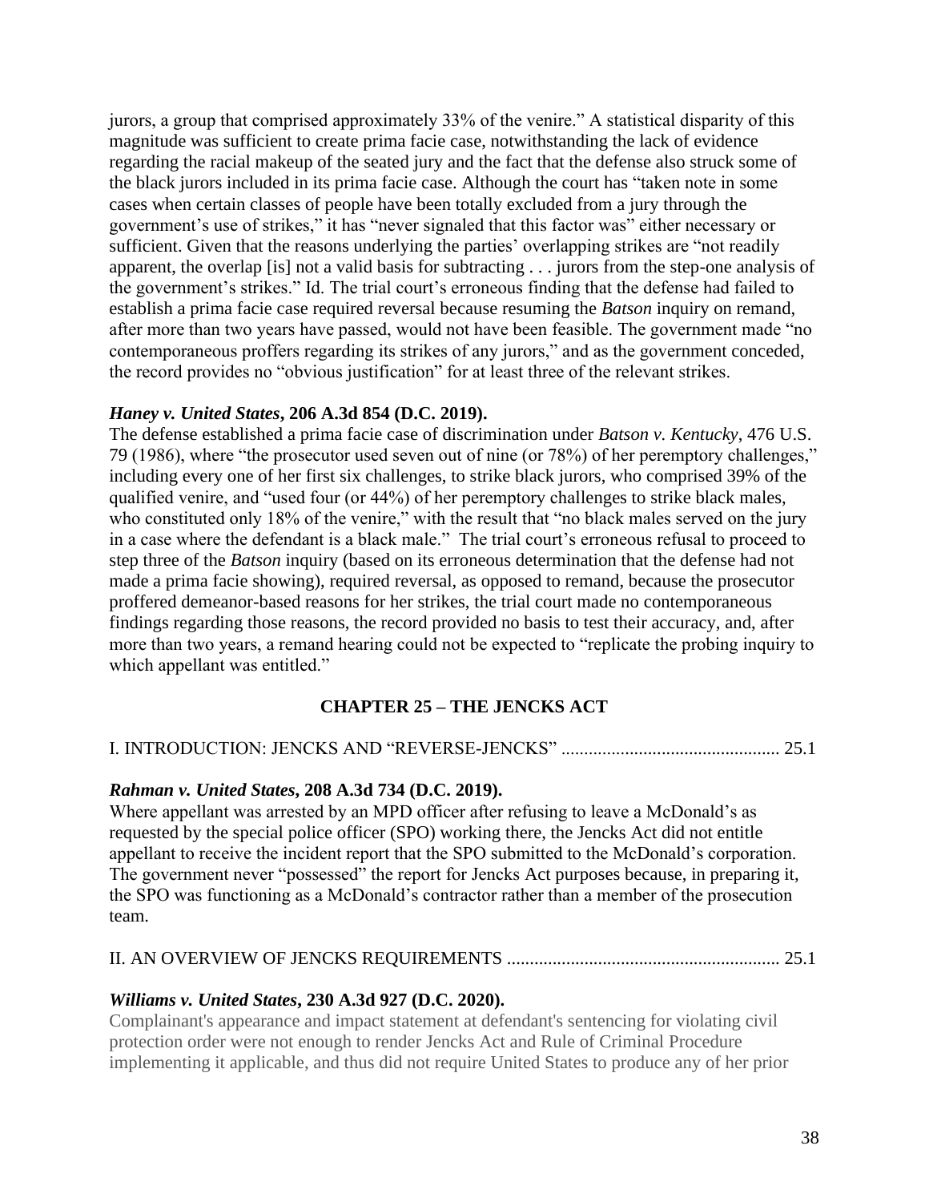jurors, a group that comprised approximately 33% of the venire." A statistical disparity of this magnitude was sufficient to create prima facie case, notwithstanding the lack of evidence regarding the racial makeup of the seated jury and the fact that the defense also struck some of the black jurors included in its prima facie case. Although the court has "taken note in some cases when certain classes of people have been totally excluded from a jury through the government's use of strikes," it has "never signaled that this factor was" either necessary or sufficient. Given that the reasons underlying the parties' overlapping strikes are "not readily apparent, the overlap [is] not a valid basis for subtracting . . . jurors from the step-one analysis of the government's strikes." Id. The trial court's erroneous finding that the defense had failed to establish a prima facie case required reversal because resuming the *Batson* inquiry on remand, after more than two years have passed, would not have been feasible. The government made "no contemporaneous proffers regarding its strikes of any jurors," and as the government conceded, the record provides no "obvious justification" for at least three of the relevant strikes.

***Haney v. United States*, 206 A.3d 854 (D.C. 2019).**
The defense established a prima facie case of discrimination under *Batson v. Kentucky*, 476 U.S. 79 (1986), where "the prosecutor used seven out of nine (or 78%) of her peremptory challenges," including every one of her first six challenges, to strike black jurors, who comprised 39% of the qualified venire, and "used four (or 44%) of her peremptory challenges to strike black males, who constituted only 18% of the venire," with the result that "no black males served on the jury in a case where the defendant is a black male." The trial court's erroneous refusal to proceed to step three of the *Batson* inquiry (based on its erroneous determination that the defense had not made a prima facie showing), required reversal, as opposed to remand, because the prosecutor proffered demeanor-based reasons for her strikes, the trial court made no contemporaneous findings regarding those reasons, the record provided no basis to test their accuracy, and, after more than two years, a remand hearing could not be expected to "replicate the probing inquiry to which appellant was entitled."

## CHAPTER 25 – THE JENCKS ACT

I. INTRODUCTION: JENCKS AND "REVERSE-JENCKS" ................................................ 25.1

***Rahman v. United States*, 208 A.3d 734 (D.C. 2019).**
Where appellant was arrested by an MPD officer after refusing to leave a McDonald's as requested by the special police officer (SPO) working there, the Jencks Act did not entitle appellant to receive the incident report that the SPO submitted to the McDonald's corporation. The government never "possessed" the report for Jencks Act purposes because, in preparing it, the SPO was functioning as a McDonald's contractor rather than a member of the prosecution team.

II. AN OVERVIEW OF JENCKS REQUIREMENTS ........................................................... 25.1

***Williams v. United States*, 230 A.3d 927 (D.C. 2020).**
Complainant's appearance and impact statement at defendant's sentencing for violating civil protection order were not enough to render Jencks Act and Rule of Criminal Procedure implementing it applicable, and thus did not require United States to produce any of her prior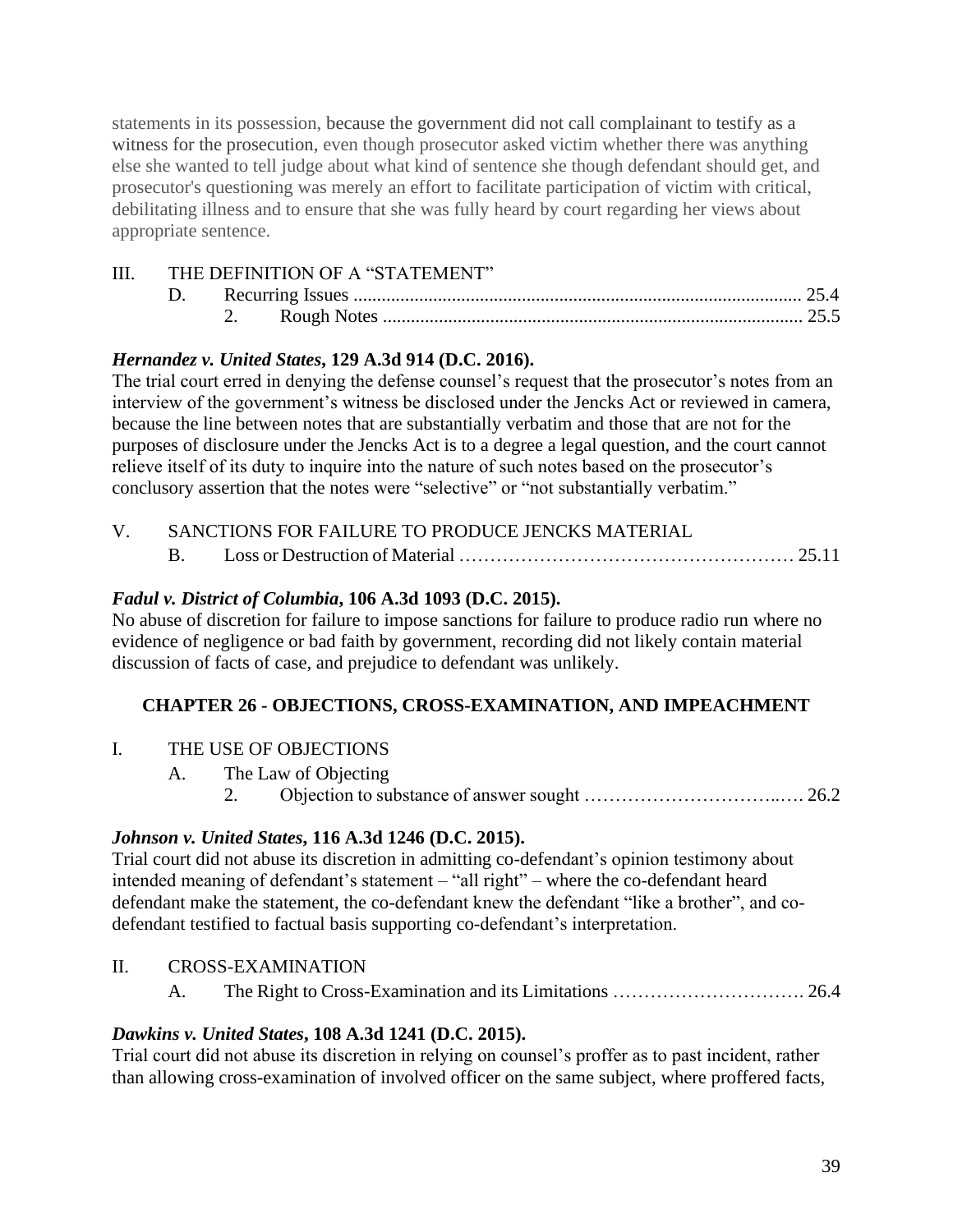statements in its possession, because the government did not call complainant to testify as a witness for the prosecution, even though prosecutor asked victim whether there was anything else she wanted to tell judge about what kind of sentence she though defendant should get, and prosecutor's questioning was merely an effort to facilitate participation of victim with critical, debilitating illness and to ensure that she was fully heard by court regarding her views about appropriate sentence.

III. THE DEFINITION OF A "STATEMENT"

D. Recurring Issues ............................................................................................... 25.4

2. Rough Notes ......................................................................................... 25.5

***Hernandez v. United States*, 129 A.3d 914 (D.C. 2016).**

The trial court erred in denying the defense counsel's request that the prosecutor's notes from an interview of the government's witness be disclosed under the Jencks Act or reviewed in camera, because the line between notes that are substantially verbatim and those that are not for the purposes of disclosure under the Jencks Act is to a degree a legal question, and the court cannot relieve itself of its duty to inquire into the nature of such notes based on the prosecutor's conclusory assertion that the notes were "selective" or "not substantially verbatim."

V. SANCTIONS FOR FAILURE TO PRODUCE JENCKS MATERIAL

B. Loss or Destruction of Material ……………………………………………… 25.11

***Fadul v. District of Columbia*, 106 A.3d 1093 (D.C. 2015).**

No abuse of discretion for failure to impose sanctions for failure to produce radio run where no evidence of negligence or bad faith by government, recording did not likely contain material discussion of facts of case, and prejudice to defendant was unlikely.

## CHAPTER 26 - OBJECTIONS, CROSS-EXAMINATION, AND IMPEACHMENT

I. THE USE OF OBJECTIONS

A. The Law of Objecting

2. Objection to substance of answer sought …………………………..…. 26.2

***Johnson v. United States*, 116 A.3d 1246 (D.C. 2015).**

Trial court did not abuse its discretion in admitting co-defendant's opinion testimony about intended meaning of defendant's statement – "all right" – where the co-defendant heard defendant make the statement, the co-defendant knew the defendant "like a brother", and co-defendant testified to factual basis supporting co-defendant's interpretation.

II. CROSS-EXAMINATION

A. The Right to Cross-Examination and its Limitations …………………………. 26.4

***Dawkins v. United States*, 108 A.3d 1241 (D.C. 2015).**

Trial court did not abuse its discretion in relying on counsel's proffer as to past incident, rather than allowing cross-examination of involved officer on the same subject, where proffered facts,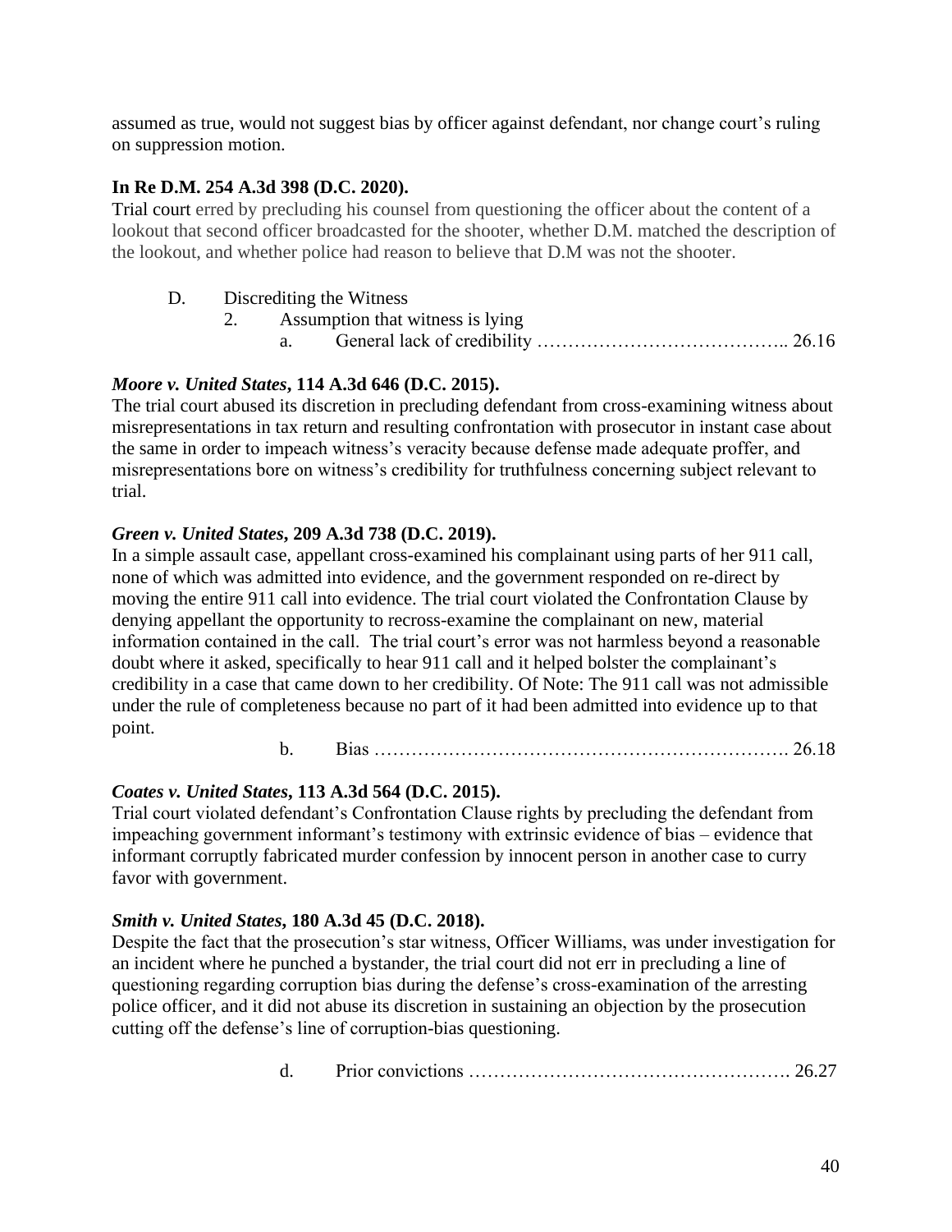assumed as true, would not suggest bias by officer against defendant, nor change court's ruling on suppression motion.

**In Re D.M. 254 A.3d 398 (D.C. 2020).**
Trial court erred by precluding his counsel from questioning the officer about the content of a lookout that second officer broadcasted for the shooter, whether D.M. matched the description of the lookout, and whether police had reason to believe that D.M was not the shooter.

D. Discrediting the Witness
   2. Assumption that witness is lying
      a. General lack of credibility ………………………………….. 26.16

***Moore v. United States*, 114 A.3d 646 (D.C. 2015).**
The trial court abused its discretion in precluding defendant from cross-examining witness about misrepresentations in tax return and resulting confrontation with prosecutor in instant case about the same in order to impeach witness's veracity because defense made adequate proffer, and misrepresentations bore on witness's credibility for truthfulness concerning subject relevant to trial.

***Green v. United States*, 209 A.3d 738 (D.C. 2019).**
In a simple assault case, appellant cross-examined his complainant using parts of her 911 call, none of which was admitted into evidence, and the government responded on re-direct by moving the entire 911 call into evidence. The trial court violated the Confrontation Clause by denying appellant the opportunity to recross-examine the complainant on new, material information contained in the call. The trial court's error was not harmless beyond a reasonable doubt where it asked, specifically to hear 911 call and it helped bolster the complainant's credibility in a case that came down to her credibility. Of Note: The 911 call was not admissible under the rule of completeness because no part of it had been admitted into evidence up to that point.

      b. Bias …………………………………………………………. 26.18

***Coates v. United States*, 113 A.3d 564 (D.C. 2015).**
Trial court violated defendant's Confrontation Clause rights by precluding the defendant from impeaching government informant's testimony with extrinsic evidence of bias – evidence that informant corruptly fabricated murder confession by innocent person in another case to curry favor with government.

***Smith v. United States*, 180 A.3d 45 (D.C. 2018).**
Despite the fact that the prosecution's star witness, Officer Williams, was under investigation for an incident where he punched a bystander, the trial court did not err in precluding a line of questioning regarding corruption bias during the defense's cross-examination of the arresting police officer, and it did not abuse its discretion in sustaining an objection by the prosecution cutting off the defense's line of corruption-bias questioning.

      d. Prior convictions ……………………………………………. 26.27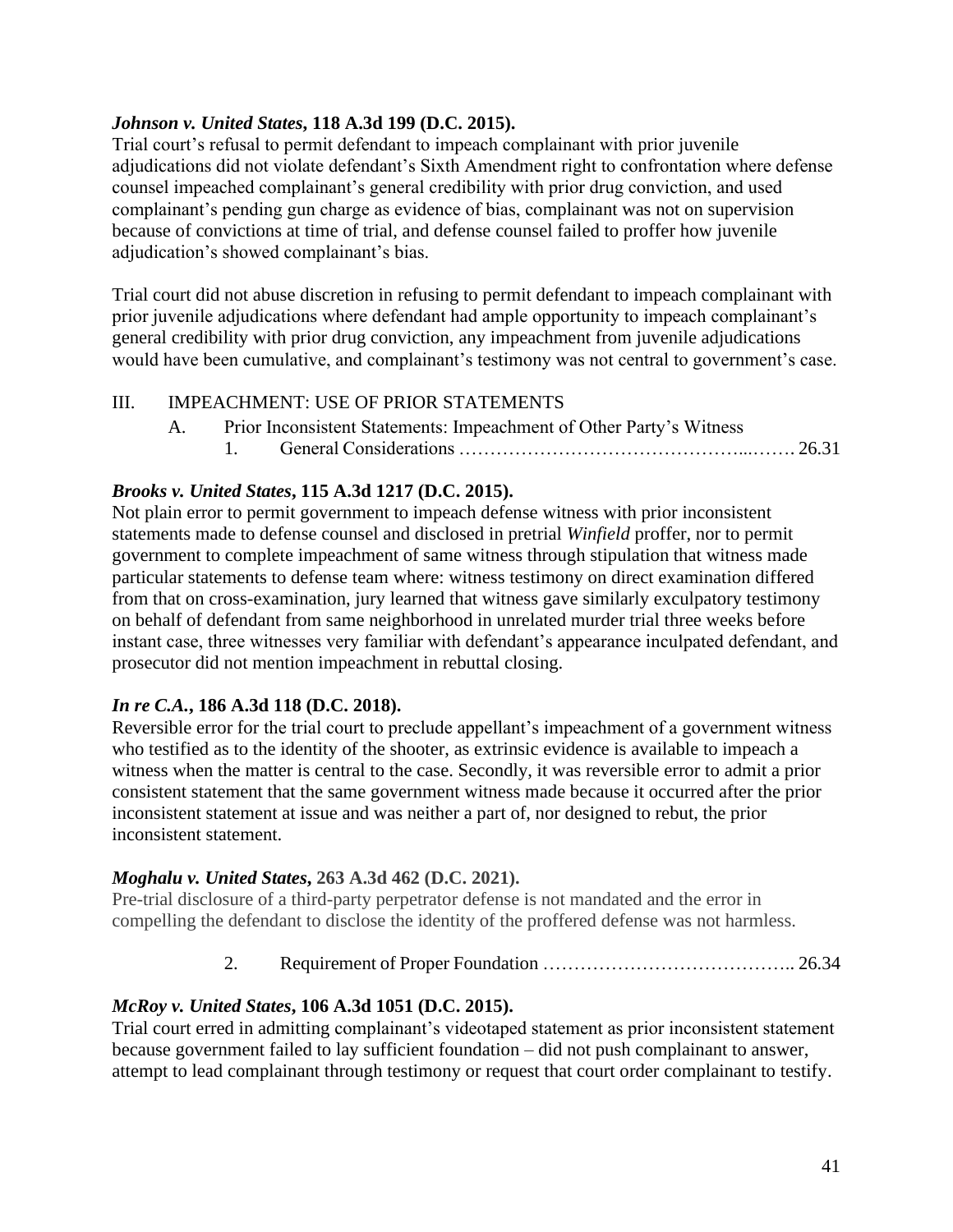***Johnson v. United States*, 118 A.3d 199 (D.C. 2015).**
Trial court's refusal to permit defendant to impeach complainant with prior juvenile adjudications did not violate defendant's Sixth Amendment right to confrontation where defense counsel impeached complainant's general credibility with prior drug conviction, and used complainant's pending gun charge as evidence of bias, complainant was not on supervision because of convictions at time of trial, and defense counsel failed to proffer how juvenile adjudication's showed complainant's bias.

Trial court did not abuse discretion in refusing to permit defendant to impeach complainant with prior juvenile adjudications where defendant had ample opportunity to impeach complainant's general credibility with prior drug conviction, any impeachment from juvenile adjudications would have been cumulative, and complainant's testimony was not central to government's case.

III. IMPEACHMENT: USE OF PRIOR STATEMENTS

A. Prior Inconsistent Statements: Impeachment of Other Party's Witness

1. General Considerations ………………………………………...……. 26.31

***Brooks v. United States*, 115 A.3d 1217 (D.C. 2015).**
Not plain error to permit government to impeach defense witness with prior inconsistent statements made to defense counsel and disclosed in pretrial *Winfield* proffer, nor to permit government to complete impeachment of same witness through stipulation that witness made particular statements to defense team where: witness testimony on direct examination differed from that on cross-examination, jury learned that witness gave similarly exculpatory testimony on behalf of defendant from same neighborhood in unrelated murder trial three weeks before instant case, three witnesses very familiar with defendant's appearance inculpated defendant, and prosecutor did not mention impeachment in rebuttal closing.

***In re C.A.*, 186 A.3d 118 (D.C. 2018).**
Reversible error for the trial court to preclude appellant's impeachment of a government witness who testified as to the identity of the shooter, as extrinsic evidence is available to impeach a witness when the matter is central to the case. Secondly, it was reversible error to admit a prior consistent statement that the same government witness made because it occurred after the prior inconsistent statement at issue and was neither a part of, nor designed to rebut, the prior inconsistent statement.

***Moghalu v. United States*, 263 A.3d 462 (D.C. 2021).**
Pre-trial disclosure of a third-party perpetrator defense is not mandated and the error in compelling the defendant to disclose the identity of the proffered defense was not harmless.

2. Requirement of Proper Foundation ………………………………….. 26.34

***McRoy v. United States*, 106 A.3d 1051 (D.C. 2015).**
Trial court erred in admitting complainant's videotaped statement as prior inconsistent statement because government failed to lay sufficient foundation – did not push complainant to answer, attempt to lead complainant through testimony or request that court order complainant to testify.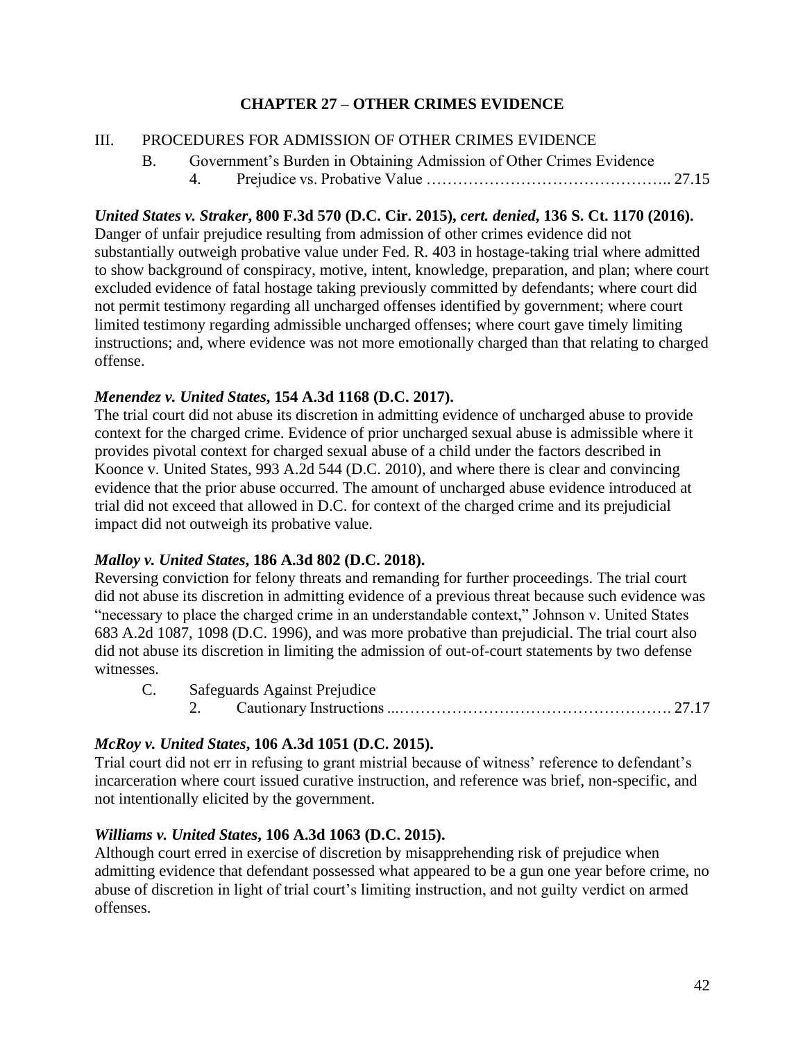## CHAPTER 27 – OTHER CRIMES EVIDENCE

III. PROCEDURES FOR ADMISSION OF OTHER CRIMES EVIDENCE

B. Government's Burden in Obtaining Admission of Other Crimes Evidence

4. Prejudice vs. Probative Value ……………………………………….. 27.15

***United States v. Straker*, 800 F.3d 570 (D.C. Cir. 2015), *cert. denied*, 136 S. Ct. 1170 (2016).**
Danger of unfair prejudice resulting from admission of other crimes evidence did not substantially outweigh probative value under Fed. R. 403 in hostage-taking trial where admitted to show background of conspiracy, motive, intent, knowledge, preparation, and plan; where court excluded evidence of fatal hostage taking previously committed by defendants; where court did not permit testimony regarding all uncharged offenses identified by government; where court limited testimony regarding admissible uncharged offenses; where court gave timely limiting instructions; and, where evidence was not more emotionally charged than that relating to charged offense.

***Menendez v. United States*, 154 A.3d 1168 (D.C. 2017).**
The trial court did not abuse its discretion in admitting evidence of uncharged abuse to provide context for the charged crime. Evidence of prior uncharged sexual abuse is admissible where it provides pivotal context for charged sexual abuse of a child under the factors described in Koonce v. United States, 993 A.2d 544 (D.C. 2010), and where there is clear and convincing evidence that the prior abuse occurred. The amount of uncharged abuse evidence introduced at trial did not exceed that allowed in D.C. for context of the charged crime and its prejudicial impact did not outweigh its probative value.

***Malloy v. United States*, 186 A.3d 802 (D.C. 2018).**
Reversing conviction for felony threats and remanding for further proceedings. The trial court did not abuse its discretion in admitting evidence of a previous threat because such evidence was "necessary to place the charged crime in an understandable context," Johnson v. United States 683 A.2d 1087, 1098 (D.C. 1996), and was more probative than prejudicial. The trial court also did not abuse its discretion in limiting the admission of out-of-court statements by two defense witnesses.

C. Safeguards Against Prejudice

2. Cautionary Instructions ...……………………………………………. 27.17

***McRoy v. United States*, 106 A.3d 1051 (D.C. 2015).**
Trial court did not err in refusing to grant mistrial because of witness' reference to defendant's incarceration where court issued curative instruction, and reference was brief, non-specific, and not intentionally elicited by the government.

***Williams v. United States*, 106 A.3d 1063 (D.C. 2015).**
Although court erred in exercise of discretion by misapprehending risk of prejudice when admitting evidence that defendant possessed what appeared to be a gun one year before crime, no abuse of discretion in light of trial court's limiting instruction, and not guilty verdict on armed offenses.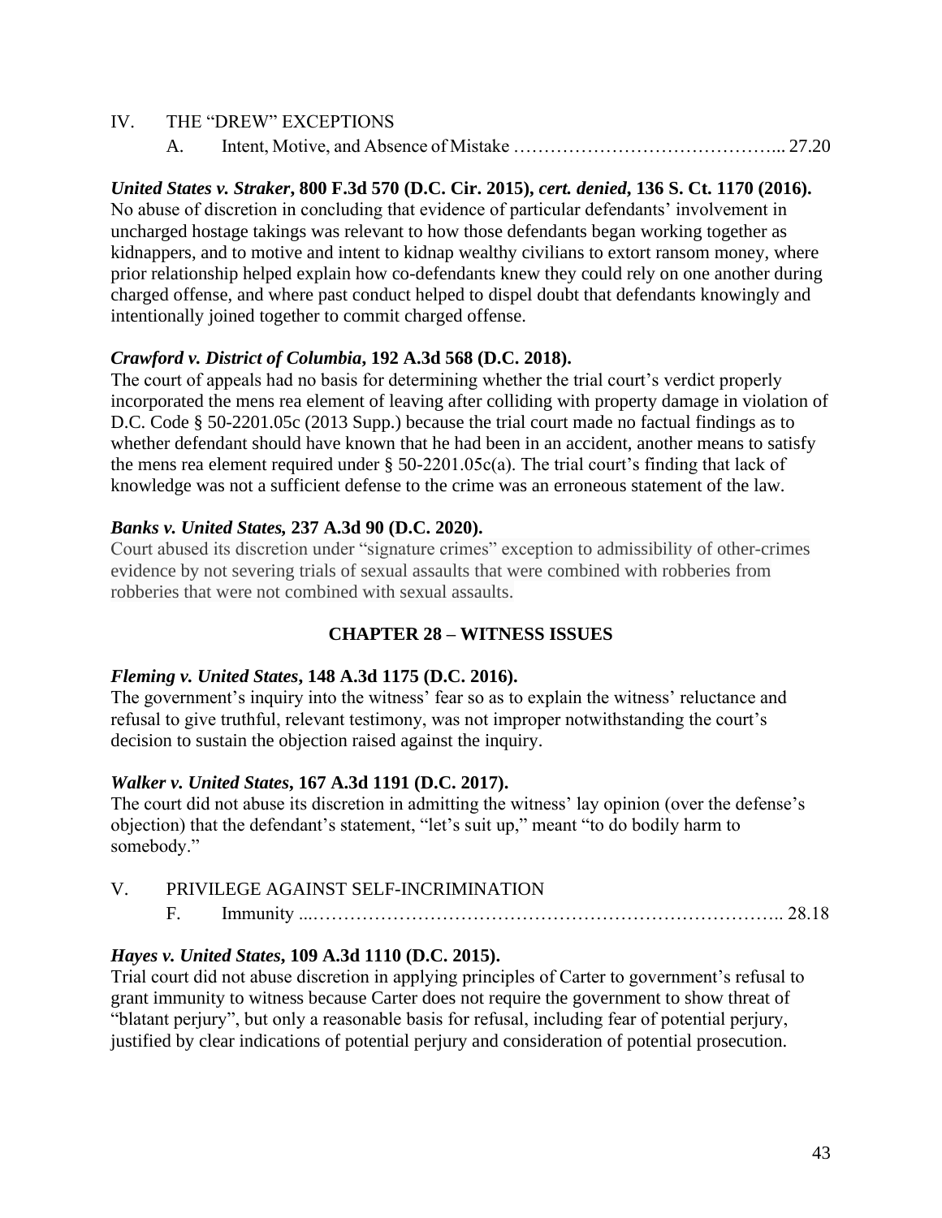IV. THE "DREW" EXCEPTIONS

A. Intent, Motive, and Absence of Mistake …………………………………….. 27.20

***United States v. Straker*, 800 F.3d 570 (D.C. Cir. 2015), *cert. denied*, 136 S. Ct. 1170 (2016).**
No abuse of discretion in concluding that evidence of particular defendants' involvement in uncharged hostage takings was relevant to how those defendants began working together as kidnappers, and to motive and intent to kidnap wealthy civilians to extort ransom money, where prior relationship helped explain how co-defendants knew they could rely on one another during charged offense, and where past conduct helped to dispel doubt that defendants knowingly and intentionally joined together to commit charged offense.

***Crawford v. District of Columbia*, 192 A.3d 568 (D.C. 2018).**
The court of appeals had no basis for determining whether the trial court's verdict properly incorporated the mens rea element of leaving after colliding with property damage in violation of D.C. Code § 50-2201.05c (2013 Supp.) because the trial court made no factual findings as to whether defendant should have known that he had been in an accident, another means to satisfy the mens rea element required under § 50-2201.05c(a). The trial court's finding that lack of knowledge was not a sufficient defense to the crime was an erroneous statement of the law.

***Banks v. United States*, 237 A.3d 90 (D.C. 2020).**
Court abused its discretion under "signature crimes" exception to admissibility of other-crimes evidence by not severing trials of sexual assaults that were combined with robberies from robberies that were not combined with sexual assaults.

## CHAPTER 28 – WITNESS ISSUES

***Fleming v. United States*, 148 A.3d 1175 (D.C. 2016).**
The government's inquiry into the witness' fear so as to explain the witness' reluctance and refusal to give truthful, relevant testimony, was not improper notwithstanding the court's decision to sustain the objection raised against the inquiry.

***Walker v. United States*, 167 A.3d 1191 (D.C. 2017).**
The court did not abuse its discretion in admitting the witness' lay opinion (over the defense's objection) that the defendant's statement, "let's suit up," meant "to do bodily harm to somebody."

V. PRIVILEGE AGAINST SELF-INCRIMINATION

F. Immunity ...………………………………………………………………….. 28.18

***Hayes v. United States*, 109 A.3d 1110 (D.C. 2015).**
Trial court did not abuse discretion in applying principles of Carter to government's refusal to grant immunity to witness because Carter does not require the government to show threat of "blatant perjury", but only a reasonable basis for refusal, including fear of potential perjury, justified by clear indications of potential perjury and consideration of potential prosecution.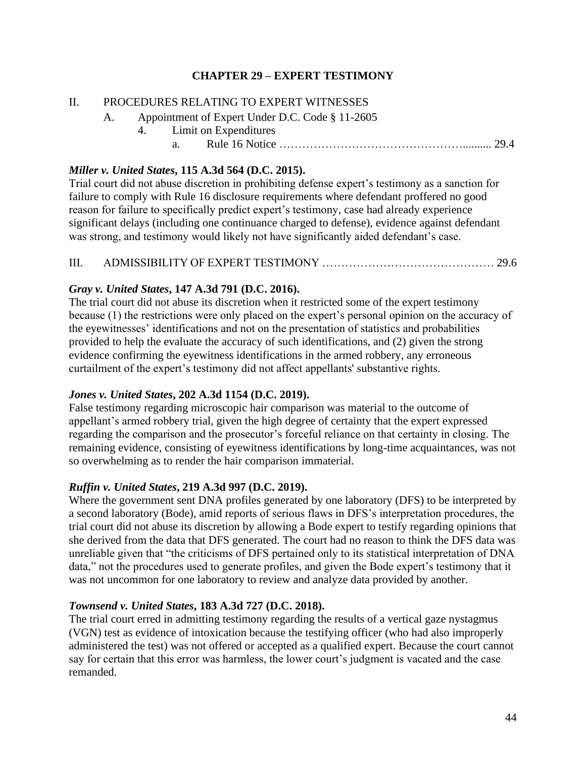# CHAPTER 29 – EXPERT TESTIMONY

II. PROCEDURES RELATING TO EXPERT WITNESSES

A. Appointment of Expert Under D.C. Code § 11-2605

4. Limit on Expenditures

a. Rule 16 Notice ……………………………………………......... 29.4

***Miller v. United States*, 115 A.3d 564 (D.C. 2015).**
Trial court did not abuse discretion in prohibiting defense expert's testimony as a sanction for failure to comply with Rule 16 disclosure requirements where defendant proffered no good reason for failure to specifically predict expert's testimony, case had already experience significant delays (including one continuance charged to defense), evidence against defendant was strong, and testimony would likely not have significantly aided defendant's case.

III. ADMISSIBILITY OF EXPERT TESTIMONY ……………………………………… 29.6

***Gray v. United States*, 147 A.3d 791 (D.C. 2016).**
The trial court did not abuse its discretion when it restricted some of the expert testimony because (1) the restrictions were only placed on the expert's personal opinion on the accuracy of the eyewitnesses' identifications and not on the presentation of statistics and probabilities provided to help the evaluate the accuracy of such identifications, and (2) given the strong evidence confirming the eyewitness identifications in the armed robbery, any erroneous curtailment of the expert's testimony did not affect appellants' substantive rights.

***Jones v. United States*, 202 A.3d 1154 (D.C. 2019).**
False testimony regarding microscopic hair comparison was material to the outcome of appellant's armed robbery trial, given the high degree of certainty that the expert expressed regarding the comparison and the prosecutor's forceful reliance on that certainty in closing. The remaining evidence, consisting of eyewitness identifications by long-time acquaintances, was not so overwhelming as to render the hair comparison immaterial.

***Ruffin v. United States*, 219 A.3d 997 (D.C. 2019).**
Where the government sent DNA profiles generated by one laboratory (DFS) to be interpreted by a second laboratory (Bode), amid reports of serious flaws in DFS's interpretation procedures, the trial court did not abuse its discretion by allowing a Bode expert to testify regarding opinions that she derived from the data that DFS generated. The court had no reason to think the DFS data was unreliable given that "the criticisms of DFS pertained only to its statistical interpretation of DNA data," not the procedures used to generate profiles, and given the Bode expert's testimony that it was not uncommon for one laboratory to review and analyze data provided by another.

***Townsend v. United States*, 183 A.3d 727 (D.C. 2018).**
The trial court erred in admitting testimony regarding the results of a vertical gaze nystagmus (VGN) test as evidence of intoxication because the testifying officer (who had also improperly administered the test) was not offered or accepted as a qualified expert. Because the court cannot say for certain that this error was harmless, the lower court's judgment is vacated and the case remanded.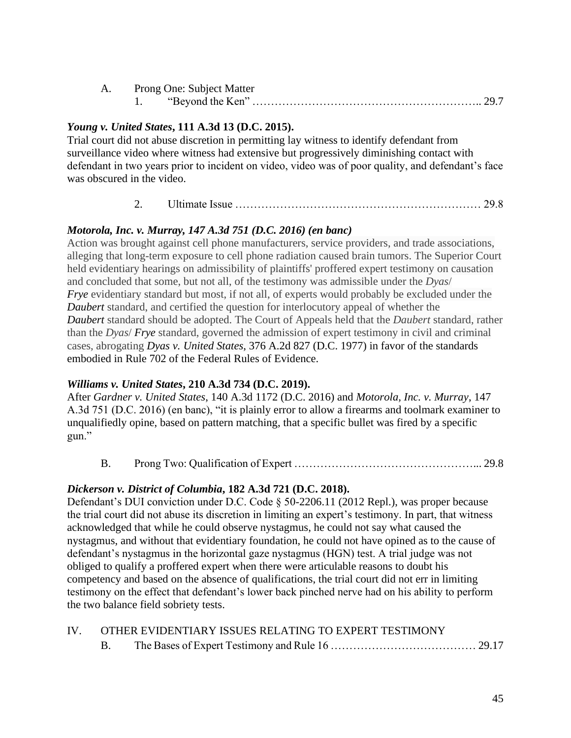A. Prong One: Subject Matter

1. "Beyond the Ken" …………………………………………………….. 29.7

***Young v. United States*, 111 A.3d 13 (D.C. 2015).**
Trial court did not abuse discretion in permitting lay witness to identify defendant from surveillance video where witness had extensive but progressively diminishing contact with defendant in two years prior to incident on video, video was of poor quality, and defendant's face was obscured in the video.

2. Ultimate Issue ………………………………………………………… 29.8

***Motorola, Inc. v. Murray, 147 A.3d 751 (D.C. 2016) (en banc)***
Action was brought against cell phone manufacturers, service providers, and trade associations, alleging that long-term exposure to cell phone radiation caused brain tumors. The Superior Court held evidentiary hearings on admissibility of plaintiffs' proffered expert testimony on causation and concluded that some, but not all, of the testimony was admissible under the *Dyas*/ ***Frye*** evidentiary standard but most, if not all, of experts would probably be excluded under the ***Daubert*** standard, and certified the question for interlocutory appeal of whether the ***Daubert*** standard should be adopted. The Court of Appeals held that the ***Daubert*** standard, rather than the *Dyas*/ ***Frye*** standard, governed the admission of expert testimony in civil and criminal cases, abrogating *Dyas v. United States*, 376 A.2d 827 (D.C. 1977) in favor of the standards embodied in Rule 702 of the Federal Rules of Evidence.

***Williams v. United States*, 210 A.3d 734 (D.C. 2019).**
After *Gardner v. United States*, 140 A.3d 1172 (D.C. 2016) and *Motorola, Inc. v. Murray*, 147 A.3d 751 (D.C. 2016) (en banc), "it is plainly error to allow a firearms and toolmark examiner to unqualifiedly opine, based on pattern matching, that a specific bullet was fired by a specific gun."

B. Prong Two: Qualification of Expert …………………………………………... 29.8

***Dickerson v. District of Columbia*, 182 A.3d 721 (D.C. 2018).**
Defendant's DUI conviction under D.C. Code § 50-2206.11 (2012 Repl.), was proper because the trial court did not abuse its discretion in limiting an expert's testimony. In part, that witness acknowledged that while he could observe nystagmus, he could not say what caused the nystagmus, and without that evidentiary foundation, he could not have opined as to the cause of defendant's nystagmus in the horizontal gaze nystagmus (HGN) test. A trial judge was not obliged to qualify a proffered expert when there were articulable reasons to doubt his competency and based on the absence of qualifications, the trial court did not err in limiting testimony on the effect that defendant's lower back pinched nerve had on his ability to perform the two balance field sobriety tests.

IV. OTHER EVIDENTIARY ISSUES RELATING TO EXPERT TESTIMONY

B. The Bases of Expert Testimony and Rule 16 ………………………………… 29.17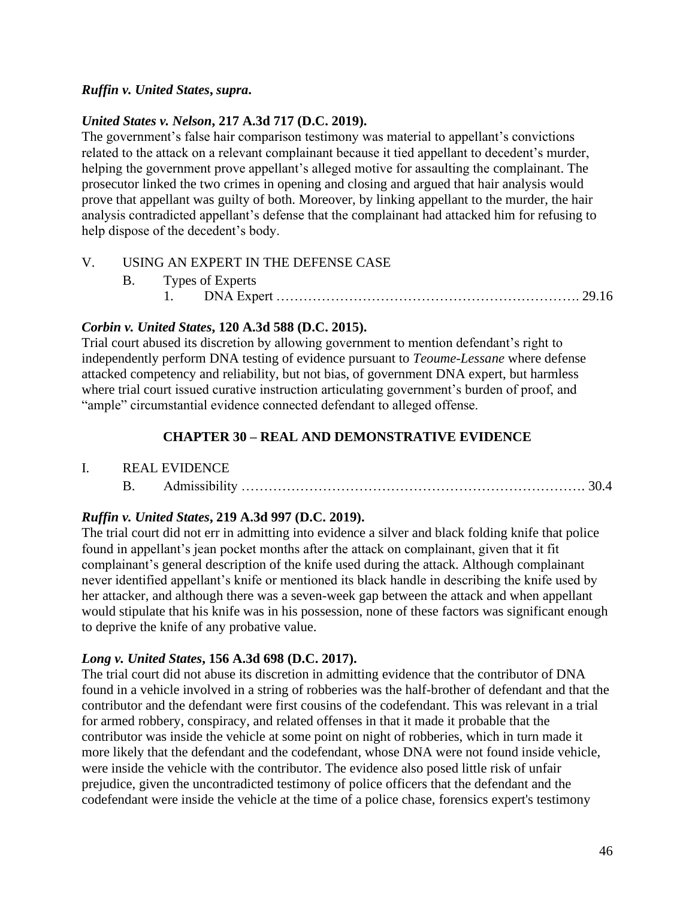***Ruffin v. United States*, supra.**

***United States v. Nelson*, 217 A.3d 717 (D.C. 2019).**
The government's false hair comparison testimony was material to appellant's convictions related to the attack on a relevant complainant because it tied appellant to decedent's murder, helping the government prove appellant's alleged motive for assaulting the complainant. The prosecutor linked the two crimes in opening and closing and argued that hair analysis would prove that appellant was guilty of both. Moreover, by linking appellant to the murder, the hair analysis contradicted appellant's defense that the complainant had attacked him for refusing to help dispose of the decedent's body.

V. USING AN EXPERT IN THE DEFENSE CASE

B. Types of Experts

1. DNA Expert …………………………………………………………. 29.16

***Corbin v. United States*, 120 A.3d 588 (D.C. 2015).**
Trial court abused its discretion by allowing government to mention defendant's right to independently perform DNA testing of evidence pursuant to *Teoume-Lessane* where defense attacked competency and reliability, but not bias, of government DNA expert, but harmless where trial court issued curative instruction articulating government's burden of proof, and "ample" circumstantial evidence connected defendant to alleged offense.

## CHAPTER 30 – REAL AND DEMONSTRATIVE EVIDENCE

I. REAL EVIDENCE

B. Admissibility ………………………………………………………………. 30.4

***Ruffin v. United States*, 219 A.3d 997 (D.C. 2019).**
The trial court did not err in admitting into evidence a silver and black folding knife that police found in appellant's jean pocket months after the attack on complainant, given that it fit complainant's general description of the knife used during the attack. Although complainant never identified appellant's knife or mentioned its black handle in describing the knife used by her attacker, and although there was a seven-week gap between the attack and when appellant would stipulate that his knife was in his possession, none of these factors was significant enough to deprive the knife of any probative value.

***Long v. United States*, 156 A.3d 698 (D.C. 2017).**
The trial court did not abuse its discretion in admitting evidence that the contributor of DNA found in a vehicle involved in a string of robberies was the half-brother of defendant and that the contributor and the defendant were first cousins of the codefendant. This was relevant in a trial for armed robbery, conspiracy, and related offenses in that it made it probable that the contributor was inside the vehicle at some point on night of robberies, which in turn made it more likely that the defendant and the codefendant, whose DNA were not found inside vehicle, were inside the vehicle with the contributor. The evidence also posed little risk of unfair prejudice, given the uncontradicted testimony of police officers that the defendant and the codefendant were inside the vehicle at the time of a police chase, forensics expert's testimony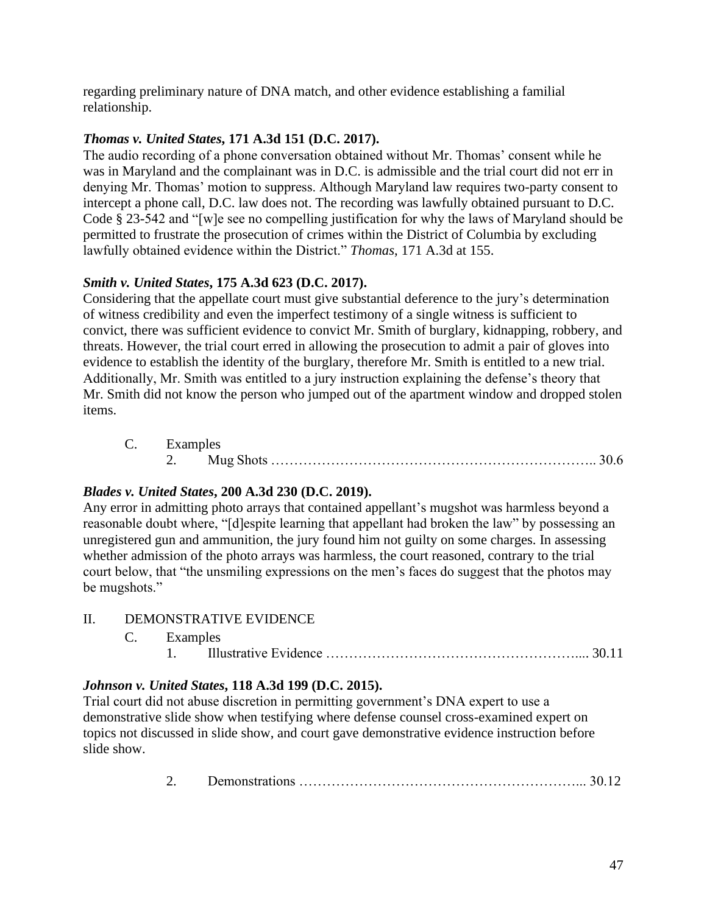regarding preliminary nature of DNA match, and other evidence establishing a familial relationship.

***Thomas v. United States*, 171 A.3d 151 (D.C. 2017).**
The audio recording of a phone conversation obtained without Mr. Thomas' consent while he was in Maryland and the complainant was in D.C. is admissible and the trial court did not err in denying Mr. Thomas' motion to suppress. Although Maryland law requires two-party consent to intercept a phone call, D.C. law does not. The recording was lawfully obtained pursuant to D.C. Code § 23-542 and "[w]e see no compelling justification for why the laws of Maryland should be permitted to frustrate the prosecution of crimes within the District of Columbia by excluding lawfully obtained evidence within the District." *Thomas*, 171 A.3d at 155.

***Smith v. United States*, 175 A.3d 623 (D.C. 2017).**
Considering that the appellate court must give substantial deference to the jury's determination of witness credibility and even the imperfect testimony of a single witness is sufficient to convict, there was sufficient evidence to convict Mr. Smith of burglary, kidnapping, robbery, and threats. However, the trial court erred in allowing the prosecution to admit a pair of gloves into evidence to establish the identity of the burglary, therefore Mr. Smith is entitled to a new trial. Additionally, Mr. Smith was entitled to a jury instruction explaining the defense's theory that Mr. Smith did not know the person who jumped out of the apartment window and dropped stolen items.

C. Examples
   2. Mug Shots …………………………………………………………….. 30.6

***Blades v. United States*, 200 A.3d 230 (D.C. 2019).**
Any error in admitting photo arrays that contained appellant's mugshot was harmless beyond a reasonable doubt where, "[d]espite learning that appellant had broken the law" by possessing an unregistered gun and ammunition, the jury found him not guilty on some charges. In assessing whether admission of the photo arrays was harmless, the court reasoned, contrary to the trial court below, that "the unsmiling expressions on the men's faces do suggest that the photos may be mugshots."

II. DEMONSTRATIVE EVIDENCE

C. Examples
   1. Illustrative Evidence ……………………………………………….... 30.11

***Johnson v. United States*, 118 A.3d 199 (D.C. 2015).**
Trial court did not abuse discretion in permitting government's DNA expert to use a demonstrative slide show when testifying where defense counsel cross-examined expert on topics not discussed in slide show, and court gave demonstrative evidence instruction before slide show.

   2. Demonstrations …………………………………………………….... 30.12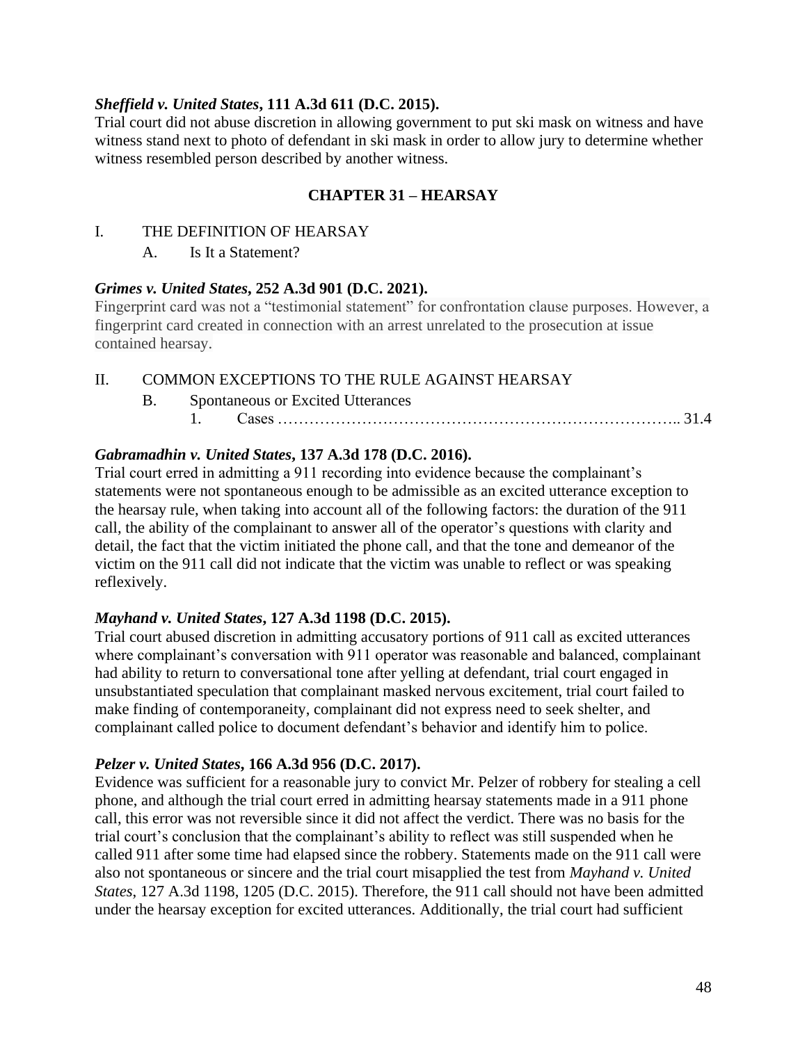***Sheffield v. United States*, 111 A.3d 611 (D.C. 2015).**
Trial court did not abuse discretion in allowing government to put ski mask on witness and have witness stand next to photo of defendant in ski mask in order to allow jury to determine whether witness resembled person described by another witness.

## CHAPTER 31 – HEARSAY

I. THE DEFINITION OF HEARSAY

A. Is It a Statement?

***Grimes v. United States*, 252 A.3d 901 (D.C. 2021).**
Fingerprint card was not a "testimonial statement" for confrontation clause purposes. However, a fingerprint card created in connection with an arrest unrelated to the prosecution at issue contained hearsay.

II. COMMON EXCEPTIONS TO THE RULE AGAINST HEARSAY

B. Spontaneous or Excited Utterances

1. Cases ……………………………………………………………….. 31.4

***Gabramadhin v. United States*, 137 A.3d 178 (D.C. 2016).**
Trial court erred in admitting a 911 recording into evidence because the complainant's statements were not spontaneous enough to be admissible as an excited utterance exception to the hearsay rule, when taking into account all of the following factors: the duration of the 911 call, the ability of the complainant to answer all of the operator's questions with clarity and detail, the fact that the victim initiated the phone call, and that the tone and demeanor of the victim on the 911 call did not indicate that the victim was unable to reflect or was speaking reflexively.

***Mayhand v. United States*, 127 A.3d 1198 (D.C. 2015).**
Trial court abused discretion in admitting accusatory portions of 911 call as excited utterances where complainant's conversation with 911 operator was reasonable and balanced, complainant had ability to return to conversational tone after yelling at defendant, trial court engaged in unsubstantiated speculation that complainant masked nervous excitement, trial court failed to make finding of contemporaneity, complainant did not express need to seek shelter, and complainant called police to document defendant's behavior and identify him to police.

***Pelzer v. United States*, 166 A.3d 956 (D.C. 2017).**
Evidence was sufficient for a reasonable jury to convict Mr. Pelzer of robbery for stealing a cell phone, and although the trial court erred in admitting hearsay statements made in a 911 phone call, this error was not reversible since it did not affect the verdict. There was no basis for the trial court's conclusion that the complainant's ability to reflect was still suspended when he called 911 after some time had elapsed since the robbery. Statements made on the 911 call were also not spontaneous or sincere and the trial court misapplied the test from *Mayhand v. United States*, 127 A.3d 1198, 1205 (D.C. 2015). Therefore, the 911 call should not have been admitted under the hearsay exception for excited utterances. Additionally, the trial court had sufficient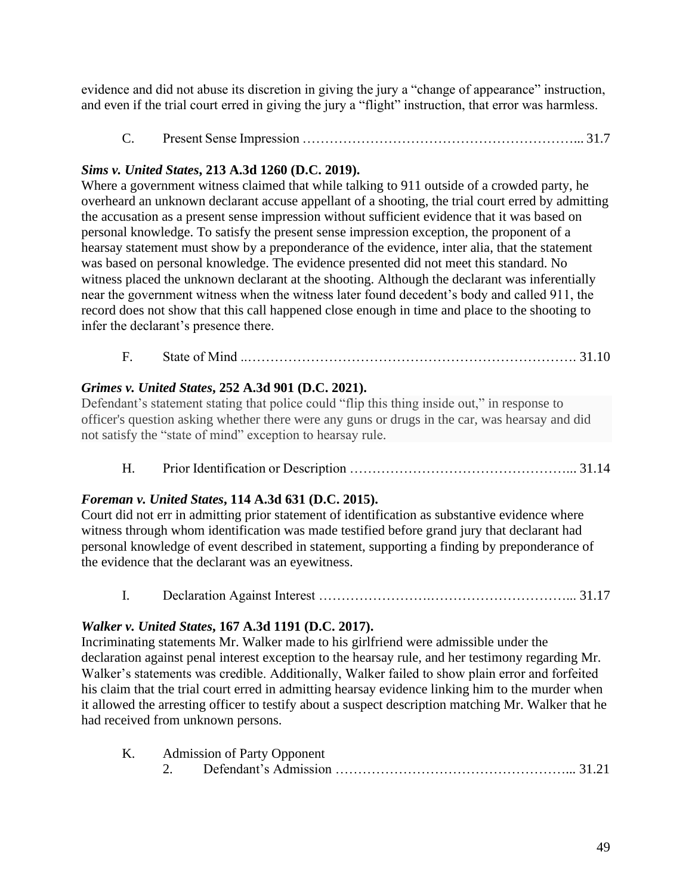evidence and did not abuse its discretion in giving the jury a "change of appearance" instruction, and even if the trial court erred in giving the jury a "flight" instruction, that error was harmless.

C. Present Sense Impression ………………………………………………………... 31.7

***Sims v. United States*, 213 A.3d 1260 (D.C. 2019).**
Where a government witness claimed that while talking to 911 outside of a crowded party, he overheard an unknown declarant accuse appellant of a shooting, the trial court erred by admitting the accusation as a present sense impression without sufficient evidence that it was based on personal knowledge. To satisfy the present sense impression exception, the proponent of a hearsay statement must show by a preponderance of the evidence, inter alia, that the statement was based on personal knowledge. The evidence presented did not meet this standard. No witness placed the unknown declarant at the shooting. Although the declarant was inferentially near the government witness when the witness later found decedent's body and called 911, the record does not show that this call happened close enough in time and place to the shooting to infer the declarant's presence there.

F. State of Mind ..………………………………………………………………. 31.10

***Grimes v. United States*, 252 A.3d 901 (D.C. 2021).**
Defendant's statement stating that police could "flip this thing inside out," in response to officer's question asking whether there were any guns or drugs in the car, was hearsay and did not satisfy the "state of mind" exception to hearsay rule.

H. Prior Identification or Description …………………………………………... 31.14

***Foreman v. United States*, 114 A.3d 631 (D.C. 2015).**
Court did not err in admitting prior statement of identification as substantive evidence where witness through whom identification was made testified before grand jury that declarant had personal knowledge of event described in statement, supporting a finding by preponderance of the evidence that the declarant was an eyewitness.

I. Declaration Against Interest …………………….…………………………... 31.17

***Walker v. United States*, 167 A.3d 1191 (D.C. 2017).**
Incriminating statements Mr. Walker made to his girlfriend were admissible under the declaration against penal interest exception to the hearsay rule, and her testimony regarding Mr. Walker's statements was credible. Additionally, Walker failed to show plain error and forfeited his claim that the trial court erred in admitting hearsay evidence linking him to the murder when it allowed the arresting officer to testify about a suspect description matching Mr. Walker that he had received from unknown persons.

K. Admission of Party Opponent
   2. Defendant's Admission …………………………………………….... 31.21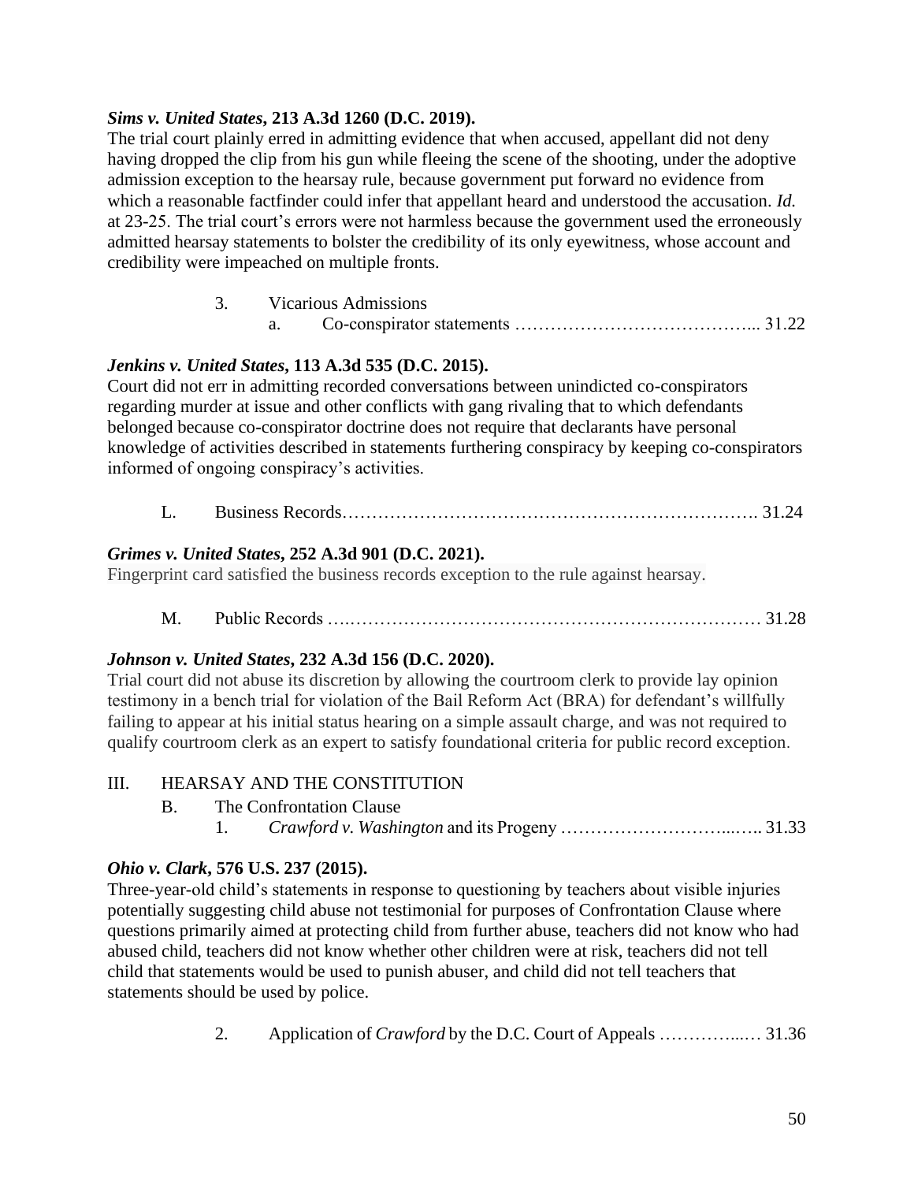***Sims v. United States*, 213 A.3d 1260 (D.C. 2019).**
The trial court plainly erred in admitting evidence that when accused, appellant did not deny having dropped the clip from his gun while fleeing the scene of the shooting, under the adoptive admission exception to the hearsay rule, because government put forward no evidence from which a reasonable factfinder could infer that appellant heard and understood the accusation. *Id.* at 23-25. The trial court's errors were not harmless because the government used the erroneously admitted hearsay statements to bolster the credibility of its only eyewitness, whose account and credibility were impeached on multiple fronts.

3. Vicarious Admissions
   a. Co-conspirator statements ………………………………….. 31.22

***Jenkins v. United States*, 113 A.3d 535 (D.C. 2015).**
Court did not err in admitting recorded conversations between unindicted co-conspirators regarding murder at issue and other conflicts with gang rivaling that to which defendants belonged because co-conspirator doctrine does not require that declarants have personal knowledge of activities described in statements furthering conspiracy by keeping co-conspirators informed of ongoing conspiracy's activities.

L. Business Records…………………………………………………………. 31.24

***Grimes v. United States*, 252 A.3d 901 (D.C. 2021).**
Fingerprint card satisfied the business records exception to the rule against hearsay.

M. Public Records ….…………………………………………………………… 31.28

***Johnson v. United States*, 232 A.3d 156 (D.C. 2020).**
Trial court did not abuse its discretion by allowing the courtroom clerk to provide lay opinion testimony in a bench trial for violation of the Bail Reform Act (BRA) for defendant's willfully failing to appear at his initial status hearing on a simple assault charge, and was not required to qualify courtroom clerk as an expert to satisfy foundational criteria for public record exception.

III. HEARSAY AND THE CONSTITUTION

B. The Confrontation Clause

1. *Crawford v. Washington* and its Progeny ……………………….….. 31.33

***Ohio v. Clark*, 576 U.S. 237 (2015).**
Three-year-old child's statements in response to questioning by teachers about visible injuries potentially suggesting child abuse not testimonial for purposes of Confrontation Clause where questions primarily aimed at protecting child from further abuse, teachers did not know who had abused child, teachers did not know whether other children were at risk, teachers did not tell child that statements would be used to punish abuser, and child did not tell teachers that statements should be used by police.

2. Application of *Crawford* by the D.C. Court of Appeals …………..… 31.36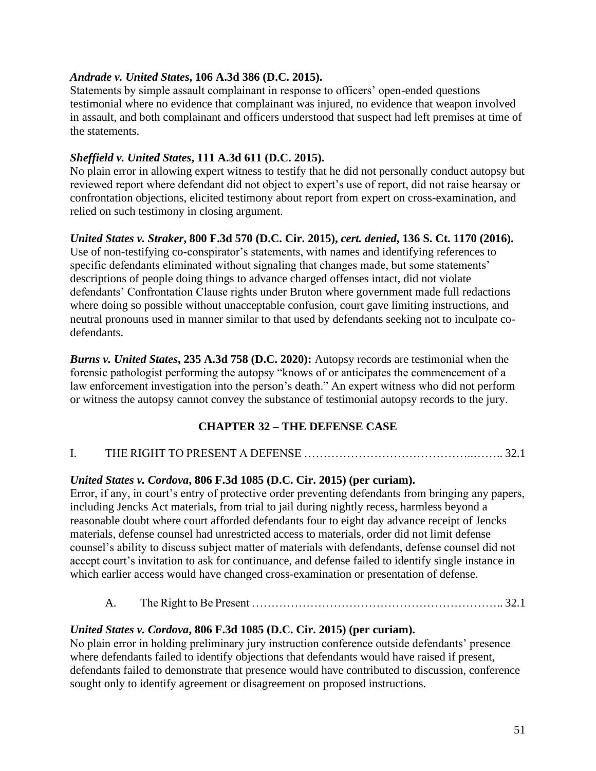***Andrade v. United States*, 106 A.3d 386 (D.C. 2015).**
Statements by simple assault complainant in response to officers' open-ended questions testimonial where no evidence that complainant was injured, no evidence that weapon involved in assault, and both complainant and officers understood that suspect had left premises at time of the statements.

***Sheffield v. United States*, 111 A.3d 611 (D.C. 2015).**
No plain error in allowing expert witness to testify that he did not personally conduct autopsy but reviewed report where defendant did not object to expert's use of report, did not raise hearsay or confrontation objections, elicited testimony about report from expert on cross-examination, and relied on such testimony in closing argument.

***United States v. Straker*, 800 F.3d 570 (D.C. Cir. 2015), *cert. denied*, 136 S. Ct. 1170 (2016).**
Use of non-testifying co-conspirator's statements, with names and identifying references to specific defendants eliminated without signaling that changes made, but some statements' descriptions of people doing things to advance charged offenses intact, did not violate defendants' Confrontation Clause rights under Bruton where government made full redactions where doing so possible without unacceptable confusion, court gave limiting instructions, and neutral pronouns used in manner similar to that used by defendants seeking not to inculpate co-defendants.

***Burns v. United States*, 235 A.3d 758 (D.C. 2020):** Autopsy records are testimonial when the forensic pathologist performing the autopsy "knows of or anticipates the commencement of a law enforcement investigation into the person's death." An expert witness who did not perform or witness the autopsy cannot convey the substance of testimonial autopsy records to the jury.

## CHAPTER 32 – THE DEFENSE CASE

I. THE RIGHT TO PRESENT A DEFENSE …………………………………..…….. 32.1

***United States v. Cordova*, 806 F.3d 1085 (D.C. Cir. 2015) (per curiam).**
Error, if any, in court's entry of protective order preventing defendants from bringing any papers, including Jencks Act materials, from trial to jail during nightly recess, harmless beyond a reasonable doubt where court afforded defendants four to eight day advance receipt of Jencks materials, defense counsel had unrestricted access to materials, order did not limit defense counsel's ability to discuss subject matter of materials with defendants, defense counsel did not accept court's invitation to ask for continuance, and defense failed to identify single instance in which earlier access would have changed cross-examination or presentation of defense.

A. The Right to Be Present ……………………………………………………….. 32.1

***United States v. Cordova*, 806 F.3d 1085 (D.C. Cir. 2015) (per curiam).**
No plain error in holding preliminary jury instruction conference outside defendants' presence where defendants failed to identify objections that defendants would have raised if present, defendants failed to demonstrate that presence would have contributed to discussion, conference sought only to identify agreement or disagreement on proposed instructions.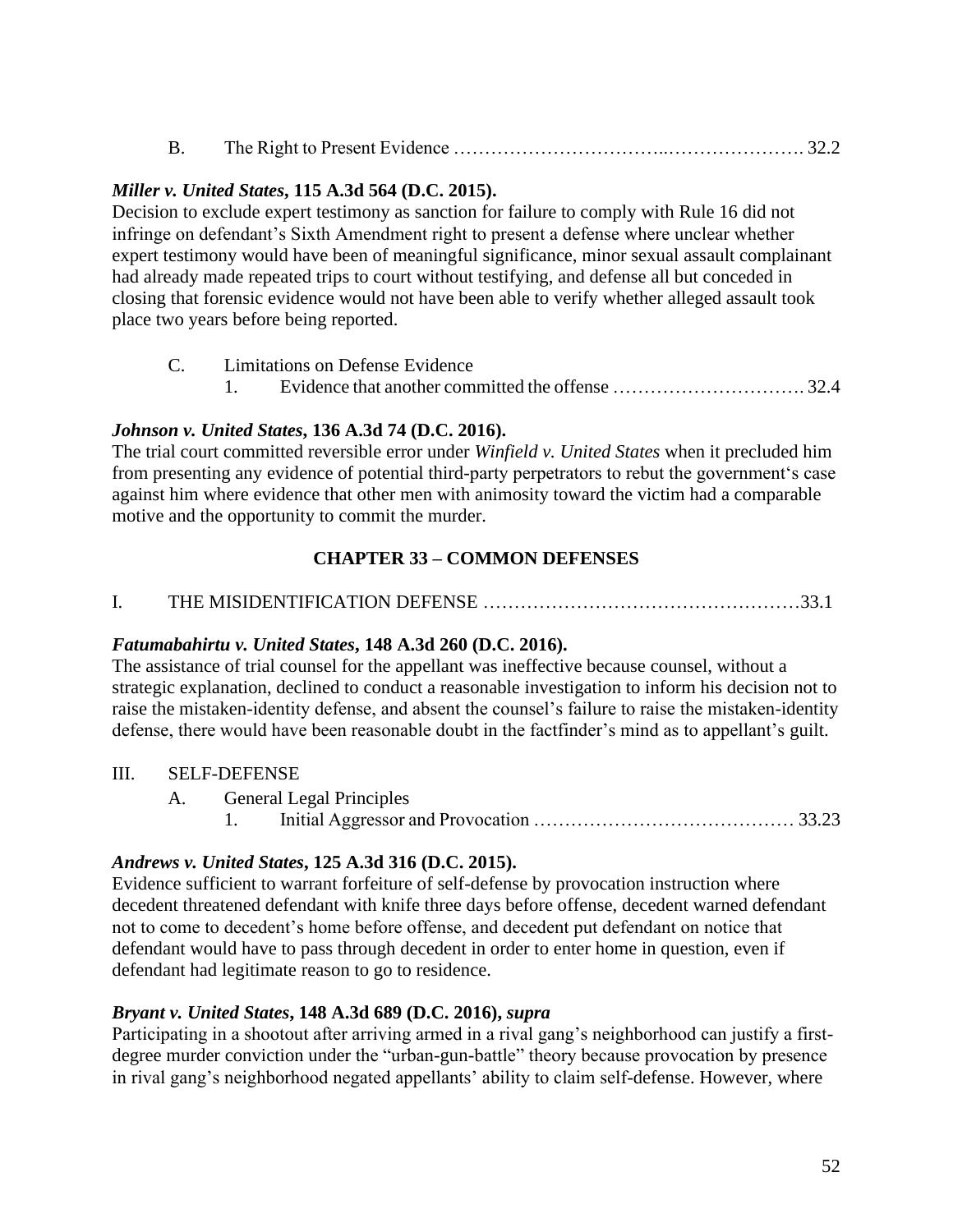B. The Right to Present Evidence …………………………..…………………. 32.2

***Miller v. United States*, 115 A.3d 564 (D.C. 2015).**
Decision to exclude expert testimony as sanction for failure to comply with Rule 16 did not infringe on defendant's Sixth Amendment right to present a defense where unclear whether expert testimony would have been of meaningful significance, minor sexual assault complainant had already made repeated trips to court without testifying, and defense all but conceded in closing that forensic evidence would not have been able to verify whether alleged assault took place two years before being reported.

C. Limitations on Defense Evidence

1. Evidence that another committed the offense …………………………. 32.4

***Johnson v. United States*, 136 A.3d 74 (D.C. 2016).**
The trial court committed reversible error under *Winfield v. United States* when it precluded him from presenting any evidence of potential third-party perpetrators to rebut the government's case against him where evidence that other men with animosity toward the victim had a comparable motive and the opportunity to commit the murder.

## CHAPTER 33 – COMMON DEFENSES

I. THE MISIDENTIFICATION DEFENSE ……………………………………………33.1

***Fatumabahirtu v. United States*, 148 A.3d 260 (D.C. 2016).**
The assistance of trial counsel for the appellant was ineffective because counsel, without a strategic explanation, declined to conduct a reasonable investigation to inform his decision not to raise the mistaken-identity defense, and absent the counsel's failure to raise the mistaken-identity defense, there would have been reasonable doubt in the factfinder's mind as to appellant's guilt.

III. SELF-DEFENSE

A. General Legal Principles

1. Initial Aggressor and Provocation …………………………………… 33.23

***Andrews v. United States*, 125 A.3d 316 (D.C. 2015).**
Evidence sufficient to warrant forfeiture of self-defense by provocation instruction where decedent threatened defendant with knife three days before offense, decedent warned defendant not to come to decedent's home before offense, and decedent put defendant on notice that defendant would have to pass through decedent in order to enter home in question, even if defendant had legitimate reason to go to residence.

***Bryant v. United States*, 148 A.3d 689 (D.C. 2016), *supra***
Participating in a shootout after arriving armed in a rival gang's neighborhood can justify a first-degree murder conviction under the "urban-gun-battle" theory because provocation by presence in rival gang's neighborhood negated appellants' ability to claim self-defense. However, where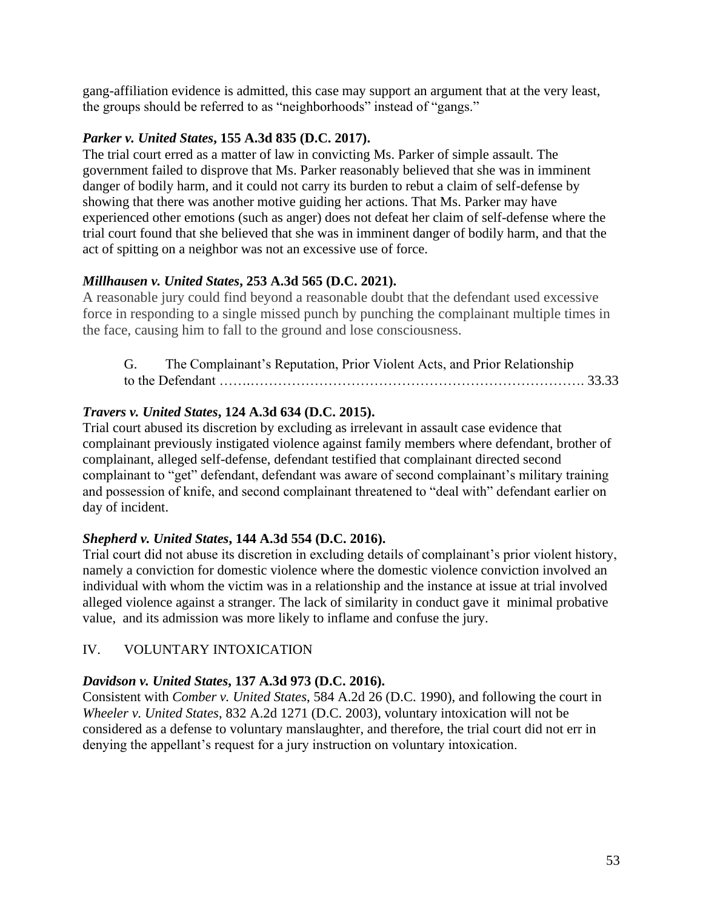gang-affiliation evidence is admitted, this case may support an argument that at the very least, the groups should be referred to as "neighborhoods" instead of "gangs."

***Parker v. United States*, 155 A.3d 835 (D.C. 2017).**
The trial court erred as a matter of law in convicting Ms. Parker of simple assault. The government failed to disprove that Ms. Parker reasonably believed that she was in imminent danger of bodily harm, and it could not carry its burden to rebut a claim of self-defense by showing that there was another motive guiding her actions. That Ms. Parker may have experienced other emotions (such as anger) does not defeat her claim of self-defense where the trial court found that she believed that she was in imminent danger of bodily harm, and that the act of spitting on a neighbor was not an excessive use of force.

***Millhausen v. United States*, 253 A.3d 565 (D.C. 2021).**
A reasonable jury could find beyond a reasonable doubt that the defendant used excessive force in responding to a single missed punch by punching the complainant multiple times in the face, causing him to fall to the ground and lose consciousness.

G. The Complainant's Reputation, Prior Violent Acts, and Prior Relationship to the Defendant ……………………………………………………………………. 33.33

***Travers v. United States*, 124 A.3d 634 (D.C. 2015).**
Trial court abused its discretion by excluding as irrelevant in assault case evidence that complainant previously instigated violence against family members where defendant, brother of complainant, alleged self-defense, defendant testified that complainant directed second complainant to "get" defendant, defendant was aware of second complainant's military training and possession of knife, and second complainant threatened to "deal with" defendant earlier on day of incident.

***Shepherd v. United States*, 144 A.3d 554 (D.C. 2016).**
Trial court did not abuse its discretion in excluding details of complainant's prior violent history, namely a conviction for domestic violence where the domestic violence conviction involved an individual with whom the victim was in a relationship and the instance at issue at trial involved alleged violence against a stranger. The lack of similarity in conduct gave it minimal probative value, and its admission was more likely to inflame and confuse the jury.

## IV. VOLUNTARY INTOXICATION

***Davidson v. United States*, 137 A.3d 973 (D.C. 2016).**
Consistent with *Comber v. United States*, 584 A.2d 26 (D.C. 1990), and following the court in *Wheeler v. United States*, 832 A.2d 1271 (D.C. 2003), voluntary intoxication will not be considered as a defense to voluntary manslaughter, and therefore, the trial court did not err in denying the appellant's request for a jury instruction on voluntary intoxication.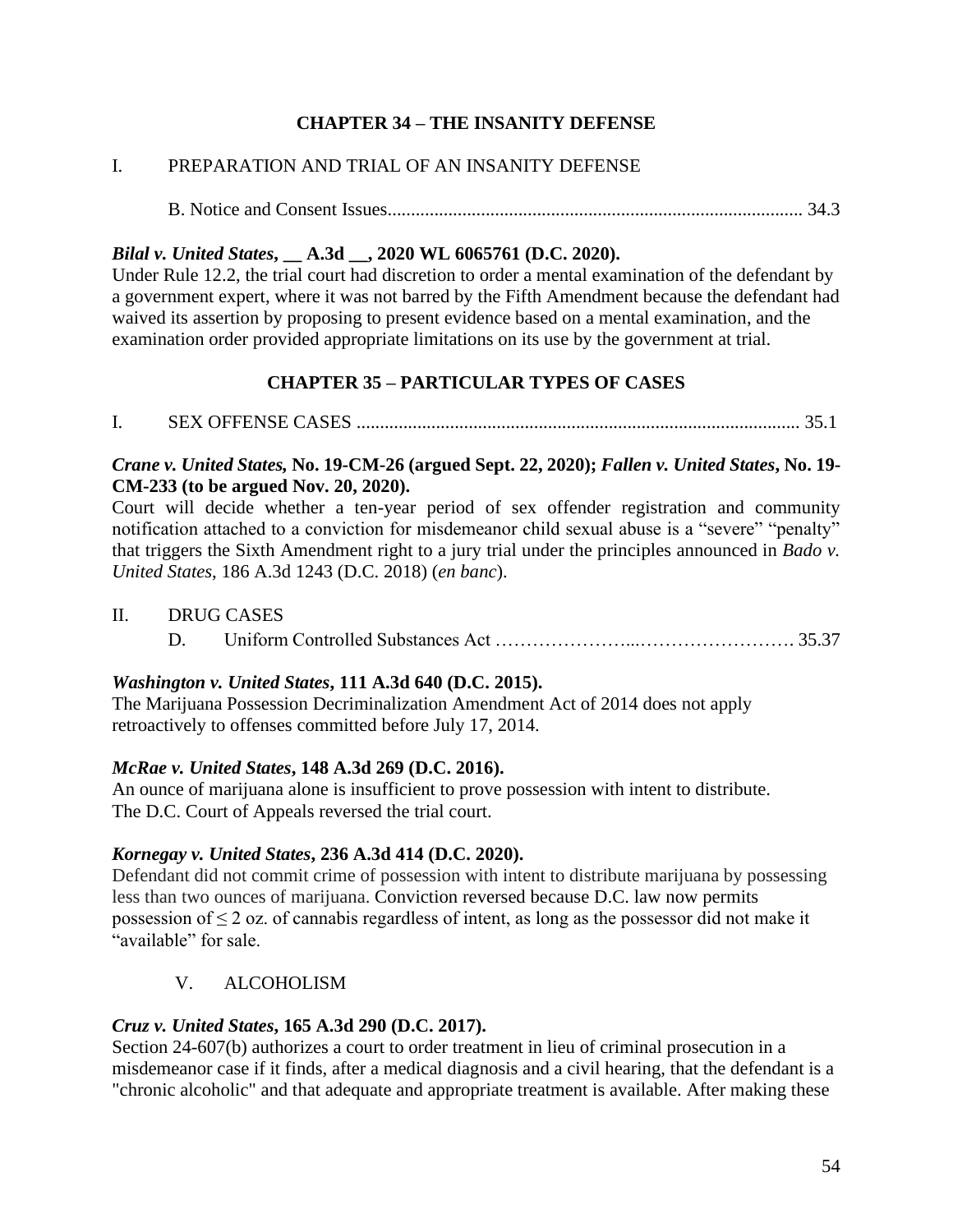## CHAPTER 34 – THE INSANITY DEFENSE

I. PREPARATION AND TRIAL OF AN INSANITY DEFENSE

B. Notice and Consent Issues........................................................................................ 34.3

***Bilal v. United States*, __ A.3d __, 2020 WL 6065761 (D.C. 2020).**
Under Rule 12.2, the trial court had discretion to order a mental examination of the defendant by a government expert, where it was not barred by the Fifth Amendment because the defendant had waived its assertion by proposing to present evidence based on a mental examination, and the examination order provided appropriate limitations on its use by the government at trial.

## CHAPTER 35 – PARTICULAR TYPES OF CASES

I. SEX OFFENSE CASES ............................................................................................. 35.1

***Crane v. United States*, No. 19-CM-26 (argued Sept. 22, 2020); *Fallen v. United States*, No. 19-CM-233 (to be argued Nov. 20, 2020).**
Court will decide whether a ten-year period of sex offender registration and community notification attached to a conviction for misdemeanor child sexual abuse is a "severe" "penalty" that triggers the Sixth Amendment right to a jury trial under the principles announced in *Bado v. United States*, 186 A.3d 1243 (D.C. 2018) (*en banc*).

II. DRUG CASES

D. Uniform Controlled Substances Act …………………...……………………. 35.37

***Washington v. United States*, 111 A.3d 640 (D.C. 2015).**
The Marijuana Possession Decriminalization Amendment Act of 2014 does not apply retroactively to offenses committed before July 17, 2014.

***McRae v. United States*, 148 A.3d 269 (D.C. 2016).**
An ounce of marijuana alone is insufficient to prove possession with intent to distribute. The D.C. Court of Appeals reversed the trial court.

***Kornegay v. United States*, 236 A.3d 414 (D.C. 2020).**
Defendant did not commit crime of possession with intent to distribute marijuana by possessing less than two ounces of marijuana. Conviction reversed because D.C. law now permits possession of ≤ 2 oz. of cannabis regardless of intent, as long as the possessor did not make it "available" for sale.

V. ALCOHOLISM

***Cruz v. United States*, 165 A.3d 290 (D.C. 2017).**
Section 24-607(b) authorizes a court to order treatment in lieu of criminal prosecution in a misdemeanor case if it finds, after a medical diagnosis and a civil hearing, that the defendant is a "chronic alcoholic" and that adequate and appropriate treatment is available. After making these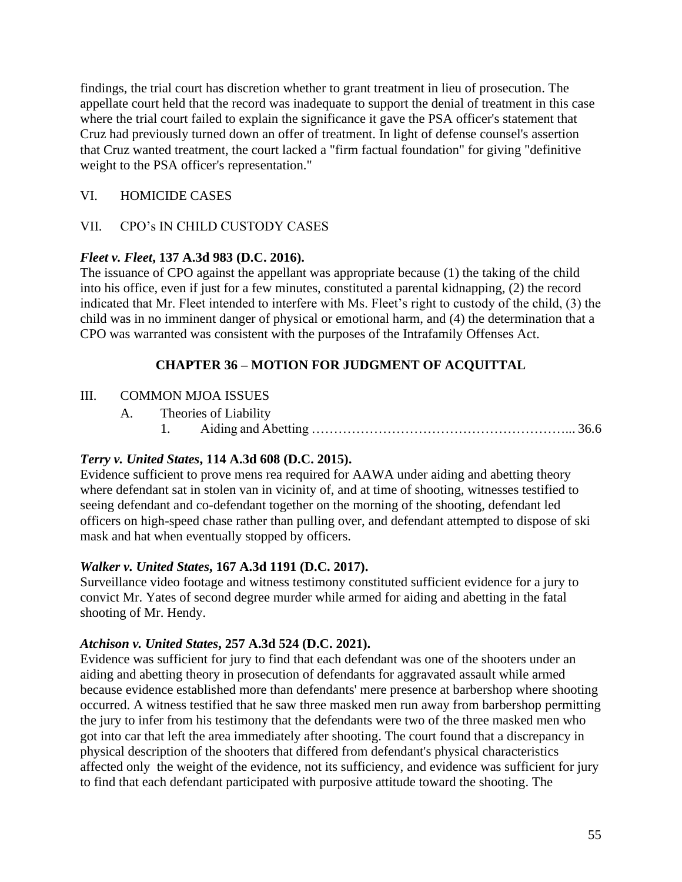findings, the trial court has discretion whether to grant treatment in lieu of prosecution. The appellate court held that the record was inadequate to support the denial of treatment in this case where the trial court failed to explain the significance it gave the PSA officer's statement that Cruz had previously turned down an offer of treatment. In light of defense counsel's assertion that Cruz wanted treatment, the court lacked a "firm factual foundation" for giving "definitive weight to the PSA officer's representation."

VI. HOMICIDE CASES

VII. CPO's IN CHILD CUSTODY CASES

***Fleet v. Fleet*, 137 A.3d 983 (D.C. 2016).**
The issuance of CPO against the appellant was appropriate because (1) the taking of the child into his office, even if just for a few minutes, constituted a parental kidnapping, (2) the record indicated that Mr. Fleet intended to interfere with Ms. Fleet's right to custody of the child, (3) the child was in no imminent danger of physical or emotional harm, and (4) the determination that a CPO was warranted was consistent with the purposes of the Intrafamily Offenses Act.

## CHAPTER 36 – MOTION FOR JUDGMENT OF ACQUITTAL

III. COMMON MJOA ISSUES

A. Theories of Liability

1. Aiding and Abetting ………………………………………………... 36.6

***Terry v. United States*, 114 A.3d 608 (D.C. 2015).**
Evidence sufficient to prove mens rea required for AAWA under aiding and abetting theory where defendant sat in stolen van in vicinity of, and at time of shooting, witnesses testified to seeing defendant and co-defendant together on the morning of the shooting, defendant led officers on high-speed chase rather than pulling over, and defendant attempted to dispose of ski mask and hat when eventually stopped by officers.

***Walker v. United States*, 167 A.3d 1191 (D.C. 2017).**
Surveillance video footage and witness testimony constituted sufficient evidence for a jury to convict Mr. Yates of second degree murder while armed for aiding and abetting in the fatal shooting of Mr. Hendy.

***Atchison v. United States*, 257 A.3d 524 (D.C. 2021).**
Evidence was sufficient for jury to find that each defendant was one of the shooters under an aiding and abetting theory in prosecution of defendants for aggravated assault while armed because evidence established more than defendants' mere presence at barbershop where shooting occurred. A witness testified that he saw three masked men run away from barbershop permitting the jury to infer from his testimony that the defendants were two of the three masked men who got into car that left the area immediately after shooting. The court found that a discrepancy in physical description of the shooters that differed from defendant's physical characteristics affected only the weight of the evidence, not its sufficiency, and evidence was sufficient for jury to find that each defendant participated with purposive attitude toward the shooting. The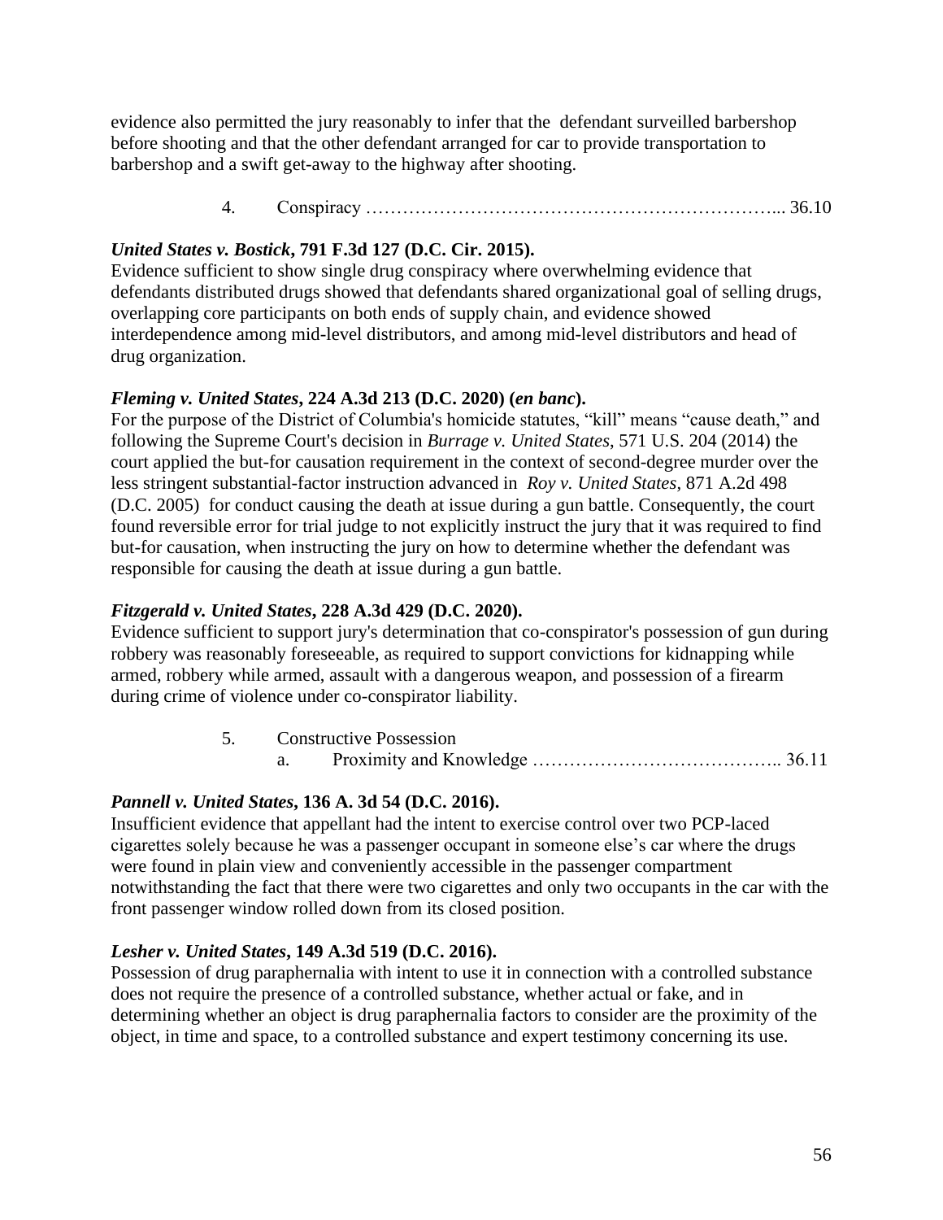evidence also permitted the jury reasonably to infer that the defendant surveilled barbershop before shooting and that the other defendant arranged for car to provide transportation to barbershop and a swift get-away to the highway after shooting.

4. Conspiracy ………………………………………………………….. 36.10

***United States v. Bostick*, 791 F.3d 127 (D.C. Cir. 2015).**
Evidence sufficient to show single drug conspiracy where overwhelming evidence that defendants distributed drugs showed that defendants shared organizational goal of selling drugs, overlapping core participants on both ends of supply chain, and evidence showed interdependence among mid-level distributors, and among mid-level distributors and head of drug organization.

***Fleming v. United States*, 224 A.3d 213 (D.C. 2020) (*en banc*).**
For the purpose of the District of Columbia's homicide statutes, "kill" means "cause death," and following the Supreme Court's decision in *Burrage v. United States*, 571 U.S. 204 (2014) the court applied the but-for causation requirement in the context of second-degree murder over the less stringent substantial-factor instruction advanced in *Roy v. United States*, 871 A.2d 498 (D.C. 2005) for conduct causing the death at issue during a gun battle. Consequently, the court found reversible error for trial judge to not explicitly instruct the jury that it was required to find but-for causation, when instructing the jury on how to determine whether the defendant was responsible for causing the death at issue during a gun battle.

***Fitzgerald v. United States*, 228 A.3d 429 (D.C. 2020).**
Evidence sufficient to support jury's determination that co-conspirator's possession of gun during robbery was reasonably foreseeable, as required to support convictions for kidnapping while armed, robbery while armed, assault with a dangerous weapon, and possession of a firearm during crime of violence under co-conspirator liability.

5. Constructive Possession
   a. Proximity and Knowledge ………………………………….. 36.11

***Pannell v. United States*, 136 A. 3d 54 (D.C. 2016).**
Insufficient evidence that appellant had the intent to exercise control over two PCP-laced cigarettes solely because he was a passenger occupant in someone else's car where the drugs were found in plain view and conveniently accessible in the passenger compartment notwithstanding the fact that there were two cigarettes and only two occupants in the car with the front passenger window rolled down from its closed position.

***Lesher v. United States*, 149 A.3d 519 (D.C. 2016).**
Possession of drug paraphernalia with intent to use it in connection with a controlled substance does not require the presence of a controlled substance, whether actual or fake, and in determining whether an object is drug paraphernalia factors to consider are the proximity of the object, in time and space, to a controlled substance and expert testimony concerning its use.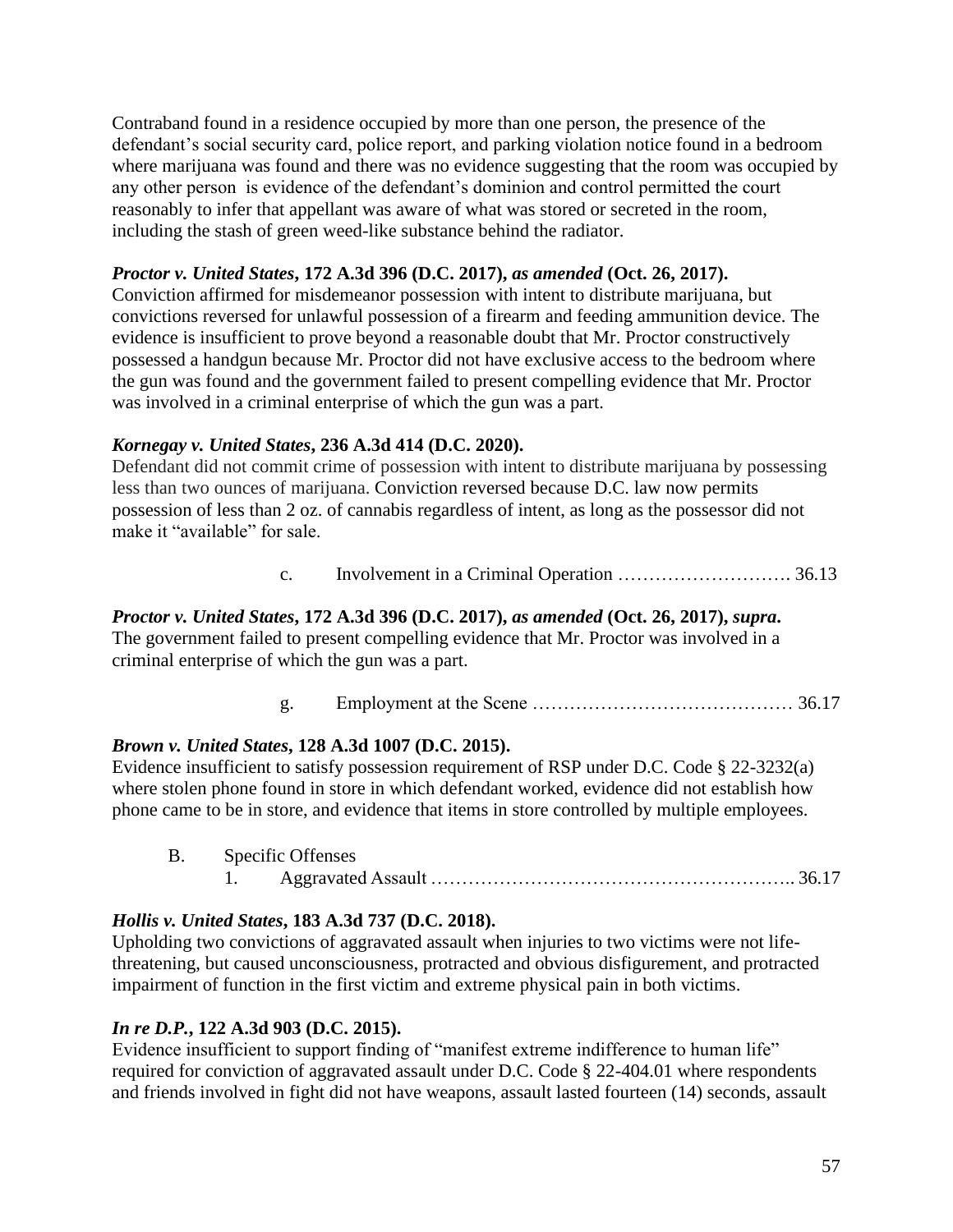Contraband found in a residence occupied by more than one person, the presence of the defendant's social security card, police report, and parking violation notice found in a bedroom where marijuana was found and there was no evidence suggesting that the room was occupied by any other person is evidence of the defendant's dominion and control permitted the court reasonably to infer that appellant was aware of what was stored or secreted in the room, including the stash of green weed-like substance behind the radiator.

***Proctor v. United States*, 172 A.3d 396 (D.C. 2017), *as amended* (Oct. 26, 2017).**
Conviction affirmed for misdemeanor possession with intent to distribute marijuana, but convictions reversed for unlawful possession of a firearm and feeding ammunition device. The evidence is insufficient to prove beyond a reasonable doubt that Mr. Proctor constructively possessed a handgun because Mr. Proctor did not have exclusive access to the bedroom where the gun was found and the government failed to present compelling evidence that Mr. Proctor was involved in a criminal enterprise of which the gun was a part.

***Kornegay v. United States*, 236 A.3d 414 (D.C. 2020).**
Defendant did not commit crime of possession with intent to distribute marijuana by possessing less than two ounces of marijuana. Conviction reversed because D.C. law now permits possession of less than 2 oz. of cannabis regardless of intent, as long as the possessor did not make it "available" for sale.

c. Involvement in a Criminal Operation ………………………. 36.13

***Proctor v. United States*, 172 A.3d 396 (D.C. 2017), *as amended* (Oct. 26, 2017), *supra*.**
The government failed to present compelling evidence that Mr. Proctor was involved in a criminal enterprise of which the gun was a part.

g. Employment at the Scene …………………………………… 36.17

***Brown v. United States*, 128 A.3d 1007 (D.C. 2015).**
Evidence insufficient to satisfy possession requirement of RSP under D.C. Code § 22-3232(a) where stolen phone found in store in which defendant worked, evidence did not establish how phone came to be in store, and evidence that items in store controlled by multiple employees.

B. Specific Offenses

1. Aggravated Assault ……………………………………………….. 36.17

***Hollis v. United States*, 183 A.3d 737 (D.C. 2018).**
Upholding two convictions of aggravated assault when injuries to two victims were not life-threatening, but caused unconsciousness, protracted and obvious disfigurement, and protracted impairment of function in the first victim and extreme physical pain in both victims.

***In re D.P.*, 122 A.3d 903 (D.C. 2015).**
Evidence insufficient to support finding of "manifest extreme indifference to human life" required for conviction of aggravated assault under D.C. Code § 22-404.01 where respondents and friends involved in fight did not have weapons, assault lasted fourteen (14) seconds, assault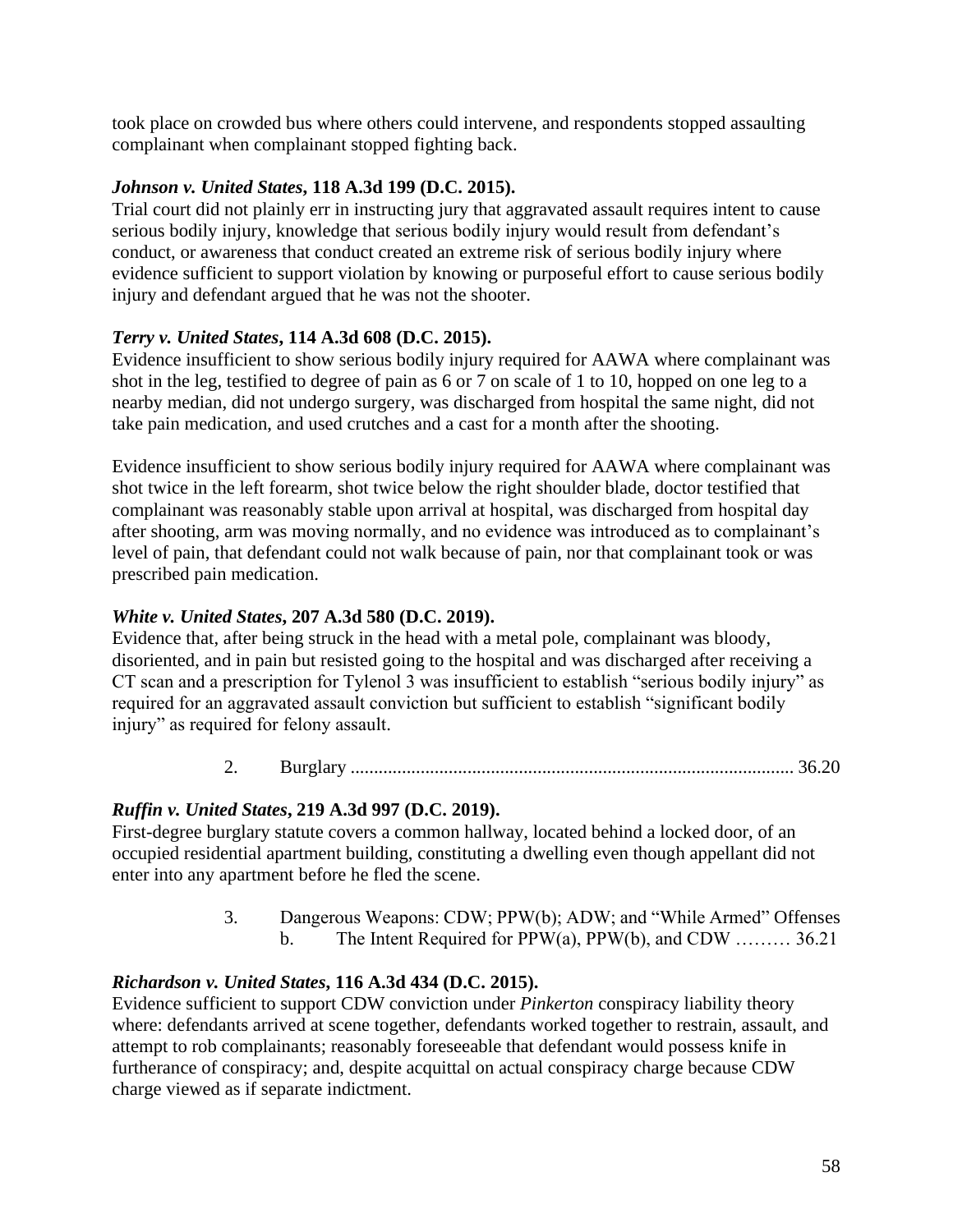took place on crowded bus where others could intervene, and respondents stopped assaulting complainant when complainant stopped fighting back.

***Johnson v. United States*, 118 A.3d 199 (D.C. 2015).**
Trial court did not plainly err in instructing jury that aggravated assault requires intent to cause serious bodily injury, knowledge that serious bodily injury would result from defendant's conduct, or awareness that conduct created an extreme risk of serious bodily injury where evidence sufficient to support violation by knowing or purposeful effort to cause serious bodily injury and defendant argued that he was not the shooter.

***Terry v. United States*, 114 A.3d 608 (D.C. 2015).**
Evidence insufficient to show serious bodily injury required for AAWA where complainant was shot in the leg, testified to degree of pain as 6 or 7 on scale of 1 to 10, hopped on one leg to a nearby median, did not undergo surgery, was discharged from hospital the same night, did not take pain medication, and used crutches and a cast for a month after the shooting.

Evidence insufficient to show serious bodily injury required for AAWA where complainant was shot twice in the left forearm, shot twice below the right shoulder blade, doctor testified that complainant was reasonably stable upon arrival at hospital, was discharged from hospital day after shooting, arm was moving normally, and no evidence was introduced as to complainant's level of pain, that defendant could not walk because of pain, nor that complainant took or was prescribed pain medication.

***White v. United States*, 207 A.3d 580 (D.C. 2019).**
Evidence that, after being struck in the head with a metal pole, complainant was bloody, disoriented, and in pain but resisted going to the hospital and was discharged after receiving a CT scan and a prescription for Tylenol 3 was insufficient to establish "serious bodily injury" as required for an aggravated assault conviction but sufficient to establish "significant bodily injury" as required for felony assault.

2. Burglary .............................................................................................. 36.20

***Ruffin v. United States*, 219 A.3d 997 (D.C. 2019).**
First-degree burglary statute covers a common hallway, located behind a locked door, of an occupied residential apartment building, constituting a dwelling even though appellant did not enter into any apartment before he fled the scene.

3. Dangerous Weapons: CDW; PPW(b); ADW; and "While Armed" Offenses
   b. The Intent Required for PPW(a), PPW(b), and CDW ……… 36.21

***Richardson v. United States*, 116 A.3d 434 (D.C. 2015).**
Evidence sufficient to support CDW conviction under *Pinkerton* conspiracy liability theory where: defendants arrived at scene together, defendants worked together to restrain, assault, and attempt to rob complainants; reasonably foreseeable that defendant would possess knife in furtherance of conspiracy; and, despite acquittal on actual conspiracy charge because CDW charge viewed as if separate indictment.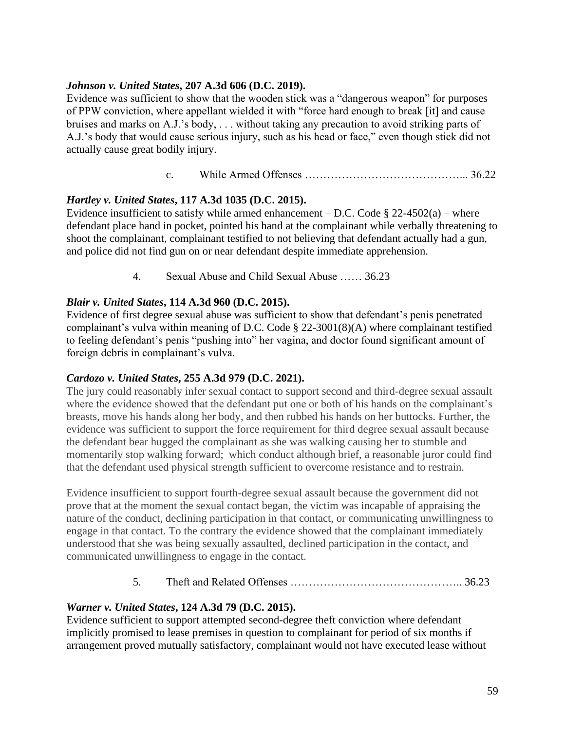***Johnson v. United States*, 207 A.3d 606 (D.C. 2019).**
Evidence was sufficient to show that the wooden stick was a "dangerous weapon" for purposes of PPW conviction, where appellant wielded it with "force hard enough to break [it] and cause bruises and marks on A.J.'s body, . . . without taking any precaution to avoid striking parts of A.J.'s body that would cause serious injury, such as his head or face," even though stick did not actually cause great bodily injury.

c. While Armed Offenses …………………………………….. 36.22

***Hartley v. United States*, 117 A.3d 1035 (D.C. 2015).**
Evidence insufficient to satisfy while armed enhancement – D.C. Code § 22-4502(a) – where defendant place hand in pocket, pointed his hand at the complainant while verbally threatening to shoot the complainant, complainant testified to not believing that defendant actually had a gun, and police did not find gun on or near defendant despite immediate apprehension.

4. Sexual Abuse and Child Sexual Abuse …… 36.23

***Blair v. United States*, 114 A.3d 960 (D.C. 2015).**
Evidence of first degree sexual abuse was sufficient to show that defendant's penis penetrated complainant's vulva within meaning of D.C. Code § 22-3001(8)(A) where complainant testified to feeling defendant's penis "pushing into" her vagina, and doctor found significant amount of foreign debris in complainant's vulva.

***Cardozo v. United States*, 255 A.3d 979 (D.C. 2021).**
The jury could reasonably infer sexual contact to support second and third-degree sexual assault where the evidence showed that the defendant put one or both of his hands on the complainant's breasts, move his hands along her body, and then rubbed his hands on her buttocks. Further, the evidence was sufficient to support the force requirement for third degree sexual assault because the defendant bear hugged the complainant as she was walking causing her to stumble and momentarily stop walking forward; which conduct although brief, a reasonable juror could find that the defendant used physical strength sufficient to overcome resistance and to restrain.

Evidence insufficient to support fourth-degree sexual assault because the government did not prove that at the moment the sexual contact began, the victim was incapable of appraising the nature of the conduct, declining participation in that contact, or communicating unwillingness to engage in that contact. To the contrary the evidence showed that the complainant immediately understood that she was being sexually assaulted, declined participation in the contact, and communicated unwillingness to engage in the contact.

5. Theft and Related Offenses ……………………………………….. 36.23

***Warner v. United States*, 124 A.3d 79 (D.C. 2015).**
Evidence sufficient to support attempted second-degree theft conviction where defendant implicitly promised to lease premises in question to complainant for period of six months if arrangement proved mutually satisfactory, complainant would not have executed lease without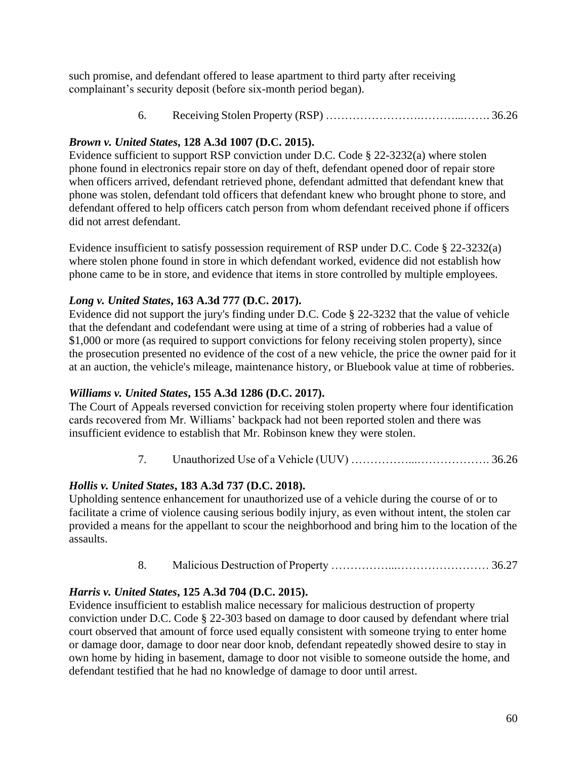such promise, and defendant offered to lease apartment to third party after receiving complainant's security deposit (before six-month period began).

6. Receiving Stolen Property (RSP) …………………….………...……. 36.26

***Brown v. United States*, 128 A.3d 1007 (D.C. 2015).**
Evidence sufficient to support RSP conviction under D.C. Code § 22-3232(a) where stolen phone found in electronics repair store on day of theft, defendant opened door of repair store when officers arrived, defendant retrieved phone, defendant admitted that defendant knew that phone was stolen, defendant told officers that defendant knew who brought phone to store, and defendant offered to help officers catch person from whom defendant received phone if officers did not arrest defendant.

Evidence insufficient to satisfy possession requirement of RSP under D.C. Code § 22-3232(a) where stolen phone found in store in which defendant worked, evidence did not establish how phone came to be in store, and evidence that items in store controlled by multiple employees.

***Long v. United States*, 163 A.3d 777 (D.C. 2017).**
Evidence did not support the jury's finding under D.C. Code § 22-3232 that the value of vehicle that the defendant and codefendant were using at time of a string of robberies had a value of $1,000 or more (as required to support convictions for felony receiving stolen property), since the prosecution presented no evidence of the cost of a new vehicle, the price the owner paid for it at an auction, the vehicle's mileage, maintenance history, or Bluebook value at time of robberies.

***Williams v. United States*, 155 A.3d 1286 (D.C. 2017).**
The Court of Appeals reversed conviction for receiving stolen property where four identification cards recovered from Mr. Williams' backpack had not been reported stolen and there was insufficient evidence to establish that Mr. Robinson knew they were stolen.

7. Unauthorized Use of a Vehicle (UUV) ……………...………………. 36.26

***Hollis v. United States*, 183 A.3d 737 (D.C. 2018).**
Upholding sentence enhancement for unauthorized use of a vehicle during the course of or to facilitate a crime of violence causing serious bodily injury, as even without intent, the stolen car provided a means for the appellant to scour the neighborhood and bring him to the location of the assaults.

8. Malicious Destruction of Property ……………...…………………… 36.27

***Harris v. United States*, 125 A.3d 704 (D.C. 2015).**
Evidence insufficient to establish malice necessary for malicious destruction of property conviction under D.C. Code § 22-303 based on damage to door caused by defendant where trial court observed that amount of force used equally consistent with someone trying to enter home or damage door, damage to door near door knob, defendant repeatedly showed desire to stay in own home by hiding in basement, damage to door not visible to someone outside the home, and defendant testified that he had no knowledge of damage to door until arrest.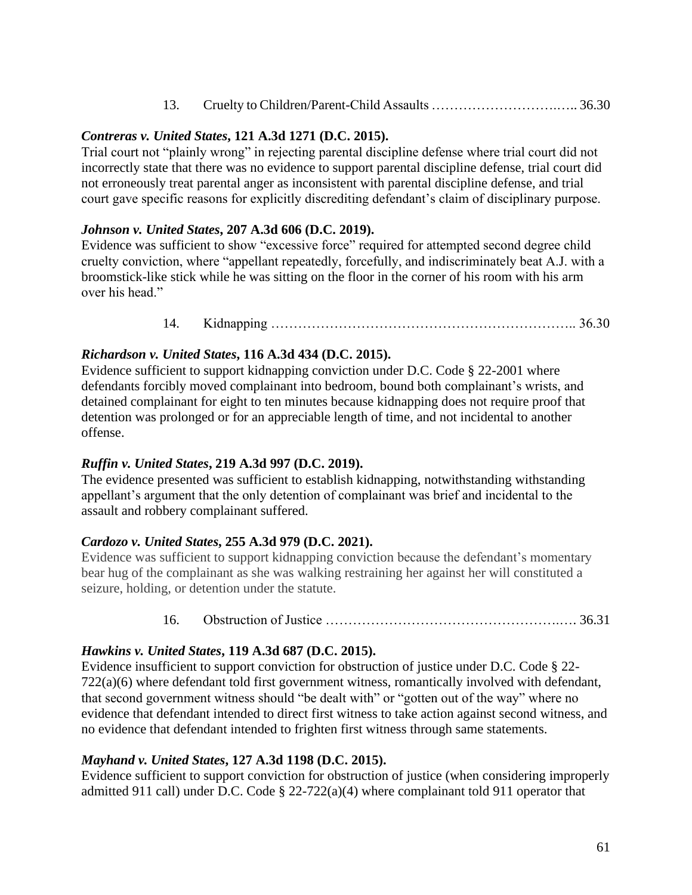13. Cruelty to Children/Parent-Child Assaults …………………………….….. 36.30

***Contreras v. United States*, 121 A.3d 1271 (D.C. 2015).**
Trial court not "plainly wrong" in rejecting parental discipline defense where trial court did not incorrectly state that there was no evidence to support parental discipline defense, trial court did not erroneously treat parental anger as inconsistent with parental discipline defense, and trial court gave specific reasons for explicitly discrediting defendant's claim of disciplinary purpose.

***Johnson v. United States*, 207 A.3d 606 (D.C. 2019).**
Evidence was sufficient to show "excessive force" required for attempted second degree child cruelty conviction, where "appellant repeatedly, forcefully, and indiscriminately beat A.J. with a broomstick-like stick while he was sitting on the floor in the corner of his room with his arm over his head."

14. Kidnapping ………………………………………………………….. 36.30

***Richardson v. United States*, 116 A.3d 434 (D.C. 2015).**
Evidence sufficient to support kidnapping conviction under D.C. Code § 22-2001 where defendants forcibly moved complainant into bedroom, bound both complainant's wrists, and detained complainant for eight to ten minutes because kidnapping does not require proof that detention was prolonged or for an appreciable length of time, and not incidental to another offense.

***Ruffin v. United States*, 219 A.3d 997 (D.C. 2019).**
The evidence presented was sufficient to establish kidnapping, notwithstanding withstanding appellant's argument that the only detention of complainant was brief and incidental to the assault and robbery complainant suffered.

***Cardozo v. United States*, 255 A.3d 979 (D.C. 2021).**
Evidence was sufficient to support kidnapping conviction because the defendant's momentary bear hug of the complainant as she was walking restraining her against her will constituted a seizure, holding, or detention under the statute.

16. Obstruction of Justice …………………………………………….…. 36.31

***Hawkins v. United States*, 119 A.3d 687 (D.C. 2015).**
Evidence insufficient to support conviction for obstruction of justice under D.C. Code § 22-722(a)(6) where defendant told first government witness, romantically involved with defendant, that second government witness should "be dealt with" or "gotten out of the way" where no evidence that defendant intended to direct first witness to take action against second witness, and no evidence that defendant intended to frighten first witness through same statements.

***Mayhand v. United States*, 127 A.3d 1198 (D.C. 2015).**
Evidence sufficient to support conviction for obstruction of justice (when considering improperly admitted 911 call) under D.C. Code § 22-722(a)(4) where complainant told 911 operator that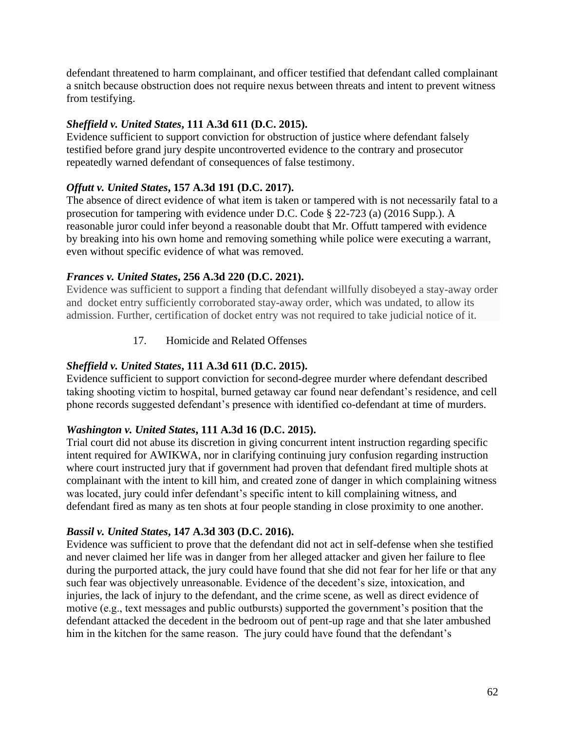defendant threatened to harm complainant, and officer testified that defendant called complainant a snitch because obstruction does not require nexus between threats and intent to prevent witness from testifying.

***Sheffield v. United States*, 111 A.3d 611 (D.C. 2015).**
Evidence sufficient to support conviction for obstruction of justice where defendant falsely testified before grand jury despite uncontroverted evidence to the contrary and prosecutor repeatedly warned defendant of consequences of false testimony.

***Offutt v. United States*, 157 A.3d 191 (D.C. 2017).**
The absence of direct evidence of what item is taken or tampered with is not necessarily fatal to a prosecution for tampering with evidence under D.C. Code § 22-723 (a) (2016 Supp.). A reasonable juror could infer beyond a reasonable doubt that Mr. Offutt tampered with evidence by breaking into his own home and removing something while police were executing a warrant, even without specific evidence of what was removed.

***Frances v. United States*, 256 A.3d 220 (D.C. 2021).**
Evidence was sufficient to support a finding that defendant willfully disobeyed a stay-away order and docket entry sufficiently corroborated stay-away order, which was undated, to allow its admission. Further, certification of docket entry was not required to take judicial notice of it.

17. Homicide and Related Offenses

***Sheffield v. United States*, 111 A.3d 611 (D.C. 2015).**
Evidence sufficient to support conviction for second-degree murder where defendant described taking shooting victim to hospital, burned getaway car found near defendant's residence, and cell phone records suggested defendant's presence with identified co-defendant at time of murders.

***Washington v. United States*, 111 A.3d 16 (D.C. 2015).**
Trial court did not abuse its discretion in giving concurrent intent instruction regarding specific intent required for AWIKWA, nor in clarifying continuing jury confusion regarding instruction where court instructed jury that if government had proven that defendant fired multiple shots at complainant with the intent to kill him, and created zone of danger in which complaining witness was located, jury could infer defendant's specific intent to kill complaining witness, and defendant fired as many as ten shots at four people standing in close proximity to one another.

***Bassil v. United States*, 147 A.3d 303 (D.C. 2016).**
Evidence was sufficient to prove that the defendant did not act in self-defense when she testified and never claimed her life was in danger from her alleged attacker and given her failure to flee during the purported attack, the jury could have found that she did not fear for her life or that any such fear was objectively unreasonable. Evidence of the decedent's size, intoxication, and injuries, the lack of injury to the defendant, and the crime scene, as well as direct evidence of motive (e.g., text messages and public outbursts) supported the government's position that the defendant attacked the decedent in the bedroom out of pent-up rage and that she later ambushed him in the kitchen for the same reason. The jury could have found that the defendant's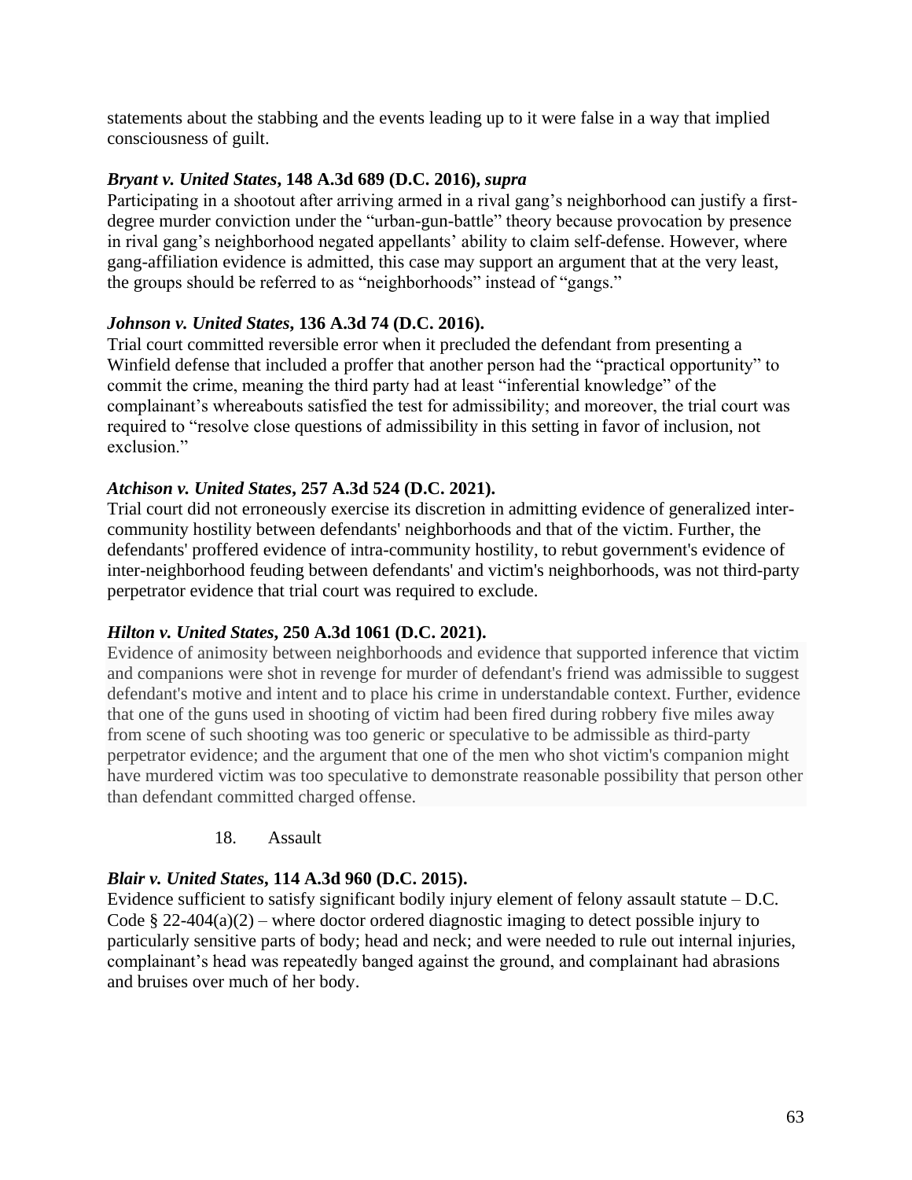statements about the stabbing and the events leading up to it were false in a way that implied consciousness of guilt.

***Bryant v. United States*, 148 A.3d 689 (D.C. 2016), *supra***
Participating in a shootout after arriving armed in a rival gang's neighborhood can justify a first-degree murder conviction under the "urban-gun-battle" theory because provocation by presence in rival gang's neighborhood negated appellants' ability to claim self-defense. However, where gang-affiliation evidence is admitted, this case may support an argument that at the very least, the groups should be referred to as "neighborhoods" instead of "gangs."

***Johnson v. United States*, 136 A.3d 74 (D.C. 2016).**
Trial court committed reversible error when it precluded the defendant from presenting a Winfield defense that included a proffer that another person had the "practical opportunity" to commit the crime, meaning the third party had at least "inferential knowledge" of the complainant's whereabouts satisfied the test for admissibility; and moreover, the trial court was required to "resolve close questions of admissibility in this setting in favor of inclusion, not exclusion."

***Atchison v. United States*, 257 A.3d 524 (D.C. 2021).**
Trial court did not erroneously exercise its discretion in admitting evidence of generalized inter-community hostility between defendants' neighborhoods and that of the victim. Further, the defendants' proffered evidence of intra-community hostility, to rebut government's evidence of inter-neighborhood feuding between defendants' and victim's neighborhoods, was not third-party perpetrator evidence that trial court was required to exclude.

***Hilton v. United States*, 250 A.3d 1061 (D.C. 2021).**
Evidence of animosity between neighborhoods and evidence that supported inference that victim and companions were shot in revenge for murder of defendant's friend was admissible to suggest defendant's motive and intent and to place his crime in understandable context. Further, evidence that one of the guns used in shooting of victim had been fired during robbery five miles away from scene of such shooting was too generic or speculative to be admissible as third-party perpetrator evidence; and the argument that one of the men who shot victim's companion might have murdered victim was too speculative to demonstrate reasonable possibility that person other than defendant committed charged offense.

18. Assault

***Blair v. United States*, 114 A.3d 960 (D.C. 2015).**
Evidence sufficient to satisfy significant bodily injury element of felony assault statute – D.C. Code § 22-404(a)(2) – where doctor ordered diagnostic imaging to detect possible injury to particularly sensitive parts of body; head and neck; and were needed to rule out internal injuries, complainant's head was repeatedly banged against the ground, and complainant had abrasions and bruises over much of her body.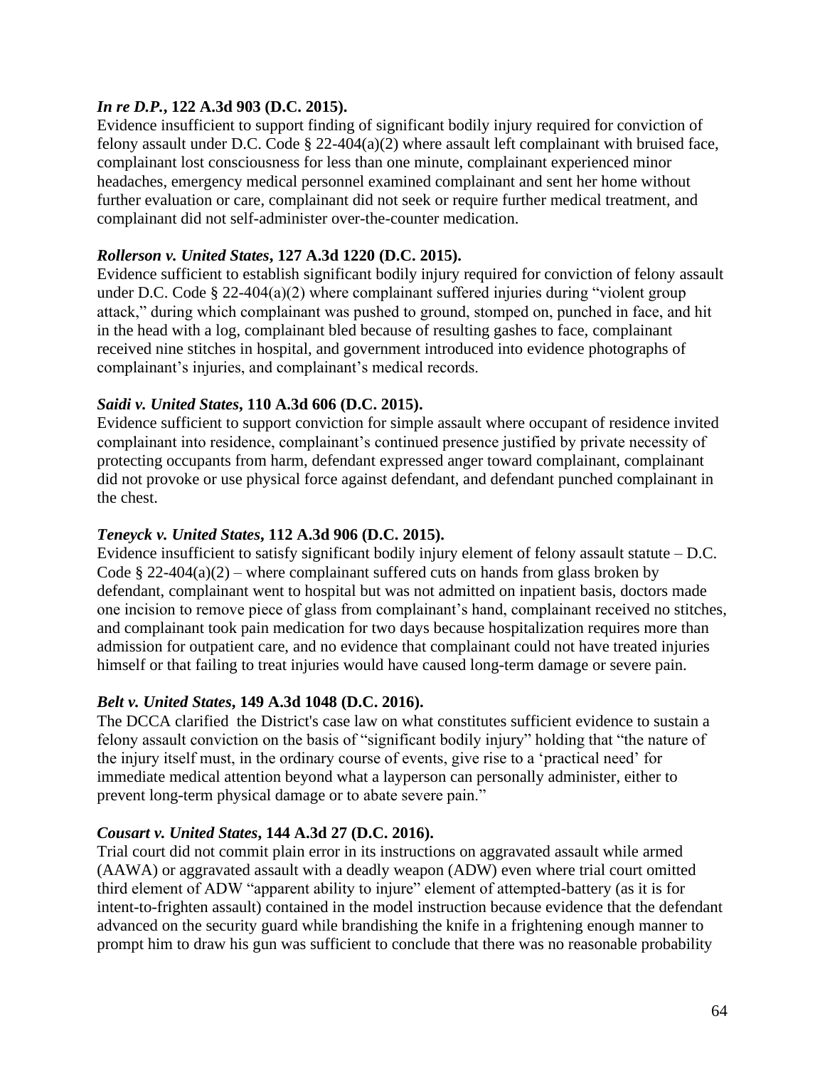***In re D.P.*, 122 A.3d 903 (D.C. 2015).**
Evidence insufficient to support finding of significant bodily injury required for conviction of felony assault under D.C. Code § 22-404(a)(2) where assault left complainant with bruised face, complainant lost consciousness for less than one minute, complainant experienced minor headaches, emergency medical personnel examined complainant and sent her home without further evaluation or care, complainant did not seek or require further medical treatment, and complainant did not self-administer over-the-counter medication.

***Rollerson v. United States*, 127 A.3d 1220 (D.C. 2015).**
Evidence sufficient to establish significant bodily injury required for conviction of felony assault under D.C. Code § 22-404(a)(2) where complainant suffered injuries during "violent group attack," during which complainant was pushed to ground, stomped on, punched in face, and hit in the head with a log, complainant bled because of resulting gashes to face, complainant received nine stitches in hospital, and government introduced into evidence photographs of complainant's injuries, and complainant's medical records.

***Saidi v. United States*, 110 A.3d 606 (D.C. 2015).**
Evidence sufficient to support conviction for simple assault where occupant of residence invited complainant into residence, complainant's continued presence justified by private necessity of protecting occupants from harm, defendant expressed anger toward complainant, complainant did not provoke or use physical force against defendant, and defendant punched complainant in the chest.

***Teneyck v. United States*, 112 A.3d 906 (D.C. 2015).**
Evidence insufficient to satisfy significant bodily injury element of felony assault statute – D.C. Code § 22-404(a)(2) – where complainant suffered cuts on hands from glass broken by defendant, complainant went to hospital but was not admitted on inpatient basis, doctors made one incision to remove piece of glass from complainant's hand, complainant received no stitches, and complainant took pain medication for two days because hospitalization requires more than admission for outpatient care, and no evidence that complainant could not have treated injuries himself or that failing to treat injuries would have caused long-term damage or severe pain.

***Belt v. United States*, 149 A.3d 1048 (D.C. 2016).**
The DCCA clarified the District's case law on what constitutes sufficient evidence to sustain a felony assault conviction on the basis of "significant bodily injury" holding that "the nature of the injury itself must, in the ordinary course of events, give rise to a 'practical need' for immediate medical attention beyond what a layperson can personally administer, either to prevent long-term physical damage or to abate severe pain."

***Cousart v. United States*, 144 A.3d 27 (D.C. 2016).**
Trial court did not commit plain error in its instructions on aggravated assault while armed (AAWA) or aggravated assault with a deadly weapon (ADW) even where trial court omitted third element of ADW "apparent ability to injure" element of attempted-battery (as it is for intent-to-frighten assault) contained in the model instruction because evidence that the defendant advanced on the security guard while brandishing the knife in a frightening enough manner to prompt him to draw his gun was sufficient to conclude that there was no reasonable probability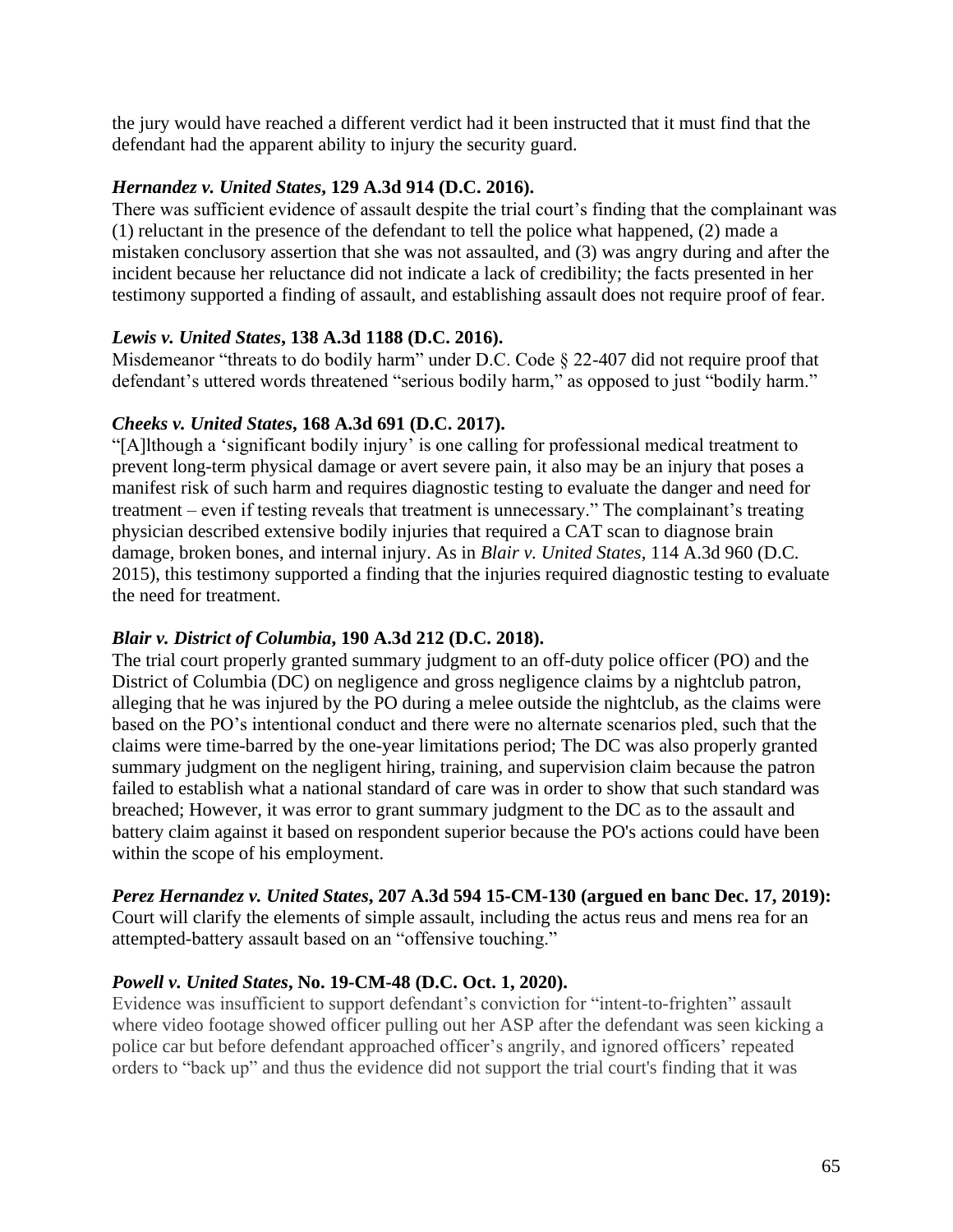the jury would have reached a different verdict had it been instructed that it must find that the defendant had the apparent ability to injury the security guard.

***Hernandez v. United States*, 129 A.3d 914 (D.C. 2016).**
There was sufficient evidence of assault despite the trial court's finding that the complainant was (1) reluctant in the presence of the defendant to tell the police what happened, (2) made a mistaken conclusory assertion that she was not assaulted, and (3) was angry during and after the incident because her reluctance did not indicate a lack of credibility; the facts presented in her testimony supported a finding of assault, and establishing assault does not require proof of fear.

***Lewis v. United States*, 138 A.3d 1188 (D.C. 2016).**
Misdemeanor "threats to do bodily harm" under D.C. Code § 22-407 did not require proof that defendant's uttered words threatened "serious bodily harm," as opposed to just "bodily harm."

***Cheeks v. United States*, 168 A.3d 691 (D.C. 2017).**
"[A]lthough a 'significant bodily injury' is one calling for professional medical treatment to prevent long-term physical damage or avert severe pain, it also may be an injury that poses a manifest risk of such harm and requires diagnostic testing to evaluate the danger and need for treatment – even if testing reveals that treatment is unnecessary." The complainant's treating physician described extensive bodily injuries that required a CAT scan to diagnose brain damage, broken bones, and internal injury. As in *Blair v. United States*, 114 A.3d 960 (D.C. 2015), this testimony supported a finding that the injuries required diagnostic testing to evaluate the need for treatment.

***Blair v. District of Columbia*, 190 A.3d 212 (D.C. 2018).**
The trial court properly granted summary judgment to an off-duty police officer (PO) and the District of Columbia (DC) on negligence and gross negligence claims by a nightclub patron, alleging that he was injured by the PO during a melee outside the nightclub, as the claims were based on the PO's intentional conduct and there were no alternate scenarios pled, such that the claims were time-barred by the one-year limitations period; The DC was also properly granted summary judgment on the negligent hiring, training, and supervision claim because the patron failed to establish what a national standard of care was in order to show that such standard was breached; However, it was error to grant summary judgment to the DC as to the assault and battery claim against it based on respondent superior because the PO's actions could have been within the scope of his employment.

***Perez Hernandez v. United States*, 207 A.3d 594 15-CM-130 (argued en banc Dec. 17, 2019):**
Court will clarify the elements of simple assault, including the actus reus and mens rea for an attempted-battery assault based on an "offensive touching."

***Powell v. United States*, No. 19-CM-48 (D.C. Oct. 1, 2020).**
Evidence was insufficient to support defendant's conviction for "intent-to-frighten" assault where video footage showed officer pulling out her ASP after the defendant was seen kicking a police car but before defendant approached officer's angrily, and ignored officers' repeated orders to "back up" and thus the evidence did not support the trial court's finding that it was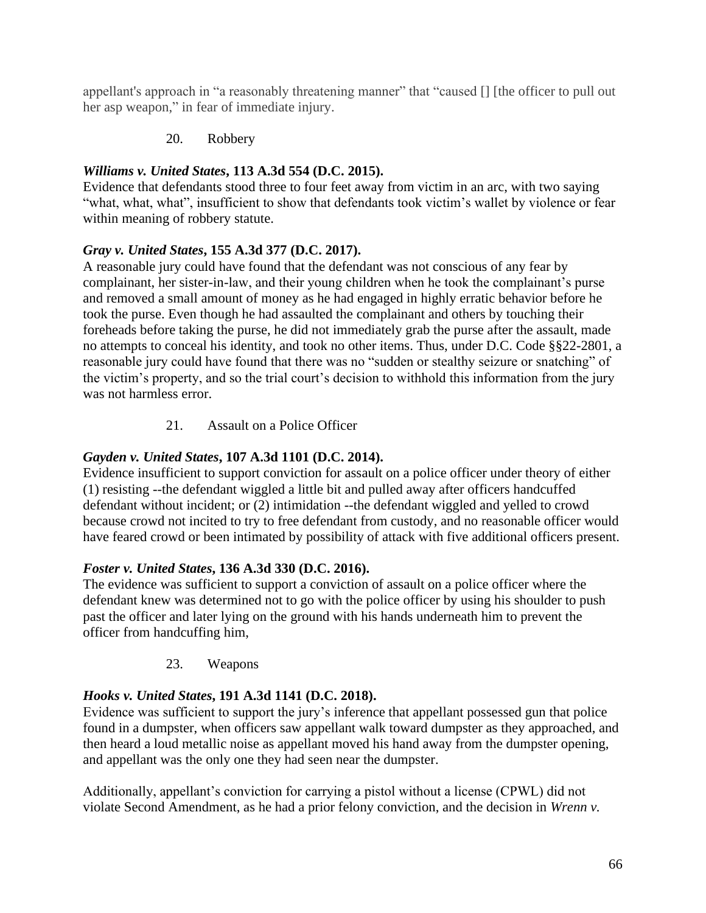appellant's approach in "a reasonably threatening manner" that "caused [] [the officer to pull out her asp weapon," in fear of immediate injury.

20. Robbery

***Williams v. United States*, 113 A.3d 554 (D.C. 2015).**
Evidence that defendants stood three to four feet away from victim in an arc, with two saying "what, what, what", insufficient to show that defendants took victim's wallet by violence or fear within meaning of robbery statute.

***Gray v. United States*, 155 A.3d 377 (D.C. 2017).**
A reasonable jury could have found that the defendant was not conscious of any fear by complainant, her sister-in-law, and their young children when he took the complainant's purse and removed a small amount of money as he had engaged in highly erratic behavior before he took the purse. Even though he had assaulted the complainant and others by touching their foreheads before taking the purse, he did not immediately grab the purse after the assault, made no attempts to conceal his identity, and took no other items. Thus, under D.C. Code §§22-2801, a reasonable jury could have found that there was no "sudden or stealthy seizure or snatching" of the victim's property, and so the trial court's decision to withhold this information from the jury was not harmless error.

21. Assault on a Police Officer

***Gayden v. United States*, 107 A.3d 1101 (D.C. 2014).**
Evidence insufficient to support conviction for assault on a police officer under theory of either (1) resisting --the defendant wiggled a little bit and pulled away after officers handcuffed defendant without incident; or (2) intimidation --the defendant wiggled and yelled to crowd because crowd not incited to try to free defendant from custody, and no reasonable officer would have feared crowd or been intimated by possibility of attack with five additional officers present.

***Foster v. United States*, 136 A.3d 330 (D.C. 2016).**
The evidence was sufficient to support a conviction of assault on a police officer where the defendant knew was determined not to go with the police officer by using his shoulder to push past the officer and later lying on the ground with his hands underneath him to prevent the officer from handcuffing him,

23. Weapons

***Hooks v. United States*, 191 A.3d 1141 (D.C. 2018).**
Evidence was sufficient to support the jury's inference that appellant possessed gun that police found in a dumpster, when officers saw appellant walk toward dumpster as they approached, and then heard a loud metallic noise as appellant moved his hand away from the dumpster opening, and appellant was the only one they had seen near the dumpster.

Additionally, appellant's conviction for carrying a pistol without a license (CPWL) did not violate Second Amendment, as he had a prior felony conviction, and the decision in *Wrenn v.*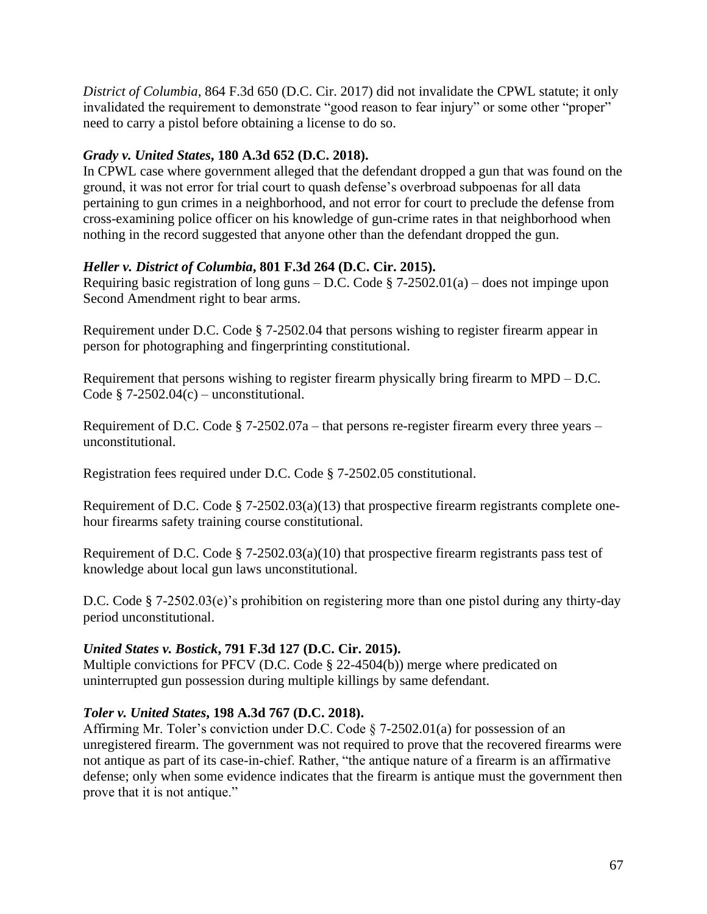*District of Columbia*, 864 F.3d 650 (D.C. Cir. 2017) did not invalidate the CPWL statute; it only invalidated the requirement to demonstrate "good reason to fear injury" or some other "proper" need to carry a pistol before obtaining a license to do so.

***Grady v. United States*, 180 A.3d 652 (D.C. 2018).**
In CPWL case where government alleged that the defendant dropped a gun that was found on the ground, it was not error for trial court to quash defense's overbroad subpoenas for all data pertaining to gun crimes in a neighborhood, and not error for court to preclude the defense from cross-examining police officer on his knowledge of gun-crime rates in that neighborhood when nothing in the record suggested that anyone other than the defendant dropped the gun.

***Heller v. District of Columbia*, 801 F.3d 264 (D.C. Cir. 2015).**
Requiring basic registration of long guns – D.C. Code § 7-2502.01(a) – does not impinge upon Second Amendment right to bear arms.

Requirement under D.C. Code § 7-2502.04 that persons wishing to register firearm appear in person for photographing and fingerprinting constitutional.

Requirement that persons wishing to register firearm physically bring firearm to MPD – D.C. Code § 7-2502.04(c) – unconstitutional.

Requirement of D.C. Code § 7-2502.07a – that persons re-register firearm every three years – unconstitutional.

Registration fees required under D.C. Code § 7-2502.05 constitutional.

Requirement of D.C. Code § 7-2502.03(a)(13) that prospective firearm registrants complete one-hour firearms safety training course constitutional.

Requirement of D.C. Code § 7-2502.03(a)(10) that prospective firearm registrants pass test of knowledge about local gun laws unconstitutional.

D.C. Code § 7-2502.03(e)'s prohibition on registering more than one pistol during any thirty-day period unconstitutional.

***United States v. Bostick*, 791 F.3d 127 (D.C. Cir. 2015).**
Multiple convictions for PFCV (D.C. Code § 22-4504(b)) merge where predicated on uninterrupted gun possession during multiple killings by same defendant.

***Toler v. United States*, 198 A.3d 767 (D.C. 2018).**
Affirming Mr. Toler's conviction under D.C. Code § 7-2502.01(a) for possession of an unregistered firearm. The government was not required to prove that the recovered firearms were not antique as part of its case-in-chief. Rather, "the antique nature of a firearm is an affirmative defense; only when some evidence indicates that the firearm is antique must the government then prove that it is not antique."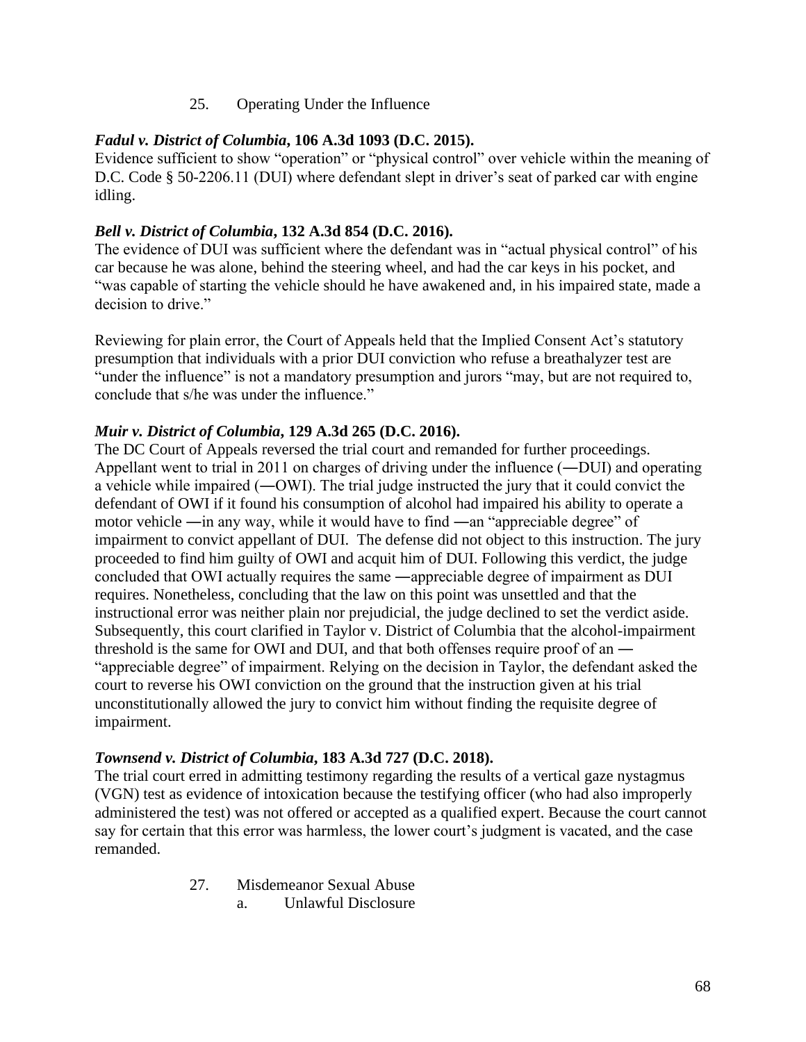25. Operating Under the Influence

***Fadul v. District of Columbia*, 106 A.3d 1093 (D.C. 2015).**
Evidence sufficient to show "operation" or "physical control" over vehicle within the meaning of D.C. Code § 50-2206.11 (DUI) where defendant slept in driver's seat of parked car with engine idling.

***Bell v. District of Columbia*, 132 A.3d 854 (D.C. 2016).**
The evidence of DUI was sufficient where the defendant was in "actual physical control" of his car because he was alone, behind the steering wheel, and had the car keys in his pocket, and "was capable of starting the vehicle should he have awakened and, in his impaired state, made a decision to drive."

Reviewing for plain error, the Court of Appeals held that the Implied Consent Act's statutory presumption that individuals with a prior DUI conviction who refuse a breathalyzer test are "under the influence" is not a mandatory presumption and jurors "may, but are not required to, conclude that s/he was under the influence."

***Muir v. District of Columbia*, 129 A.3d 265 (D.C. 2016).**
The DC Court of Appeals reversed the trial court and remanded for further proceedings. Appellant went to trial in 2011 on charges of driving under the influence (―DUI) and operating a vehicle while impaired (―OWI). The trial judge instructed the jury that it could convict the defendant of OWI if it found his consumption of alcohol had impaired his ability to operate a motor vehicle ―in any way, while it would have to find ―an "appreciable degree" of impairment to convict appellant of DUI. The defense did not object to this instruction. The jury proceeded to find him guilty of OWI and acquit him of DUI. Following this verdict, the judge concluded that OWI actually requires the same ―appreciable degree of impairment as DUI requires. Nonetheless, concluding that the law on this point was unsettled and that the instructional error was neither plain nor prejudicial, the judge declined to set the verdict aside. Subsequently, this court clarified in Taylor v. District of Columbia that the alcohol-impairment threshold is the same for OWI and DUI, and that both offenses require proof of an ― "appreciable degree" of impairment. Relying on the decision in Taylor, the defendant asked the court to reverse his OWI conviction on the ground that the instruction given at his trial unconstitutionally allowed the jury to convict him without finding the requisite degree of impairment.

***Townsend v. District of Columbia*, 183 A.3d 727 (D.C. 2018).**
The trial court erred in admitting testimony regarding the results of a vertical gaze nystagmus (VGN) test as evidence of intoxication because the testifying officer (who had also improperly administered the test) was not offered or accepted as a qualified expert. Because the court cannot say for certain that this error was harmless, the lower court's judgment is vacated, and the case remanded.

27. Misdemeanor Sexual Abuse
 a. Unlawful Disclosure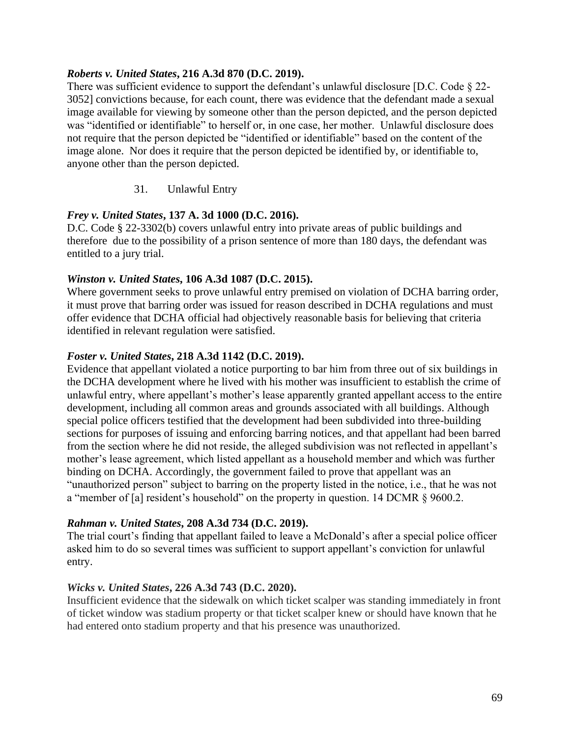***Roberts v. United States*, 216 A.3d 870 (D.C. 2019).**
There was sufficient evidence to support the defendant's unlawful disclosure [D.C. Code § 22-3052] convictions because, for each count, there was evidence that the defendant made a sexual image available for viewing by someone other than the person depicted, and the person depicted was "identified or identifiable" to herself or, in one case, her mother. Unlawful disclosure does not require that the person depicted be "identified or identifiable" based on the content of the image alone. Nor does it require that the person depicted be identified by, or identifiable to, anyone other than the person depicted.

31. Unlawful Entry

***Frey v. United States*, 137 A. 3d 1000 (D.C. 2016).**
D.C. Code § 22-3302(b) covers unlawful entry into private areas of public buildings and therefore due to the possibility of a prison sentence of more than 180 days, the defendant was entitled to a jury trial.

***Winston v. United States*, 106 A.3d 1087 (D.C. 2015).**
Where government seeks to prove unlawful entry premised on violation of DCHA barring order, it must prove that barring order was issued for reason described in DCHA regulations and must offer evidence that DCHA official had objectively reasonable basis for believing that criteria identified in relevant regulation were satisfied.

***Foster v. United States*, 218 A.3d 1142 (D.C. 2019).**
Evidence that appellant violated a notice purporting to bar him from three out of six buildings in the DCHA development where he lived with his mother was insufficient to establish the crime of unlawful entry, where appellant's mother's lease apparently granted appellant access to the entire development, including all common areas and grounds associated with all buildings. Although special police officers testified that the development had been subdivided into three-building sections for purposes of issuing and enforcing barring notices, and that appellant had been barred from the section where he did not reside, the alleged subdivision was not reflected in appellant's mother's lease agreement, which listed appellant as a household member and which was further binding on DCHA. Accordingly, the government failed to prove that appellant was an "unauthorized person" subject to barring on the property listed in the notice, i.e., that he was not a "member of [a] resident's household" on the property in question. 14 DCMR § 9600.2.

***Rahman v. United States*, 208 A.3d 734 (D.C. 2019).**
The trial court's finding that appellant failed to leave a McDonald's after a special police officer asked him to do so several times was sufficient to support appellant's conviction for unlawful entry.

***Wicks v. United States*, 226 A.3d 743 (D.C. 2020).**
Insufficient evidence that the sidewalk on which ticket scalper was standing immediately in front of ticket window was stadium property or that ticket scalper knew or should have known that he had entered onto stadium property and that his presence was unauthorized.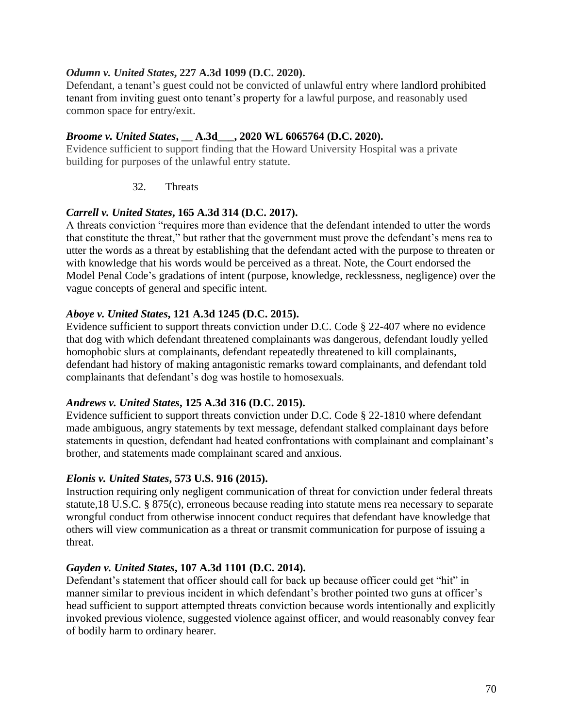***Odumn v. United States*, 227 A.3d 1099 (D.C. 2020).**
Defendant, a tenant's guest could not be convicted of unlawful entry where landlord prohibited tenant from inviting guest onto tenant's property for a lawful purpose, and reasonably used common space for entry/exit.

***Broome v. United States*, __ A.3d___, 2020 WL 6065764 (D.C. 2020).**
Evidence sufficient to support finding that the Howard University Hospital was a private building for purposes of the unlawful entry statute.

32. Threats

***Carrell v. United States*, 165 A.3d 314 (D.C. 2017).**
A threats conviction "requires more than evidence that the defendant intended to utter the words that constitute the threat," but rather that the government must prove the defendant's mens rea to utter the words as a threat by establishing that the defendant acted with the purpose to threaten or with knowledge that his words would be perceived as a threat. Note, the Court endorsed the Model Penal Code's gradations of intent (purpose, knowledge, recklessness, negligence) over the vague concepts of general and specific intent.

***Aboye v. United States*, 121 A.3d 1245 (D.C. 2015).**
Evidence sufficient to support threats conviction under D.C. Code § 22-407 where no evidence that dog with which defendant threatened complainants was dangerous, defendant loudly yelled homophobic slurs at complainants, defendant repeatedly threatened to kill complainants, defendant had history of making antagonistic remarks toward complainants, and defendant told complainants that defendant's dog was hostile to homosexuals.

***Andrews v. United States*, 125 A.3d 316 (D.C. 2015).**
Evidence sufficient to support threats conviction under D.C. Code § 22-1810 where defendant made ambiguous, angry statements by text message, defendant stalked complainant days before statements in question, defendant had heated confrontations with complainant and complainant's brother, and statements made complainant scared and anxious.

***Elonis v. United States*, 573 U.S. 916 (2015).**
Instruction requiring only negligent communication of threat for conviction under federal threats statute,18 U.S.C. § 875(c), erroneous because reading into statute mens rea necessary to separate wrongful conduct from otherwise innocent conduct requires that defendant have knowledge that others will view communication as a threat or transmit communication for purpose of issuing a threat.

***Gayden v. United States*, 107 A.3d 1101 (D.C. 2014).**
Defendant's statement that officer should call for back up because officer could get "hit" in manner similar to previous incident in which defendant's brother pointed two guns at officer's head sufficient to support attempted threats conviction because words intentionally and explicitly invoked previous violence, suggested violence against officer, and would reasonably convey fear of bodily harm to ordinary hearer.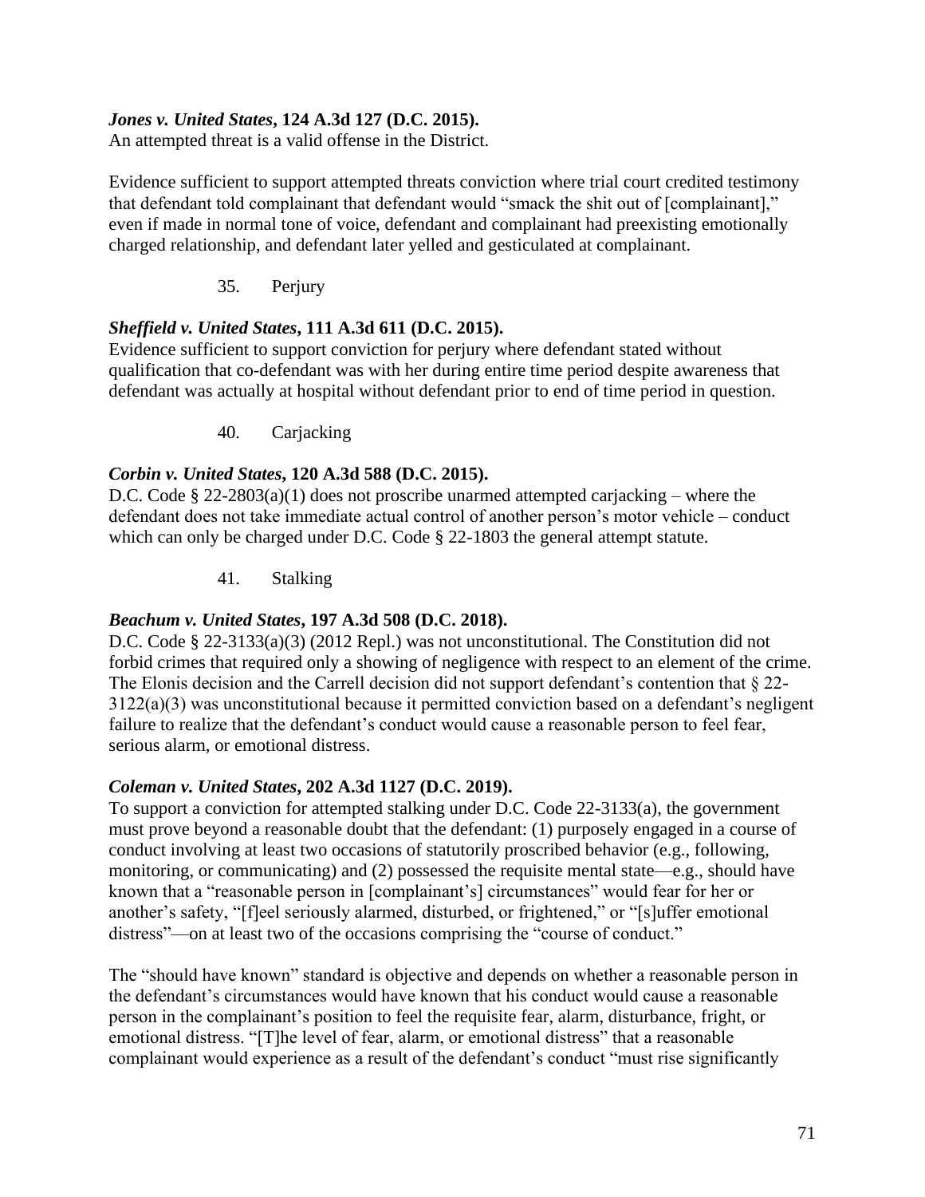***Jones v. United States*, 124 A.3d 127 (D.C. 2015).**
An attempted threat is a valid offense in the District.

Evidence sufficient to support attempted threats conviction where trial court credited testimony that defendant told complainant that defendant would "smack the shit out of [complainant]," even if made in normal tone of voice, defendant and complainant had preexisting emotionally charged relationship, and defendant later yelled and gesticulated at complainant.

35. Perjury

***Sheffield v. United States*, 111 A.3d 611 (D.C. 2015).**
Evidence sufficient to support conviction for perjury where defendant stated without qualification that co-defendant was with her during entire time period despite awareness that defendant was actually at hospital without defendant prior to end of time period in question.

40. Carjacking

***Corbin v. United States*, 120 A.3d 588 (D.C. 2015).**
D.C. Code § 22-2803(a)(1) does not proscribe unarmed attempted carjacking – where the defendant does not take immediate actual control of another person's motor vehicle – conduct which can only be charged under D.C. Code § 22-1803 the general attempt statute.

41. Stalking

***Beachum v. United States*, 197 A.3d 508 (D.C. 2018).**
D.C. Code § 22-3133(a)(3) (2012 Repl.) was not unconstitutional. The Constitution did not forbid crimes that required only a showing of negligence with respect to an element of the crime. The Elonis decision and the Carrell decision did not support defendant's contention that § 22-3122(a)(3) was unconstitutional because it permitted conviction based on a defendant's negligent failure to realize that the defendant's conduct would cause a reasonable person to feel fear, serious alarm, or emotional distress.

***Coleman v. United States*, 202 A.3d 1127 (D.C. 2019).**
To support a conviction for attempted stalking under D.C. Code 22-3133(a), the government must prove beyond a reasonable doubt that the defendant: (1) purposely engaged in a course of conduct involving at least two occasions of statutorily proscribed behavior (e.g., following, monitoring, or communicating) and (2) possessed the requisite mental state—e.g., should have known that a "reasonable person in [complainant's] circumstances" would fear for her or another's safety, "[f]eel seriously alarmed, disturbed, or frightened," or "[s]uffer emotional distress"—on at least two of the occasions comprising the "course of conduct."

The "should have known" standard is objective and depends on whether a reasonable person in the defendant's circumstances would have known that his conduct would cause a reasonable person in the complainant's position to feel the requisite fear, alarm, disturbance, fright, or emotional distress. "[T]he level of fear, alarm, or emotional distress" that a reasonable complainant would experience as a result of the defendant's conduct "must rise significantly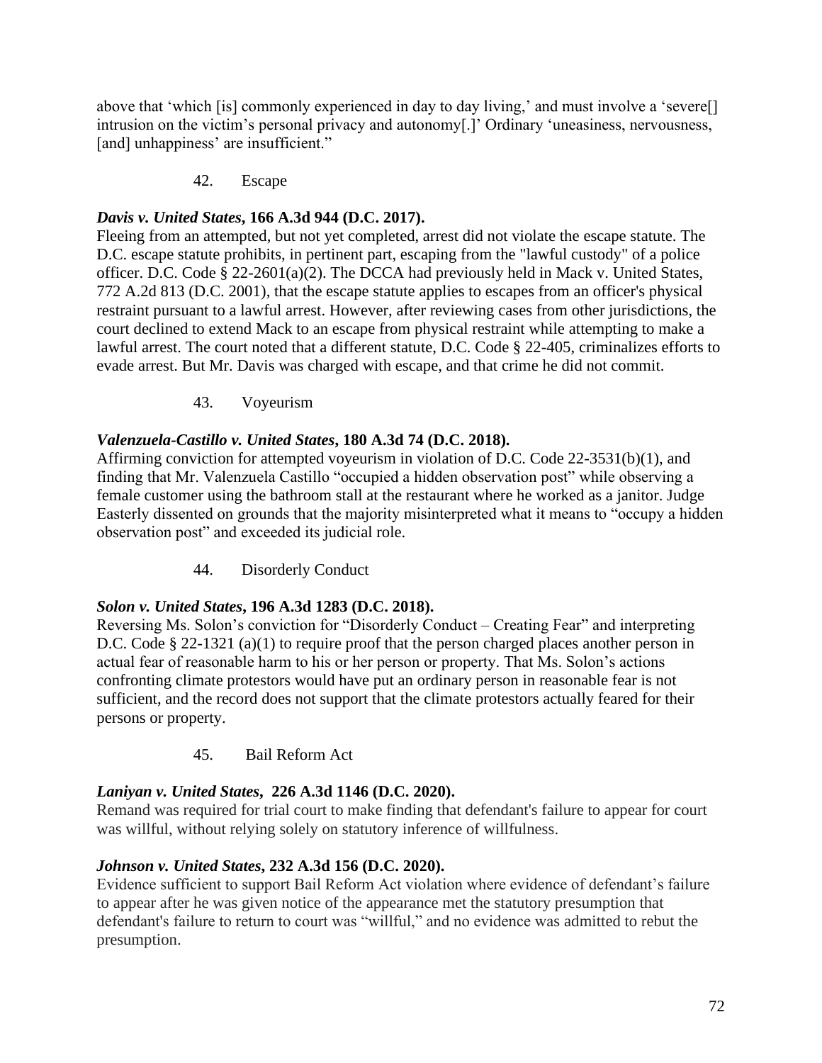above that 'which [is] commonly experienced in day to day living,' and must involve a 'severe[] intrusion on the victim's personal privacy and autonomy[.]' Ordinary 'uneasiness, nervousness, [and] unhappiness' are insufficient."

### 42. Escape

***Davis v. United States*, 166 A.3d 944 (D.C. 2017).**
Fleeing from an attempted, but not yet completed, arrest did not violate the escape statute. The D.C. escape statute prohibits, in pertinent part, escaping from the "lawful custody" of a police officer. D.C. Code § 22-2601(a)(2). The DCCA had previously held in Mack v. United States, 772 A.2d 813 (D.C. 2001), that the escape statute applies to escapes from an officer's physical restraint pursuant to a lawful arrest. However, after reviewing cases from other jurisdictions, the court declined to extend Mack to an escape from physical restraint while attempting to make a lawful arrest. The court noted that a different statute, D.C. Code § 22-405, criminalizes efforts to evade arrest. But Mr. Davis was charged with escape, and that crime he did not commit.

### 43. Voyeurism

***Valenzuela-Castillo v. United States*, 180 A.3d 74 (D.C. 2018).**
Affirming conviction for attempted voyeurism in violation of D.C. Code 22-3531(b)(1), and finding that Mr. Valenzuela Castillo "occupied a hidden observation post" while observing a female customer using the bathroom stall at the restaurant where he worked as a janitor. Judge Easterly dissented on grounds that the majority misinterpreted what it means to "occupy a hidden observation post" and exceeded its judicial role.

### 44. Disorderly Conduct

***Solon v. United States*, 196 A.3d 1283 (D.C. 2018).**
Reversing Ms. Solon's conviction for "Disorderly Conduct – Creating Fear" and interpreting D.C. Code § 22-1321 (a)(1) to require proof that the person charged places another person in actual fear of reasonable harm to his or her person or property. That Ms. Solon's actions confronting climate protestors would have put an ordinary person in reasonable fear is not sufficient, and the record does not support that the climate protestors actually feared for their persons or property.

### 45. Bail Reform Act

***Laniyan v. United States*, 226 A.3d 1146 (D.C. 2020).**
Remand was required for trial court to make finding that defendant's failure to appear for court was willful, without relying solely on statutory inference of willfulness.

***Johnson v. United States*, 232 A.3d 156 (D.C. 2020).**
Evidence sufficient to support Bail Reform Act violation where evidence of defendant's failure to appear after he was given notice of the appearance met the statutory presumption that defendant's failure to return to court was "willful," and no evidence was admitted to rebut the presumption.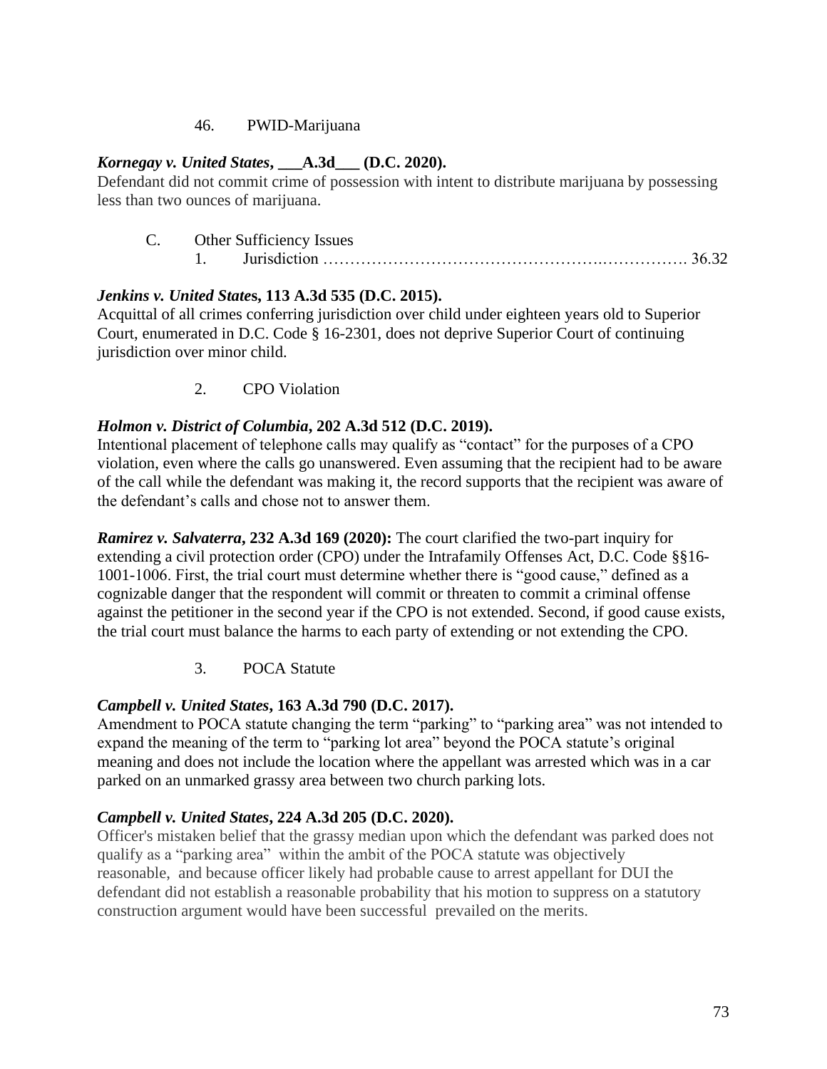46. PWID-Marijuana

***Kornegay v. United States*, \_\_\_A.3d\_\_\_ (D.C. 2020).**
Defendant did not commit crime of possession with intent to distribute marijuana by possessing less than two ounces of marijuana.

C. Other Sufficiency Issues
   1. Jurisdiction …………………………………………….……………. 36.32

***Jenkins v. United States*, 113 A.3d 535 (D.C. 2015).**
Acquittal of all crimes conferring jurisdiction over child under eighteen years old to Superior Court, enumerated in D.C. Code § 16-2301, does not deprive Superior Court of continuing jurisdiction over minor child.

2. CPO Violation

***Holmon v. District of Columbia*, 202 A.3d 512 (D.C. 2019).**
Intentional placement of telephone calls may qualify as "contact" for the purposes of a CPO violation, even where the calls go unanswered. Even assuming that the recipient had to be aware of the call while the defendant was making it, the record supports that the recipient was aware of the defendant's calls and chose not to answer them.

***Ramirez v. Salvaterra*, 232 A.3d 169 (2020):** The court clarified the two-part inquiry for extending a civil protection order (CPO) under the Intrafamily Offenses Act, D.C. Code §§16-1001-1006. First, the trial court must determine whether there is "good cause," defined as a cognizable danger that the respondent will commit or threaten to commit a criminal offense against the petitioner in the second year if the CPO is not extended. Second, if good cause exists, the trial court must balance the harms to each party of extending or not extending the CPO.

3. POCA Statute

***Campbell v. United States*, 163 A.3d 790 (D.C. 2017).**
Amendment to POCA statute changing the term "parking" to "parking area" was not intended to expand the meaning of the term to "parking lot area" beyond the POCA statute's original meaning and does not include the location where the appellant was arrested which was in a car parked on an unmarked grassy area between two church parking lots.

***Campbell v. United States*, 224 A.3d 205 (D.C. 2020).**
Officer's mistaken belief that the grassy median upon which the defendant was parked does not qualify as a "parking area" within the ambit of the POCA statute was objectively reasonable, and because officer likely had probable cause to arrest appellant for DUI the defendant did not establish a reasonable probability that his motion to suppress on a statutory construction argument would have been successful prevailed on the merits.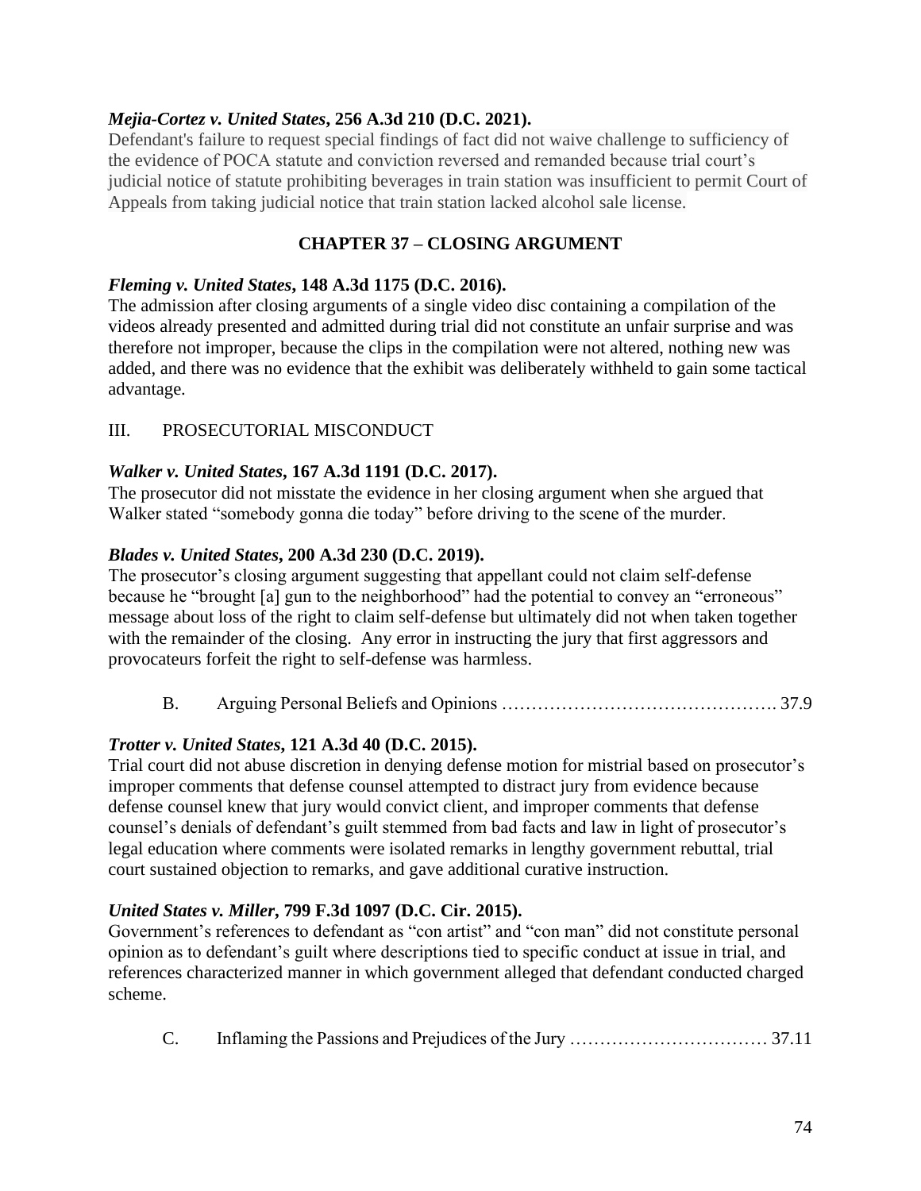***Mejia-Cortez v. United States*, 256 A.3d 210 (D.C. 2021).**
Defendant's failure to request special findings of fact did not waive challenge to sufficiency of the evidence of POCA statute and conviction reversed and remanded because trial court's judicial notice of statute prohibiting beverages in train station was insufficient to permit Court of Appeals from taking judicial notice that train station lacked alcohol sale license.

## CHAPTER 37 – CLOSING ARGUMENT

***Fleming v. United States*, 148 A.3d 1175 (D.C. 2016).**
The admission after closing arguments of a single video disc containing a compilation of the videos already presented and admitted during trial did not constitute an unfair surprise and was therefore not improper, because the clips in the compilation were not altered, nothing new was added, and there was no evidence that the exhibit was deliberately withheld to gain some tactical advantage.

### III. PROSECUTORIAL MISCONDUCT

***Walker v. United States*, 167 A.3d 1191 (D.C. 2017).**
The prosecutor did not misstate the evidence in her closing argument when she argued that Walker stated "somebody gonna die today" before driving to the scene of the murder.

***Blades v. United States*, 200 A.3d 230 (D.C. 2019).**
The prosecutor's closing argument suggesting that appellant could not claim self-defense because he "brought [a] gun to the neighborhood" had the potential to convey an "erroneous" message about loss of the right to claim self-defense but ultimately did not when taken together with the remainder of the closing. Any error in instructing the jury that first aggressors and provocateurs forfeit the right to self-defense was harmless.

#### B. Arguing Personal Beliefs and Opinions ………………………………………. 37.9

***Trotter v. United States*, 121 A.3d 40 (D.C. 2015).**
Trial court did not abuse discretion in denying defense motion for mistrial based on prosecutor's improper comments that defense counsel attempted to distract jury from evidence because defense counsel knew that jury would convict client, and improper comments that defense counsel's denials of defendant's guilt stemmed from bad facts and law in light of prosecutor's legal education where comments were isolated remarks in lengthy government rebuttal, trial court sustained objection to remarks, and gave additional curative instruction.

***United States v. Miller*, 799 F.3d 1097 (D.C. Cir. 2015).**
Government's references to defendant as "con artist" and "con man" did not constitute personal opinion as to defendant's guilt where descriptions tied to specific conduct at issue in trial, and references characterized manner in which government alleged that defendant conducted charged scheme.

#### C. Inflaming the Passions and Prejudices of the Jury …………………………… 37.11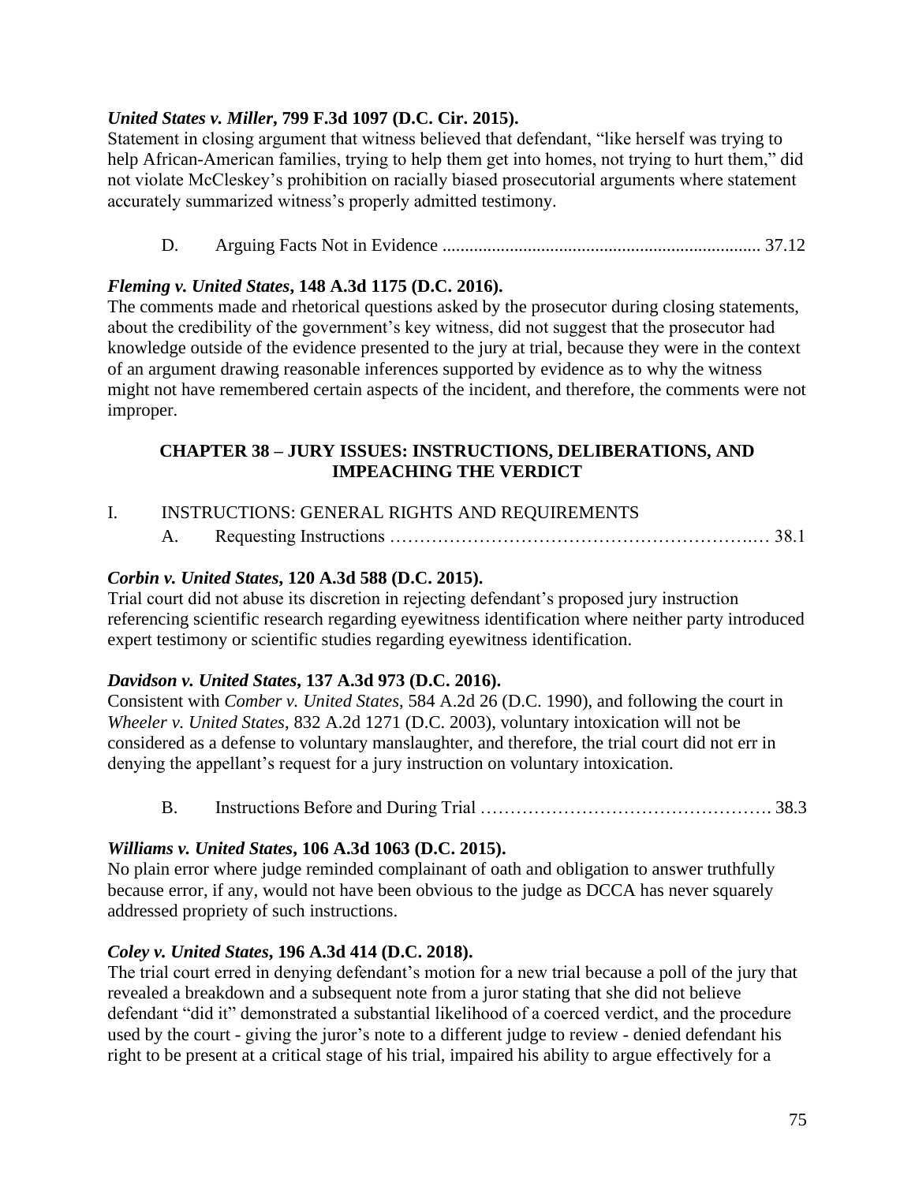***United States v. Miller*, 799 F.3d 1097 (D.C. Cir. 2015).**
Statement in closing argument that witness believed that defendant, "like herself was trying to help African-American families, trying to help them get into homes, not trying to hurt them," did not violate McCleskey's prohibition on racially biased prosecutorial arguments where statement accurately summarized witness's properly admitted testimony.

D. Arguing Facts Not in Evidence ...................................................................... 37.12

***Fleming v. United States*, 148 A.3d 1175 (D.C. 2016).**
The comments made and rhetorical questions asked by the prosecutor during closing statements, about the credibility of the government's key witness, did not suggest that the prosecutor had knowledge outside of the evidence presented to the jury at trial, because they were in the context of an argument drawing reasonable inferences supported by evidence as to why the witness might not have remembered certain aspects of the incident, and therefore, the comments were not improper.

## CHAPTER 38 – JURY ISSUES: INSTRUCTIONS, DELIBERATIONS, AND IMPEACHING THE VERDICT

I. INSTRUCTIONS: GENERAL RIGHTS AND REQUIREMENTS

A. Requesting Instructions ………………………………………………………..… 38.1

***Corbin v. United States*, 120 A.3d 588 (D.C. 2015).**
Trial court did not abuse its discretion in rejecting defendant's proposed jury instruction referencing scientific research regarding eyewitness identification where neither party introduced expert testimony or scientific studies regarding eyewitness identification.

***Davidson v. United States*, 137 A.3d 973 (D.C. 2016).**
Consistent with *Comber v. United States*, 584 A.2d 26 (D.C. 1990), and following the court in *Wheeler v. United States*, 832 A.2d 1271 (D.C. 2003), voluntary intoxication will not be considered as a defense to voluntary manslaughter, and therefore, the trial court did not err in denying the appellant's request for a jury instruction on voluntary intoxication.

B. Instructions Before and During Trial …………………………………………. 38.3

***Williams v. United States*, 106 A.3d 1063 (D.C. 2015).**
No plain error where judge reminded complainant of oath and obligation to answer truthfully because error, if any, would not have been obvious to the judge as DCCA has never squarely addressed propriety of such instructions.

***Coley v. United States*, 196 A.3d 414 (D.C. 2018).**
The trial court erred in denying defendant's motion for a new trial because a poll of the jury that revealed a breakdown and a subsequent note from a juror stating that she did not believe defendant "did it" demonstrated a substantial likelihood of a coerced verdict, and the procedure used by the court - giving the juror's note to a different judge to review - denied defendant his right to be present at a critical stage of his trial, impaired his ability to argue effectively for a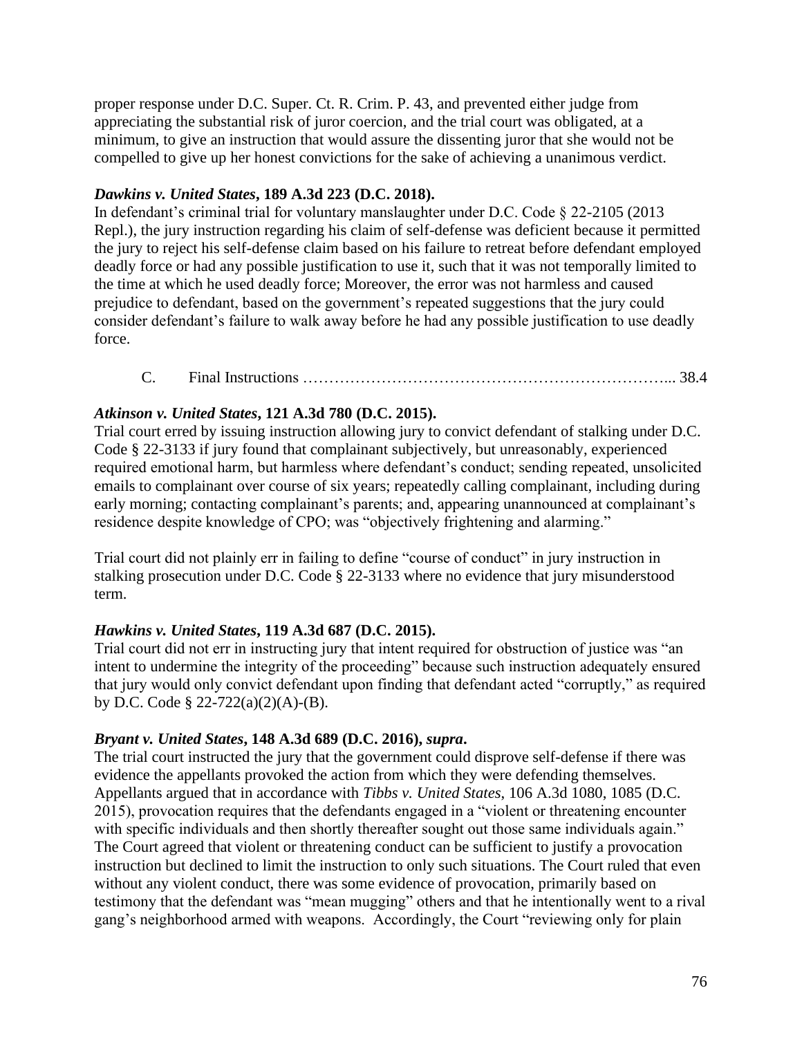proper response under D.C. Super. Ct. R. Crim. P. 43, and prevented either judge from appreciating the substantial risk of juror coercion, and the trial court was obligated, at a minimum, to give an instruction that would assure the dissenting juror that she would not be compelled to give up her honest convictions for the sake of achieving a unanimous verdict.

***Dawkins v. United States*, 189 A.3d 223 (D.C. 2018).**
In defendant's criminal trial for voluntary manslaughter under D.C. Code § 22-2105 (2013 Repl.), the jury instruction regarding his claim of self-defense was deficient because it permitted the jury to reject his self-defense claim based on his failure to retreat before defendant employed deadly force or had any possible justification to use it, such that it was not temporally limited to the time at which he used deadly force; Moreover, the error was not harmless and caused prejudice to defendant, based on the government's repeated suggestions that the jury could consider defendant's failure to walk away before he had any possible justification to use deadly force.

C. Final Instructions ………………………………………………………………... 38.4

***Atkinson v. United States*, 121 A.3d 780 (D.C. 2015).**
Trial court erred by issuing instruction allowing jury to convict defendant of stalking under D.C. Code § 22-3133 if jury found that complainant subjectively, but unreasonably, experienced required emotional harm, but harmless where defendant's conduct; sending repeated, unsolicited emails to complainant over course of six years; repeatedly calling complainant, including during early morning; contacting complainant's parents; and, appearing unannounced at complainant's residence despite knowledge of CPO; was "objectively frightening and alarming."

Trial court did not plainly err in failing to define "course of conduct" in jury instruction in stalking prosecution under D.C. Code § 22-3133 where no evidence that jury misunderstood term.

***Hawkins v. United States*, 119 A.3d 687 (D.C. 2015).**
Trial court did not err in instructing jury that intent required for obstruction of justice was "an intent to undermine the integrity of the proceeding" because such instruction adequately ensured that jury would only convict defendant upon finding that defendant acted "corruptly," as required by D.C. Code § 22-722(a)(2)(A)-(B).

***Bryant v. United States*, 148 A.3d 689 (D.C. 2016), *supra*.**
The trial court instructed the jury that the government could disprove self-defense if there was evidence the appellants provoked the action from which they were defending themselves. Appellants argued that in accordance with *Tibbs v. United States*, 106 A.3d 1080, 1085 (D.C. 2015), provocation requires that the defendants engaged in a "violent or threatening encounter with specific individuals and then shortly thereafter sought out those same individuals again." The Court agreed that violent or threatening conduct can be sufficient to justify a provocation instruction but declined to limit the instruction to only such situations. The Court ruled that even without any violent conduct, there was some evidence of provocation, primarily based on testimony that the defendant was "mean mugging" others and that he intentionally went to a rival gang's neighborhood armed with weapons. Accordingly, the Court "reviewing only for plain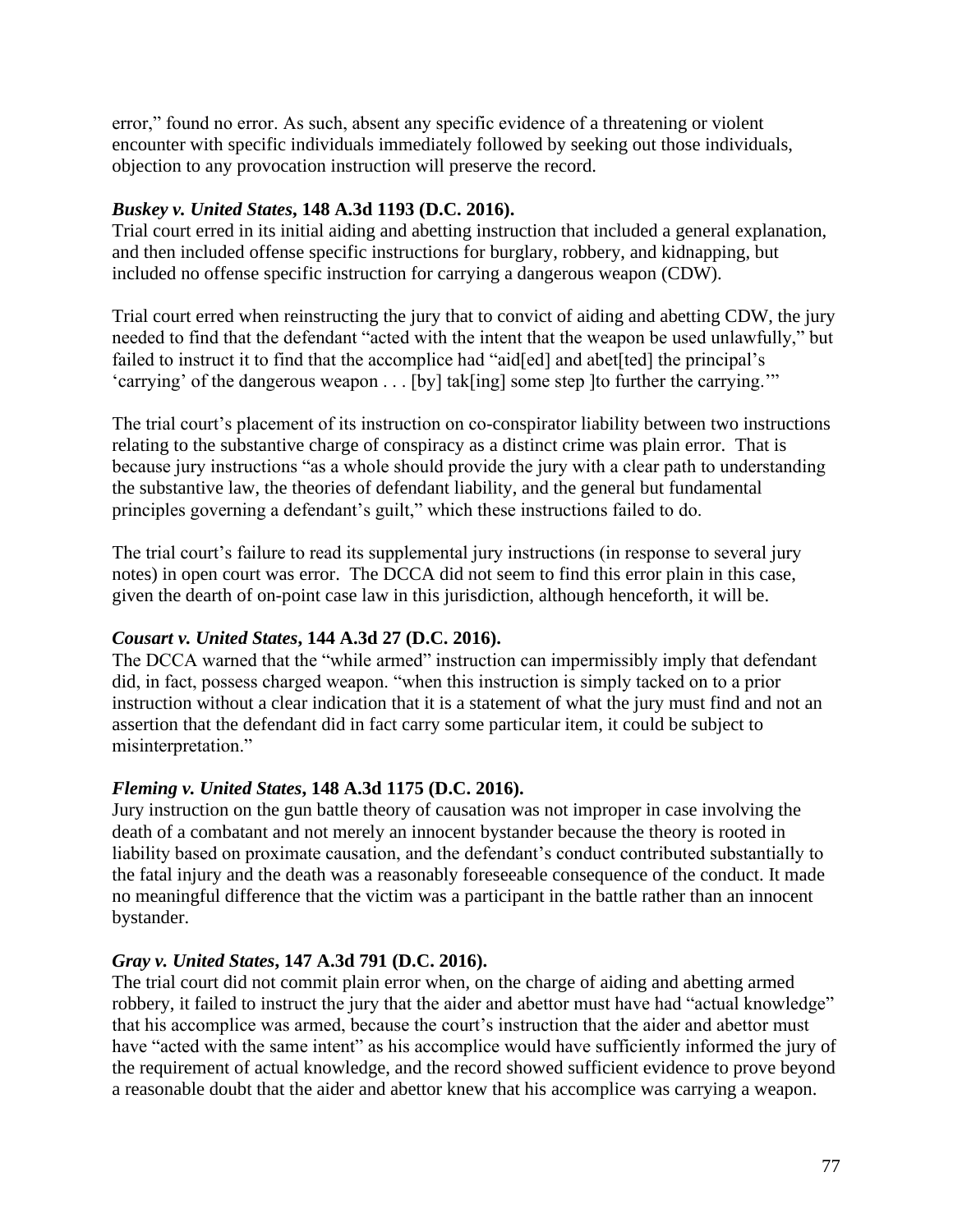error," found no error. As such, absent any specific evidence of a threatening or violent encounter with specific individuals immediately followed by seeking out those individuals, objection to any provocation instruction will preserve the record.

***Buskey v. United States*, 148 A.3d 1193 (D.C. 2016).**
Trial court erred in its initial aiding and abetting instruction that included a general explanation, and then included offense specific instructions for burglary, robbery, and kidnapping, but included no offense specific instruction for carrying a dangerous weapon (CDW).

Trial court erred when reinstructing the jury that to convict of aiding and abetting CDW, the jury needed to find that the defendant "acted with the intent that the weapon be used unlawfully," but failed to instruct it to find that the accomplice had "aid[ed] and abet[ted] the principal's 'carrying' of the dangerous weapon . . . [by] tak[ing] some step ]to further the carrying.'"

The trial court's placement of its instruction on co-conspirator liability between two instructions relating to the substantive charge of conspiracy as a distinct crime was plain error. That is because jury instructions "as a whole should provide the jury with a clear path to understanding the substantive law, the theories of defendant liability, and the general but fundamental principles governing a defendant's guilt," which these instructions failed to do.

The trial court's failure to read its supplemental jury instructions (in response to several jury notes) in open court was error. The DCCA did not seem to find this error plain in this case, given the dearth of on-point case law in this jurisdiction, although henceforth, it will be.

***Cousart v. United States*, 144 A.3d 27 (D.C. 2016).**
The DCCA warned that the "while armed" instruction can impermissibly imply that defendant did, in fact, possess charged weapon. "when this instruction is simply tacked on to a prior instruction without a clear indication that it is a statement of what the jury must find and not an assertion that the defendant did in fact carry some particular item, it could be subject to misinterpretation."

***Fleming v. United States*, 148 A.3d 1175 (D.C. 2016).**
Jury instruction on the gun battle theory of causation was not improper in case involving the death of a combatant and not merely an innocent bystander because the theory is rooted in liability based on proximate causation, and the defendant's conduct contributed substantially to the fatal injury and the death was a reasonably foreseeable consequence of the conduct. It made no meaningful difference that the victim was a participant in the battle rather than an innocent bystander.

***Gray v. United States*, 147 A.3d 791 (D.C. 2016).**
The trial court did not commit plain error when, on the charge of aiding and abetting armed robbery, it failed to instruct the jury that the aider and abettor must have had "actual knowledge" that his accomplice was armed, because the court's instruction that the aider and abettor must have "acted with the same intent" as his accomplice would have sufficiently informed the jury of the requirement of actual knowledge, and the record showed sufficient evidence to prove beyond a reasonable doubt that the aider and abettor knew that his accomplice was carrying a weapon.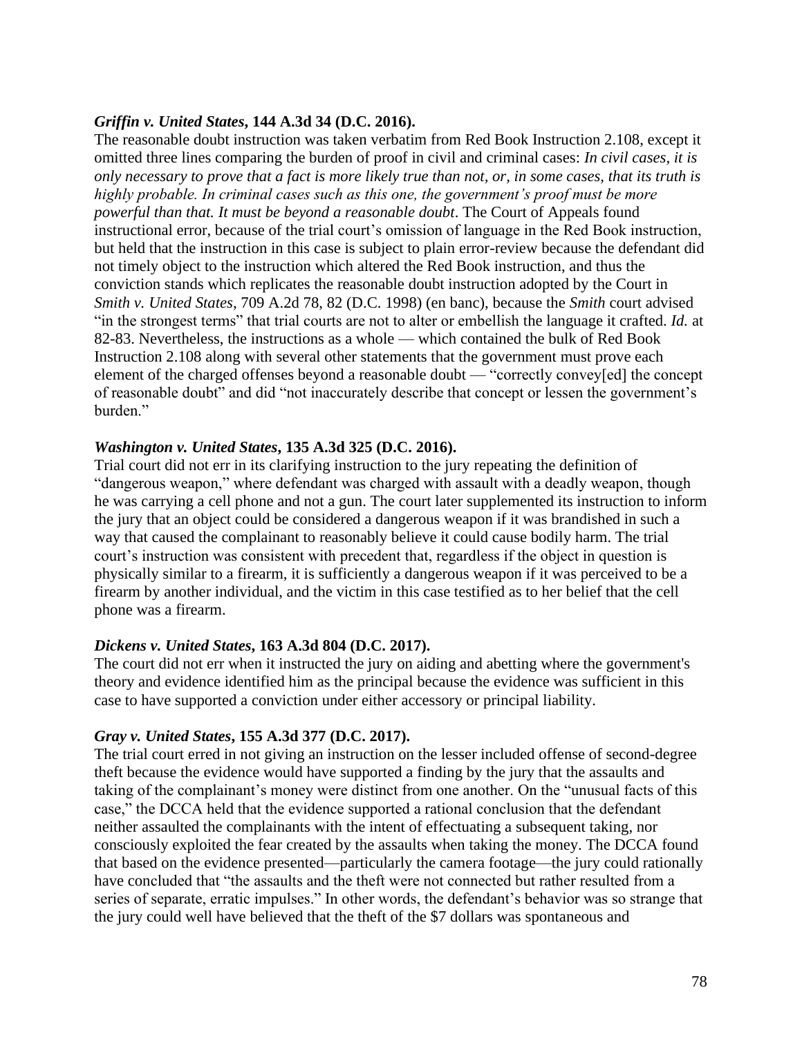***Griffin v. United States*, 144 A.3d 34 (D.C. 2016).**
The reasonable doubt instruction was taken verbatim from Red Book Instruction 2.108, except it omitted three lines comparing the burden of proof in civil and criminal cases: *In civil cases, it is only necessary to prove that a fact is more likely true than not, or, in some cases, that its truth is highly probable. In criminal cases such as this one, the government's proof must be more powerful than that. It must be beyond a reasonable doubt*. The Court of Appeals found instructional error, because of the trial court's omission of language in the Red Book instruction, but held that the instruction in this case is subject to plain error-review because the defendant did not timely object to the instruction which altered the Red Book instruction, and thus the conviction stands which replicates the reasonable doubt instruction adopted by the Court in *Smith v. United States*, 709 A.2d 78, 82 (D.C. 1998) (en banc), because the *Smith* court advised "in the strongest terms" that trial courts are not to alter or embellish the language it crafted. *Id.* at 82-83. Nevertheless, the instructions as a whole — which contained the bulk of Red Book Instruction 2.108 along with several other statements that the government must prove each element of the charged offenses beyond a reasonable doubt — "correctly convey[ed] the concept of reasonable doubt" and did "not inaccurately describe that concept or lessen the government's burden."

***Washington v. United States*, 135 A.3d 325 (D.C. 2016).**
Trial court did not err in its clarifying instruction to the jury repeating the definition of "dangerous weapon," where defendant was charged with assault with a deadly weapon, though he was carrying a cell phone and not a gun. The court later supplemented its instruction to inform the jury that an object could be considered a dangerous weapon if it was brandished in such a way that caused the complainant to reasonably believe it could cause bodily harm. The trial court's instruction was consistent with precedent that, regardless if the object in question is physically similar to a firearm, it is sufficiently a dangerous weapon if it was perceived to be a firearm by another individual, and the victim in this case testified as to her belief that the cell phone was a firearm.

***Dickens v. United States*, 163 A.3d 804 (D.C. 2017).**
The court did not err when it instructed the jury on aiding and abetting where the government's theory and evidence identified him as the principal because the evidence was sufficient in this case to have supported a conviction under either accessory or principal liability.

***Gray v. United States*, 155 A.3d 377 (D.C. 2017).**
The trial court erred in not giving an instruction on the lesser included offense of second-degree theft because the evidence would have supported a finding by the jury that the assaults and taking of the complainant's money were distinct from one another. On the "unusual facts of this case," the DCCA held that the evidence supported a rational conclusion that the defendant neither assaulted the complainants with the intent of effectuating a subsequent taking, nor consciously exploited the fear created by the assaults when taking the money. The DCCA found that based on the evidence presented—particularly the camera footage—the jury could rationally have concluded that "the assaults and the theft were not connected but rather resulted from a series of separate, erratic impulses." In other words, the defendant's behavior was so strange that the jury could well have believed that the theft of the $7 dollars was spontaneous and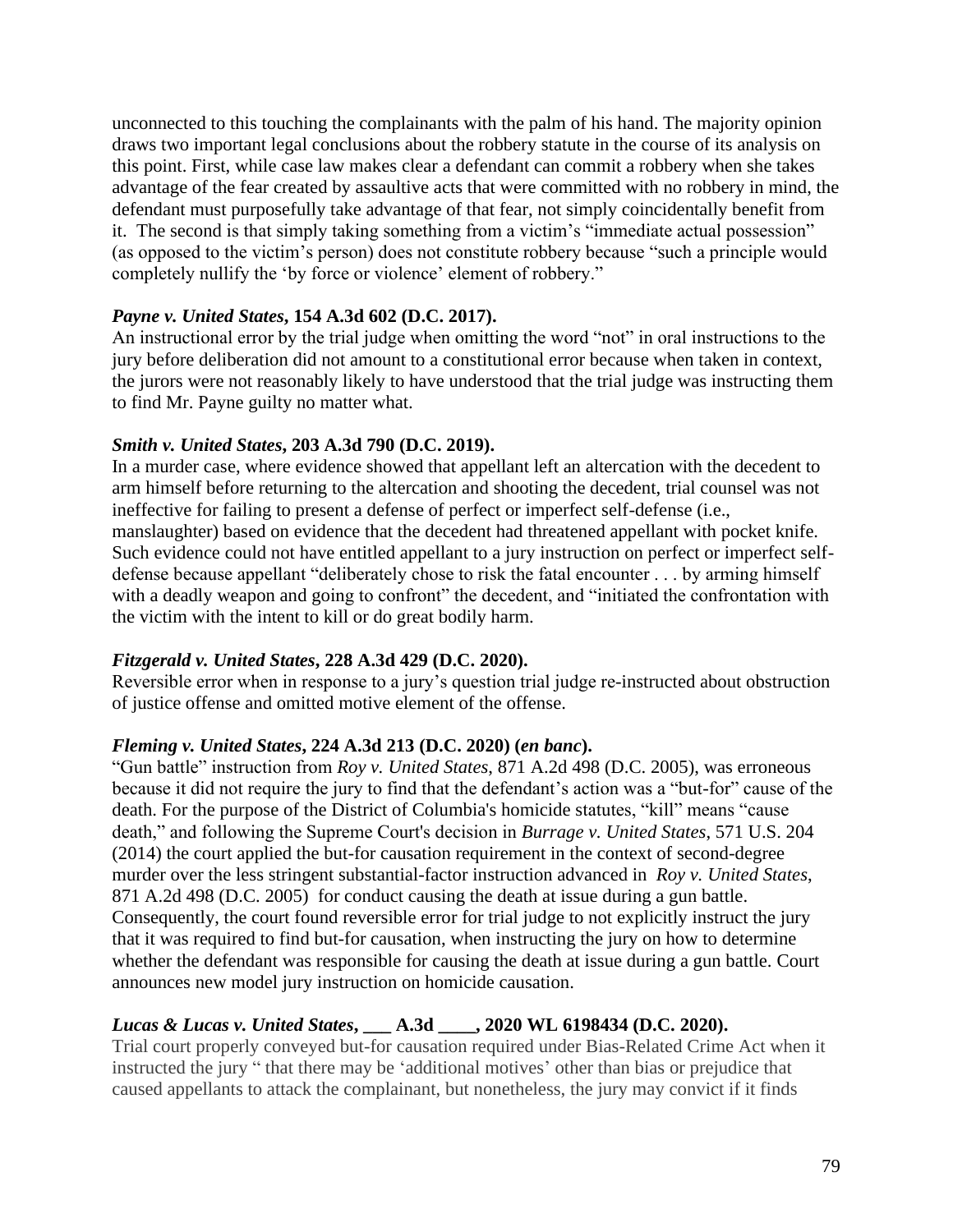unconnected to this touching the complainants with the palm of his hand. The majority opinion draws two important legal conclusions about the robbery statute in the course of its analysis on this point. First, while case law makes clear a defendant can commit a robbery when she takes advantage of the fear created by assaultive acts that were committed with no robbery in mind, the defendant must purposefully take advantage of that fear, not simply coincidentally benefit from it. The second is that simply taking something from a victim's "immediate actual possession" (as opposed to the victim's person) does not constitute robbery because "such a principle would completely nullify the 'by force or violence' element of robbery."

***Payne v. United States*, 154 A.3d 602 (D.C. 2017).**
An instructional error by the trial judge when omitting the word "not" in oral instructions to the jury before deliberation did not amount to a constitutional error because when taken in context, the jurors were not reasonably likely to have understood that the trial judge was instructing them to find Mr. Payne guilty no matter what.

***Smith v. United States*, 203 A.3d 790 (D.C. 2019).**
In a murder case, where evidence showed that appellant left an altercation with the decedent to arm himself before returning to the altercation and shooting the decedent, trial counsel was not ineffective for failing to present a defense of perfect or imperfect self-defense (i.e., manslaughter) based on evidence that the decedent had threatened appellant with pocket knife. Such evidence could not have entitled appellant to a jury instruction on perfect or imperfect self-defense because appellant "deliberately chose to risk the fatal encounter . . . by arming himself with a deadly weapon and going to confront" the decedent, and "initiated the confrontation with the victim with the intent to kill or do great bodily harm.

***Fitzgerald v. United States*, 228 A.3d 429 (D.C. 2020).**
Reversible error when in response to a jury's question trial judge re-instructed about obstruction of justice offense and omitted motive element of the offense.

***Fleming v. United States*, 224 A.3d 213 (D.C. 2020) (*en banc*).**
"Gun battle" instruction from *Roy v. United States*, 871 A.2d 498 (D.C. 2005), was erroneous because it did not require the jury to find that the defendant's action was a "but-for" cause of the death. For the purpose of the District of Columbia's homicide statutes, "kill" means "cause death," and following the Supreme Court's decision in *Burrage v. United States*, 571 U.S. 204 (2014) the court applied the but-for causation requirement in the context of second-degree murder over the less stringent substantial-factor instruction advanced in *Roy v. United States*, 871 A.2d 498 (D.C. 2005) for conduct causing the death at issue during a gun battle. Consequently, the court found reversible error for trial judge to not explicitly instruct the jury that it was required to find but-for causation, when instructing the jury on how to determine whether the defendant was responsible for causing the death at issue during a gun battle. Court announces new model jury instruction on homicide causation.

***Lucas & Lucas v. United States*, ___ A.3d ____, 2020 WL 6198434 (D.C. 2020).**
Trial court properly conveyed but-for causation required under Bias-Related Crime Act when it instructed the jury " that there may be 'additional motives' other than bias or prejudice that caused appellants to attack the complainant, but nonetheless, the jury may convict if it finds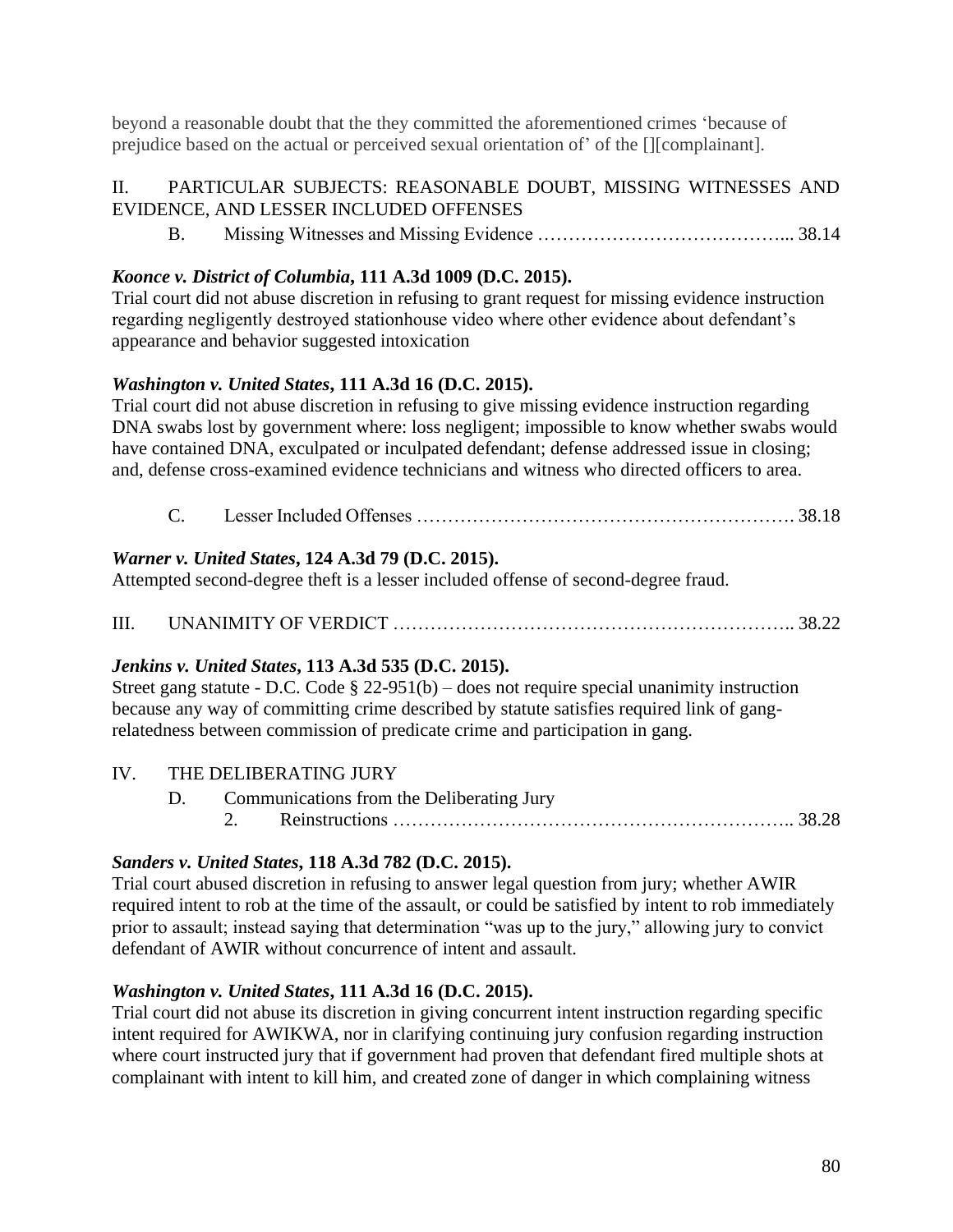beyond a reasonable doubt that the they committed the aforementioned crimes 'because of prejudice based on the actual or perceived sexual orientation of' of the [][complainant].

II. PARTICULAR SUBJECTS: REASONABLE DOUBT, MISSING WITNESSES AND EVIDENCE, AND LESSER INCLUDED OFFENSES

B. Missing Witnesses and Missing Evidence …………………………………... 38.14

***Koonce v. District of Columbia*, 111 A.3d 1009 (D.C. 2015).**
Trial court did not abuse discretion in refusing to grant request for missing evidence instruction regarding negligently destroyed stationhouse video where other evidence about defendant's appearance and behavior suggested intoxication

***Washington v. United States*, 111 A.3d 16 (D.C. 2015).**
Trial court did not abuse discretion in refusing to give missing evidence instruction regarding DNA swabs lost by government where: loss negligent; impossible to know whether swabs would have contained DNA, exculpated or inculpated defendant; defense addressed issue in closing; and, defense cross-examined evidence technicians and witness who directed officers to area.

C. Lesser Included Offenses …………………………………………………… 38.18

***Warner v. United States*, 124 A.3d 79 (D.C. 2015).**
Attempted second-degree theft is a lesser included offense of second-degree fraud.

III. UNANIMITY OF VERDICT …………………………………………………….. 38.22

***Jenkins v. United States*, 113 A.3d 535 (D.C. 2015).**
Street gang statute - D.C. Code § 22-951(b) – does not require special unanimity instruction because any way of committing crime described by statute satisfies required link of gang-relatedness between commission of predicate crime and participation in gang.

IV. THE DELIBERATING JURY

D. Communications from the Deliberating Jury

2. Reinstructions …………………………………………………….. 38.28

***Sanders v. United States*, 118 A.3d 782 (D.C. 2015).**
Trial court abused discretion in refusing to answer legal question from jury; whether AWIR required intent to rob at the time of the assault, or could be satisfied by intent to rob immediately prior to assault; instead saying that determination "was up to the jury," allowing jury to convict defendant of AWIR without concurrence of intent and assault.

***Washington v. United States*, 111 A.3d 16 (D.C. 2015).**
Trial court did not abuse its discretion in giving concurrent intent instruction regarding specific intent required for AWIKWA, nor in clarifying continuing jury confusion regarding instruction where court instructed jury that if government had proven that defendant fired multiple shots at complainant with intent to kill him, and created zone of danger in which complaining witness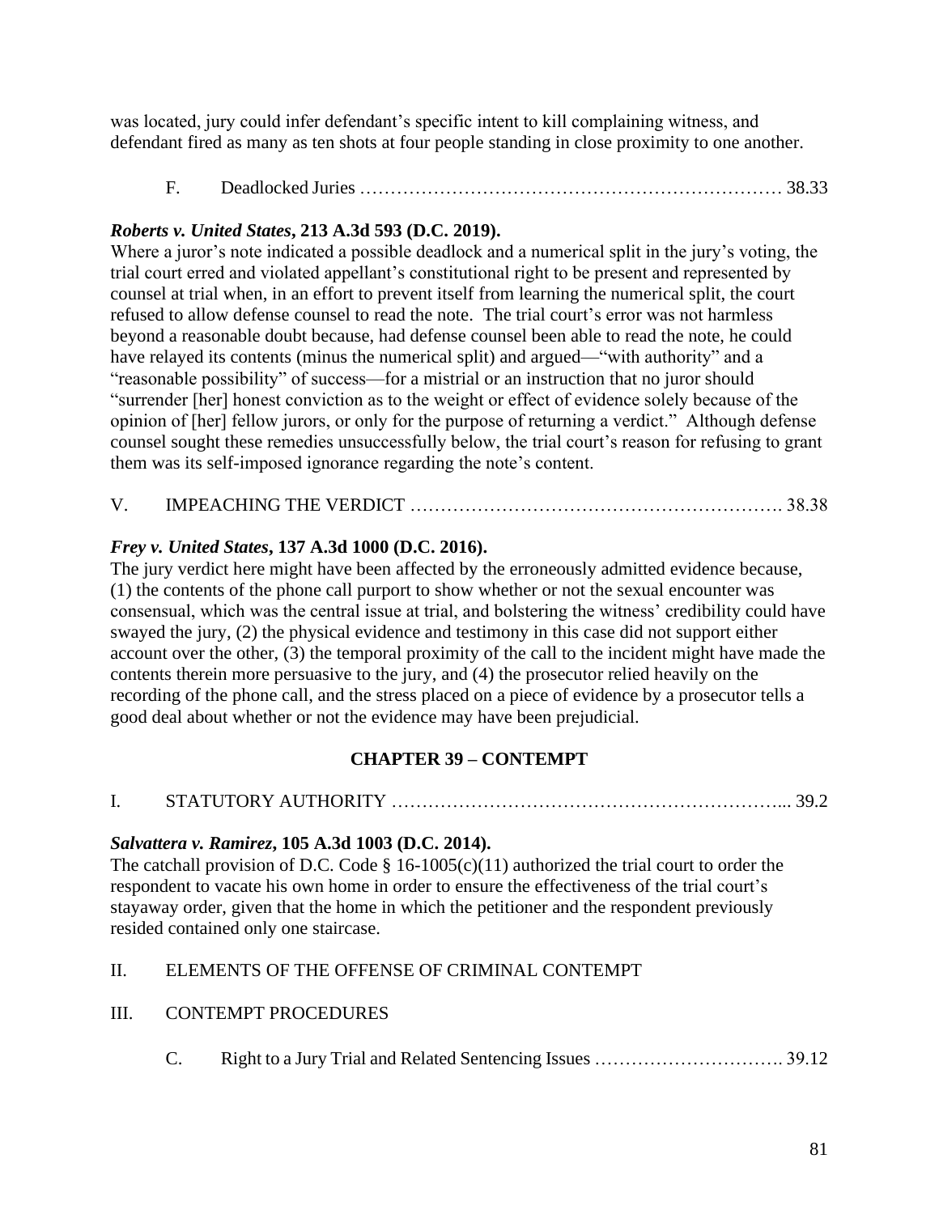was located, jury could infer defendant's specific intent to kill complaining witness, and defendant fired as many as ten shots at four people standing in close proximity to one another.

F. Deadlocked Juries …………………………………………………………… 38.33

***Roberts v. United States*, 213 A.3d 593 (D.C. 2019).**
Where a juror's note indicated a possible deadlock and a numerical split in the jury's voting, the trial court erred and violated appellant's constitutional right to be present and represented by counsel at trial when, in an effort to prevent itself from learning the numerical split, the court refused to allow defense counsel to read the note. The trial court's error was not harmless beyond a reasonable doubt because, had defense counsel been able to read the note, he could have relayed its contents (minus the numerical split) and argued—"with authority" and a "reasonable possibility" of success—for a mistrial or an instruction that no juror should "surrender [her] honest conviction as to the weight or effect of evidence solely because of the opinion of [her] fellow jurors, or only for the purpose of returning a verdict." Although defense counsel sought these remedies unsuccessfully below, the trial court's reason for refusing to grant them was its self-imposed ignorance regarding the note's content.

V. IMPEACHING THE VERDICT ……………………………………………………. 38.38

***Frey v. United States*, 137 A.3d 1000 (D.C. 2016).**
The jury verdict here might have been affected by the erroneously admitted evidence because, (1) the contents of the phone call purport to show whether or not the sexual encounter was consensual, which was the central issue at trial, and bolstering the witness' credibility could have swayed the jury, (2) the physical evidence and testimony in this case did not support either account over the other, (3) the temporal proximity of the call to the incident might have made the contents therein more persuasive to the jury, and (4) the prosecutor relied heavily on the recording of the phone call, and the stress placed on a piece of evidence by a prosecutor tells a good deal about whether or not the evidence may have been prejudicial.

## CHAPTER 39 – CONTEMPT

I. STATUTORY AUTHORITY ……………………………………………………... 39.2

***Salvattera v. Ramirez*, 105 A.3d 1003 (D.C. 2014).**
The catchall provision of D.C. Code § 16-1005(c)(11) authorized the trial court to order the respondent to vacate his own home in order to ensure the effectiveness of the trial court's stayaway order, given that the home in which the petitioner and the respondent previously resided contained only one staircase.

II. ELEMENTS OF THE OFFENSE OF CRIMINAL CONTEMPT

III. CONTEMPT PROCEDURES

C. Right to a Jury Trial and Related Sentencing Issues …………………………. 39.12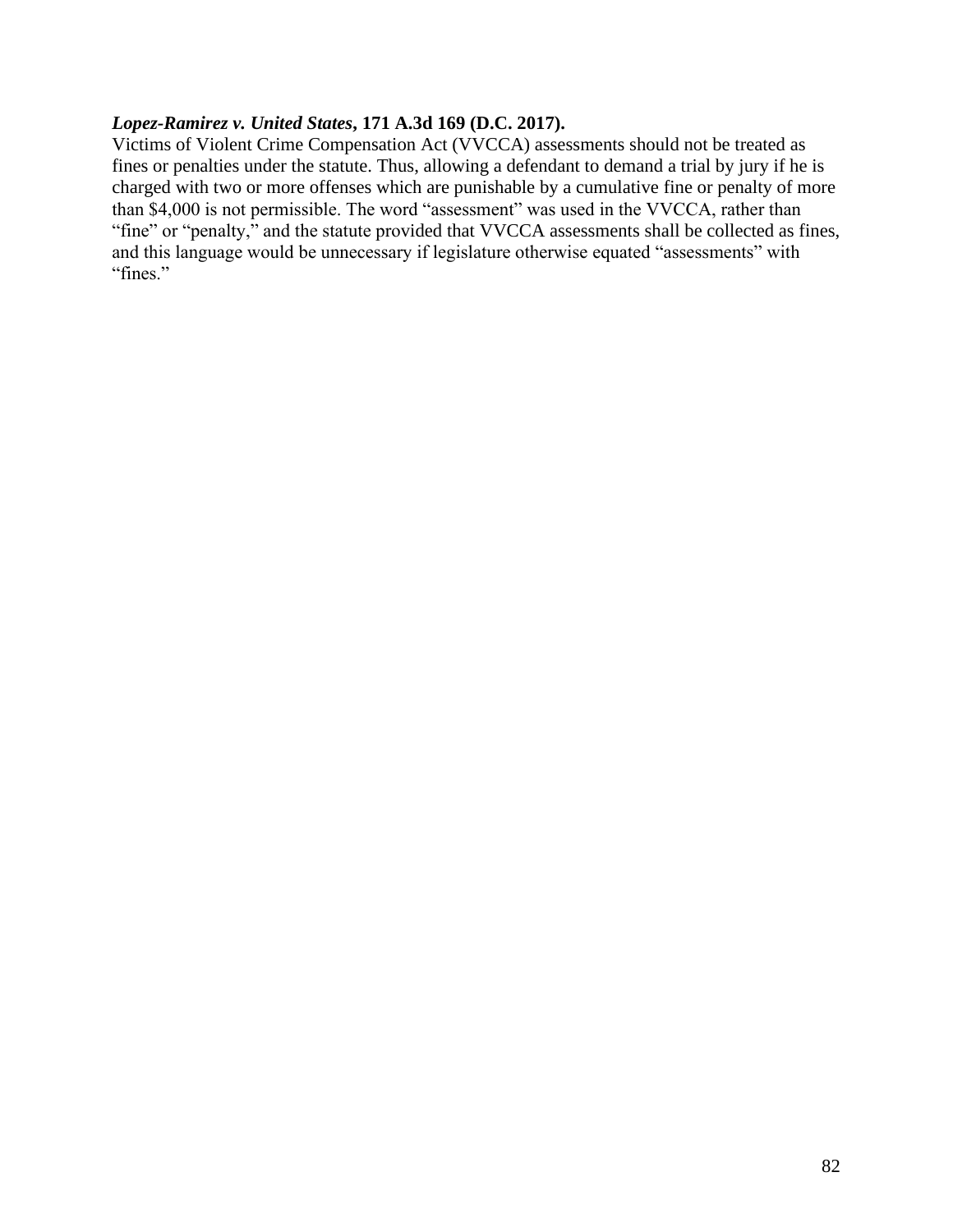***Lopez-Ramirez v. United States*, 171 A.3d 169 (D.C. 2017).**

Victims of Violent Crime Compensation Act (VVCCA) assessments should not be treated as fines or penalties under the statute. Thus, allowing a defendant to demand a trial by jury if he is charged with two or more offenses which are punishable by a cumulative fine or penalty of more than $4,000 is not permissible. The word "assessment" was used in the VVCCA, rather than "fine" or "penalty," and the statute provided that VVCCA assessments shall be collected as fines, and this language would be unnecessary if legislature otherwise equated "assessments" with "fines."